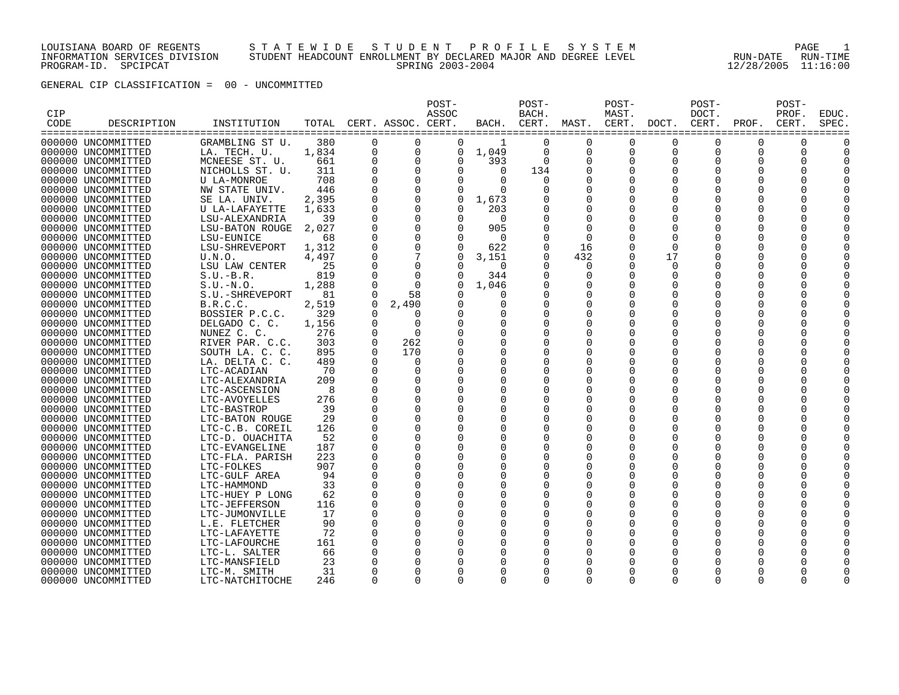LOUISIANA BOARD OF REGENTS — STATEWIDE STUDENT PROFILE SYSTEM
INFORMATION SERVICES DIVISION — STUDENT HEADCOUNT ENROLLMENT BY DECLARED MAJOR AND DEGREE LEVEL — RUN-DATE 12/28/2005 RUN-TIME 11:16:00
PROGRAM-ID. SPCIPCAT — SPRING 2003-2004

GENERAL CIP CLASSIFICATION = 00 - UNCOMMITTED

| CIP CODE | DESCRIPTION | INSTITUTION | TOTAL | CERT. | ASSOC. | POST-ASSOC CERT. | BACH. | POST-BACH. CERT. | MAST. | POST-MAST. CERT. | DOCT. | POST-DOCT. CERT. | PROF. | POST-PROF. CERT. | EDUC. SPEC. |
|---|---|---|---|---|---|---|---|---|---|---|---|---|---|---|---|
| 000000 | UNCOMMITTED | GRAMBLING ST U. | 380 | 0 | 0 | 0 | 1 | 0 | 0 | 0 | 0 | 0 | 0 | 0 | 0 |
| 000000 | UNCOMMITTED | LA. TECH. U. | 1,834 | 0 | 0 | 0 | 1,049 | 0 | 0 | 0 | 0 | 0 | 0 | 0 | 0 |
| 000000 | UNCOMMITTED | MCNEESE ST. U. | 661 | 0 | 0 | 0 | 393 | 0 | 0 | 0 | 0 | 0 | 0 | 0 | 0 |
| 000000 | UNCOMMITTED | NICHOLLS ST. U. | 311 | 0 | 0 | 0 | 0 | 134 | 0 | 0 | 0 | 0 | 0 | 0 | 0 |
| 000000 | UNCOMMITTED | U LA-MONROE | 708 | 0 | 0 | 0 | 0 | 0 | 0 | 0 | 0 | 0 | 0 | 0 | 0 |
| 000000 | UNCOMMITTED | NW STATE UNIV. | 446 | 0 | 0 | 0 | 0 | 0 | 0 | 0 | 0 | 0 | 0 | 0 | 0 |
| 000000 | UNCOMMITTED | SE LA. UNIV. | 2,395 | 0 | 0 | 0 | 1,673 | 0 | 0 | 0 | 0 | 0 | 0 | 0 | 0 |
| 000000 | UNCOMMITTED | U LA-LAFAYETTE | 1,633 | 0 | 0 | 0 | 203 | 0 | 0 | 0 | 0 | 0 | 0 | 0 | 0 |
| 000000 | UNCOMMITTED | LSU-ALEXANDRIA | 39 | 0 | 0 | 0 | 0 | 0 | 0 | 0 | 0 | 0 | 0 | 0 | 0 |
| 000000 | UNCOMMITTED | LSU-BATON ROUGE | 2,027 | 0 | 0 | 0 | 905 | 0 | 0 | 0 | 0 | 0 | 0 | 0 | 0 |
| 000000 | UNCOMMITTED | LSU-EUNICE | 68 | 0 | 0 | 0 | 0 | 0 | 0 | 0 | 0 | 0 | 0 | 0 | 0 |
| 000000 | UNCOMMITTED | LSU-SHREVEPORT | 1,312 | 0 | 0 | 0 | 622 | 0 | 16 | 0 | 0 | 0 | 0 | 0 | 0 |
| 000000 | UNCOMMITTED | U.N.O. | 4,497 | 0 | 7 | 0 | 3,151 | 0 | 432 | 0 | 17 | 0 | 0 | 0 | 0 |
| 000000 | UNCOMMITTED | LSU LAW CENTER | 25 | 0 | 0 | 0 | 0 | 0 | 0 | 0 | 0 | 0 | 0 | 0 | 0 |
| 000000 | UNCOMMITTED | S.U.-B.R. | 819 | 0 | 0 | 0 | 344 | 0 | 0 | 0 | 0 | 0 | 0 | 0 | 0 |
| 000000 | UNCOMMITTED | S.U.-N.O. | 1,288 | 0 | 0 | 0 | 1,046 | 0 | 0 | 0 | 0 | 0 | 0 | 0 | 0 |
| 000000 | UNCOMMITTED | S.U.-SHREVEPORT | 81 | 0 | 58 | 0 | 0 | 0 | 0 | 0 | 0 | 0 | 0 | 0 | 0 |
| 000000 | UNCOMMITTED | B.R.C.C. | 2,519 | 0 | 2,490 | 0 | 0 | 0 | 0 | 0 | 0 | 0 | 0 | 0 | 0 |
| 000000 | UNCOMMITTED | BOSSIER P.C.C. | 329 | 0 | 0 | 0 | 0 | 0 | 0 | 0 | 0 | 0 | 0 | 0 | 0 |
| 000000 | UNCOMMITTED | DELGADO C. C. | 1,156 | 0 | 0 | 0 | 0 | 0 | 0 | 0 | 0 | 0 | 0 | 0 | 0 |
| 000000 | UNCOMMITTED | NUNEZ C. C. | 276 | 0 | 0 | 0 | 0 | 0 | 0 | 0 | 0 | 0 | 0 | 0 | 0 |
| 000000 | UNCOMMITTED | RIVER PAR. C.C. | 303 | 0 | 262 | 0 | 0 | 0 | 0 | 0 | 0 | 0 | 0 | 0 | 0 |
| 000000 | UNCOMMITTED | SOUTH LA. C. C. | 895 | 0 | 170 | 0 | 0 | 0 | 0 | 0 | 0 | 0 | 0 | 0 | 0 |
| 000000 | UNCOMMITTED | LA. DELTA C. C. | 489 | 0 | 0 | 0 | 0 | 0 | 0 | 0 | 0 | 0 | 0 | 0 | 0 |
| 000000 | UNCOMMITTED | LTC-ACADIAN | 70 | 0 | 0 | 0 | 0 | 0 | 0 | 0 | 0 | 0 | 0 | 0 | 0 |
| 000000 | UNCOMMITTED | LTC-ALEXANDRIA | 209 | 0 | 0 | 0 | 0 | 0 | 0 | 0 | 0 | 0 | 0 | 0 | 0 |
| 000000 | UNCOMMITTED | LTC-ASCENSION | 8 | 0 | 0 | 0 | 0 | 0 | 0 | 0 | 0 | 0 | 0 | 0 | 0 |
| 000000 | UNCOMMITTED | LTC-AVOYELLES | 276 | 0 | 0 | 0 | 0 | 0 | 0 | 0 | 0 | 0 | 0 | 0 | 0 |
| 000000 | UNCOMMITTED | LTC-BASTROP | 39 | 0 | 0 | 0 | 0 | 0 | 0 | 0 | 0 | 0 | 0 | 0 | 0 |
| 000000 | UNCOMMITTED | LTC-BATON ROUGE | 29 | 0 | 0 | 0 | 0 | 0 | 0 | 0 | 0 | 0 | 0 | 0 | 0 |
| 000000 | UNCOMMITTED | LTC-C.B. COREIL | 126 | 0 | 0 | 0 | 0 | 0 | 0 | 0 | 0 | 0 | 0 | 0 | 0 |
| 000000 | UNCOMMITTED | LTC-D. OUACHITA | 52 | 0 | 0 | 0 | 0 | 0 | 0 | 0 | 0 | 0 | 0 | 0 | 0 |
| 000000 | UNCOMMITTED | LTC-EVANGELINE | 187 | 0 | 0 | 0 | 0 | 0 | 0 | 0 | 0 | 0 | 0 | 0 | 0 |
| 000000 | UNCOMMITTED | LTC-FLA. PARISH | 223 | 0 | 0 | 0 | 0 | 0 | 0 | 0 | 0 | 0 | 0 | 0 | 0 |
| 000000 | UNCOMMITTED | LTC-FOLKES | 907 | 0 | 0 | 0 | 0 | 0 | 0 | 0 | 0 | 0 | 0 | 0 | 0 |
| 000000 | UNCOMMITTED | LTC-GULF AREA | 94 | 0 | 0 | 0 | 0 | 0 | 0 | 0 | 0 | 0 | 0 | 0 | 0 |
| 000000 | UNCOMMITTED | LTC-HAMMOND | 33 | 0 | 0 | 0 | 0 | 0 | 0 | 0 | 0 | 0 | 0 | 0 | 0 |
| 000000 | UNCOMMITTED | LTC-HUEY P LONG | 62 | 0 | 0 | 0 | 0 | 0 | 0 | 0 | 0 | 0 | 0 | 0 | 0 |
| 000000 | UNCOMMITTED | LTC-JEFFERSON | 116 | 0 | 0 | 0 | 0 | 0 | 0 | 0 | 0 | 0 | 0 | 0 | 0 |
| 000000 | UNCOMMITTED | LTC-JUMONVILLE | 17 | 0 | 0 | 0 | 0 | 0 | 0 | 0 | 0 | 0 | 0 | 0 | 0 |
| 000000 | UNCOMMITTED | L.E. FLETCHER | 90 | 0 | 0 | 0 | 0 | 0 | 0 | 0 | 0 | 0 | 0 | 0 | 0 |
| 000000 | UNCOMMITTED | LTC-LAFAYETTE | 72 | 0 | 0 | 0 | 0 | 0 | 0 | 0 | 0 | 0 | 0 | 0 | 0 |
| 000000 | UNCOMMITTED | LTC-LAFOURCHE | 161 | 0 | 0 | 0 | 0 | 0 | 0 | 0 | 0 | 0 | 0 | 0 | 0 |
| 000000 | UNCOMMITTED | LTC-L. SALTER | 66 | 0 | 0 | 0 | 0 | 0 | 0 | 0 | 0 | 0 | 0 | 0 | 0 |
| 000000 | UNCOMMITTED | LTC-MANSFIELD | 23 | 0 | 0 | 0 | 0 | 0 | 0 | 0 | 0 | 0 | 0 | 0 | 0 |
| 000000 | UNCOMMITTED | LTC-M. SMITH | 31 | 0 | 0 | 0 | 0 | 0 | 0 | 0 | 0 | 0 | 0 | 0 | 0 |
| 000000 | UNCOMMITTED | LTC-NATCHITOCHE | 246 | 0 | 0 | 0 | 0 | 0 | 0 | 0 | 0 | 0 | 0 | 0 | 0 |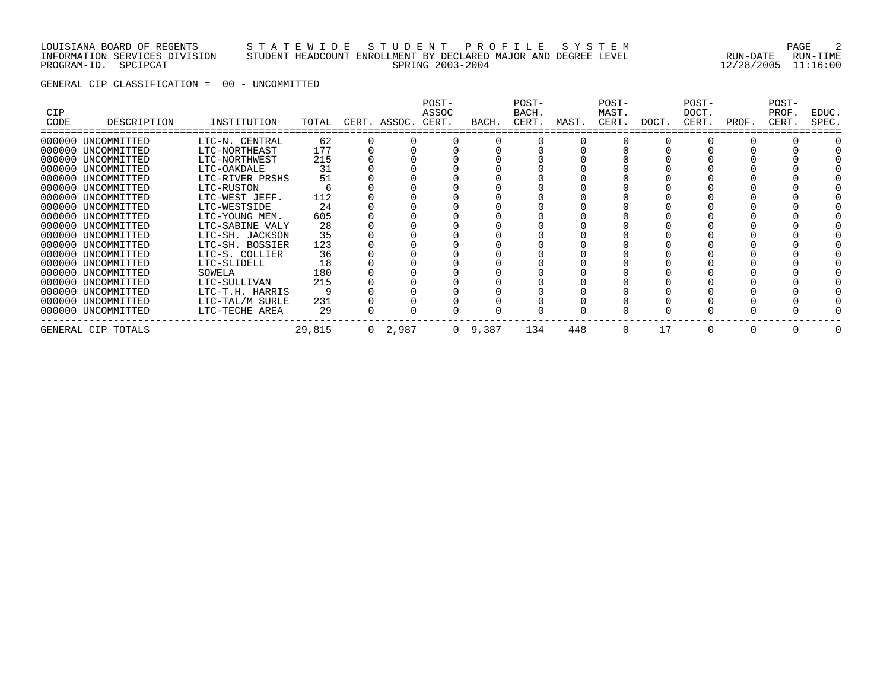GENERAL CIP CLASSIFICATION = 00 - UNCOMMITTED

| CIP CODE | DESCRIPTION | INSTITUTION | TOTAL | CERT. | ASSOC. | POST-ASSOC CERT. | BACH. | POST-BACH. CERT. | MAST. | POST-MAST. CERT. | DOCT. | POST-DOCT. CERT. | PROF. | POST-PROF. CERT. | EDUC. SPEC. |
|---|---|---|---|---|---|---|---|---|---|---|---|---|---|---|---|
| 000000 | UNCOMMITTED | LTC-N. CENTRAL | 62 | 0 | 0 | 0 | 0 | 0 | 0 | 0 | 0 | 0 | 0 | 0 | 0 |
| 000000 | UNCOMMITTED | LTC-NORTHEAST | 177 | 0 | 0 | 0 | 0 | 0 | 0 | 0 | 0 | 0 | 0 | 0 | 0 |
| 000000 | UNCOMMITTED | LTC-NORTHWEST | 215 | 0 | 0 | 0 | 0 | 0 | 0 | 0 | 0 | 0 | 0 | 0 | 0 |
| 000000 | UNCOMMITTED | LTC-OAKDALE | 31 | 0 | 0 | 0 | 0 | 0 | 0 | 0 | 0 | 0 | 0 | 0 | 0 |
| 000000 | UNCOMMITTED | LTC-RIVER PRSHS | 51 | 0 | 0 | 0 | 0 | 0 | 0 | 0 | 0 | 0 | 0 | 0 | 0 |
| 000000 | UNCOMMITTED | LTC-RUSTON | 6 | 0 | 0 | 0 | 0 | 0 | 0 | 0 | 0 | 0 | 0 | 0 | 0 |
| 000000 | UNCOMMITTED | LTC-WEST JEFF. | 112 | 0 | 0 | 0 | 0 | 0 | 0 | 0 | 0 | 0 | 0 | 0 | 0 |
| 000000 | UNCOMMITTED | LTC-WESTSIDE | 24 | 0 | 0 | 0 | 0 | 0 | 0 | 0 | 0 | 0 | 0 | 0 | 0 |
| 000000 | UNCOMMITTED | LTC-YOUNG MEM. | 605 | 0 | 0 | 0 | 0 | 0 | 0 | 0 | 0 | 0 | 0 | 0 | 0 |
| 000000 | UNCOMMITTED | LTC-SABINE VALY | 28 | 0 | 0 | 0 | 0 | 0 | 0 | 0 | 0 | 0 | 0 | 0 | 0 |
| 000000 | UNCOMMITTED | LTC-SH. JACKSON | 35 | 0 | 0 | 0 | 0 | 0 | 0 | 0 | 0 | 0 | 0 | 0 | 0 |
| 000000 | UNCOMMITTED | LTC-SH. BOSSIER | 123 | 0 | 0 | 0 | 0 | 0 | 0 | 0 | 0 | 0 | 0 | 0 | 0 |
| 000000 | UNCOMMITTED | LTC-S. COLLIER | 36 | 0 | 0 | 0 | 0 | 0 | 0 | 0 | 0 | 0 | 0 | 0 | 0 |
| 000000 | UNCOMMITTED | LTC-SLIDELL | 18 | 0 | 0 | 0 | 0 | 0 | 0 | 0 | 0 | 0 | 0 | 0 | 0 |
| 000000 | UNCOMMITTED | SOWELA | 180 | 0 | 0 | 0 | 0 | 0 | 0 | 0 | 0 | 0 | 0 | 0 | 0 |
| 000000 | UNCOMMITTED | LTC-SULLIVAN | 215 | 0 | 0 | 0 | 0 | 0 | 0 | 0 | 0 | 0 | 0 | 0 | 0 |
| 000000 | UNCOMMITTED | LTC-T.H. HARRIS | 9 | 0 | 0 | 0 | 0 | 0 | 0 | 0 | 0 | 0 | 0 | 0 | 0 |
| 000000 | UNCOMMITTED | LTC-TAL/M SURLE | 231 | 0 | 0 | 0 | 0 | 0 | 0 | 0 | 0 | 0 | 0 | 0 | 0 |
| 000000 | UNCOMMITTED | LTC-TECHE AREA | 29 | 0 | 0 | 0 | 0 | 0 | 0 | 0 | 0 | 0 | 0 | 0 | 0 |
| GENERAL CIP TOTALS | | | 29,815 | 0 | 2,987 | 0 | 9,387 | 134 | 448 | 0 | 17 | 0 | 0 | 0 | 0 |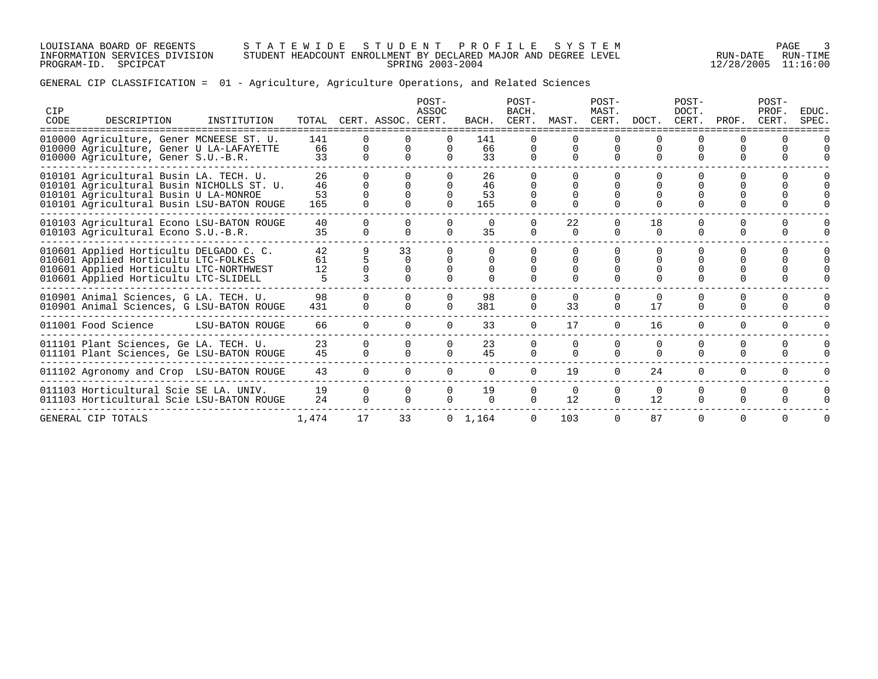LOUISIANA BOARD OF REGENTS — STATEWIDE STUDENT PROFILE SYSTEM
INFORMATION SERVICES DIVISION — STUDENT HEADCOUNT ENROLLMENT BY DECLARED MAJOR AND DEGREE LEVEL — RUN-DATE 12/28/2005 RUN-TIME 11:16:00
PROGRAM-ID. SPCIPCAT — SPRING 2003-2004

GENERAL CIP CLASSIFICATION = 01 - Agriculture, Agriculture Operations, and Related Sciences

| CIP CODE | DESCRIPTION | INSTITUTION | TOTAL | CERT. | ASSOC. | POST-ASSOC CERT. | BACH. | POST-BACH. CERT. | MAST. | POST-MAST. CERT. | DOCT. | POST-DOCT. CERT. | PROF. | POST-PROF. CERT. | EDUC. SPEC. |
|---|---|---|---|---|---|---|---|---|---|---|---|---|---|---|---|
| 010000 | Agriculture, Gener | MCNEESE ST. U. | 141 | 0 | 0 | 0 | 141 | 0 | 0 | 0 | 0 | 0 | 0 | 0 | 0 |
| 010000 | Agriculture, Gener | U LA-LAFAYETTE | 66 | 0 | 0 | 0 | 66 | 0 | 0 | 0 | 0 | 0 | 0 | 0 | 0 |
| 010000 | Agriculture, Gener | S.U.-B.R. | 33 | 0 | 0 | 0 | 33 | 0 | 0 | 0 | 0 | 0 | 0 | 0 | 0 |
| 010101 | Agricultural Busin | LA. TECH. U. | 26 | 0 | 0 | 0 | 26 | 0 | 0 | 0 | 0 | 0 | 0 | 0 | 0 |
| 010101 | Agricultural Busin | NICHOLLS ST. U. | 46 | 0 | 0 | 0 | 46 | 0 | 0 | 0 | 0 | 0 | 0 | 0 | 0 |
| 010101 | Agricultural Busin | U LA-MONROE | 53 | 0 | 0 | 0 | 53 | 0 | 0 | 0 | 0 | 0 | 0 | 0 | 0 |
| 010101 | Agricultural Busin | LSU-BATON ROUGE | 165 | 0 | 0 | 0 | 165 | 0 | 0 | 0 | 0 | 0 | 0 | 0 | 0 |
| 010103 | Agricultural Econo | LSU-BATON ROUGE | 40 | 0 | 0 | 0 | 0 | 0 | 22 | 0 | 18 | 0 | 0 | 0 | 0 |
| 010103 | Agricultural Econo | S.U.-B.R. | 35 | 0 | 0 | 0 | 35 | 0 | 0 | 0 | 0 | 0 | 0 | 0 | 0 |
| 010601 | Applied Horticultu | DELGADO C. C. | 42 | 9 | 33 | 0 | 0 | 0 | 0 | 0 | 0 | 0 | 0 | 0 | 0 |
| 010601 | Applied Horticultu | LTC-FOLKES | 61 | 5 | 0 | 0 | 0 | 0 | 0 | 0 | 0 | 0 | 0 | 0 | 0 |
| 010601 | Applied Horticultu | LTC-NORTHWEST | 12 | 0 | 0 | 0 | 0 | 0 | 0 | 0 | 0 | 0 | 0 | 0 | 0 |
| 010601 | Applied Horticultu | LTC-SLIDELL | 5 | 3 | 0 | 0 | 0 | 0 | 0 | 0 | 0 | 0 | 0 | 0 | 0 |
| 010901 | Animal Sciences, G | LA. TECH. U. | 98 | 0 | 0 | 0 | 98 | 0 | 0 | 0 | 0 | 0 | 0 | 0 | 0 |
| 010901 | Animal Sciences, G | LSU-BATON ROUGE | 431 | 0 | 0 | 0 | 381 | 0 | 33 | 0 | 17 | 0 | 0 | 0 | 0 |
| 011001 | Food Science | LSU-BATON ROUGE | 66 | 0 | 0 | 0 | 33 | 0 | 17 | 0 | 16 | 0 | 0 | 0 | 0 |
| 011101 | Plant Sciences, Ge | LA. TECH. U. | 23 | 0 | 0 | 0 | 23 | 0 | 0 | 0 | 0 | 0 | 0 | 0 | 0 |
| 011101 | Plant Sciences, Ge | LSU-BATON ROUGE | 45 | 0 | 0 | 0 | 45 | 0 | 0 | 0 | 0 | 0 | 0 | 0 | 0 |
| 011102 | Agronomy and Crop | LSU-BATON ROUGE | 43 | 0 | 0 | 0 | 0 | 0 | 19 | 0 | 24 | 0 | 0 | 0 | 0 |
| 011103 | Horticultural Scie | SE LA. UNIV. | 19 | 0 | 0 | 0 | 19 | 0 | 0 | 0 | 0 | 0 | 0 | 0 | 0 |
| 011103 | Horticultural Scie | LSU-BATON ROUGE | 24 | 0 | 0 | 0 | 0 | 0 | 12 | 0 | 12 | 0 | 0 | 0 | 0 |
| GENERAL CIP TOTALS | | | 1,474 | 17 | 33 | 0 | 1,164 | 0 | 103 | 0 | 87 | 0 | 0 | 0 | 0 |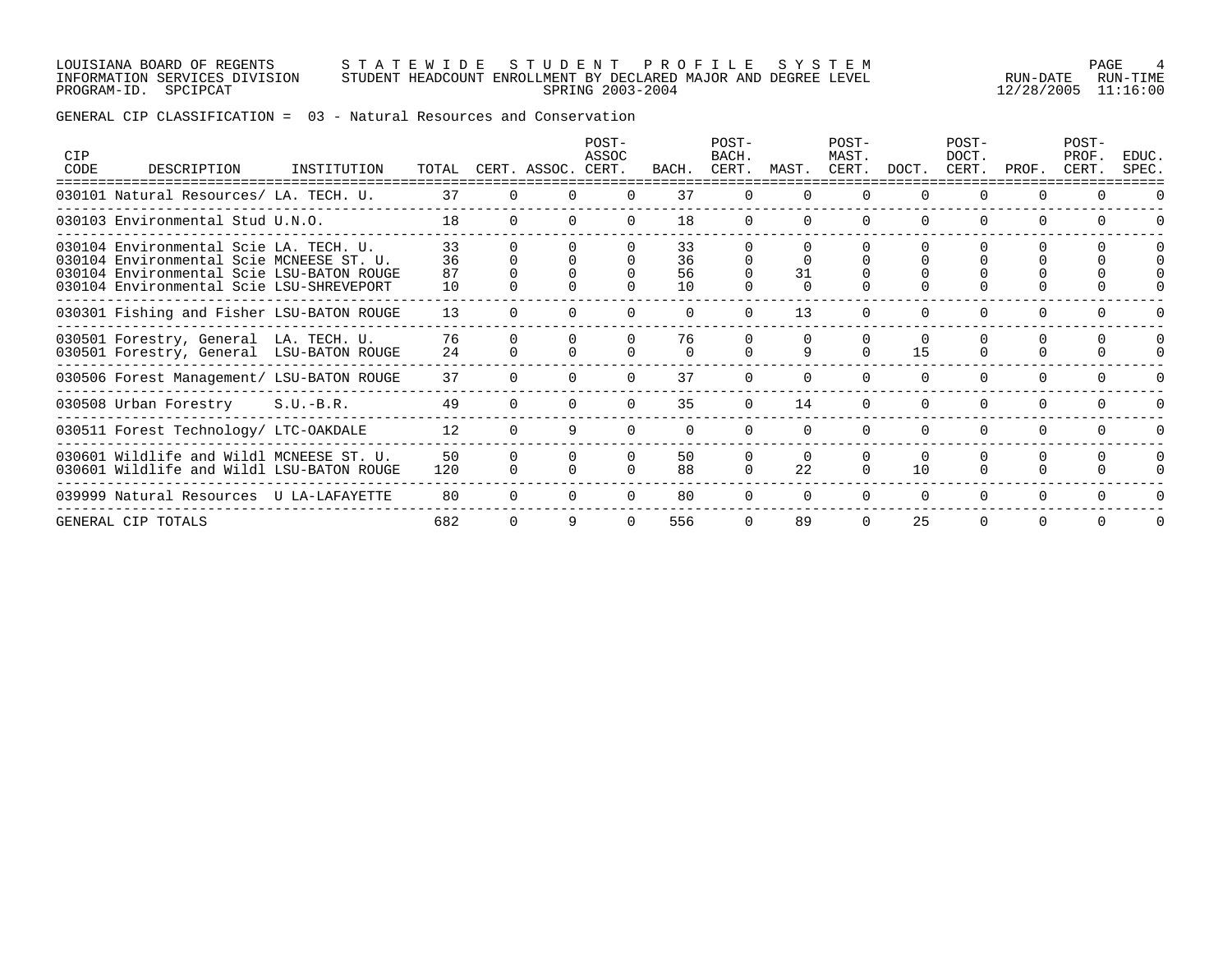LOUISIANA BOARD OF REGENTS — STATEWIDE STUDENT PROFILE SYSTEM
INFORMATION SERVICES DIVISION — STUDENT HEADCOUNT ENROLLMENT BY DECLARED MAJOR AND DEGREE LEVEL — RUN-DATE 12/28/2005 RUN-TIME 11:16:00
PROGRAM-ID. SPCIPCAT — SPRING 2003-2004

GENERAL CIP CLASSIFICATION = 03 - Natural Resources and Conservation

| CIP CODE | DESCRIPTION | INSTITUTION | TOTAL | CERT. | ASSOC. | POST-ASSOC CERT. | BACH. | POST-BACH. CERT. | MAST. | POST-MAST. CERT. | DOCT. | POST-DOCT. CERT. | PROF. | POST-PROF. CERT. | EDUC. SPEC. |
|---|---|---|---|---|---|---|---|---|---|---|---|---|---|---|---|
| 030101 | Natural Resources/ | LA. TECH. U. | 37 | 0 | 0 | 0 | 37 | 0 | 0 | 0 | 0 | 0 | 0 | 0 | 0 |
| 030103 | Environmental Stud | U.N.O. | 18 | 0 | 0 | 0 | 18 | 0 | 0 | 0 | 0 | 0 | 0 | 0 | 0 |
| 030104 | Environmental Scie | LA. TECH. U. | 33 | 0 | 0 | 0 | 33 | 0 | 0 | 0 | 0 | 0 | 0 | 0 | 0 |
| 030104 | Environmental Scie | MCNEESE ST. U. | 36 | 0 | 0 | 0 | 36 | 0 | 0 | 0 | 0 | 0 | 0 | 0 | 0 |
| 030104 | Environmental Scie | LSU-BATON ROUGE | 87 | 0 | 0 | 0 | 56 | 0 | 31 | 0 | 0 | 0 | 0 | 0 | 0 |
| 030104 | Environmental Scie | LSU-SHREVEPORT | 10 | 0 | 0 | 0 | 10 | 0 | 0 | 0 | 0 | 0 | 0 | 0 | 0 |
| 030301 | Fishing and Fisher | LSU-BATON ROUGE | 13 | 0 | 0 | 0 | 0 | 0 | 13 | 0 | 0 | 0 | 0 | 0 | 0 |
| 030501 | Forestry, General | LA. TECH. U. | 76 | 0 | 0 | 0 | 76 | 0 | 0 | 0 | 0 | 0 | 0 | 0 | 0 |
| 030501 | Forestry, General | LSU-BATON ROUGE | 24 | 0 | 0 | 0 | 0 | 0 | 9 | 0 | 15 | 0 | 0 | 0 | 0 |
| 030506 | Forest Management/ | LSU-BATON ROUGE | 37 | 0 | 0 | 0 | 37 | 0 | 0 | 0 | 0 | 0 | 0 | 0 | 0 |
| 030508 | Urban Forestry | S.U.-B.R. | 49 | 0 | 0 | 0 | 35 | 0 | 14 | 0 | 0 | 0 | 0 | 0 | 0 |
| 030511 | Forest Technology/ | LTC-OAKDALE | 12 | 0 | 9 | 0 | 0 | 0 | 0 | 0 | 0 | 0 | 0 | 0 | 0 |
| 030601 | Wildlife and Wildl | MCNEESE ST. U. | 50 | 0 | 0 | 0 | 50 | 0 | 0 | 0 | 0 | 0 | 0 | 0 | 0 |
| 030601 | Wildlife and Wildl | LSU-BATON ROUGE | 120 | 0 | 0 | 0 | 88 | 0 | 22 | 0 | 10 | 0 | 0 | 0 | 0 |
| 039999 | Natural Resources | U LA-LAFAYETTE | 80 | 0 | 0 | 0 | 80 | 0 | 0 | 0 | 0 | 0 | 0 | 0 | 0 |
| GENERAL CIP TOTALS | | | 682 | 0 | 9 | 0 | 556 | 0 | 89 | 0 | 25 | 0 | 0 | 0 | 0 |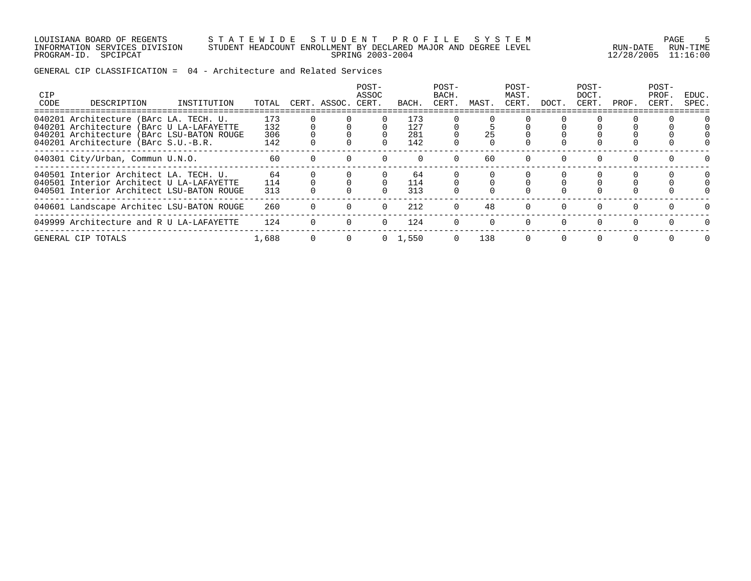LOUISIANA BOARD OF REGENTS — S T A T E W I D E   S T U D E N T   P R O F I L E   S Y S T E M
INFORMATION SERVICES DIVISION — STUDENT HEADCOUNT ENROLLMENT BY DECLARED MAJOR AND DEGREE LEVEL — RUN-DATE 12/28/2005 RUN-TIME 11:16:00
PROGRAM-ID. SPCIPCAT — SPRING 2003-2004

GENERAL CIP CLASSIFICATION = 04 - Architecture and Related Services

| CIP CODE | DESCRIPTION | INSTITUTION | TOTAL | CERT. | ASSOC. | POST-ASSOC CERT. | BACH. | POST-BACH. CERT. | MAST. | POST-MAST. CERT. | DOCT. | POST-DOCT. CERT. | PROF. | POST-PROF. CERT. | EDUC. SPEC. |
|---|---|---|---|---|---|---|---|---|---|---|---|---|---|---|---|
| 040201 | Architecture (BArc | LA. TECH. U. | 173 | 0 | 0 | 0 | 173 | 0 | 0 | 0 | 0 | 0 | 0 | 0 | 0 |
| 040201 | Architecture (BArc | U LA-LAFAYETTE | 132 | 0 | 0 | 0 | 127 | 0 | 5 | 0 | 0 | 0 | 0 | 0 | 0 |
| 040201 | Architecture (BArc | LSU-BATON ROUGE | 306 | 0 | 0 | 0 | 281 | 0 | 25 | 0 | 0 | 0 | 0 | 0 | 0 |
| 040201 | Architecture (BArc | S.U.-B.R. | 142 | 0 | 0 | 0 | 142 | 0 | 0 | 0 | 0 | 0 | 0 | 0 | 0 |
| 040301 | City/Urban, Commun | U.N.O. | 60 | 0 | 0 | 0 | 0 | 0 | 60 | 0 | 0 | 0 | 0 | 0 | 0 |
| 040501 | Interior Architect | LA. TECH. U. | 64 | 0 | 0 | 0 | 64 | 0 | 0 | 0 | 0 | 0 | 0 | 0 | 0 |
| 040501 | Interior Architect | U LA-LAFAYETTE | 114 | 0 | 0 | 0 | 114 | 0 | 0 | 0 | 0 | 0 | 0 | 0 | 0 |
| 040501 | Interior Architect | LSU-BATON ROUGE | 313 | 0 | 0 | 0 | 313 | 0 | 0 | 0 | 0 | 0 | 0 | 0 | 0 |
| 040601 | Landscape Architec | LSU-BATON ROUGE | 260 | 0 | 0 | 0 | 212 | 0 | 48 | 0 | 0 | 0 | 0 | 0 | 0 |
| 049999 | Architecture and R | U LA-LAFAYETTE | 124 | 0 | 0 | 0 | 124 | 0 | 0 | 0 | 0 | 0 | 0 | 0 | 0 |
| GENERAL CIP TOTALS | | | 1,688 | 0 | 0 | 0 | 1,550 | 0 | 138 | 0 | 0 | 0 | 0 | 0 | 0 |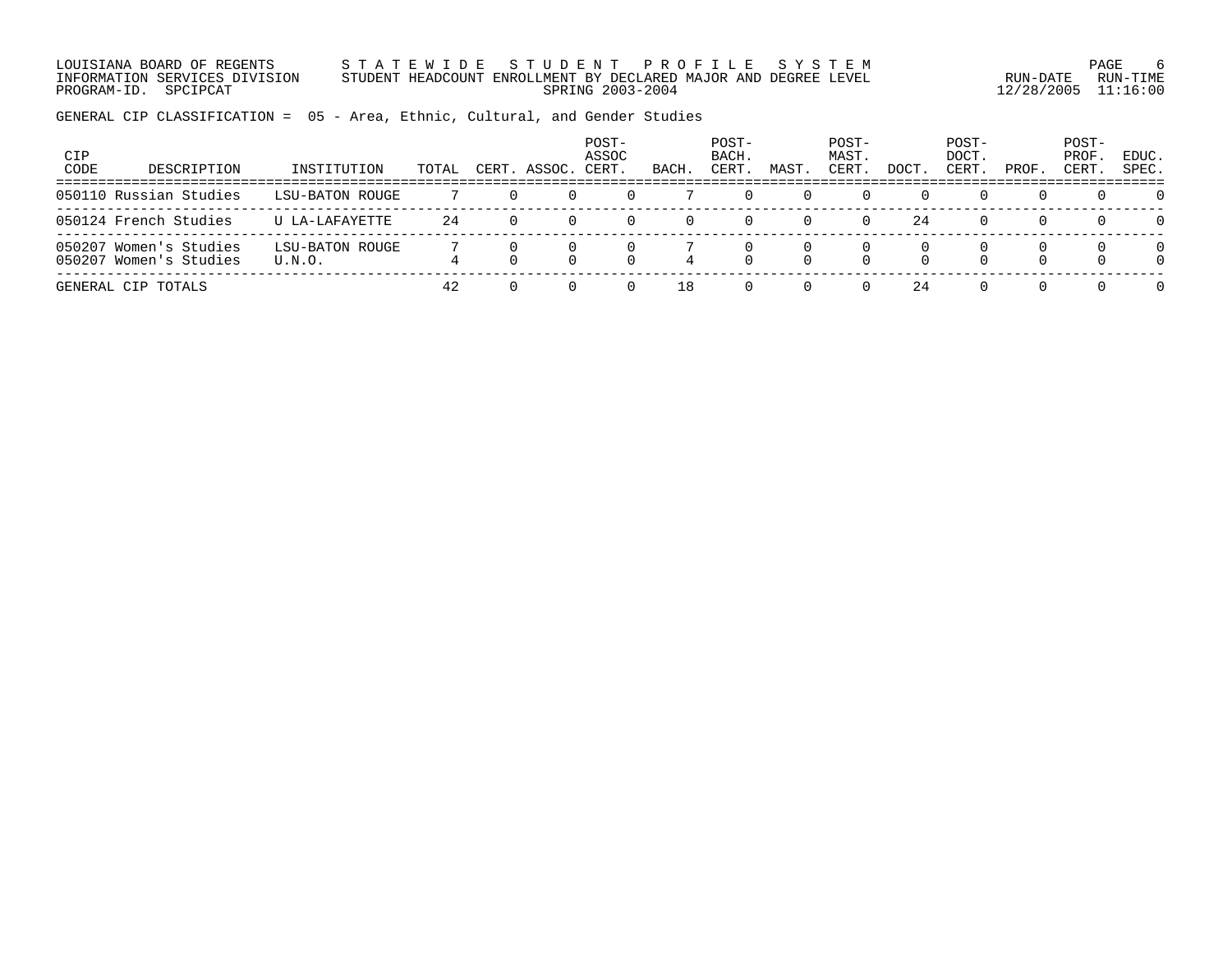LOUISIANA BOARD OF REGENTS — S T A T E W I D E   S T U D E N T   P R O F I L E   S Y S T E M
INFORMATION SERVICES DIVISION — STUDENT HEADCOUNT ENROLLMENT BY DECLARED MAJOR AND DEGREE LEVEL
PROGRAM-ID. SPCIPCAT — SPRING 2003-2004 — RUN-DATE 12/28/2005 RUN-TIME 11:16:00

GENERAL CIP CLASSIFICATION = 05 - Area, Ethnic, Cultural, and Gender Studies

| CIP CODE | DESCRIPTION | INSTITUTION | TOTAL | CERT. | ASSOC. | POST-ASSOC CERT. | BACH. | POST-BACH. CERT. | MAST. | POST-MAST. CERT. | DOCT. | POST-DOCT. CERT. | PROF. | POST-PROF. CERT. | EDUC. SPEC. |
|---|---|---|---|---|---|---|---|---|---|---|---|---|---|---|---|
| 050110 | Russian Studies | LSU-BATON ROUGE | 7 | 0 | 0 | 0 | 7 | 0 | 0 | 0 | 0 | 0 | 0 | 0 | 0 |
| 050124 | French Studies | U LA-LAFAYETTE | 24 | 0 | 0 | 0 | 0 | 0 | 0 | 0 | 24 | 0 | 0 | 0 | 0 |
| 050207 | Women's Studies | LSU-BATON ROUGE | 7 | 0 | 0 | 0 | 7 | 0 | 0 | 0 | 0 | 0 | 0 | 0 | 0 |
| 050207 | Women's Studies | U.N.O. | 4 | 0 | 0 | 0 | 4 | 0 | 0 | 0 | 0 | 0 | 0 | 0 | 0 |
| GENERAL CIP TOTALS | | | 42 | 0 | 0 | 0 | 18 | 0 | 0 | 0 | 24 | 0 | 0 | 0 | 0 |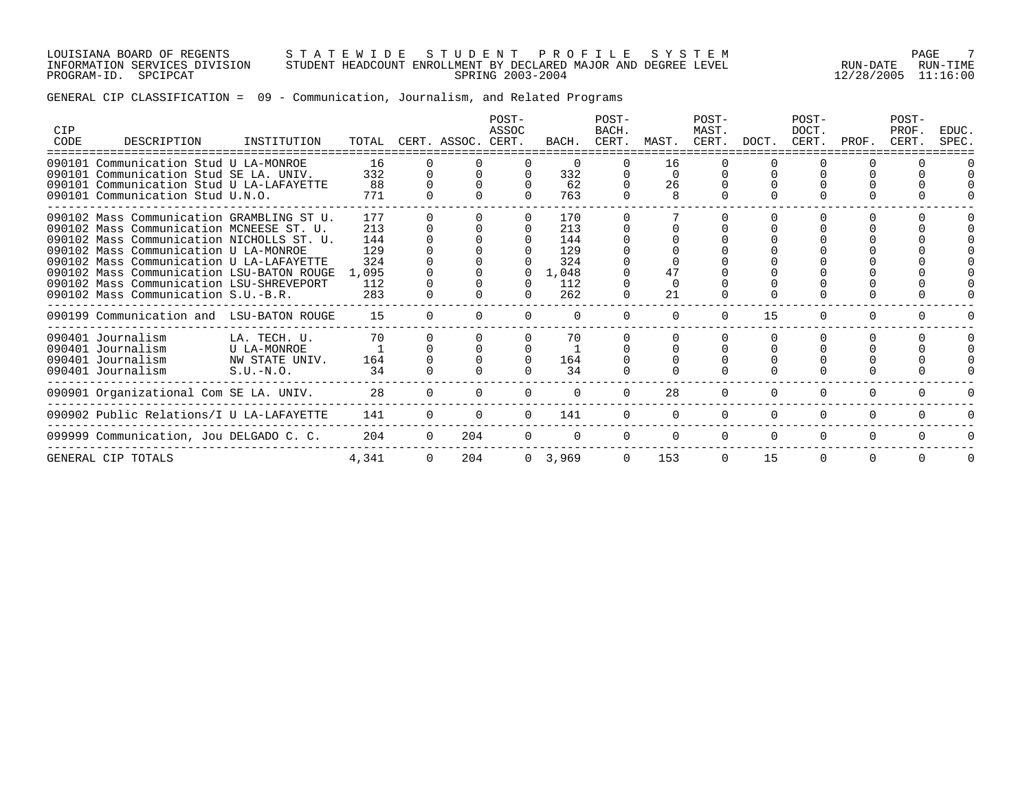LOUISIANA BOARD OF REGENTS — STATEWIDE STUDENT PROFILE SYSTEM
INFORMATION SERVICES DIVISION — STUDENT HEADCOUNT ENROLLMENT BY DECLARED MAJOR AND DEGREE LEVEL
PROGRAM-ID. SPCIPCAT — SPRING 2003-2004 — RUN-DATE 12/28/2005 RUN-TIME 11:16:00

GENERAL CIP CLASSIFICATION = 09 - Communication, Journalism, and Related Programs

| CIP CODE | DESCRIPTION | INSTITUTION | TOTAL | CERT. | ASSOC. | POST-ASSOC CERT. | BACH. | POST-BACH. CERT. | MAST. | POST-MAST. CERT. | DOCT. | POST-DOCT. CERT. | PROF. | POST-PROF. CERT. | EDUC. SPEC. |
|---|---|---|---|---|---|---|---|---|---|---|---|---|---|---|---|
| 090101 | Communication Stud | U LA-MONROE | 16 | 0 | 0 | 0 | 0 | 0 | 16 | 0 | 0 | 0 | 0 | 0 | 0 |
| 090101 | Communication Stud | SE LA. UNIV. | 332 | 0 | 0 | 0 | 332 | 0 | 0 | 0 | 0 | 0 | 0 | 0 | 0 |
| 090101 | Communication Stud | U LA-LAFAYETTE | 88 | 0 | 0 | 0 | 62 | 0 | 26 | 0 | 0 | 0 | 0 | 0 | 0 |
| 090101 | Communication Stud | U.N.O. | 771 | 0 | 0 | 0 | 763 | 0 | 8 | 0 | 0 | 0 | 0 | 0 | 0 |
| 090102 | Mass Communication | GRAMBLING ST U. | 177 | 0 | 0 | 0 | 170 | 0 | 7 | 0 | 0 | 0 | 0 | 0 | 0 |
| 090102 | Mass Communication | MCNEESE ST. U. | 213 | 0 | 0 | 0 | 213 | 0 | 0 | 0 | 0 | 0 | 0 | 0 | 0 |
| 090102 | Mass Communication | NICHOLLS ST. U. | 144 | 0 | 0 | 0 | 144 | 0 | 0 | 0 | 0 | 0 | 0 | 0 | 0 |
| 090102 | Mass Communication | U LA-MONROE | 129 | 0 | 0 | 0 | 129 | 0 | 0 | 0 | 0 | 0 | 0 | 0 | 0 |
| 090102 | Mass Communication | U LA-LAFAYETTE | 324 | 0 | 0 | 0 | 324 | 0 | 0 | 0 | 0 | 0 | 0 | 0 | 0 |
| 090102 | Mass Communication | LSU-BATON ROUGE | 1,095 | 0 | 0 | 0 | 1,048 | 0 | 47 | 0 | 0 | 0 | 0 | 0 | 0 |
| 090102 | Mass Communication | LSU-SHREVEPORT | 112 | 0 | 0 | 0 | 112 | 0 | 0 | 0 | 0 | 0 | 0 | 0 | 0 |
| 090102 | Mass Communication | S.U.-B.R. | 283 | 0 | 0 | 0 | 262 | 0 | 21 | 0 | 0 | 0 | 0 | 0 | 0 |
| 090199 | Communication and | LSU-BATON ROUGE | 15 | 0 | 0 | 0 | 0 | 0 | 0 | 0 | 15 | 0 | 0 | 0 | 0 |
| 090401 | Journalism | LA. TECH. U. | 70 | 0 | 0 | 0 | 70 | 0 | 0 | 0 | 0 | 0 | 0 | 0 | 0 |
| 090401 | Journalism | U LA-MONROE | 1 | 0 | 0 | 0 | 1 | 0 | 0 | 0 | 0 | 0 | 0 | 0 | 0 |
| 090401 | Journalism | NW STATE UNIV. | 164 | 0 | 0 | 0 | 164 | 0 | 0 | 0 | 0 | 0 | 0 | 0 | 0 |
| 090401 | Journalism | S.U.-N.O. | 34 | 0 | 0 | 0 | 34 | 0 | 0 | 0 | 0 | 0 | 0 | 0 | 0 |
| 090901 | Organizational Com | SE LA. UNIV. | 28 | 0 | 0 | 0 | 0 | 0 | 28 | 0 | 0 | 0 | 0 | 0 | 0 |
| 090902 | Public Relations/I | U LA-LAFAYETTE | 141 | 0 | 0 | 0 | 141 | 0 | 0 | 0 | 0 | 0 | 0 | 0 | 0 |
| 099999 | Communication, Jou | DELGADO C. C. | 204 | 0 | 204 | 0 | 0 | 0 | 0 | 0 | 0 | 0 | 0 | 0 | 0 |
| GENERAL CIP TOTALS | | | 4,341 | 0 | 204 | 0 | 3,969 | 0 | 153 | 0 | 15 | 0 | 0 | 0 | 0 |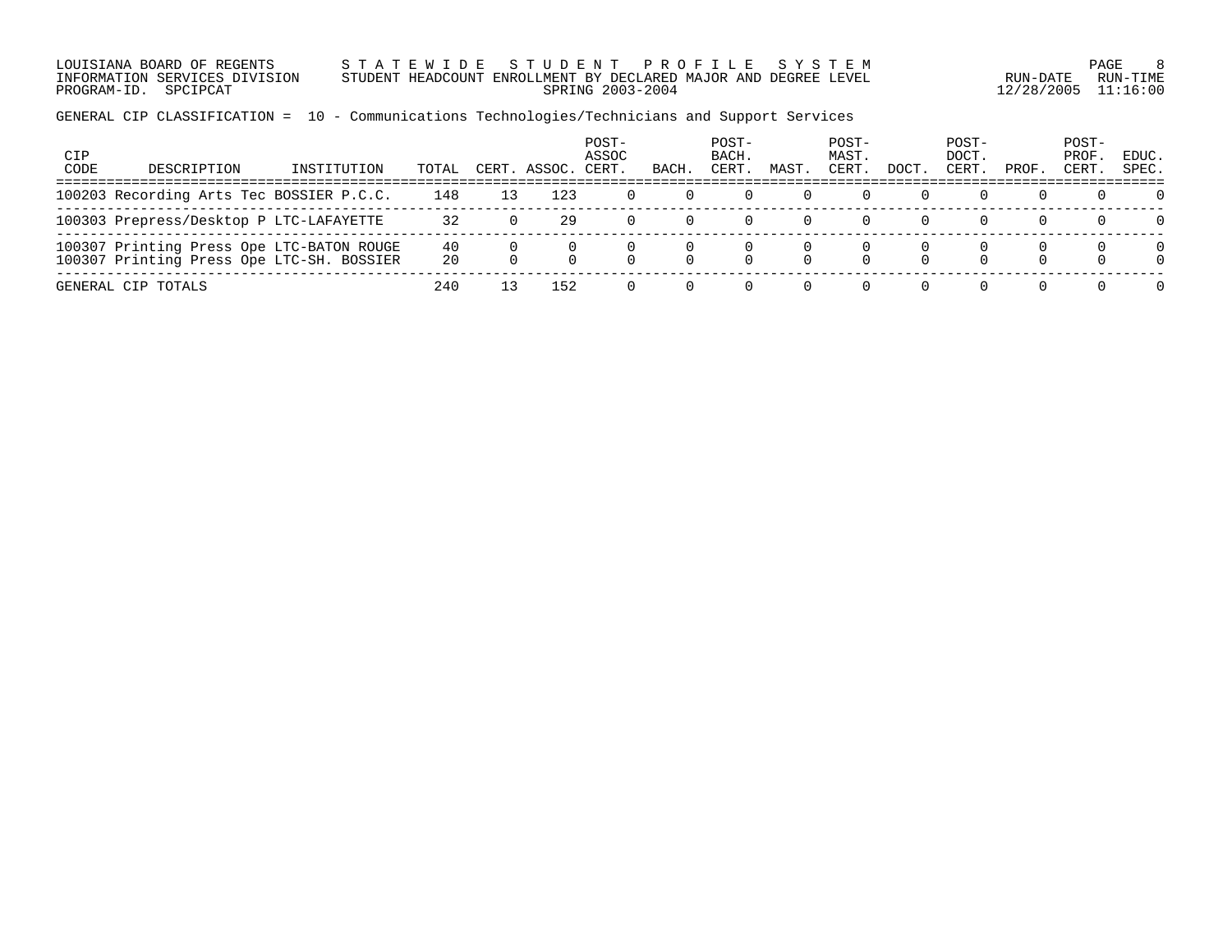LOUISIANA BOARD OF REGENTS — S T A T E W I D E   S T U D E N T   P R O F I L E   S Y S T E M
INFORMATION SERVICES DIVISION — STUDENT HEADCOUNT ENROLLMENT BY DECLARED MAJOR AND DEGREE LEVEL
PROGRAM-ID. SPCIPCAT — SPRING 2003-2004
RUN-DATE 12/28/2005 RUN-TIME 11:16:00

GENERAL CIP CLASSIFICATION = 10 - Communications Technologies/Technicians and Support Services

| CIP CODE | DESCRIPTION | INSTITUTION | TOTAL | CERT. | ASSOC. | POST-ASSOC CERT. | BACH. | POST-BACH. CERT. | MAST. | POST-MAST. CERT. | DOCT. | POST-DOCT. CERT. | PROF. | POST-PROF. CERT. | EDUC. SPEC. |
|---|---|---|---|---|---|---|---|---|---|---|---|---|---|---|---|
| 100203 | Recording Arts Tec | BOSSIER P.C.C. | 148 | 13 | 123 | 0 | 0 | 0 | 0 | 0 | 0 | 0 | 0 | 0 | 0 |
| 100303 | Prepress/Desktop P | LTC-LAFAYETTE | 32 | 0 | 29 | 0 | 0 | 0 | 0 | 0 | 0 | 0 | 0 | 0 | 0 |
| 100307 | Printing Press Ope | LTC-BATON ROUGE | 40 | 0 | 0 | 0 | 0 | 0 | 0 | 0 | 0 | 0 | 0 | 0 | 0 |
| 100307 | Printing Press Ope | LTC-SH. BOSSIER | 20 | 0 | 0 | 0 | 0 | 0 | 0 | 0 | 0 | 0 | 0 | 0 | 0 |
| GENERAL CIP TOTALS | | | 240 | 13 | 152 | 0 | 0 | 0 | 0 | 0 | 0 | 0 | 0 | 0 | 0 |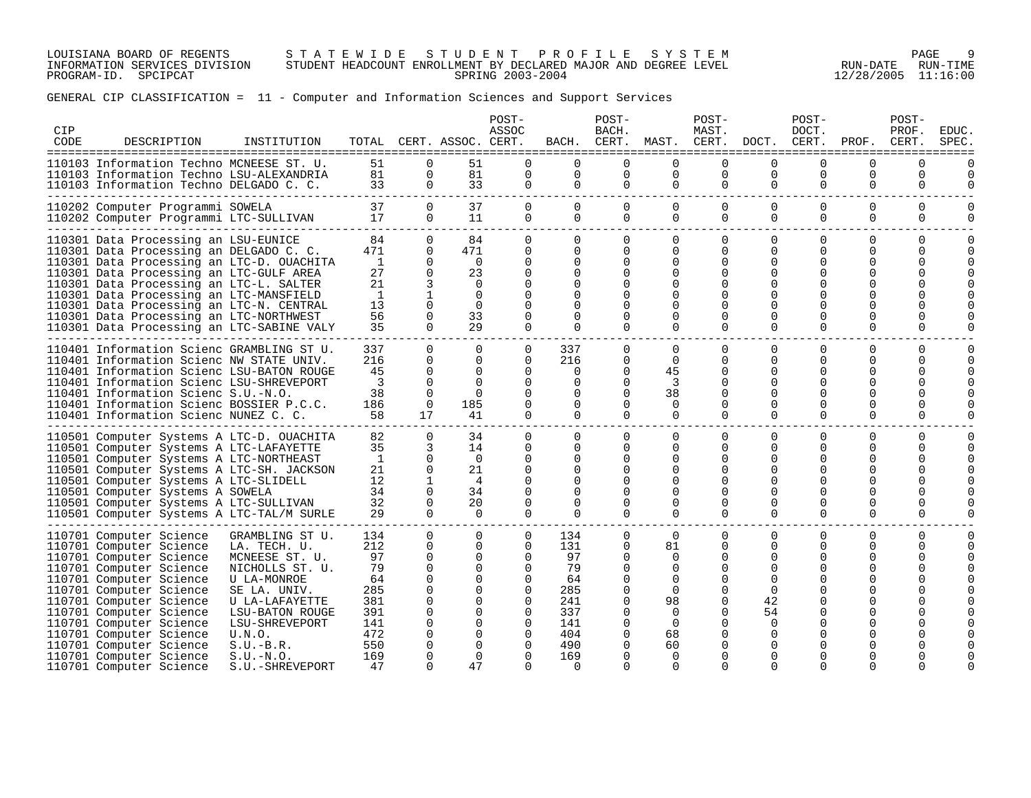LOUISIANA BOARD OF REGENTS — STATEWIDE STUDENT PROFILE SYSTEM
INFORMATION SERVICES DIVISION — STUDENT HEADCOUNT ENROLLMENT BY DECLARED MAJOR AND DEGREE LEVEL — RUN-DATE 12/28/2005 RUN-TIME 11:16:00
PROGRAM-ID. SPCIPCAT — SPRING 2003-2004

GENERAL CIP CLASSIFICATION = 11 - Computer and Information Sciences and Support Services

| CIP CODE | DESCRIPTION | INSTITUTION | TOTAL | CERT. | ASSOC. | POST-ASSOC CERT. | BACH. | POST-BACH. CERT. | MAST. | POST-MAST. CERT. | DOCT. | POST-DOCT. CERT. | PROF. | POST-PROF. CERT. | EDUC. SPEC. |
|---|---|---|---|---|---|---|---|---|---|---|---|---|---|---|---|
| 110103 | Information Techno | MCNEESE ST. U. | 51 | 0 | 51 | 0 | 0 | 0 | 0 | 0 | 0 | 0 | 0 | 0 | 0 |
| 110103 | Information Techno | LSU-ALEXANDRIA | 81 | 0 | 81 | 0 | 0 | 0 | 0 | 0 | 0 | 0 | 0 | 0 | 0 |
| 110103 | Information Techno | DELGADO C. C. | 33 | 0 | 33 | 0 | 0 | 0 | 0 | 0 | 0 | 0 | 0 | 0 | 0 |
| 110202 | Computer Programmi | SOWELA | 37 | 0 | 37 | 0 | 0 | 0 | 0 | 0 | 0 | 0 | 0 | 0 | 0 |
| 110202 | Computer Programmi | LTC-SULLIVAN | 17 | 0 | 11 | 0 | 0 | 0 | 0 | 0 | 0 | 0 | 0 | 0 | 0 |
| 110301 | Data Processing an | LSU-EUNICE | 84 | 0 | 84 | 0 | 0 | 0 | 0 | 0 | 0 | 0 | 0 | 0 | 0 |
| 110301 | Data Processing an | DELGADO C. C. | 471 | 0 | 471 | 0 | 0 | 0 | 0 | 0 | 0 | 0 | 0 | 0 | 0 |
| 110301 | Data Processing an | LTC-D. OUACHITA | 1 | 0 | 0 | 0 | 0 | 0 | 0 | 0 | 0 | 0 | 0 | 0 | 0 |
| 110301 | Data Processing an | LTC-GULF AREA | 27 | 0 | 23 | 0 | 0 | 0 | 0 | 0 | 0 | 0 | 0 | 0 | 0 |
| 110301 | Data Processing an | LTC-L. SALTER | 21 | 3 | 0 | 0 | 0 | 0 | 0 | 0 | 0 | 0 | 0 | 0 | 0 |
| 110301 | Data Processing an | LTC-MANSFIELD | 1 | 1 | 0 | 0 | 0 | 0 | 0 | 0 | 0 | 0 | 0 | 0 | 0 |
| 110301 | Data Processing an | LTC-N. CENTRAL | 13 | 0 | 0 | 0 | 0 | 0 | 0 | 0 | 0 | 0 | 0 | 0 | 0 |
| 110301 | Data Processing an | LTC-NORTHWEST | 56 | 0 | 33 | 0 | 0 | 0 | 0 | 0 | 0 | 0 | 0 | 0 | 0 |
| 110301 | Data Processing an | LTC-SABINE VALY | 35 | 0 | 29 | 0 | 0 | 0 | 0 | 0 | 0 | 0 | 0 | 0 | 0 |
| 110401 | Information Scienc | GRAMBLING ST U. | 337 | 0 | 0 | 0 | 337 | 0 | 0 | 0 | 0 | 0 | 0 | 0 | 0 |
| 110401 | Information Scienc | NW STATE UNIV. | 216 | 0 | 0 | 0 | 216 | 0 | 0 | 0 | 0 | 0 | 0 | 0 | 0 |
| 110401 | Information Scienc | LSU-BATON ROUGE | 45 | 0 | 0 | 0 | 0 | 0 | 45 | 0 | 0 | 0 | 0 | 0 | 0 |
| 110401 | Information Scienc | LSU-SHREVEPORT | 3 | 0 | 0 | 0 | 0 | 0 | 3 | 0 | 0 | 0 | 0 | 0 | 0 |
| 110401 | Information Scienc | S.U.-N.O. | 38 | 0 | 0 | 0 | 0 | 0 | 38 | 0 | 0 | 0 | 0 | 0 | 0 |
| 110401 | Information Scienc | BOSSIER P.C.C. | 186 | 0 | 185 | 0 | 0 | 0 | 0 | 0 | 0 | 0 | 0 | 0 | 0 |
| 110401 | Information Scienc | NUNEZ C. C. | 58 | 17 | 41 | 0 | 0 | 0 | 0 | 0 | 0 | 0 | 0 | 0 | 0 |
| 110501 | Computer Systems A | LTC-D. OUACHITA | 82 | 0 | 34 | 0 | 0 | 0 | 0 | 0 | 0 | 0 | 0 | 0 | 0 |
| 110501 | Computer Systems A | LTC-LAFAYETTE | 35 | 3 | 14 | 0 | 0 | 0 | 0 | 0 | 0 | 0 | 0 | 0 | 0 |
| 110501 | Computer Systems A | LTC-NORTHEAST | 1 | 0 | 0 | 0 | 0 | 0 | 0 | 0 | 0 | 0 | 0 | 0 | 0 |
| 110501 | Computer Systems A | LTC-SH. JACKSON | 21 | 0 | 21 | 0 | 0 | 0 | 0 | 0 | 0 | 0 | 0 | 0 | 0 |
| 110501 | Computer Systems A | LTC-SLIDELL | 12 | 1 | 4 | 0 | 0 | 0 | 0 | 0 | 0 | 0 | 0 | 0 | 0 |
| 110501 | Computer Systems A | SOWELA | 34 | 0 | 34 | 0 | 0 | 0 | 0 | 0 | 0 | 0 | 0 | 0 | 0 |
| 110501 | Computer Systems A | LTC-SULLIVAN | 32 | 0 | 20 | 0 | 0 | 0 | 0 | 0 | 0 | 0 | 0 | 0 | 0 |
| 110501 | Computer Systems A | LTC-TAL/M SURLE | 29 | 0 | 0 | 0 | 0 | 0 | 0 | 0 | 0 | 0 | 0 | 0 | 0 |
| 110701 | Computer Science | GRAMBLING ST U. | 134 | 0 | 0 | 0 | 134 | 0 | 0 | 0 | 0 | 0 | 0 | 0 | 0 |
| 110701 | Computer Science | LA. TECH. U. | 212 | 0 | 0 | 0 | 131 | 0 | 81 | 0 | 0 | 0 | 0 | 0 | 0 |
| 110701 | Computer Science | MCNEESE ST. U. | 97 | 0 | 0 | 0 | 97 | 0 | 0 | 0 | 0 | 0 | 0 | 0 | 0 |
| 110701 | Computer Science | NICHOLLS ST. U. | 79 | 0 | 0 | 0 | 79 | 0 | 0 | 0 | 0 | 0 | 0 | 0 | 0 |
| 110701 | Computer Science | U LA-MONROE | 64 | 0 | 0 | 0 | 64 | 0 | 0 | 0 | 0 | 0 | 0 | 0 | 0 |
| 110701 | Computer Science | SE LA. UNIV. | 285 | 0 | 0 | 0 | 285 | 0 | 0 | 0 | 0 | 0 | 0 | 0 | 0 |
| 110701 | Computer Science | U LA-LAFAYETTE | 381 | 0 | 0 | 0 | 241 | 0 | 98 | 0 | 42 | 0 | 0 | 0 | 0 |
| 110701 | Computer Science | LSU-BATON ROUGE | 391 | 0 | 0 | 0 | 337 | 0 | 0 | 0 | 54 | 0 | 0 | 0 | 0 |
| 110701 | Computer Science | LSU-SHREVEPORT | 141 | 0 | 0 | 0 | 141 | 0 | 0 | 0 | 0 | 0 | 0 | 0 | 0 |
| 110701 | Computer Science | U.N.O. | 472 | 0 | 0 | 0 | 404 | 0 | 68 | 0 | 0 | 0 | 0 | 0 | 0 |
| 110701 | Computer Science | S.U.-B.R. | 550 | 0 | 0 | 0 | 490 | 0 | 60 | 0 | 0 | 0 | 0 | 0 | 0 |
| 110701 | Computer Science | S.U.-N.O. | 169 | 0 | 0 | 0 | 169 | 0 | 0 | 0 | 0 | 0 | 0 | 0 | 0 |
| 110701 | Computer Science | S.U.-SHREVEPORT | 47 | 0 | 47 | 0 | 0 | 0 | 0 | 0 | 0 | 0 | 0 | 0 | 0 |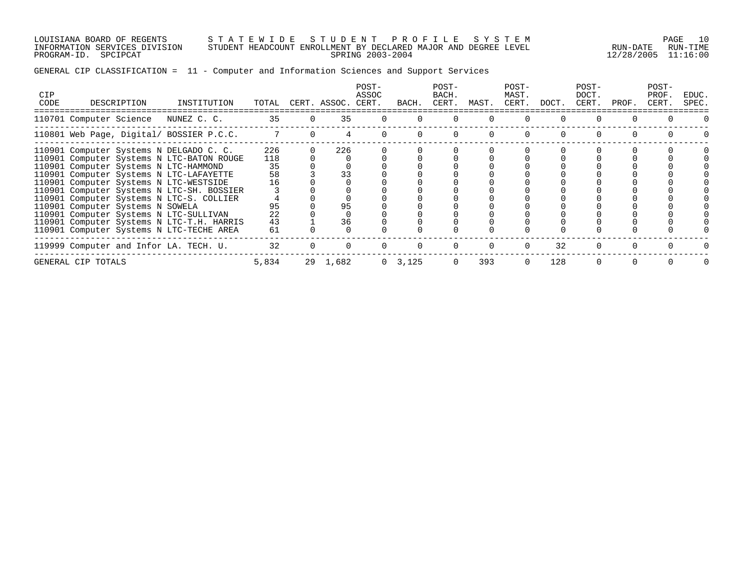LOUISIANA BOARD OF REGENTS
INFORMATION SERVICES DIVISION
PROGRAM-ID. SPCIPCAT

STATEWIDE STUDENT PROFILE SYSTEM
STUDENT HEADCOUNT ENROLLMENT BY DECLARED MAJOR AND DEGREE LEVEL
SPRING 2003-2004

RUN-DATE 12/28/2005 RUN-TIME 11:16:00

GENERAL CIP CLASSIFICATION = 11 - Computer and Information Sciences and Support Services

| CIP CODE | DESCRIPTION | INSTITUTION | TOTAL | CERT. | ASSOC. | POST-ASSOC CERT. | BACH. | POST-BACH. CERT. | MAST. | POST-MAST. CERT. | DOCT. | POST-DOCT. CERT. | PROF. | POST-PROF. CERT. | EDUC. SPEC. |
|---|---|---|---|---|---|---|---|---|---|---|---|---|---|---|---|
| 110701 | Computer Science | NUNEZ C. C. | 35 | 0 | 35 | 0 | 0 | 0 | 0 | 0 | 0 | 0 | 0 | 0 | 0 |
| 110801 | Web Page, Digital/ | BOSSIER P.C.C. | 7 | 0 | 4 | 0 | 0 | 0 | 0 | 0 | 0 | 0 | 0 | 0 | 0 |
| 110901 | Computer Systems N | DELGADO C. C. | 226 | 0 | 226 | 0 | 0 | 0 | 0 | 0 | 0 | 0 | 0 | 0 | 0 |
| 110901 | Computer Systems N | LTC-BATON ROUGE | 118 | 0 | 0 | 0 | 0 | 0 | 0 | 0 | 0 | 0 | 0 | 0 | 0 |
| 110901 | Computer Systems N | LTC-HAMMOND | 35 | 0 | 0 | 0 | 0 | 0 | 0 | 0 | 0 | 0 | 0 | 0 | 0 |
| 110901 | Computer Systems N | LTC-LAFAYETTE | 58 | 3 | 33 | 0 | 0 | 0 | 0 | 0 | 0 | 0 | 0 | 0 | 0 |
| 110901 | Computer Systems N | LTC-WESTSIDE | 16 | 0 | 0 | 0 | 0 | 0 | 0 | 0 | 0 | 0 | 0 | 0 | 0 |
| 110901 | Computer Systems N | LTC-SH. BOSSIER | 3 | 0 | 0 | 0 | 0 | 0 | 0 | 0 | 0 | 0 | 0 | 0 | 0 |
| 110901 | Computer Systems N | LTC-S. COLLIER | 4 | 0 | 0 | 0 | 0 | 0 | 0 | 0 | 0 | 0 | 0 | 0 | 0 |
| 110901 | Computer Systems N | SOWELA | 95 | 0 | 95 | 0 | 0 | 0 | 0 | 0 | 0 | 0 | 0 | 0 | 0 |
| 110901 | Computer Systems N | LTC-SULLIVAN | 22 | 0 | 0 | 0 | 0 | 0 | 0 | 0 | 0 | 0 | 0 | 0 | 0 |
| 110901 | Computer Systems N | LTC-T.H. HARRIS | 43 | 1 | 36 | 0 | 0 | 0 | 0 | 0 | 0 | 0 | 0 | 0 | 0 |
| 110901 | Computer Systems N | LTC-TECHE AREA | 61 | 0 | 0 | 0 | 0 | 0 | 0 | 0 | 0 | 0 | 0 | 0 | 0 |
| 119999 | Computer and Infor | LA. TECH. U. | 32 | 0 | 0 | 0 | 0 | 0 | 0 | 0 | 32 | 0 | 0 | 0 | 0 |
| GENERAL CIP TOTALS | | | 5,834 | 29 | 1,682 | 0 | 3,125 | 0 | 393 | 0 | 128 | 0 | 0 | 0 | 0 |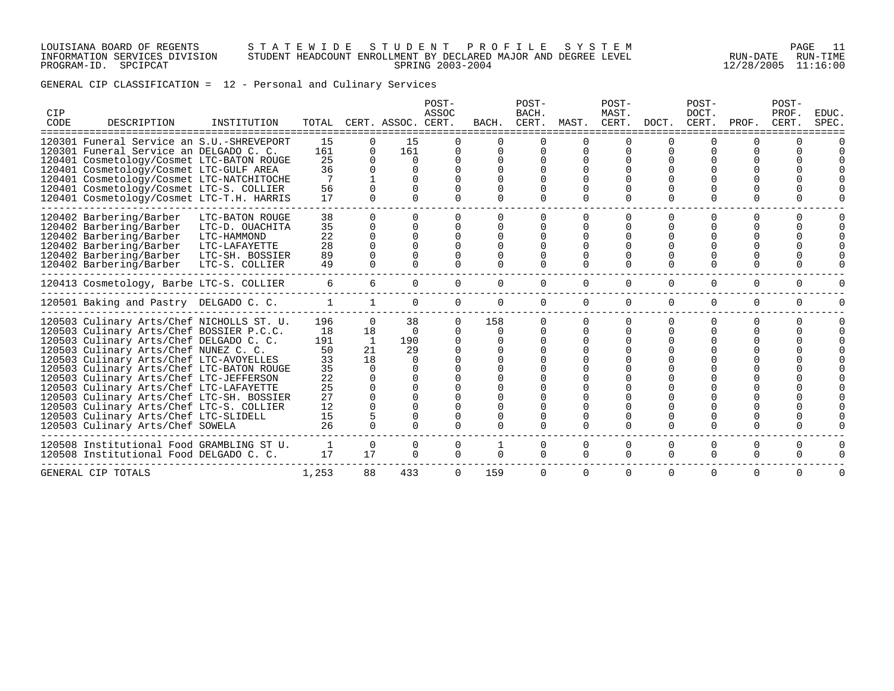LOUISIANA BOARD OF REGENTS — STATEWIDE STUDENT PROFILE SYSTEM
INFORMATION SERVICES DIVISION — STUDENT HEADCOUNT ENROLLMENT BY DECLARED MAJOR AND DEGREE LEVEL — RUN-DATE 12/28/2005 RUN-TIME 11:16:00
PROGRAM-ID. SPCIPCAT — SPRING 2003-2004

GENERAL CIP CLASSIFICATION = 12 - Personal and Culinary Services

| CIP CODE | DESCRIPTION | INSTITUTION | TOTAL | CERT. | ASSOC. | POST-ASSOC CERT. | BACH. | POST-BACH. CERT. | MAST. | POST-MAST. CERT. | DOCT. | POST-DOCT. CERT. | PROF. | POST-PROF. CERT. | EDUC. SPEC. |
|---|---|---|---|---|---|---|---|---|---|---|---|---|---|---|---|
| 120301 | Funeral Service an | S.U.-SHREVEPORT | 15 | 0 | 15 | 0 | 0 | 0 | 0 | 0 | 0 | 0 | 0 | 0 | 0 |
| 120301 | Funeral Service an | DELGADO C. C. | 161 | 0 | 161 | 0 | 0 | 0 | 0 | 0 | 0 | 0 | 0 | 0 | 0 |
| 120401 | Cosmetology/Cosmet | LTC-BATON ROUGE | 25 | 0 | 0 | 0 | 0 | 0 | 0 | 0 | 0 | 0 | 0 | 0 | 0 |
| 120401 | Cosmetology/Cosmet | LTC-GULF AREA | 36 | 0 | 0 | 0 | 0 | 0 | 0 | 0 | 0 | 0 | 0 | 0 | 0 |
| 120401 | Cosmetology/Cosmet | LTC-NATCHITOCHE | 7 | 1 | 0 | 0 | 0 | 0 | 0 | 0 | 0 | 0 | 0 | 0 | 0 |
| 120401 | Cosmetology/Cosmet | LTC-S. COLLIER | 56 | 0 | 0 | 0 | 0 | 0 | 0 | 0 | 0 | 0 | 0 | 0 | 0 |
| 120401 | Cosmetology/Cosmet | LTC-T.H. HARRIS | 17 | 0 | 0 | 0 | 0 | 0 | 0 | 0 | 0 | 0 | 0 | 0 | 0 |
| 120402 | Barbering/Barber | LTC-BATON ROUGE | 38 | 0 | 0 | 0 | 0 | 0 | 0 | 0 | 0 | 0 | 0 | 0 | 0 |
| 120402 | Barbering/Barber | LTC-D. OUACHITA | 35 | 0 | 0 | 0 | 0 | 0 | 0 | 0 | 0 | 0 | 0 | 0 | 0 |
| 120402 | Barbering/Barber | LTC-HAMMOND | 22 | 0 | 0 | 0 | 0 | 0 | 0 | 0 | 0 | 0 | 0 | 0 | 0 |
| 120402 | Barbering/Barber | LTC-LAFAYETTE | 28 | 0 | 0 | 0 | 0 | 0 | 0 | 0 | 0 | 0 | 0 | 0 | 0 |
| 120402 | Barbering/Barber | LTC-SH. BOSSIER | 89 | 0 | 0 | 0 | 0 | 0 | 0 | 0 | 0 | 0 | 0 | 0 | 0 |
| 120402 | Barbering/Barber | LTC-S. COLLIER | 49 | 0 | 0 | 0 | 0 | 0 | 0 | 0 | 0 | 0 | 0 | 0 | 0 |
| 120413 | Cosmetology, Barbe | LTC-S. COLLIER | 6 | 6 | 0 | 0 | 0 | 0 | 0 | 0 | 0 | 0 | 0 | 0 | 0 |
| 120501 | Baking and Pastry | DELGADO C. C. | 1 | 1 | 0 | 0 | 0 | 0 | 0 | 0 | 0 | 0 | 0 | 0 | 0 |
| 120503 | Culinary Arts/Chef | NICHOLLS ST. U. | 196 | 0 | 38 | 0 | 158 | 0 | 0 | 0 | 0 | 0 | 0 | 0 | 0 |
| 120503 | Culinary Arts/Chef | BOSSIER P.C.C. | 18 | 18 | 0 | 0 | 0 | 0 | 0 | 0 | 0 | 0 | 0 | 0 | 0 |
| 120503 | Culinary Arts/Chef | DELGADO C. C. | 191 | 1 | 190 | 0 | 0 | 0 | 0 | 0 | 0 | 0 | 0 | 0 | 0 |
| 120503 | Culinary Arts/Chef | NUNEZ C. C. | 50 | 21 | 29 | 0 | 0 | 0 | 0 | 0 | 0 | 0 | 0 | 0 | 0 |
| 120503 | Culinary Arts/Chef | LTC-AVOYELLES | 33 | 18 | 0 | 0 | 0 | 0 | 0 | 0 | 0 | 0 | 0 | 0 | 0 |
| 120503 | Culinary Arts/Chef | LTC-BATON ROUGE | 35 | 0 | 0 | 0 | 0 | 0 | 0 | 0 | 0 | 0 | 0 | 0 | 0 |
| 120503 | Culinary Arts/Chef | LTC-JEFFERSON | 22 | 0 | 0 | 0 | 0 | 0 | 0 | 0 | 0 | 0 | 0 | 0 | 0 |
| 120503 | Culinary Arts/Chef | LTC-LAFAYETTE | 25 | 0 | 0 | 0 | 0 | 0 | 0 | 0 | 0 | 0 | 0 | 0 | 0 |
| 120503 | Culinary Arts/Chef | LTC-SH. BOSSIER | 27 | 0 | 0 | 0 | 0 | 0 | 0 | 0 | 0 | 0 | 0 | 0 | 0 |
| 120503 | Culinary Arts/Chef | LTC-S. COLLIER | 12 | 0 | 0 | 0 | 0 | 0 | 0 | 0 | 0 | 0 | 0 | 0 | 0 |
| 120503 | Culinary Arts/Chef | LTC-SLIDELL | 15 | 5 | 0 | 0 | 0 | 0 | 0 | 0 | 0 | 0 | 0 | 0 | 0 |
| 120503 | Culinary Arts/Chef | SOWELA | 26 | 0 | 0 | 0 | 0 | 0 | 0 | 0 | 0 | 0 | 0 | 0 | 0 |
| 120508 | Institutional Food | GRAMBLING ST U. | 1 | 0 | 0 | 0 | 1 | 0 | 0 | 0 | 0 | 0 | 0 | 0 | 0 |
| 120508 | Institutional Food | DELGADO C. C. | 17 | 17 | 0 | 0 | 0 | 0 | 0 | 0 | 0 | 0 | 0 | 0 | 0 |
| GENERAL CIP TOTALS | | | 1,253 | 88 | 433 | 0 | 159 | 0 | 0 | 0 | 0 | 0 | 0 | 0 | 0 |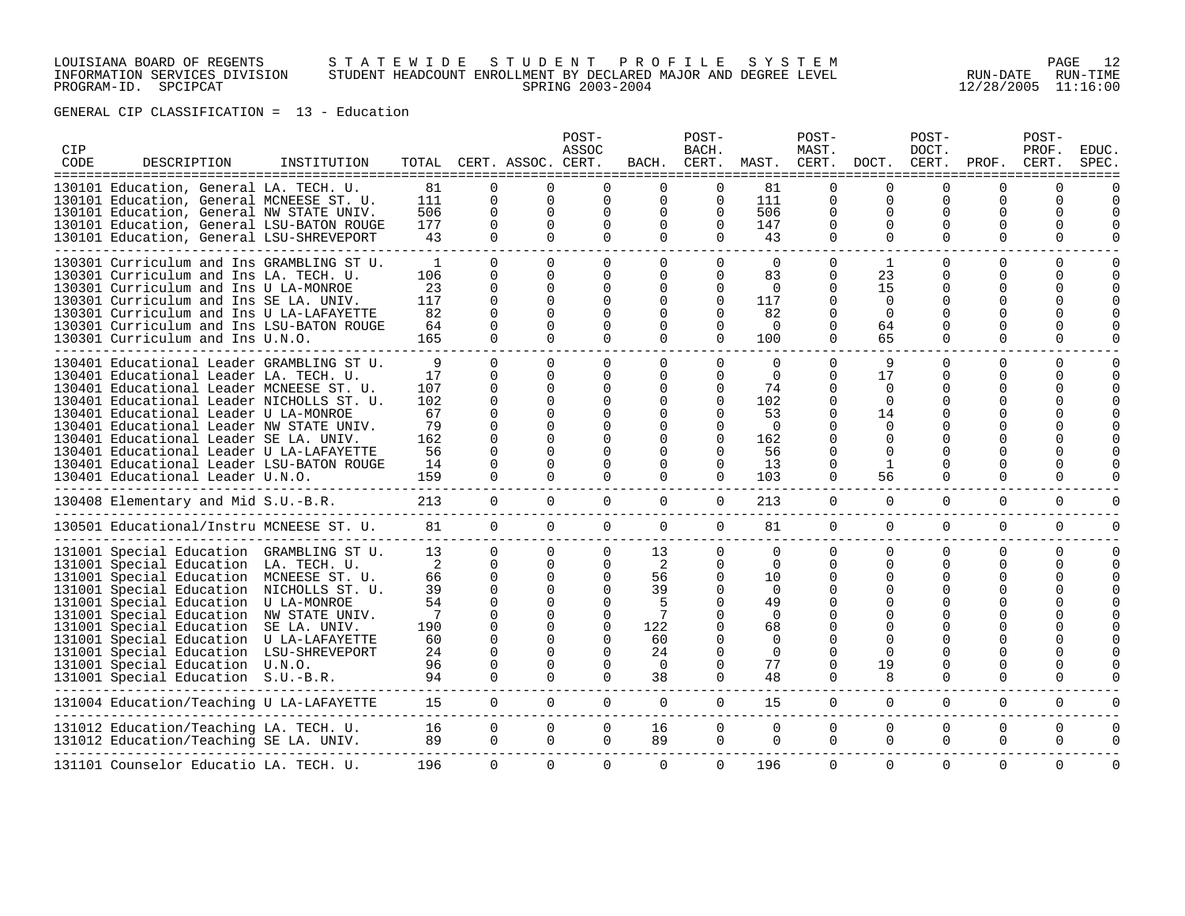LOUISIANA BOARD OF REGENTS — STATEWIDE STUDENT PROFILE SYSTEM
INFORMATION SERVICES DIVISION — STUDENT HEADCOUNT ENROLLMENT BY DECLARED MAJOR AND DEGREE LEVEL
PROGRAM-ID. SPCIPCAT — SPRING 2003-2004 — RUN-DATE 12/28/2005 RUN-TIME 11:16:00

GENERAL CIP CLASSIFICATION = 13 - Education

| CIP CODE | DESCRIPTION | INSTITUTION | TOTAL | CERT. | ASSOC. | POST-ASSOC CERT. | BACH. | POST-BACH. CERT. | MAST. | POST-MAST. CERT. | DOCT. | POST-DOCT. CERT. | PROF. | POST-PROF. CERT. | EDUC. SPEC. |
|---|---|---|---|---|---|---|---|---|---|---|---|---|---|---|---|
| 130101 | Education, General | LA. TECH. U. | 81 | 0 | 0 | 0 | 0 | 0 | 81 | 0 | 0 | 0 | 0 | 0 | 0 |
| 130101 | Education, General | MCNEESE ST. U. | 111 | 0 | 0 | 0 | 0 | 0 | 111 | 0 | 0 | 0 | 0 | 0 | 0 |
| 130101 | Education, General | NW STATE UNIV. | 506 | 0 | 0 | 0 | 0 | 0 | 506 | 0 | 0 | 0 | 0 | 0 | 0 |
| 130101 | Education, General | LSU-BATON ROUGE | 177 | 0 | 0 | 0 | 0 | 0 | 147 | 0 | 0 | 0 | 0 | 0 | 0 |
| 130101 | Education, General | LSU-SHREVEPORT | 43 | 0 | 0 | 0 | 0 | 0 | 43 | 0 | 0 | 0 | 0 | 0 | 0 |
| 130301 | Curriculum and Ins | GRAMBLING ST U. | 1 | 0 | 0 | 0 | 0 | 0 | 0 | 0 | 1 | 0 | 0 | 0 | 0 |
| 130301 | Curriculum and Ins | LA. TECH. U. | 106 | 0 | 0 | 0 | 0 | 0 | 83 | 0 | 23 | 0 | 0 | 0 | 0 |
| 130301 | Curriculum and Ins | U LA-MONROE | 23 | 0 | 0 | 0 | 0 | 0 | 0 | 0 | 15 | 0 | 0 | 0 | 0 |
| 130301 | Curriculum and Ins | SE LA. UNIV. | 117 | 0 | 0 | 0 | 0 | 0 | 117 | 0 | 0 | 0 | 0 | 0 | 0 |
| 130301 | Curriculum and Ins | U LA-LAFAYETTE | 82 | 0 | 0 | 0 | 0 | 0 | 82 | 0 | 0 | 0 | 0 | 0 | 0 |
| 130301 | Curriculum and Ins | LSU-BATON ROUGE | 64 | 0 | 0 | 0 | 0 | 0 | 0 | 0 | 64 | 0 | 0 | 0 | 0 |
| 130301 | Curriculum and Ins | U.N.O. | 165 | 0 | 0 | 0 | 0 | 0 | 100 | 0 | 65 | 0 | 0 | 0 | 0 |
| 130401 | Educational Leader | GRAMBLING ST U. | 9 | 0 | 0 | 0 | 0 | 0 | 0 | 0 | 9 | 0 | 0 | 0 | 0 |
| 130401 | Educational Leader | LA. TECH. U. | 17 | 0 | 0 | 0 | 0 | 0 | 0 | 0 | 17 | 0 | 0 | 0 | 0 |
| 130401 | Educational Leader | MCNEESE ST. U. | 107 | 0 | 0 | 0 | 0 | 0 | 74 | 0 | 0 | 0 | 0 | 0 | 0 |
| 130401 | Educational Leader | NICHOLLS ST. U. | 102 | 0 | 0 | 0 | 0 | 0 | 102 | 0 | 0 | 0 | 0 | 0 | 0 |
| 130401 | Educational Leader | U LA-MONROE | 67 | 0 | 0 | 0 | 0 | 0 | 53 | 0 | 14 | 0 | 0 | 0 | 0 |
| 130401 | Educational Leader | NW STATE UNIV. | 79 | 0 | 0 | 0 | 0 | 0 | 0 | 0 | 0 | 0 | 0 | 0 | 0 |
| 130401 | Educational Leader | SE LA. UNIV. | 162 | 0 | 0 | 0 | 0 | 0 | 162 | 0 | 0 | 0 | 0 | 0 | 0 |
| 130401 | Educational Leader | U LA-LAFAYETTE | 56 | 0 | 0 | 0 | 0 | 0 | 56 | 0 | 0 | 0 | 0 | 0 | 0 |
| 130401 | Educational Leader | LSU-BATON ROUGE | 14 | 0 | 0 | 0 | 0 | 0 | 13 | 0 | 1 | 0 | 0 | 0 | 0 |
| 130401 | Educational Leader | U.N.O. | 159 | 0 | 0 | 0 | 0 | 0 | 103 | 0 | 56 | 0 | 0 | 0 | 0 |
| 130408 | Elementary and Mid | S.U.-B.R. | 213 | 0 | 0 | 0 | 0 | 0 | 213 | 0 | 0 | 0 | 0 | 0 | 0 |
| 130501 | Educational/Instru | MCNEESE ST. U. | 81 | 0 | 0 | 0 | 0 | 0 | 81 | 0 | 0 | 0 | 0 | 0 | 0 |
| 131001 | Special Education | GRAMBLING ST U. | 13 | 0 | 0 | 0 | 13 | 0 | 0 | 0 | 0 | 0 | 0 | 0 | 0 |
| 131001 | Special Education | LA. TECH. U. | 2 | 0 | 0 | 0 | 2 | 0 | 0 | 0 | 0 | 0 | 0 | 0 | 0 |
| 131001 | Special Education | MCNEESE ST. U. | 66 | 0 | 0 | 0 | 56 | 0 | 10 | 0 | 0 | 0 | 0 | 0 | 0 |
| 131001 | Special Education | NICHOLLS ST. U. | 39 | 0 | 0 | 0 | 39 | 0 | 0 | 0 | 0 | 0 | 0 | 0 | 0 |
| 131001 | Special Education | U LA-MONROE | 54 | 0 | 0 | 0 | 5 | 0 | 49 | 0 | 0 | 0 | 0 | 0 | 0 |
| 131001 | Special Education | NW STATE UNIV. | 7 | 0 | 0 | 0 | 7 | 0 | 0 | 0 | 0 | 0 | 0 | 0 | 0 |
| 131001 | Special Education | SE LA. UNIV. | 190 | 0 | 0 | 0 | 122 | 0 | 68 | 0 | 0 | 0 | 0 | 0 | 0 |
| 131001 | Special Education | U LA-LAFAYETTE | 60 | 0 | 0 | 0 | 60 | 0 | 0 | 0 | 0 | 0 | 0 | 0 | 0 |
| 131001 | Special Education | LSU-SHREVEPORT | 24 | 0 | 0 | 0 | 24 | 0 | 0 | 0 | 0 | 0 | 0 | 0 | 0 |
| 131001 | Special Education | U.N.O. | 96 | 0 | 0 | 0 | 0 | 0 | 77 | 0 | 19 | 0 | 0 | 0 | 0 |
| 131001 | Special Education | S.U.-B.R. | 94 | 0 | 0 | 0 | 38 | 0 | 48 | 0 | 8 | 0 | 0 | 0 | 0 |
| 131004 | Education/Teaching | U LA-LAFAYETTE | 15 | 0 | 0 | 0 | 0 | 0 | 15 | 0 | 0 | 0 | 0 | 0 | 0 |
| 131012 | Education/Teaching | LA. TECH. U. | 16 | 0 | 0 | 0 | 16 | 0 | 0 | 0 | 0 | 0 | 0 | 0 | 0 |
| 131012 | Education/Teaching | SE LA. UNIV. | 89 | 0 | 0 | 0 | 89 | 0 | 0 | 0 | 0 | 0 | 0 | 0 | 0 |
| 131101 | Counselor Educatio | LA. TECH. U. | 196 | 0 | 0 | 0 | 0 | 0 | 196 | 0 | 0 | 0 | 0 | 0 | 0 |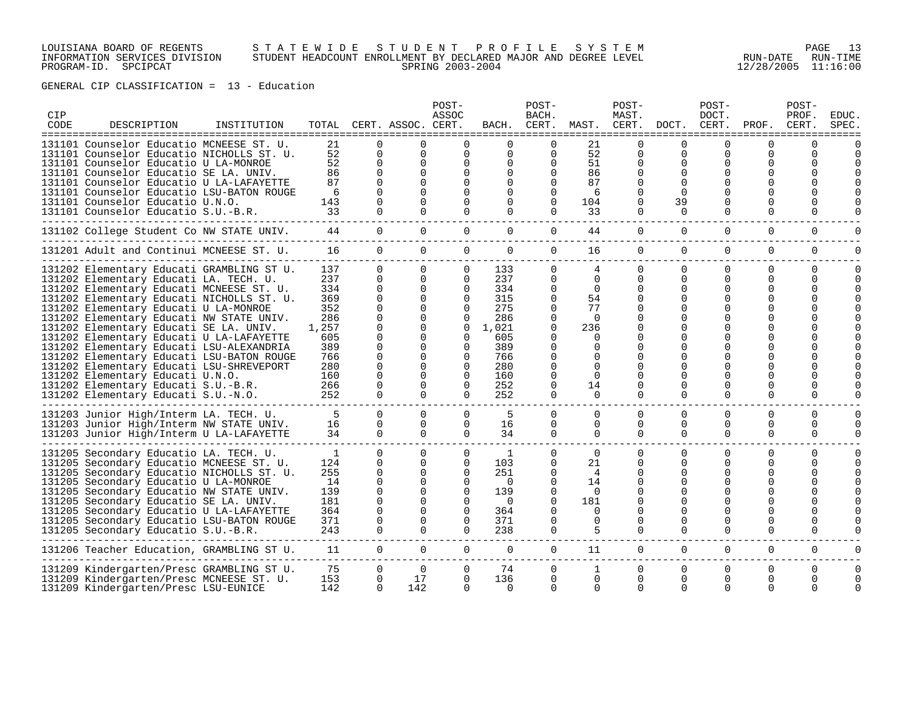GENERAL CIP CLASSIFICATION = 13 - Education

| CIP CODE | DESCRIPTION | INSTITUTION | TOTAL | CERT. | ASSOC. | POST-ASSOC CERT. | BACH. | POST-BACH. CERT. | MAST. | POST-MAST. CERT. | DOCT. | POST-DOCT. CERT. | PROF. | POST-PROF. CERT. | EDUC. SPEC. |
|---|---|---|---|---|---|---|---|---|---|---|---|---|---|---|---|
| 131101 | Counselor Educatio | MCNEESE ST. U. | 21 | 0 | 0 | 0 | 0 | 0 | 21 | 0 | 0 | 0 | 0 | 0 | 0 |
| 131101 | Counselor Educatio | NICHOLLS ST. U. | 52 | 0 | 0 | 0 | 0 | 0 | 52 | 0 | 0 | 0 | 0 | 0 | 0 |
| 131101 | Counselor Educatio | U LA-MONROE | 52 | 0 | 0 | 0 | 0 | 0 | 51 | 0 | 0 | 0 | 0 | 0 | 0 |
| 131101 | Counselor Educatio | SE LA. UNIV. | 86 | 0 | 0 | 0 | 0 | 0 | 86 | 0 | 0 | 0 | 0 | 0 | 0 |
| 131101 | Counselor Educatio | U LA-LAFAYETTE | 87 | 0 | 0 | 0 | 0 | 0 | 87 | 0 | 0 | 0 | 0 | 0 | 0 |
| 131101 | Counselor Educatio | LSU-BATON ROUGE | 6 | 0 | 0 | 0 | 0 | 0 | 6 | 0 | 0 | 0 | 0 | 0 | 0 |
| 131101 | Counselor Educatio | U.N.O. | 143 | 0 | 0 | 0 | 0 | 0 | 104 | 0 | 39 | 0 | 0 | 0 | 0 |
| 131101 | Counselor Educatio | S.U.-B.R. | 33 | 0 | 0 | 0 | 0 | 0 | 33 | 0 | 0 | 0 | 0 | 0 | 0 |
| 131102 | College Student Co | NW STATE UNIV. | 44 | 0 | 0 | 0 | 0 | 0 | 44 | 0 | 0 | 0 | 0 | 0 | 0 |
| 131201 | Adult and Continui | MCNEESE ST. U. | 16 | 0 | 0 | 0 | 0 | 0 | 16 | 0 | 0 | 0 | 0 | 0 | 0 |
| 131202 | Elementary Educati | GRAMBLING ST U. | 137 | 0 | 0 | 0 | 133 | 0 | 4 | 0 | 0 | 0 | 0 | 0 | 0 |
| 131202 | Elementary Educati | LA. TECH. U. | 237 | 0 | 0 | 0 | 237 | 0 | 0 | 0 | 0 | 0 | 0 | 0 | 0 |
| 131202 | Elementary Educati | MCNEESE ST. U. | 334 | 0 | 0 | 0 | 334 | 0 | 0 | 0 | 0 | 0 | 0 | 0 | 0 |
| 131202 | Elementary Educati | NICHOLLS ST. U. | 369 | 0 | 0 | 0 | 315 | 0 | 54 | 0 | 0 | 0 | 0 | 0 | 0 |
| 131202 | Elementary Educati | U LA-MONROE | 352 | 0 | 0 | 0 | 275 | 0 | 77 | 0 | 0 | 0 | 0 | 0 | 0 |
| 131202 | Elementary Educati | NW STATE UNIV. | 286 | 0 | 0 | 0 | 286 | 0 | 0 | 0 | 0 | 0 | 0 | 0 | 0 |
| 131202 | Elementary Educati | SE LA. UNIV. | 1,257 | 0 | 0 | 0 | 1,021 | 0 | 236 | 0 | 0 | 0 | 0 | 0 | 0 |
| 131202 | Elementary Educati | U LA-LAFAYETTE | 605 | 0 | 0 | 0 | 605 | 0 | 0 | 0 | 0 | 0 | 0 | 0 | 0 |
| 131202 | Elementary Educati | LSU-ALEXANDRIA | 389 | 0 | 0 | 0 | 389 | 0 | 0 | 0 | 0 | 0 | 0 | 0 | 0 |
| 131202 | Elementary Educati | LSU-BATON ROUGE | 766 | 0 | 0 | 0 | 766 | 0 | 0 | 0 | 0 | 0 | 0 | 0 | 0 |
| 131202 | Elementary Educati | LSU-SHREVEPORT | 280 | 0 | 0 | 0 | 280 | 0 | 0 | 0 | 0 | 0 | 0 | 0 | 0 |
| 131202 | Elementary Educati | U.N.O. | 160 | 0 | 0 | 0 | 160 | 0 | 0 | 0 | 0 | 0 | 0 | 0 | 0 |
| 131202 | Elementary Educati | S.U.-B.R. | 266 | 0 | 0 | 0 | 252 | 0 | 14 | 0 | 0 | 0 | 0 | 0 | 0 |
| 131202 | Elementary Educati | S.U.-N.O. | 252 | 0 | 0 | 0 | 252 | 0 | 0 | 0 | 0 | 0 | 0 | 0 | 0 |
| 131203 | Junior High/Interm | LA. TECH. U. | 5 | 0 | 0 | 0 | 5 | 0 | 0 | 0 | 0 | 0 | 0 | 0 | 0 |
| 131203 | Junior High/Interm | NW STATE UNIV. | 16 | 0 | 0 | 0 | 16 | 0 | 0 | 0 | 0 | 0 | 0 | 0 | 0 |
| 131203 | Junior High/Interm | U LA-LAFAYETTE | 34 | 0 | 0 | 0 | 34 | 0 | 0 | 0 | 0 | 0 | 0 | 0 | 0 |
| 131205 | Secondary Educatio | LA. TECH. U. | 1 | 0 | 0 | 0 | 1 | 0 | 0 | 0 | 0 | 0 | 0 | 0 | 0 |
| 131205 | Secondary Educatio | MCNEESE ST. U. | 124 | 0 | 0 | 0 | 103 | 0 | 21 | 0 | 0 | 0 | 0 | 0 | 0 |
| 131205 | Secondary Educatio | NICHOLLS ST. U. | 255 | 0 | 0 | 0 | 251 | 0 | 4 | 0 | 0 | 0 | 0 | 0 | 0 |
| 131205 | Secondary Educatio | U LA-MONROE | 14 | 0 | 0 | 0 | 0 | 0 | 14 | 0 | 0 | 0 | 0 | 0 | 0 |
| 131205 | Secondary Educatio | NW STATE UNIV. | 139 | 0 | 0 | 0 | 139 | 0 | 0 | 0 | 0 | 0 | 0 | 0 | 0 |
| 131205 | Secondary Educatio | SE LA. UNIV. | 181 | 0 | 0 | 0 | 0 | 0 | 181 | 0 | 0 | 0 | 0 | 0 | 0 |
| 131205 | Secondary Educatio | U LA-LAFAYETTE | 364 | 0 | 0 | 0 | 364 | 0 | 0 | 0 | 0 | 0 | 0 | 0 | 0 |
| 131205 | Secondary Educatio | LSU-BATON ROUGE | 371 | 0 | 0 | 0 | 371 | 0 | 0 | 0 | 0 | 0 | 0 | 0 | 0 |
| 131205 | Secondary Educatio | S.U.-B.R. | 243 | 0 | 0 | 0 | 238 | 0 | 5 | 0 | 0 | 0 | 0 | 0 | 0 |
| 131206 | Teacher Education, | GRAMBLING ST U. | 11 | 0 | 0 | 0 | 0 | 0 | 11 | 0 | 0 | 0 | 0 | 0 | 0 |
| 131209 | Kindergarten/Presc | GRAMBLING ST U. | 75 | 0 | 0 | 0 | 74 | 0 | 1 | 0 | 0 | 0 | 0 | 0 | 0 |
| 131209 | Kindergarten/Presc | MCNEESE ST. U. | 153 | 0 | 17 | 0 | 136 | 0 | 0 | 0 | 0 | 0 | 0 | 0 | 0 |
| 131209 | Kindergarten/Presc | LSU-EUNICE | 142 | 0 | 142 | 0 | 0 | 0 | 0 | 0 | 0 | 0 | 0 | 0 | 0 |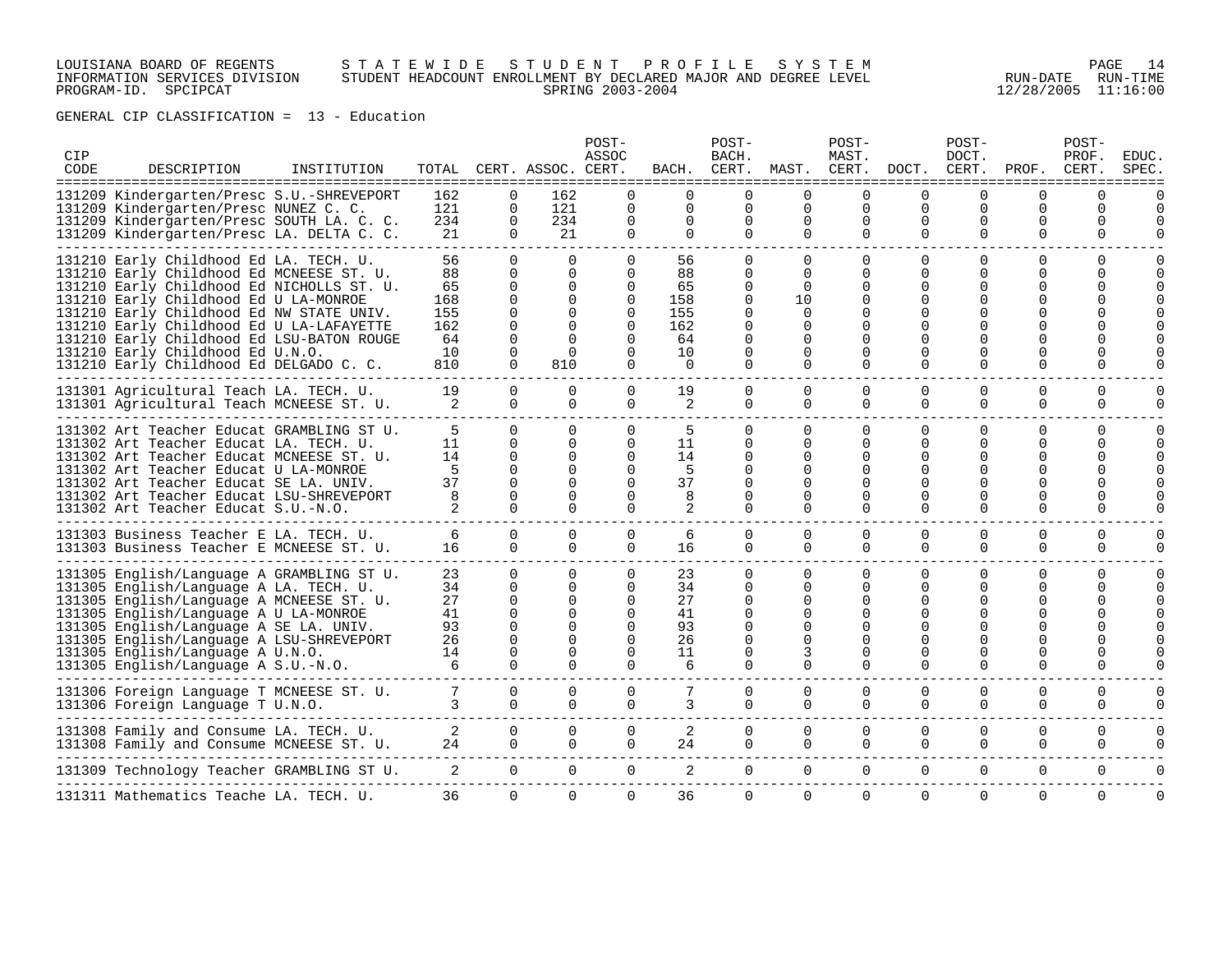GENERAL CIP CLASSIFICATION = 13 - Education

| CIP CODE | DESCRIPTION | INSTITUTION | TOTAL | CERT. | ASSOC. | POST-ASSOC CERT. | BACH. | POST-BACH. CERT. | MAST. | POST-MAST. CERT. | DOCT. | POST-DOCT. CERT. | PROF. | POST-PROF. CERT. | EDUC. SPEC. |
|---|---|---|---|---|---|---|---|---|---|---|---|---|---|---|---|
| 131209 | Kindergarten/Presc | S.U.-SHREVEPORT | 162 | 0 | 162 | 0 | 0 | 0 | 0 | 0 | 0 | 0 | 0 | 0 | 0 |
| 131209 | Kindergarten/Presc | NUNEZ C. C. | 121 | 0 | 121 | 0 | 0 | 0 | 0 | 0 | 0 | 0 | 0 | 0 | 0 |
| 131209 | Kindergarten/Presc | SOUTH LA. C. C. | 234 | 0 | 234 | 0 | 0 | 0 | 0 | 0 | 0 | 0 | 0 | 0 | 0 |
| 131209 | Kindergarten/Presc | LA. DELTA C. C. | 21 | 0 | 21 | 0 | 0 | 0 | 0 | 0 | 0 | 0 | 0 | 0 | 0 |
| 131210 | Early Childhood Ed | LA. TECH. U. | 56 | 0 | 0 | 0 | 56 | 0 | 0 | 0 | 0 | 0 | 0 | 0 | 0 |
| 131210 | Early Childhood Ed | MCNEESE ST. U. | 88 | 0 | 0 | 0 | 88 | 0 | 0 | 0 | 0 | 0 | 0 | 0 | 0 |
| 131210 | Early Childhood Ed | NICHOLLS ST. U. | 65 | 0 | 0 | 0 | 65 | 0 | 0 | 0 | 0 | 0 | 0 | 0 | 0 |
| 131210 | Early Childhood Ed | U LA-MONROE | 168 | 0 | 0 | 0 | 158 | 0 | 10 | 0 | 0 | 0 | 0 | 0 | 0 |
| 131210 | Early Childhood Ed | NW STATE UNIV. | 155 | 0 | 0 | 0 | 155 | 0 | 0 | 0 | 0 | 0 | 0 | 0 | 0 |
| 131210 | Early Childhood Ed | U LA-LAFAYETTE | 162 | 0 | 0 | 0 | 162 | 0 | 0 | 0 | 0 | 0 | 0 | 0 | 0 |
| 131210 | Early Childhood Ed | LSU-BATON ROUGE | 64 | 0 | 0 | 0 | 64 | 0 | 0 | 0 | 0 | 0 | 0 | 0 | 0 |
| 131210 | Early Childhood Ed | U.N.O. | 10 | 0 | 0 | 0 | 10 | 0 | 0 | 0 | 0 | 0 | 0 | 0 | 0 |
| 131210 | Early Childhood Ed | DELGADO C. C. | 810 | 0 | 810 | 0 | 0 | 0 | 0 | 0 | 0 | 0 | 0 | 0 | 0 |
| 131301 | Agricultural Teach | LA. TECH. U. | 19 | 0 | 0 | 0 | 19 | 0 | 0 | 0 | 0 | 0 | 0 | 0 | 0 |
| 131301 | Agricultural Teach | MCNEESE ST. U. | 2 | 0 | 0 | 0 | 2 | 0 | 0 | 0 | 0 | 0 | 0 | 0 | 0 |
| 131302 | Art Teacher Educat | GRAMBLING ST U. | 5 | 0 | 0 | 0 | 5 | 0 | 0 | 0 | 0 | 0 | 0 | 0 | 0 |
| 131302 | Art Teacher Educat | LA. TECH. U. | 11 | 0 | 0 | 0 | 11 | 0 | 0 | 0 | 0 | 0 | 0 | 0 | 0 |
| 131302 | Art Teacher Educat | MCNEESE ST. U. | 14 | 0 | 0 | 0 | 14 | 0 | 0 | 0 | 0 | 0 | 0 | 0 | 0 |
| 131302 | Art Teacher Educat | U LA-MONROE | 5 | 0 | 0 | 0 | 5 | 0 | 0 | 0 | 0 | 0 | 0 | 0 | 0 |
| 131302 | Art Teacher Educat | SE LA. UNIV. | 37 | 0 | 0 | 0 | 37 | 0 | 0 | 0 | 0 | 0 | 0 | 0 | 0 |
| 131302 | Art Teacher Educat | LSU-SHREVEPORT | 8 | 0 | 0 | 0 | 8 | 0 | 0 | 0 | 0 | 0 | 0 | 0 | 0 |
| 131302 | Art Teacher Educat | S.U.-N.O. | 2 | 0 | 0 | 0 | 2 | 0 | 0 | 0 | 0 | 0 | 0 | 0 | 0 |
| 131303 | Business Teacher E | LA. TECH. U. | 6 | 0 | 0 | 0 | 6 | 0 | 0 | 0 | 0 | 0 | 0 | 0 | 0 |
| 131303 | Business Teacher E | MCNEESE ST. U. | 16 | 0 | 0 | 0 | 16 | 0 | 0 | 0 | 0 | 0 | 0 | 0 | 0 |
| 131305 | English/Language A | GRAMBLING ST U. | 23 | 0 | 0 | 0 | 23 | 0 | 0 | 0 | 0 | 0 | 0 | 0 | 0 |
| 131305 | English/Language A | LA. TECH. U. | 34 | 0 | 0 | 0 | 34 | 0 | 0 | 0 | 0 | 0 | 0 | 0 | 0 |
| 131305 | English/Language A | MCNEESE ST. U. | 27 | 0 | 0 | 0 | 27 | 0 | 0 | 0 | 0 | 0 | 0 | 0 | 0 |
| 131305 | English/Language A | U LA-MONROE | 41 | 0 | 0 | 0 | 41 | 0 | 0 | 0 | 0 | 0 | 0 | 0 | 0 |
| 131305 | English/Language A | SE LA. UNIV. | 93 | 0 | 0 | 0 | 93 | 0 | 0 | 0 | 0 | 0 | 0 | 0 | 0 |
| 131305 | English/Language A | LSU-SHREVEPORT | 26 | 0 | 0 | 0 | 26 | 0 | 0 | 0 | 0 | 0 | 0 | 0 | 0 |
| 131305 | English/Language A | U.N.O. | 14 | 0 | 0 | 0 | 11 | 0 | 3 | 0 | 0 | 0 | 0 | 0 | 0 |
| 131305 | English/Language A | S.U.-N.O. | 6 | 0 | 0 | 0 | 6 | 0 | 0 | 0 | 0 | 0 | 0 | 0 | 0 |
| 131306 | Foreign Language T | MCNEESE ST. U. | 7 | 0 | 0 | 0 | 7 | 0 | 0 | 0 | 0 | 0 | 0 | 0 | 0 |
| 131306 | Foreign Language T | U.N.O. | 3 | 0 | 0 | 0 | 3 | 0 | 0 | 0 | 0 | 0 | 0 | 0 | 0 |
| 131308 | Family and Consume | LA. TECH. U. | 2 | 0 | 0 | 0 | 2 | 0 | 0 | 0 | 0 | 0 | 0 | 0 | 0 |
| 131308 | Family and Consume | MCNEESE ST. U. | 24 | 0 | 0 | 0 | 24 | 0 | 0 | 0 | 0 | 0 | 0 | 0 | 0 |
| 131309 | Technology Teacher | GRAMBLING ST U. | 2 | 0 | 0 | 0 | 2 | 0 | 0 | 0 | 0 | 0 | 0 | 0 | 0 |
| 131311 | Mathematics Teache | LA. TECH. U. | 36 | 0 | 0 | 0 | 36 | 0 | 0 | 0 | 0 | 0 | 0 | 0 | 0 |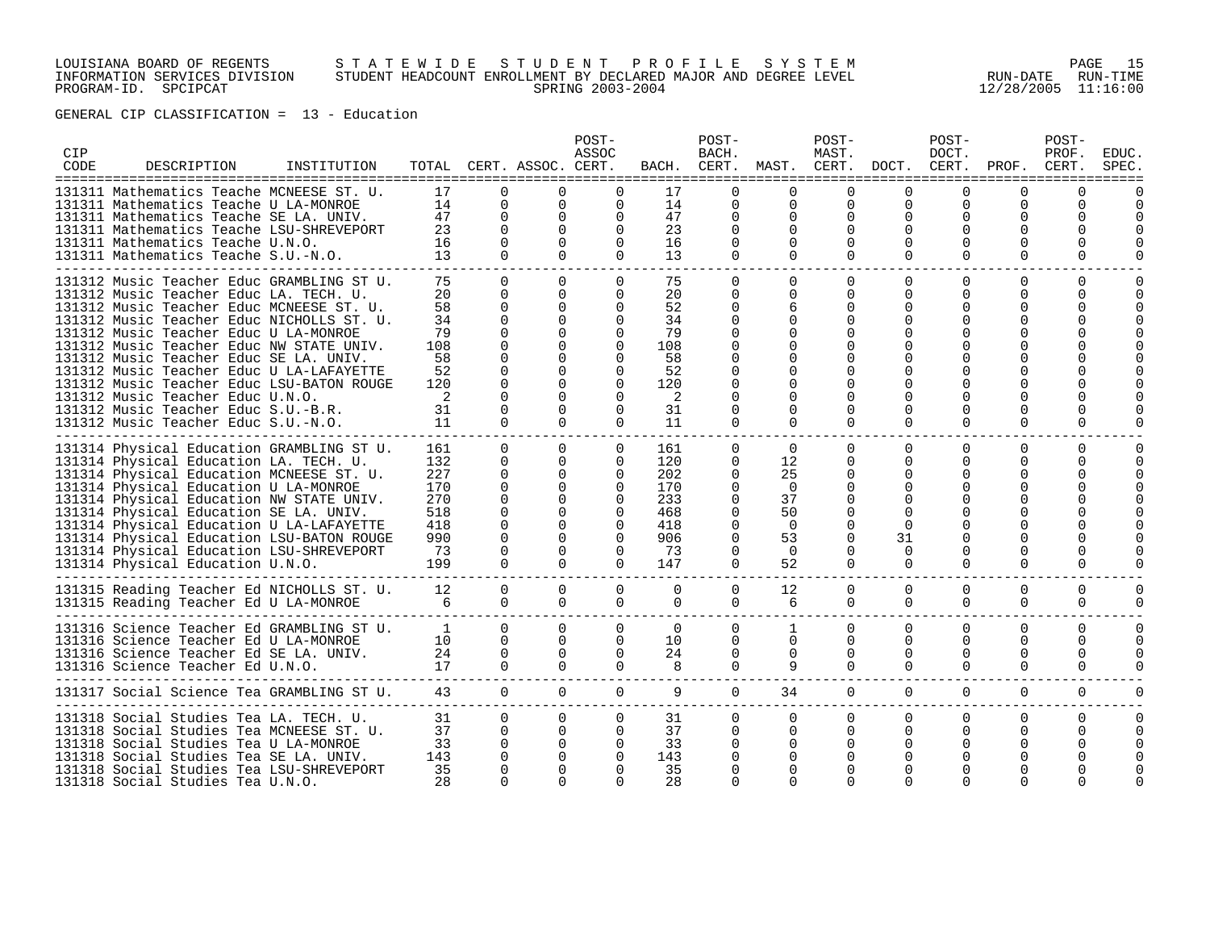GENERAL CIP CLASSIFICATION = 13 - Education

| CIP CODE | DESCRIPTION | INSTITUTION | TOTAL | CERT. | ASSOC. | POST-ASSOC CERT. | BACH. | POST-BACH. CERT. | MAST. | POST-MAST. CERT. | DOCT. | POST-DOCT. CERT. | PROF. | POST-PROF. CERT. | EDUC. SPEC. |
|---|---|---|---|---|---|---|---|---|---|---|---|---|---|---|---|
| 131311 | Mathematics Teache | MCNEESE ST. U. | 17 | 0 | 0 | 0 | 17 | 0 | 0 | 0 | 0 | 0 | 0 | 0 | 0 |
| 131311 | Mathematics Teache | U LA-MONROE | 14 | 0 | 0 | 0 | 14 | 0 | 0 | 0 | 0 | 0 | 0 | 0 | 0 |
| 131311 | Mathematics Teache | SE LA. UNIV. | 47 | 0 | 0 | 0 | 47 | 0 | 0 | 0 | 0 | 0 | 0 | 0 | 0 |
| 131311 | Mathematics Teache | LSU-SHREVEPORT | 23 | 0 | 0 | 0 | 23 | 0 | 0 | 0 | 0 | 0 | 0 | 0 | 0 |
| 131311 | Mathematics Teache | U.N.O. | 16 | 0 | 0 | 0 | 16 | 0 | 0 | 0 | 0 | 0 | 0 | 0 | 0 |
| 131311 | Mathematics Teache | S.U.-N.O. | 13 | 0 | 0 | 0 | 13 | 0 | 0 | 0 | 0 | 0 | 0 | 0 | 0 |
| 131312 | Music Teacher Educ | GRAMBLING ST U. | 75 | 0 | 0 | 0 | 75 | 0 | 0 | 0 | 0 | 0 | 0 | 0 | 0 |
| 131312 | Music Teacher Educ | LA. TECH. U. | 20 | 0 | 0 | 0 | 20 | 0 | 0 | 0 | 0 | 0 | 0 | 0 | 0 |
| 131312 | Music Teacher Educ | MCNEESE ST. U. | 58 | 0 | 0 | 0 | 52 | 0 | 6 | 0 | 0 | 0 | 0 | 0 | 0 |
| 131312 | Music Teacher Educ | NICHOLLS ST. U. | 34 | 0 | 0 | 0 | 34 | 0 | 0 | 0 | 0 | 0 | 0 | 0 | 0 |
| 131312 | Music Teacher Educ | U LA-MONROE | 79 | 0 | 0 | 0 | 79 | 0 | 0 | 0 | 0 | 0 | 0 | 0 | 0 |
| 131312 | Music Teacher Educ | NW STATE UNIV. | 108 | 0 | 0 | 0 | 108 | 0 | 0 | 0 | 0 | 0 | 0 | 0 | 0 |
| 131312 | Music Teacher Educ | SE LA. UNIV. | 58 | 0 | 0 | 0 | 58 | 0 | 0 | 0 | 0 | 0 | 0 | 0 | 0 |
| 131312 | Music Teacher Educ | U LA-LAFAYETTE | 52 | 0 | 0 | 0 | 52 | 0 | 0 | 0 | 0 | 0 | 0 | 0 | 0 |
| 131312 | Music Teacher Educ | LSU-BATON ROUGE | 120 | 0 | 0 | 0 | 120 | 0 | 0 | 0 | 0 | 0 | 0 | 0 | 0 |
| 131312 | Music Teacher Educ | U.N.O. | 2 | 0 | 0 | 0 | 2 | 0 | 0 | 0 | 0 | 0 | 0 | 0 | 0 |
| 131312 | Music Teacher Educ | S.U.-B.R. | 31 | 0 | 0 | 0 | 31 | 0 | 0 | 0 | 0 | 0 | 0 | 0 | 0 |
| 131312 | Music Teacher Educ | S.U.-N.O. | 11 | 0 | 0 | 0 | 11 | 0 | 0 | 0 | 0 | 0 | 0 | 0 | 0 |
| 131314 | Physical Education | GRAMBLING ST U. | 161 | 0 | 0 | 0 | 161 | 0 | 0 | 0 | 0 | 0 | 0 | 0 | 0 |
| 131314 | Physical Education | LA. TECH. U. | 132 | 0 | 0 | 0 | 120 | 0 | 12 | 0 | 0 | 0 | 0 | 0 | 0 |
| 131314 | Physical Education | MCNEESE ST. U. | 227 | 0 | 0 | 0 | 202 | 0 | 25 | 0 | 0 | 0 | 0 | 0 | 0 |
| 131314 | Physical Education | U LA-MONROE | 170 | 0 | 0 | 0 | 170 | 0 | 0 | 0 | 0 | 0 | 0 | 0 | 0 |
| 131314 | Physical Education | NW STATE UNIV. | 270 | 0 | 0 | 0 | 233 | 0 | 37 | 0 | 0 | 0 | 0 | 0 | 0 |
| 131314 | Physical Education | SE LA. UNIV. | 518 | 0 | 0 | 0 | 468 | 0 | 50 | 0 | 0 | 0 | 0 | 0 | 0 |
| 131314 | Physical Education | U LA-LAFAYETTE | 418 | 0 | 0 | 0 | 418 | 0 | 0 | 0 | 0 | 0 | 0 | 0 | 0 |
| 131314 | Physical Education | LSU-BATON ROUGE | 990 | 0 | 0 | 0 | 906 | 0 | 53 | 0 | 31 | 0 | 0 | 0 | 0 |
| 131314 | Physical Education | LSU-SHREVEPORT | 73 | 0 | 0 | 0 | 73 | 0 | 0 | 0 | 0 | 0 | 0 | 0 | 0 |
| 131314 | Physical Education | U.N.O. | 199 | 0 | 0 | 0 | 147 | 0 | 52 | 0 | 0 | 0 | 0 | 0 | 0 |
| 131315 | Reading Teacher Ed | NICHOLLS ST. U. | 12 | 0 | 0 | 0 | 0 | 0 | 12 | 0 | 0 | 0 | 0 | 0 | 0 |
| 131315 | Reading Teacher Ed | U LA-MONROE | 6 | 0 | 0 | 0 | 0 | 0 | 6 | 0 | 0 | 0 | 0 | 0 | 0 |
| 131316 | Science Teacher Ed | GRAMBLING ST U. | 1 | 0 | 0 | 0 | 0 | 0 | 1 | 0 | 0 | 0 | 0 | 0 | 0 |
| 131316 | Science Teacher Ed | U LA-MONROE | 10 | 0 | 0 | 0 | 10 | 0 | 0 | 0 | 0 | 0 | 0 | 0 | 0 |
| 131316 | Science Teacher Ed | SE LA. UNIV. | 24 | 0 | 0 | 0 | 24 | 0 | 0 | 0 | 0 | 0 | 0 | 0 | 0 |
| 131316 | Science Teacher Ed | U.N.O. | 17 | 0 | 0 | 0 | 8 | 0 | 9 | 0 | 0 | 0 | 0 | 0 | 0 |
| 131317 | Social Science Tea | GRAMBLING ST U. | 43 | 0 | 0 | 0 | 9 | 0 | 34 | 0 | 0 | 0 | 0 | 0 | 0 |
| 131318 | Social Studies Tea | LA. TECH. U. | 31 | 0 | 0 | 0 | 31 | 0 | 0 | 0 | 0 | 0 | 0 | 0 | 0 |
| 131318 | Social Studies Tea | MCNEESE ST. U. | 37 | 0 | 0 | 0 | 37 | 0 | 0 | 0 | 0 | 0 | 0 | 0 | 0 |
| 131318 | Social Studies Tea | U LA-MONROE | 33 | 0 | 0 | 0 | 33 | 0 | 0 | 0 | 0 | 0 | 0 | 0 | 0 |
| 131318 | Social Studies Tea | SE LA. UNIV. | 143 | 0 | 0 | 0 | 143 | 0 | 0 | 0 | 0 | 0 | 0 | 0 | 0 |
| 131318 | Social Studies Tea | LSU-SHREVEPORT | 35 | 0 | 0 | 0 | 35 | 0 | 0 | 0 | 0 | 0 | 0 | 0 | 0 |
| 131318 | Social Studies Tea | U.N.O. | 28 | 0 | 0 | 0 | 28 | 0 | 0 | 0 | 0 | 0 | 0 | 0 | 0 |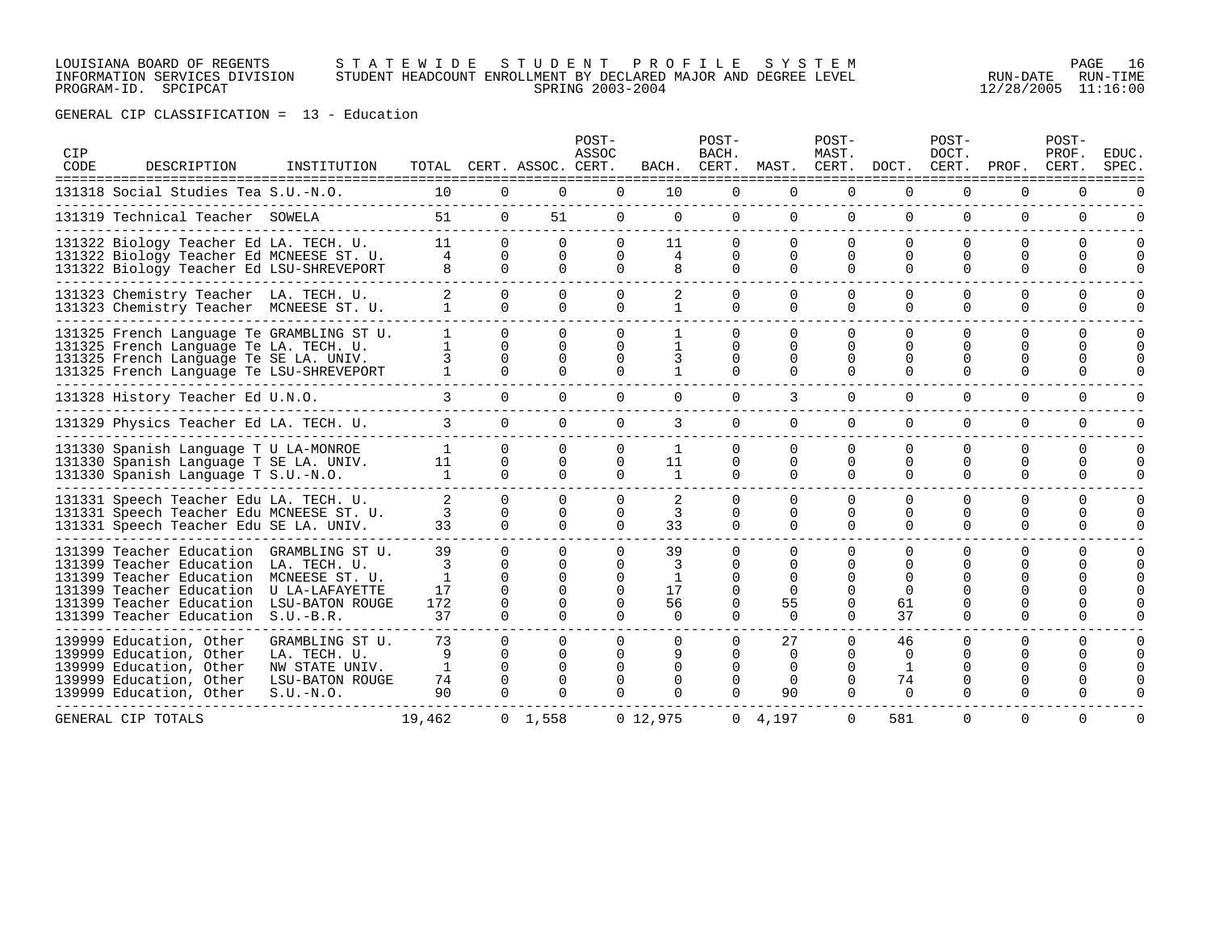LOUISIANA BOARD OF REGENTS — STATEWIDE STUDENT PROFILE SYSTEM
INFORMATION SERVICES DIVISION — STUDENT HEADCOUNT ENROLLMENT BY DECLARED MAJOR AND DEGREE LEVEL
PROGRAM-ID. SPCIPCAT — SPRING 2003-2004

RUN-DATE 12/28/2005 RUN-TIME 11:16:00

GENERAL CIP CLASSIFICATION = 13 - Education

| CIP CODE | DESCRIPTION | INSTITUTION | TOTAL | CERT. | ASSOC. | POST-ASSOC CERT. | BACH. | POST-BACH. CERT. | MAST. | POST-MAST. CERT. | DOCT. | POST-DOCT. CERT. | PROF. | POST-PROF. CERT. | EDUC. SPEC. |
|---|---|---|---|---|---|---|---|---|---|---|---|---|---|---|---|
| 131318 | Social Studies Tea | S.U.-N.O. | 10 | 0 | 0 | 0 | 10 | 0 | 0 | 0 | 0 | 0 | 0 | 0 | 0 |
| 131319 | Technical Teacher | SOWELA | 51 | 0 | 51 | 0 | 0 | 0 | 0 | 0 | 0 | 0 | 0 | 0 | 0 |
| 131322 | Biology Teacher Ed | LA. TECH. U. | 11 | 0 | 0 | 0 | 11 | 0 | 0 | 0 | 0 | 0 | 0 | 0 | 0 |
| 131322 | Biology Teacher Ed | MCNEESE ST. U. | 4 | 0 | 0 | 0 | 4 | 0 | 0 | 0 | 0 | 0 | 0 | 0 | 0 |
| 131322 | Biology Teacher Ed | LSU-SHREVEPORT | 8 | 0 | 0 | 0 | 8 | 0 | 0 | 0 | 0 | 0 | 0 | 0 | 0 |
| 131323 | Chemistry Teacher | LA. TECH. U. | 2 | 0 | 0 | 0 | 2 | 0 | 0 | 0 | 0 | 0 | 0 | 0 | 0 |
| 131323 | Chemistry Teacher | MCNEESE ST. U. | 1 | 0 | 0 | 0 | 1 | 0 | 0 | 0 | 0 | 0 | 0 | 0 | 0 |
| 131325 | French Language Te | GRAMBLING ST U. | 1 | 0 | 0 | 0 | 1 | 0 | 0 | 0 | 0 | 0 | 0 | 0 | 0 |
| 131325 | French Language Te | LA. TECH. U. | 1 | 0 | 0 | 0 | 1 | 0 | 0 | 0 | 0 | 0 | 0 | 0 | 0 |
| 131325 | French Language Te | SE LA. UNIV. | 3 | 0 | 0 | 0 | 3 | 0 | 0 | 0 | 0 | 0 | 0 | 0 | 0 |
| 131325 | French Language Te | LSU-SHREVEPORT | 1 | 0 | 0 | 0 | 1 | 0 | 0 | 0 | 0 | 0 | 0 | 0 | 0 |
| 131328 | History Teacher Ed | U.N.O. | 3 | 0 | 0 | 0 | 0 | 0 | 3 | 0 | 0 | 0 | 0 | 0 | 0 |
| 131329 | Physics Teacher Ed | LA. TECH. U. | 3 | 0 | 0 | 0 | 3 | 0 | 0 | 0 | 0 | 0 | 0 | 0 | 0 |
| 131330 | Spanish Language T | U LA-MONROE | 1 | 0 | 0 | 0 | 1 | 0 | 0 | 0 | 0 | 0 | 0 | 0 | 0 |
| 131330 | Spanish Language T | SE LA. UNIV. | 11 | 0 | 0 | 0 | 11 | 0 | 0 | 0 | 0 | 0 | 0 | 0 | 0 |
| 131330 | Spanish Language T | S.U.-N.O. | 1 | 0 | 0 | 0 | 1 | 0 | 0 | 0 | 0 | 0 | 0 | 0 | 0 |
| 131331 | Speech Teacher Edu | LA. TECH. U. | 2 | 0 | 0 | 0 | 2 | 0 | 0 | 0 | 0 | 0 | 0 | 0 | 0 |
| 131331 | Speech Teacher Edu | MCNEESE ST. U. | 3 | 0 | 0 | 0 | 3 | 0 | 0 | 0 | 0 | 0 | 0 | 0 | 0 |
| 131331 | Speech Teacher Edu | SE LA. UNIV. | 33 | 0 | 0 | 0 | 33 | 0 | 0 | 0 | 0 | 0 | 0 | 0 | 0 |
| 131399 | Teacher Education | GRAMBLING ST U. | 39 | 0 | 0 | 0 | 39 | 0 | 0 | 0 | 0 | 0 | 0 | 0 | 0 |
| 131399 | Teacher Education | LA. TECH. U. | 3 | 0 | 0 | 0 | 3 | 0 | 0 | 0 | 0 | 0 | 0 | 0 | 0 |
| 131399 | Teacher Education | MCNEESE ST. U. | 1 | 0 | 0 | 0 | 1 | 0 | 0 | 0 | 0 | 0 | 0 | 0 | 0 |
| 131399 | Teacher Education | U LA-LAFAYETTE | 17 | 0 | 0 | 0 | 17 | 0 | 0 | 0 | 0 | 0 | 0 | 0 | 0 |
| 131399 | Teacher Education | LSU-BATON ROUGE | 172 | 0 | 0 | 0 | 56 | 0 | 55 | 0 | 61 | 0 | 0 | 0 | 0 |
| 131399 | Teacher Education | S.U.-B.R. | 37 | 0 | 0 | 0 | 0 | 0 | 0 | 0 | 37 | 0 | 0 | 0 | 0 |
| 139999 | Education, Other | GRAMBLING ST U. | 73 | 0 | 0 | 0 | 0 | 0 | 27 | 0 | 46 | 0 | 0 | 0 | 0 |
| 139999 | Education, Other | LA. TECH. U. | 9 | 0 | 0 | 0 | 9 | 0 | 0 | 0 | 0 | 0 | 0 | 0 | 0 |
| 139999 | Education, Other | NW STATE UNIV. | 1 | 0 | 0 | 0 | 0 | 0 | 0 | 0 | 1 | 0 | 0 | 0 | 0 |
| 139999 | Education, Other | LSU-BATON ROUGE | 74 | 0 | 0 | 0 | 0 | 0 | 0 | 0 | 74 | 0 | 0 | 0 | 0 |
| 139999 | Education, Other | S.U.-N.O. | 90 | 0 | 0 | 0 | 0 | 0 | 90 | 0 | 0 | 0 | 0 | 0 | 0 |
| GENERAL CIP TOTALS | | | 19,462 | 0 | 1,558 | 0 | 12,975 | 0 | 4,197 | 0 | 581 | 0 | 0 | 0 | 0 |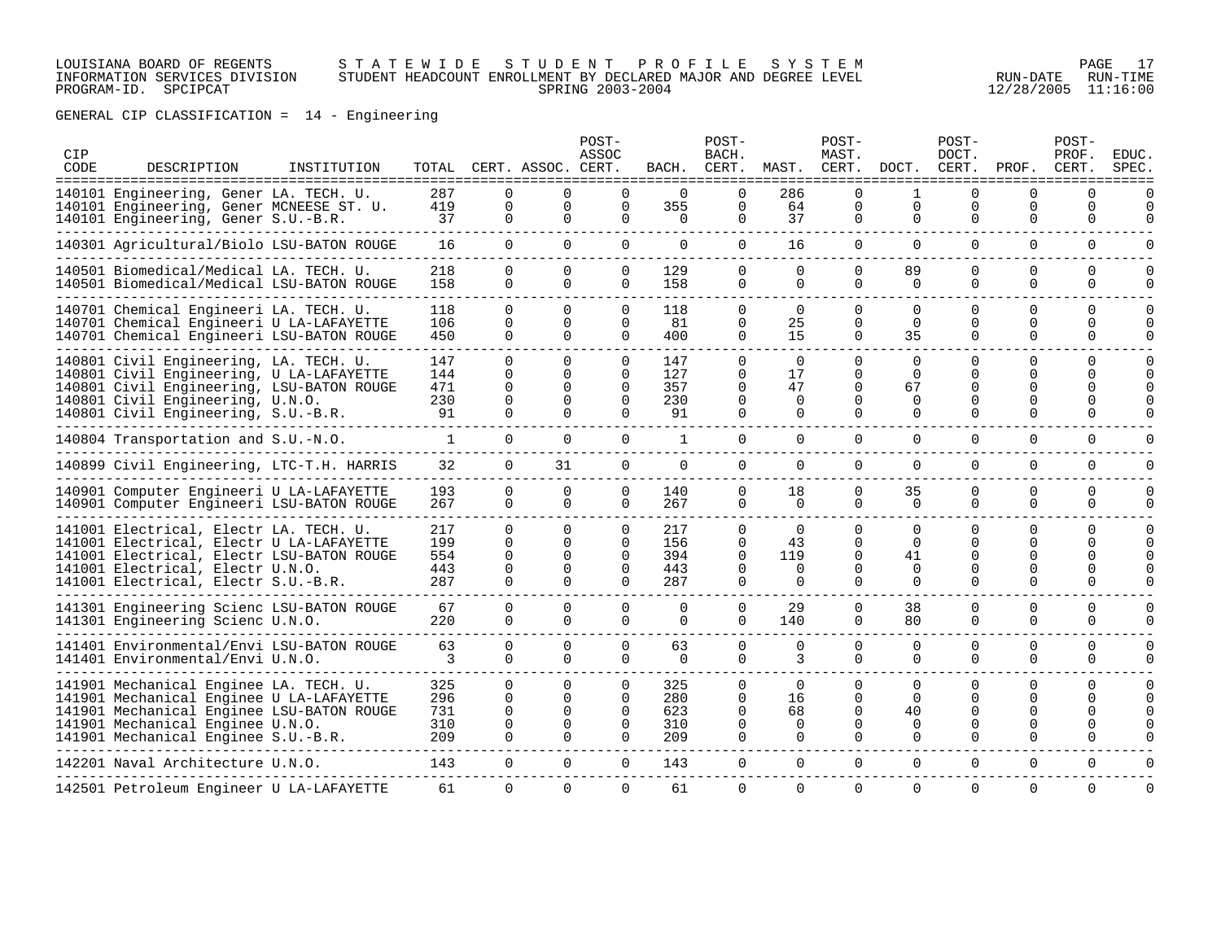LOUISIANA BOARD OF REGENTS — STATEWIDE STUDENT PROFILE SYSTEM
INFORMATION SERVICES DIVISION — STUDENT HEADCOUNT ENROLLMENT BY DECLARED MAJOR AND DEGREE LEVEL — RUN-DATE 12/28/2005 RUN-TIME 11:16:00
PROGRAM-ID. SPCIPCAT — SPRING 2003-2004

GENERAL CIP CLASSIFICATION = 14 - Engineering

| CIP CODE | DESCRIPTION | INSTITUTION | TOTAL | CERT. | ASSOC. | POST-ASSOC CERT. | BACH. | POST-BACH. CERT. | MAST. | POST-MAST. CERT. | DOCT. | POST-DOCT. CERT. | PROF. | POST-PROF. CERT. | EDUC. SPEC. |
|---|---|---|---|---|---|---|---|---|---|---|---|---|---|---|---|
| 140101 | Engineering, Gener | LA. TECH. U. | 287 | 0 | 0 | 0 | 0 | 0 | 286 | 0 | 1 | 0 | 0 | 0 | 0 |
| 140101 | Engineering, Gener | MCNEESE ST. U. | 419 | 0 | 0 | 0 | 355 | 0 | 64 | 0 | 0 | 0 | 0 | 0 | 0 |
| 140101 | Engineering, Gener | S.U.-B.R. | 37 | 0 | 0 | 0 | 0 | 0 | 37 | 0 | 0 | 0 | 0 | 0 | 0 |
| 140301 | Agricultural/Biolo | LSU-BATON ROUGE | 16 | 0 | 0 | 0 | 0 | 0 | 16 | 0 | 0 | 0 | 0 | 0 | 0 |
| 140501 | Biomedical/Medical | LA. TECH. U. | 218 | 0 | 0 | 0 | 129 | 0 | 0 | 0 | 89 | 0 | 0 | 0 | 0 |
| 140501 | Biomedical/Medical | LSU-BATON ROUGE | 158 | 0 | 0 | 0 | 158 | 0 | 0 | 0 | 0 | 0 | 0 | 0 | 0 |
| 140701 | Chemical Engineeri | LA. TECH. U. | 118 | 0 | 0 | 0 | 118 | 0 | 0 | 0 | 0 | 0 | 0 | 0 | 0 |
| 140701 | Chemical Engineeri | U LA-LAFAYETTE | 106 | 0 | 0 | 0 | 81 | 0 | 25 | 0 | 0 | 0 | 0 | 0 | 0 |
| 140701 | Chemical Engineeri | LSU-BATON ROUGE | 450 | 0 | 0 | 0 | 400 | 0 | 15 | 0 | 35 | 0 | 0 | 0 | 0 |
| 140801 | Civil Engineering, | LA. TECH. U. | 147 | 0 | 0 | 0 | 147 | 0 | 0 | 0 | 0 | 0 | 0 | 0 | 0 |
| 140801 | Civil Engineering, | U LA-LAFAYETTE | 144 | 0 | 0 | 0 | 127 | 0 | 17 | 0 | 0 | 0 | 0 | 0 | 0 |
| 140801 | Civil Engineering, | LSU-BATON ROUGE | 471 | 0 | 0 | 0 | 357 | 0 | 47 | 0 | 67 | 0 | 0 | 0 | 0 |
| 140801 | Civil Engineering, | U.N.O. | 230 | 0 | 0 | 0 | 230 | 0 | 0 | 0 | 0 | 0 | 0 | 0 | 0 |
| 140801 | Civil Engineering, | S.U.-B.R. | 91 | 0 | 0 | 0 | 91 | 0 | 0 | 0 | 0 | 0 | 0 | 0 | 0 |
| 140804 | Transportation and | S.U.-N.O. | 1 | 0 | 0 | 0 | 1 | 0 | 0 | 0 | 0 | 0 | 0 | 0 | 0 |
| 140899 | Civil Engineering, | LTC-T.H. HARRIS | 32 | 0 | 31 | 0 | 0 | 0 | 0 | 0 | 0 | 0 | 0 | 0 | 0 |
| 140901 | Computer Engineeri | U LA-LAFAYETTE | 193 | 0 | 0 | 0 | 140 | 0 | 18 | 0 | 35 | 0 | 0 | 0 | 0 |
| 140901 | Computer Engineeri | LSU-BATON ROUGE | 267 | 0 | 0 | 0 | 267 | 0 | 0 | 0 | 0 | 0 | 0 | 0 | 0 |
| 141001 | Electrical, Electr | LA. TECH. U. | 217 | 0 | 0 | 0 | 217 | 0 | 0 | 0 | 0 | 0 | 0 | 0 | 0 |
| 141001 | Electrical, Electr | U LA-LAFAYETTE | 199 | 0 | 0 | 0 | 156 | 0 | 43 | 0 | 0 | 0 | 0 | 0 | 0 |
| 141001 | Electrical, Electr | LSU-BATON ROUGE | 554 | 0 | 0 | 0 | 394 | 0 | 119 | 0 | 41 | 0 | 0 | 0 | 0 |
| 141001 | Electrical, Electr | U.N.O. | 443 | 0 | 0 | 0 | 443 | 0 | 0 | 0 | 0 | 0 | 0 | 0 | 0 |
| 141001 | Electrical, Electr | S.U.-B.R. | 287 | 0 | 0 | 0 | 287 | 0 | 0 | 0 | 0 | 0 | 0 | 0 | 0 |
| 141301 | Engineering Scienc | LSU-BATON ROUGE | 67 | 0 | 0 | 0 | 0 | 0 | 29 | 0 | 38 | 0 | 0 | 0 | 0 |
| 141301 | Engineering Scienc | U.N.O. | 220 | 0 | 0 | 0 | 0 | 0 | 140 | 0 | 80 | 0 | 0 | 0 | 0 |
| 141401 | Environmental/Envi | LSU-BATON ROUGE | 63 | 0 | 0 | 0 | 63 | 0 | 0 | 0 | 0 | 0 | 0 | 0 | 0 |
| 141401 | Environmental/Envi | U.N.O. | 3 | 0 | 0 | 0 | 0 | 0 | 3 | 0 | 0 | 0 | 0 | 0 | 0 |
| 141901 | Mechanical Enginee | LA. TECH. U. | 325 | 0 | 0 | 0 | 325 | 0 | 0 | 0 | 0 | 0 | 0 | 0 | 0 |
| 141901 | Mechanical Enginee | U LA-LAFAYETTE | 296 | 0 | 0 | 0 | 280 | 0 | 16 | 0 | 0 | 0 | 0 | 0 | 0 |
| 141901 | Mechanical Enginee | LSU-BATON ROUGE | 731 | 0 | 0 | 0 | 623 | 0 | 68 | 0 | 40 | 0 | 0 | 0 | 0 |
| 141901 | Mechanical Enginee | U.N.O. | 310 | 0 | 0 | 0 | 310 | 0 | 0 | 0 | 0 | 0 | 0 | 0 | 0 |
| 141901 | Mechanical Enginee | S.U.-B.R. | 209 | 0 | 0 | 0 | 209 | 0 | 0 | 0 | 0 | 0 | 0 | 0 | 0 |
| 142201 | Naval Architecture | U.N.O. | 143 | 0 | 0 | 0 | 143 | 0 | 0 | 0 | 0 | 0 | 0 | 0 | 0 |
| 142501 | Petroleum Engineer | U LA-LAFAYETTE | 61 | 0 | 0 | 0 | 61 | 0 | 0 | 0 | 0 | 0 | 0 | 0 | 0 |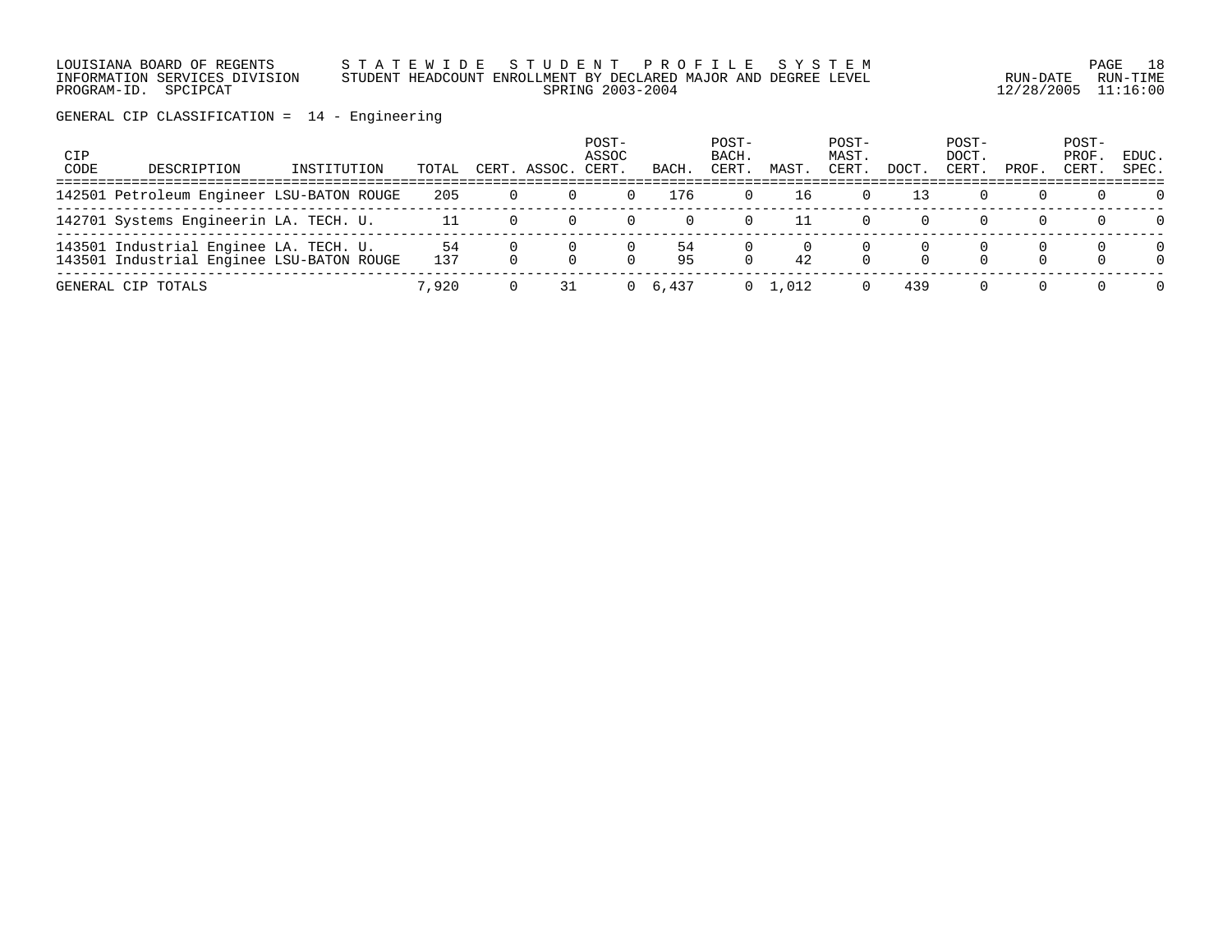LOUISIANA BOARD OF REGENTS — STATEWIDE STUDENT PROFILE SYSTEM
INFORMATION SERVICES DIVISION — STUDENT HEADCOUNT ENROLLMENT BY DECLARED MAJOR AND DEGREE LEVEL — RUN-DATE 12/28/2005 RUN-TIME 11:16:00
PROGRAM-ID. SPCIPCAT — SPRING 2003-2004

GENERAL CIP CLASSIFICATION = 14 - Engineering

| CIP CODE | DESCRIPTION | INSTITUTION | TOTAL | CERT. | ASSOC. | POST-ASSOC CERT. | BACH. | POST-BACH. CERT. | MAST. | POST-MAST. CERT. | DOCT. | POST-DOCT. CERT. | PROF. | POST-PROF. CERT. | EDUC. SPEC. |
|---|---|---|---|---|---|---|---|---|---|---|---|---|---|---|---|
| 142501 | Petroleum Engineer | LSU-BATON ROUGE | 205 | 0 | 0 | 0 | 176 | 0 | 16 | 0 | 13 | 0 | 0 | 0 | 0 |
| 142701 | Systems Engineerin | LA. TECH. U. | 11 | 0 | 0 | 0 | 0 | 0 | 11 | 0 | 0 | 0 | 0 | 0 | 0 |
| 143501 | Industrial Enginee | LA. TECH. U. | 54 | 0 | 0 | 0 | 54 | 0 | 0 | 0 | 0 | 0 | 0 | 0 | 0 |
| 143501 | Industrial Enginee | LSU-BATON ROUGE | 137 | 0 | 0 | 0 | 95 | 0 | 42 | 0 | 0 | 0 | 0 | 0 | 0 |
| GENERAL CIP TOTALS | | | 7,920 | 0 | 31 | 0 | 6,437 | 0 | 1,012 | 0 | 439 | 0 | 0 | 0 | 0 |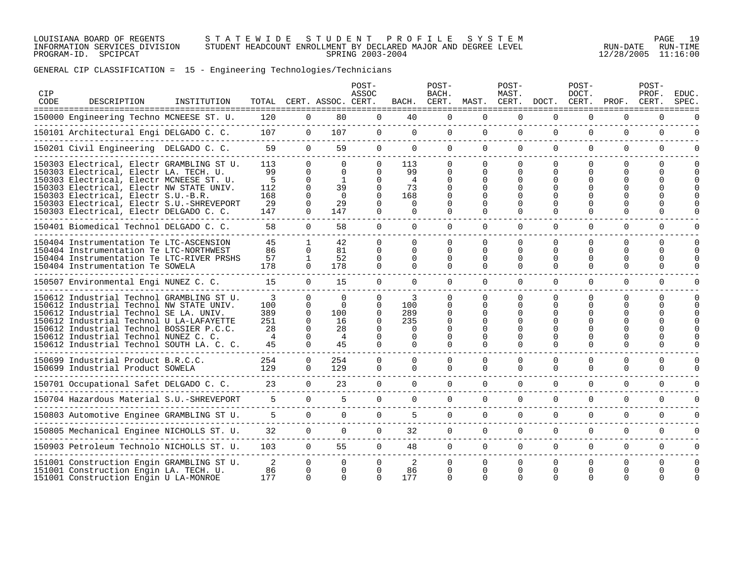LOUISIANA BOARD OF REGENTS — INFORMATION SERVICES DIVISION — PROGRAM-ID. SPCIPCAT

STATEWIDE STUDENT PROFILE SYSTEM
STUDENT HEADCOUNT ENROLLMENT BY DECLARED MAJOR AND DEGREE LEVEL
SPRING 2003-2004

RUN-DATE 12/28/2005 RUN-TIME 11:16:00

GENERAL CIP CLASSIFICATION = 15 - Engineering Technologies/Technicians

| CIP CODE | DESCRIPTION | INSTITUTION | TOTAL | CERT. | ASSOC. | POST-ASSOC CERT. | BACH. | POST-BACH. CERT. | MAST. | POST-MAST. CERT. | DOCT. | POST-DOCT. CERT. | PROF. | POST-PROF. CERT. | EDUC. SPEC. |
|---|---|---|---|---|---|---|---|---|---|---|---|---|---|---|---|
| 150000 | Engineering Techno | MCNEESE ST. U. | 120 | 0 | 80 | 0 | 40 | 0 | 0 | 0 | 0 | 0 | 0 | 0 | 0 |
| 150101 | Architectural Engi | DELGADO C. C. | 107 | 0 | 107 | 0 | 0 | 0 | 0 | 0 | 0 | 0 | 0 | 0 | 0 |
| 150201 | Civil Engineering | DELGADO C. C. | 59 | 0 | 59 | 0 | 0 | 0 | 0 | 0 | 0 | 0 | 0 | 0 | 0 |
| 150303 | Electrical, Electr | GRAMBLING ST U. | 113 | 0 | 0 | 0 | 113 | 0 | 0 | 0 | 0 | 0 | 0 | 0 | 0 |
| 150303 | Electrical, Electr | LA. TECH. U. | 99 | 0 | 0 | 0 | 99 | 0 | 0 | 0 | 0 | 0 | 0 | 0 | 0 |
| 150303 | Electrical, Electr | MCNEESE ST. U. | 5 | 0 | 1 | 0 | 4 | 0 | 0 | 0 | 0 | 0 | 0 | 0 | 0 |
| 150303 | Electrical, Electr | NW STATE UNIV. | 112 | 0 | 39 | 0 | 73 | 0 | 0 | 0 | 0 | 0 | 0 | 0 | 0 |
| 150303 | Electrical, Electr | S.U.-B.R. | 168 | 0 | 0 | 0 | 168 | 0 | 0 | 0 | 0 | 0 | 0 | 0 | 0 |
| 150303 | Electrical, Electr | S.U.-SHREVEPORT | 29 | 0 | 29 | 0 | 0 | 0 | 0 | 0 | 0 | 0 | 0 | 0 | 0 |
| 150303 | Electrical, Electr | DELGADO C. C. | 147 | 0 | 147 | 0 | 0 | 0 | 0 | 0 | 0 | 0 | 0 | 0 | 0 |
| 150401 | Biomedical Technol | DELGADO C. C. | 58 | 0 | 58 | 0 | 0 | 0 | 0 | 0 | 0 | 0 | 0 | 0 | 0 |
| 150404 | Instrumentation Te | LTC-ASCENSION | 45 | 1 | 42 | 0 | 0 | 0 | 0 | 0 | 0 | 0 | 0 | 0 | 0 |
| 150404 | Instrumentation Te | LTC-NORTHWEST | 86 | 0 | 81 | 0 | 0 | 0 | 0 | 0 | 0 | 0 | 0 | 0 | 0 |
| 150404 | Instrumentation Te | LTC-RIVER PRSHS | 57 | 1 | 52 | 0 | 0 | 0 | 0 | 0 | 0 | 0 | 0 | 0 | 0 |
| 150404 | Instrumentation Te | SOWELA | 178 | 0 | 178 | 0 | 0 | 0 | 0 | 0 | 0 | 0 | 0 | 0 | 0 |
| 150507 | Environmental Engi | NUNEZ C. C. | 15 | 0 | 15 | 0 | 0 | 0 | 0 | 0 | 0 | 0 | 0 | 0 | 0 |
| 150612 | Industrial Technol | GRAMBLING ST U. | 3 | 0 | 0 | 0 | 3 | 0 | 0 | 0 | 0 | 0 | 0 | 0 | 0 |
| 150612 | Industrial Technol | NW STATE UNIV. | 100 | 0 | 0 | 0 | 100 | 0 | 0 | 0 | 0 | 0 | 0 | 0 | 0 |
| 150612 | Industrial Technol | SE LA. UNIV. | 389 | 0 | 100 | 0 | 289 | 0 | 0 | 0 | 0 | 0 | 0 | 0 | 0 |
| 150612 | Industrial Technol | U LA-LAFAYETTE | 251 | 0 | 16 | 0 | 235 | 0 | 0 | 0 | 0 | 0 | 0 | 0 | 0 |
| 150612 | Industrial Technol | BOSSIER P.C.C. | 28 | 0 | 28 | 0 | 0 | 0 | 0 | 0 | 0 | 0 | 0 | 0 | 0 |
| 150612 | Industrial Technol | NUNEZ C. C. | 4 | 0 | 4 | 0 | 0 | 0 | 0 | 0 | 0 | 0 | 0 | 0 | 0 |
| 150612 | Industrial Technol | SOUTH LA. C. C. | 45 | 0 | 45 | 0 | 0 | 0 | 0 | 0 | 0 | 0 | 0 | 0 | 0 |
| 150699 | Industrial Product | B.R.C.C. | 254 | 0 | 254 | 0 | 0 | 0 | 0 | 0 | 0 | 0 | 0 | 0 | 0 |
| 150699 | Industrial Product | SOWELA | 129 | 0 | 129 | 0 | 0 | 0 | 0 | 0 | 0 | 0 | 0 | 0 | 0 |
| 150701 | Occupational Safet | DELGADO C. C. | 23 | 0 | 23 | 0 | 0 | 0 | 0 | 0 | 0 | 0 | 0 | 0 | 0 |
| 150704 | Hazardous Material | S.U.-SHREVEPORT | 5 | 0 | 5 | 0 | 0 | 0 | 0 | 0 | 0 | 0 | 0 | 0 | 0 |
| 150803 | Automotive Enginee | GRAMBLING ST U. | 5 | 0 | 0 | 0 | 5 | 0 | 0 | 0 | 0 | 0 | 0 | 0 | 0 |
| 150805 | Mechanical Enginee | NICHOLLS ST. U. | 32 | 0 | 0 | 0 | 32 | 0 | 0 | 0 | 0 | 0 | 0 | 0 | 0 |
| 150903 | Petroleum Technolo | NICHOLLS ST. U. | 103 | 0 | 55 | 0 | 48 | 0 | 0 | 0 | 0 | 0 | 0 | 0 | 0 |
| 151001 | Construction Engin | GRAMBLING ST U. | 2 | 0 | 0 | 0 | 2 | 0 | 0 | 0 | 0 | 0 | 0 | 0 | 0 |
| 151001 | Construction Engin | LA. TECH. U. | 86 | 0 | 0 | 0 | 86 | 0 | 0 | 0 | 0 | 0 | 0 | 0 | 0 |
| 151001 | Construction Engin | U LA-MONROE | 177 | 0 | 0 | 0 | 177 | 0 | 0 | 0 | 0 | 0 | 0 | 0 | 0 |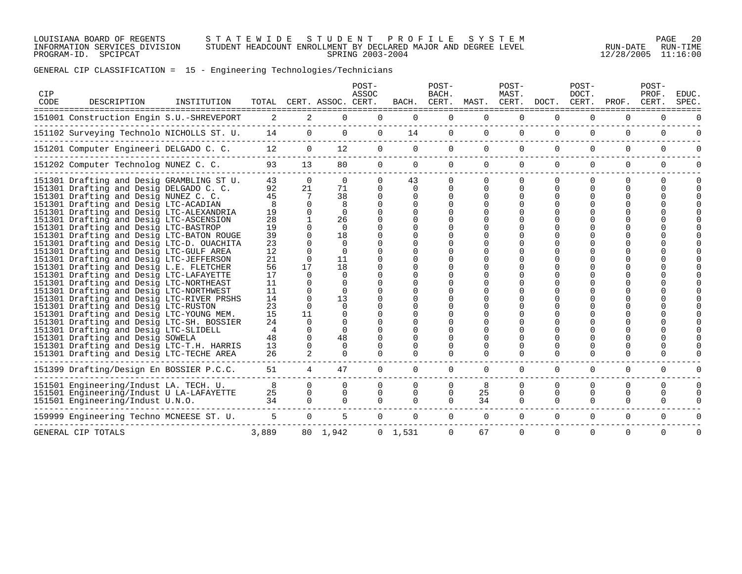LOUISIANA BOARD OF REGENTS — STATEWIDE STUDENT PROFILE SYSTEM
INFORMATION SERVICES DIVISION — STUDENT HEADCOUNT ENROLLMENT BY DECLARED MAJOR AND DEGREE LEVEL — RUN-DATE 12/28/2005 RUN-TIME 11:16:00
PROGRAM-ID. SPCIPCAT — SPRING 2003-2004

GENERAL CIP CLASSIFICATION = 15 - Engineering Technologies/Technicians

| CIP CODE | DESCRIPTION | INSTITUTION | TOTAL | CERT. | ASSOC. | POST-ASSOC CERT. | BACH. | POST-BACH. CERT. | MAST. | POST-MAST. CERT. | DOCT. | POST-DOCT. CERT. | PROF. | POST-PROF. CERT. | EDUC. SPEC. |
|---|---|---|---|---|---|---|---|---|---|---|---|---|---|---|---|
| 151001 | Construction Engin | S.U.-SHREVEPORT | 2 | 2 | 0 | 0 | 0 | 0 | 0 | 0 | 0 | 0 | 0 | 0 | 0 |
| 151102 | Surveying Technolo | NICHOLLS ST. U. | 14 | 0 | 0 | 0 | 14 | 0 | 0 | 0 | 0 | 0 | 0 | 0 | 0 |
| 151201 | Computer Engineeri | DELGADO C. C. | 12 | 0 | 12 | 0 | 0 | 0 | 0 | 0 | 0 | 0 | 0 | 0 | 0 |
| 151202 | Computer Technolog | NUNEZ C. C. | 93 | 13 | 80 | 0 | 0 | 0 | 0 | 0 | 0 | 0 | 0 | 0 | 0 |
| 151301 | Drafting and Desig | GRAMBLING ST U. | 43 | 0 | 0 | 0 | 43 | 0 | 0 | 0 | 0 | 0 | 0 | 0 | 0 |
| 151301 | Drafting and Desig | DELGADO C. C. | 92 | 21 | 71 | 0 | 0 | 0 | 0 | 0 | 0 | 0 | 0 | 0 | 0 |
| 151301 | Drafting and Desig | NUNEZ C. C. | 45 | 7 | 38 | 0 | 0 | 0 | 0 | 0 | 0 | 0 | 0 | 0 | 0 |
| 151301 | Drafting and Desig | LTC-ACADIAN | 8 | 0 | 8 | 0 | 0 | 0 | 0 | 0 | 0 | 0 | 0 | 0 | 0 |
| 151301 | Drafting and Desig | LTC-ALEXANDRIA | 19 | 0 | 0 | 0 | 0 | 0 | 0 | 0 | 0 | 0 | 0 | 0 | 0 |
| 151301 | Drafting and Desig | LTC-ASCENSION | 28 | 1 | 26 | 0 | 0 | 0 | 0 | 0 | 0 | 0 | 0 | 0 | 0 |
| 151301 | Drafting and Desig | LTC-BASTROP | 19 | 0 | 0 | 0 | 0 | 0 | 0 | 0 | 0 | 0 | 0 | 0 | 0 |
| 151301 | Drafting and Desig | LTC-BATON ROUGE | 39 | 0 | 18 | 0 | 0 | 0 | 0 | 0 | 0 | 0 | 0 | 0 | 0 |
| 151301 | Drafting and Desig | LTC-D. OUACHITA | 23 | 0 | 0 | 0 | 0 | 0 | 0 | 0 | 0 | 0 | 0 | 0 | 0 |
| 151301 | Drafting and Desig | LTC-GULF AREA | 12 | 0 | 0 | 0 | 0 | 0 | 0 | 0 | 0 | 0 | 0 | 0 | 0 |
| 151301 | Drafting and Desig | LTC-JEFFERSON | 21 | 0 | 11 | 0 | 0 | 0 | 0 | 0 | 0 | 0 | 0 | 0 | 0 |
| 151301 | Drafting and Desig | L.E. FLETCHER | 56 | 17 | 18 | 0 | 0 | 0 | 0 | 0 | 0 | 0 | 0 | 0 | 0 |
| 151301 | Drafting and Desig | LTC-LAFAYETTE | 17 | 0 | 0 | 0 | 0 | 0 | 0 | 0 | 0 | 0 | 0 | 0 | 0 |
| 151301 | Drafting and Desig | LTC-NORTHEAST | 11 | 0 | 0 | 0 | 0 | 0 | 0 | 0 | 0 | 0 | 0 | 0 | 0 |
| 151301 | Drafting and Desig | LTC-NORTHWEST | 11 | 0 | 0 | 0 | 0 | 0 | 0 | 0 | 0 | 0 | 0 | 0 | 0 |
| 151301 | Drafting and Desig | LTC-RIVER PRSHS | 14 | 0 | 13 | 0 | 0 | 0 | 0 | 0 | 0 | 0 | 0 | 0 | 0 |
| 151301 | Drafting and Desig | LTC-RUSTON | 23 | 0 | 0 | 0 | 0 | 0 | 0 | 0 | 0 | 0 | 0 | 0 | 0 |
| 151301 | Drafting and Desig | LTC-YOUNG MEM. | 15 | 11 | 0 | 0 | 0 | 0 | 0 | 0 | 0 | 0 | 0 | 0 | 0 |
| 151301 | Drafting and Desig | LTC-SH. BOSSIER | 24 | 0 | 0 | 0 | 0 | 0 | 0 | 0 | 0 | 0 | 0 | 0 | 0 |
| 151301 | Drafting and Desig | LTC-SLIDELL | 4 | 0 | 0 | 0 | 0 | 0 | 0 | 0 | 0 | 0 | 0 | 0 | 0 |
| 151301 | Drafting and Desig | SOWELA | 48 | 0 | 48 | 0 | 0 | 0 | 0 | 0 | 0 | 0 | 0 | 0 | 0 |
| 151301 | Drafting and Desig | LTC-T.H. HARRIS | 13 | 0 | 0 | 0 | 0 | 0 | 0 | 0 | 0 | 0 | 0 | 0 | 0 |
| 151301 | Drafting and Desig | LTC-TECHE AREA | 26 | 2 | 0 | 0 | 0 | 0 | 0 | 0 | 0 | 0 | 0 | 0 | 0 |
| 151399 | Drafting/Design En | BOSSIER P.C.C. | 51 | 4 | 47 | 0 | 0 | 0 | 0 | 0 | 0 | 0 | 0 | 0 | 0 |
| 151501 | Engineering/Indust | LA. TECH. U. | 8 | 0 | 0 | 0 | 0 | 0 | 8 | 0 | 0 | 0 | 0 | 0 | 0 |
| 151501 | Engineering/Indust | U LA-LAFAYETTE | 25 | 0 | 0 | 0 | 0 | 0 | 25 | 0 | 0 | 0 | 0 | 0 | 0 |
| 151501 | Engineering/Indust | U.N.O. | 34 | 0 | 0 | 0 | 0 | 0 | 34 | 0 | 0 | 0 | 0 | 0 | 0 |
| 159999 | Engineering Techno | MCNEESE ST. U. | 5 | 0 | 5 | 0 | 0 | 0 | 0 | 0 | 0 | 0 | 0 | 0 | 0 |
| GENERAL CIP TOTALS | | | 3,889 | 80 | 1,942 | 0 | 1,531 | 0 | 67 | 0 | 0 | 0 | 0 | 0 | 0 |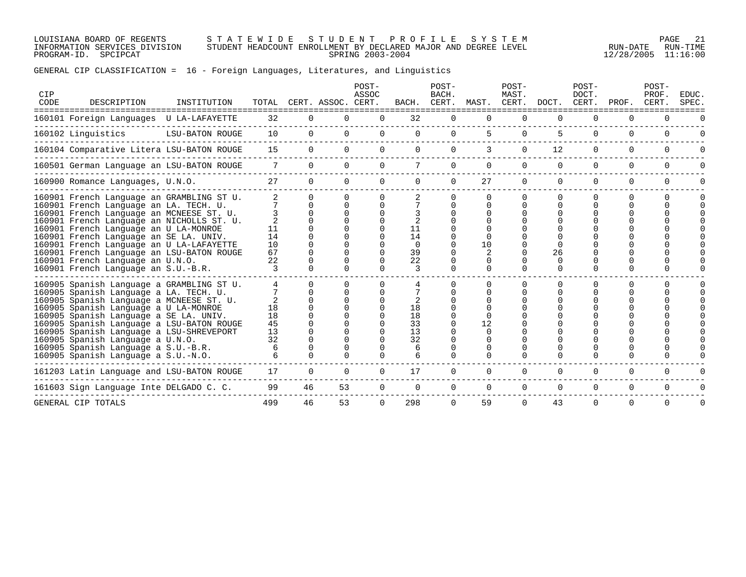LOUISIANA BOARD OF REGENTS — STATEWIDE STUDENT PROFILE SYSTEM
INFORMATION SERVICES DIVISION — STUDENT HEADCOUNT ENROLLMENT BY DECLARED MAJOR AND DEGREE LEVEL
PROGRAM-ID. SPCIPCAT — SPRING 2003-2004 — RUN-DATE 12/28/2005 RUN-TIME 11:16:00

GENERAL CIP CLASSIFICATION = 16 - Foreign Languages, Literatures, and Linguistics

| CIP CODE | DESCRIPTION | INSTITUTION | TOTAL | CERT. | ASSOC. | POST-ASSOC CERT. | BACH. | POST-BACH. CERT. | MAST. | POST-MAST. CERT. | DOCT. | POST-DOCT. CERT. | PROF. | POST-PROF. CERT. | EDUC. SPEC. |
|---|---|---|---|---|---|---|---|---|---|---|---|---|---|---|---|
| 160101 | Foreign Languages | U LA-LAFAYETTE | 32 | 0 | 0 | 0 | 32 | 0 | 0 | 0 | 0 | 0 | 0 | 0 | 0 |
| 160102 | Linguistics | LSU-BATON ROUGE | 10 | 0 | 0 | 0 | 0 | 0 | 5 | 0 | 5 | 0 | 0 | 0 | 0 |
| 160104 | Comparative Litera | LSU-BATON ROUGE | 15 | 0 | 0 | 0 | 0 | 0 | 3 | 0 | 12 | 0 | 0 | 0 | 0 |
| 160501 | German Language an | LSU-BATON ROUGE | 7 | 0 | 0 | 0 | 7 | 0 | 0 | 0 | 0 | 0 | 0 | 0 | 0 |
| 160900 | Romance Languages, | U.N.O. | 27 | 0 | 0 | 0 | 0 | 0 | 27 | 0 | 0 | 0 | 0 | 0 | 0 |
| 160901 | French Language an | GRAMBLING ST U. | 2 | 0 | 0 | 0 | 2 | 0 | 0 | 0 | 0 | 0 | 0 | 0 | 0 |
| 160901 | French Language an | LA. TECH. U. | 7 | 0 | 0 | 0 | 7 | 0 | 0 | 0 | 0 | 0 | 0 | 0 | 0 |
| 160901 | French Language an | MCNEESE ST. U. | 3 | 0 | 0 | 0 | 3 | 0 | 0 | 0 | 0 | 0 | 0 | 0 | 0 |
| 160901 | French Language an | NICHOLLS ST. U. | 2 | 0 | 0 | 0 | 2 | 0 | 0 | 0 | 0 | 0 | 0 | 0 | 0 |
| 160901 | French Language an | U LA-MONROE | 11 | 0 | 0 | 0 | 11 | 0 | 0 | 0 | 0 | 0 | 0 | 0 | 0 |
| 160901 | French Language an | SE LA. UNIV. | 14 | 0 | 0 | 0 | 14 | 0 | 0 | 0 | 0 | 0 | 0 | 0 | 0 |
| 160901 | French Language an | U LA-LAFAYETTE | 10 | 0 | 0 | 0 | 0 | 0 | 10 | 0 | 0 | 0 | 0 | 0 | 0 |
| 160901 | French Language an | LSU-BATON ROUGE | 67 | 0 | 0 | 0 | 39 | 0 | 2 | 0 | 26 | 0 | 0 | 0 | 0 |
| 160901 | French Language an | U.N.O. | 22 | 0 | 0 | 0 | 22 | 0 | 0 | 0 | 0 | 0 | 0 | 0 | 0 |
| 160901 | French Language an | S.U.-B.R. | 3 | 0 | 0 | 0 | 3 | 0 | 0 | 0 | 0 | 0 | 0 | 0 | 0 |
| 160905 | Spanish Language a | GRAMBLING ST U. | 4 | 0 | 0 | 0 | 4 | 0 | 0 | 0 | 0 | 0 | 0 | 0 | 0 |
| 160905 | Spanish Language a | LA. TECH. U. | 7 | 0 | 0 | 0 | 7 | 0 | 0 | 0 | 0 | 0 | 0 | 0 | 0 |
| 160905 | Spanish Language a | MCNEESE ST. U. | 2 | 0 | 0 | 0 | 2 | 0 | 0 | 0 | 0 | 0 | 0 | 0 | 0 |
| 160905 | Spanish Language a | U LA-MONROE | 18 | 0 | 0 | 0 | 18 | 0 | 0 | 0 | 0 | 0 | 0 | 0 | 0 |
| 160905 | Spanish Language a | SE LA. UNIV. | 18 | 0 | 0 | 0 | 18 | 0 | 0 | 0 | 0 | 0 | 0 | 0 | 0 |
| 160905 | Spanish Language a | LSU-BATON ROUGE | 45 | 0 | 0 | 0 | 33 | 0 | 12 | 0 | 0 | 0 | 0 | 0 | 0 |
| 160905 | Spanish Language a | LSU-SHREVEPORT | 13 | 0 | 0 | 0 | 13 | 0 | 0 | 0 | 0 | 0 | 0 | 0 | 0 |
| 160905 | Spanish Language a | U.N.O. | 32 | 0 | 0 | 0 | 32 | 0 | 0 | 0 | 0 | 0 | 0 | 0 | 0 |
| 160905 | Spanish Language a | S.U.-B.R. | 6 | 0 | 0 | 0 | 6 | 0 | 0 | 0 | 0 | 0 | 0 | 0 | 0 |
| 160905 | Spanish Language a | S.U.-N.O. | 6 | 0 | 0 | 0 | 6 | 0 | 0 | 0 | 0 | 0 | 0 | 0 | 0 |
| 161203 | Latin Language and | LSU-BATON ROUGE | 17 | 0 | 0 | 0 | 17 | 0 | 0 | 0 | 0 | 0 | 0 | 0 | 0 |
| 161603 | Sign Language Inte | DELGADO C. C. | 99 | 46 | 53 | 0 | 0 | 0 | 0 | 0 | 0 | 0 | 0 | 0 | 0 |
| GENERAL CIP TOTALS | | | 499 | 46 | 53 | 0 | 298 | 0 | 59 | 0 | 43 | 0 | 0 | 0 | 0 |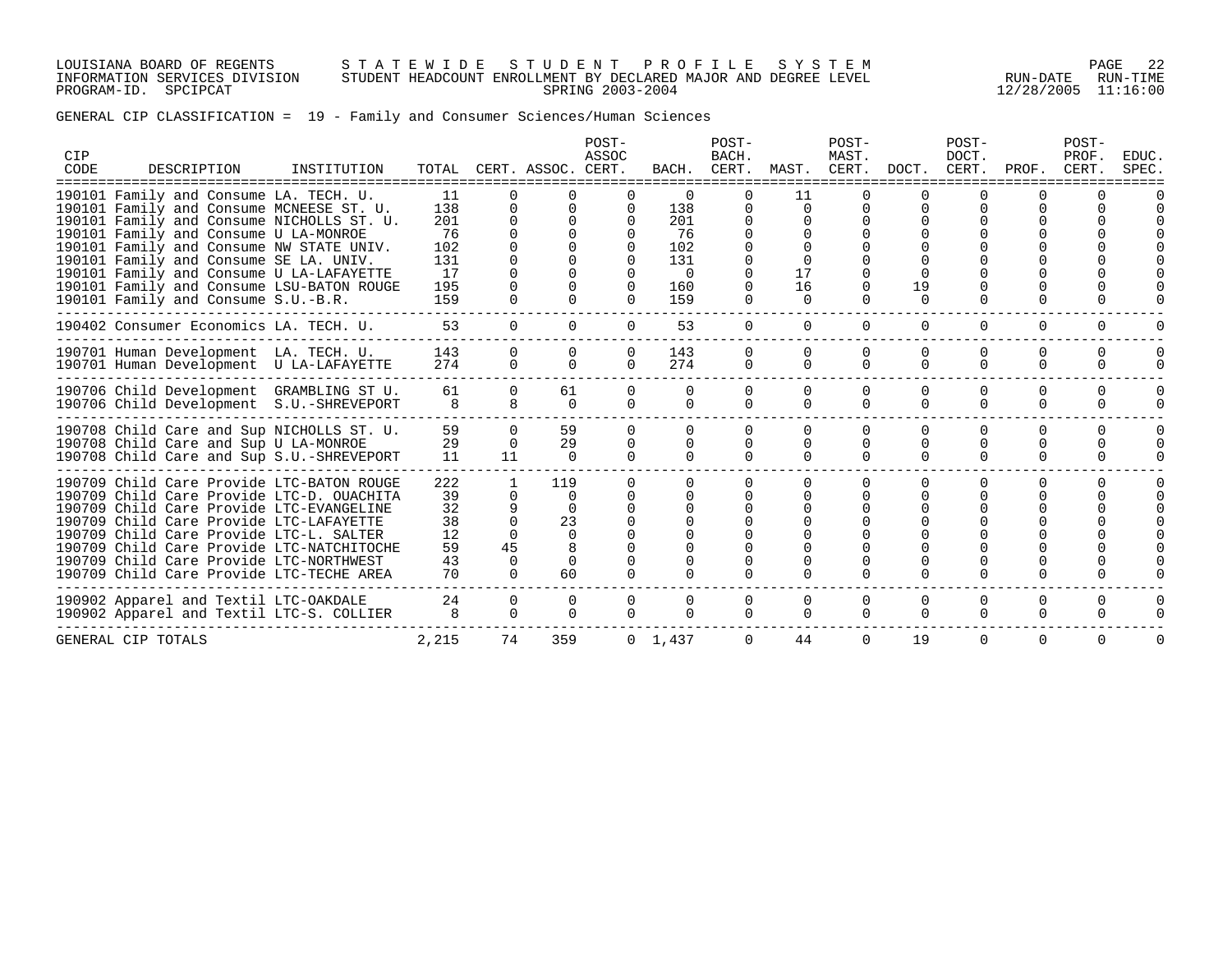GENERAL CIP CLASSIFICATION = 19 - Family and Consumer Sciences/Human Sciences

| CIP CODE | DESCRIPTION | INSTITUTION | TOTAL | CERT. | ASSOC. | POST-ASSOC CERT. | BACH. | POST-BACH. CERT. | MAST. | POST-MAST. CERT. | DOCT. | POST-DOCT. CERT. | PROF. | POST-PROF. CERT. | EDUC. SPEC. |
|---|---|---|---|---|---|---|---|---|---|---|---|---|---|---|---|
| 190101 | Family and Consume | LA. TECH. U. | 11 | 0 | 0 | 0 | 0 | 0 | 11 | 0 | 0 | 0 | 0 | 0 | 0 |
| 190101 | Family and Consume | MCNEESE ST. U. | 138 | 0 | 0 | 0 | 138 | 0 | 0 | 0 | 0 | 0 | 0 | 0 | 0 |
| 190101 | Family and Consume | NICHOLLS ST. U. | 201 | 0 | 0 | 0 | 201 | 0 | 0 | 0 | 0 | 0 | 0 | 0 | 0 |
| 190101 | Family and Consume | U LA-MONROE | 76 | 0 | 0 | 0 | 76 | 0 | 0 | 0 | 0 | 0 | 0 | 0 | 0 |
| 190101 | Family and Consume | NW STATE UNIV. | 102 | 0 | 0 | 0 | 102 | 0 | 0 | 0 | 0 | 0 | 0 | 0 | 0 |
| 190101 | Family and Consume | SE LA. UNIV. | 131 | 0 | 0 | 0 | 131 | 0 | 0 | 0 | 0 | 0 | 0 | 0 | 0 |
| 190101 | Family and Consume | U LA-LAFAYETTE | 17 | 0 | 0 | 0 | 0 | 0 | 17 | 0 | 0 | 0 | 0 | 0 | 0 |
| 190101 | Family and Consume | LSU-BATON ROUGE | 195 | 0 | 0 | 0 | 160 | 0 | 16 | 0 | 19 | 0 | 0 | 0 | 0 |
| 190101 | Family and Consume | S.U.-B.R. | 159 | 0 | 0 | 0 | 159 | 0 | 0 | 0 | 0 | 0 | 0 | 0 | 0 |
| 190402 | Consumer Economics | LA. TECH. U. | 53 | 0 | 0 | 0 | 53 | 0 | 0 | 0 | 0 | 0 | 0 | 0 | 0 |
| 190701 | Human Development | LA. TECH. U. | 143 | 0 | 0 | 0 | 143 | 0 | 0 | 0 | 0 | 0 | 0 | 0 | 0 |
| 190701 | Human Development | U LA-LAFAYETTE | 274 | 0 | 0 | 0 | 274 | 0 | 0 | 0 | 0 | 0 | 0 | 0 | 0 |
| 190706 | Child Development | GRAMBLING ST U. | 61 | 0 | 61 | 0 | 0 | 0 | 0 | 0 | 0 | 0 | 0 | 0 | 0 |
| 190706 | Child Development | S.U.-SHREVEPORT | 8 | 8 | 0 | 0 | 0 | 0 | 0 | 0 | 0 | 0 | 0 | 0 | 0 |
| 190708 | Child Care and Sup | NICHOLLS ST. U. | 59 | 0 | 59 | 0 | 0 | 0 | 0 | 0 | 0 | 0 | 0 | 0 | 0 |
| 190708 | Child Care and Sup | U LA-MONROE | 29 | 0 | 29 | 0 | 0 | 0 | 0 | 0 | 0 | 0 | 0 | 0 | 0 |
| 190708 | Child Care and Sup | S.U.-SHREVEPORT | 11 | 11 | 0 | 0 | 0 | 0 | 0 | 0 | 0 | 0 | 0 | 0 | 0 |
| 190709 | Child Care Provide | LTC-BATON ROUGE | 222 | 1 | 119 | 0 | 0 | 0 | 0 | 0 | 0 | 0 | 0 | 0 | 0 |
| 190709 | Child Care Provide | LTC-D. OUACHITA | 39 | 0 | 0 | 0 | 0 | 0 | 0 | 0 | 0 | 0 | 0 | 0 | 0 |
| 190709 | Child Care Provide | LTC-EVANGELINE | 32 | 9 | 0 | 0 | 0 | 0 | 0 | 0 | 0 | 0 | 0 | 0 | 0 |
| 190709 | Child Care Provide | LTC-LAFAYETTE | 38 | 0 | 23 | 0 | 0 | 0 | 0 | 0 | 0 | 0 | 0 | 0 | 0 |
| 190709 | Child Care Provide | LTC-L. SALTER | 12 | 0 | 0 | 0 | 0 | 0 | 0 | 0 | 0 | 0 | 0 | 0 | 0 |
| 190709 | Child Care Provide | LTC-NATCHITOCHE | 59 | 45 | 8 | 0 | 0 | 0 | 0 | 0 | 0 | 0 | 0 | 0 | 0 |
| 190709 | Child Care Provide | LTC-NORTHWEST | 43 | 0 | 0 | 0 | 0 | 0 | 0 | 0 | 0 | 0 | 0 | 0 | 0 |
| 190709 | Child Care Provide | LTC-TECHE AREA | 70 | 0 | 60 | 0 | 0 | 0 | 0 | 0 | 0 | 0 | 0 | 0 | 0 |
| 190902 | Apparel and Textil | LTC-OAKDALE | 24 | 0 | 0 | 0 | 0 | 0 | 0 | 0 | 0 | 0 | 0 | 0 | 0 |
| 190902 | Apparel and Textil | LTC-S. COLLIER | 8 | 0 | 0 | 0 | 0 | 0 | 0 | 0 | 0 | 0 | 0 | 0 | 0 |
| GENERAL CIP TOTALS | | | 2,215 | 74 | 359 | 0 | 1,437 | 0 | 44 | 0 | 19 | 0 | 0 | 0 | 0 |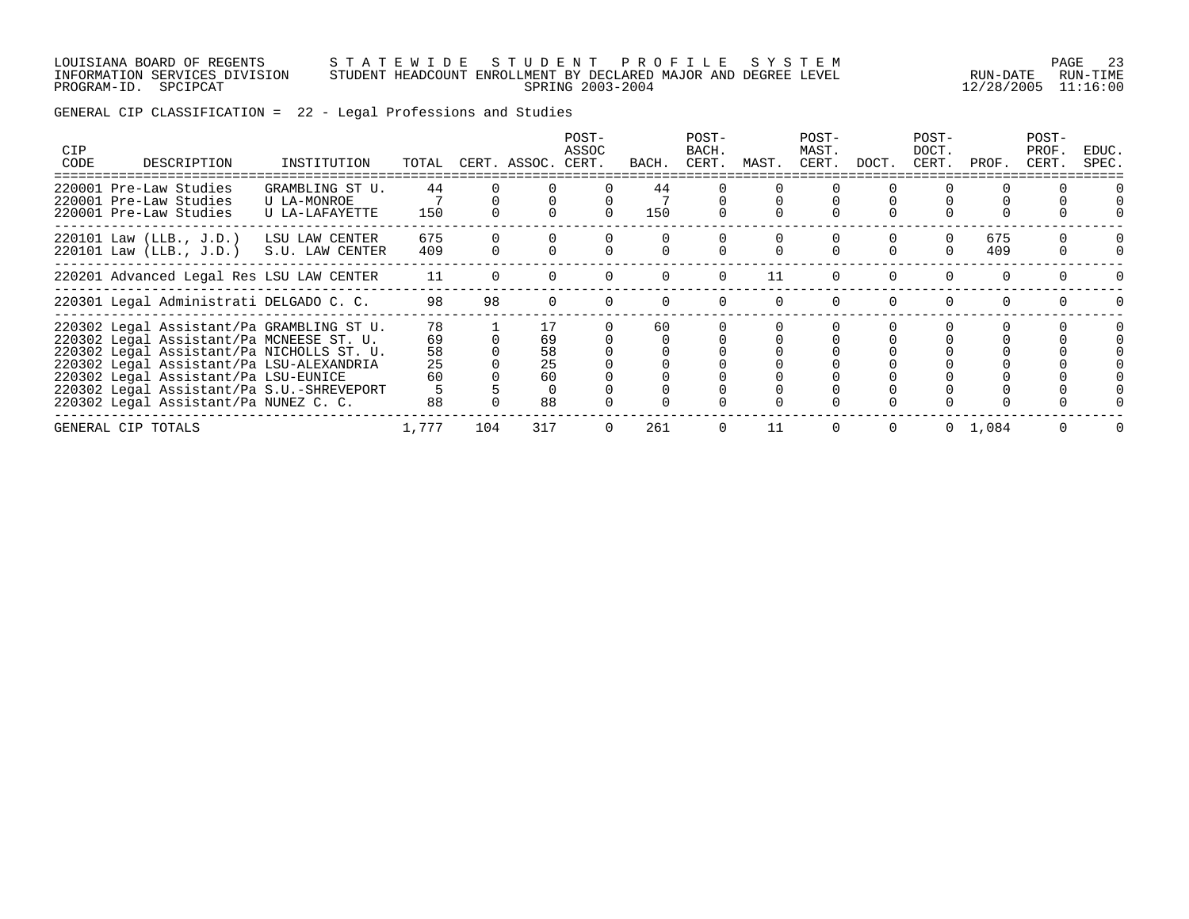GENERAL CIP CLASSIFICATION = 22 - Legal Professions and Studies

| CIP CODE | DESCRIPTION | INSTITUTION | TOTAL | CERT. | ASSOC. | POST-ASSOC CERT. | BACH. | POST-BACH. CERT. | MAST. | POST-MAST. CERT. | DOCT. | POST-DOCT. CERT. | PROF. | POST-PROF. CERT. | EDUC. SPEC. |
|---|---|---|---|---|---|---|---|---|---|---|---|---|---|---|---|
| 220001 | Pre-Law Studies | GRAMBLING ST U. | 44 | 0 | 0 | 0 | 44 | 0 | 0 | 0 | 0 | 0 | 0 | 0 | 0 |
| 220001 | Pre-Law Studies | U LA-MONROE | 7 | 0 | 0 | 0 | 7 | 0 | 0 | 0 | 0 | 0 | 0 | 0 | 0 |
| 220001 | Pre-Law Studies | U LA-LAFAYETTE | 150 | 0 | 0 | 0 | 150 | 0 | 0 | 0 | 0 | 0 | 0 | 0 | 0 |
| 220101 | Law (LLB., J.D.) | LSU LAW CENTER | 675 | 0 | 0 | 0 | 0 | 0 | 0 | 0 | 0 | 0 | 675 | 0 | 0 |
| 220101 | Law (LLB., J.D.) | S.U. LAW CENTER | 409 | 0 | 0 | 0 | 0 | 0 | 0 | 0 | 0 | 0 | 409 | 0 | 0 |
| 220201 | Advanced Legal Res | LSU LAW CENTER | 11 | 0 | 0 | 0 | 0 | 0 | 11 | 0 | 0 | 0 | 0 | 0 | 0 |
| 220301 | Legal Administrati | DELGADO C. C. | 98 | 98 | 0 | 0 | 0 | 0 | 0 | 0 | 0 | 0 | 0 | 0 | 0 |
| 220302 | Legal Assistant/Pa | GRAMBLING ST U. | 78 | 1 | 17 | 0 | 60 | 0 | 0 | 0 | 0 | 0 | 0 | 0 | 0 |
| 220302 | Legal Assistant/Pa | MCNEESE ST. U. | 69 | 0 | 69 | 0 | 0 | 0 | 0 | 0 | 0 | 0 | 0 | 0 | 0 |
| 220302 | Legal Assistant/Pa | NICHOLLS ST. U. | 58 | 0 | 58 | 0 | 0 | 0 | 0 | 0 | 0 | 0 | 0 | 0 | 0 |
| 220302 | Legal Assistant/Pa | LSU-ALEXANDRIA | 25 | 0 | 25 | 0 | 0 | 0 | 0 | 0 | 0 | 0 | 0 | 0 | 0 |
| 220302 | Legal Assistant/Pa | LSU-EUNICE | 60 | 0 | 60 | 0 | 0 | 0 | 0 | 0 | 0 | 0 | 0 | 0 | 0 |
| 220302 | Legal Assistant/Pa | S.U.-SHREVEPORT | 5 | 5 | 0 | 0 | 0 | 0 | 0 | 0 | 0 | 0 | 0 | 0 | 0 |
| 220302 | Legal Assistant/Pa | NUNEZ C. C. | 88 | 0 | 88 | 0 | 0 | 0 | 0 | 0 | 0 | 0 | 0 | 0 | 0 |
| GENERAL CIP TOTALS | | | 1,777 | 104 | 317 | 0 | 261 | 0 | 11 | 0 | 0 | 0 | 1,084 | 0 | 0 |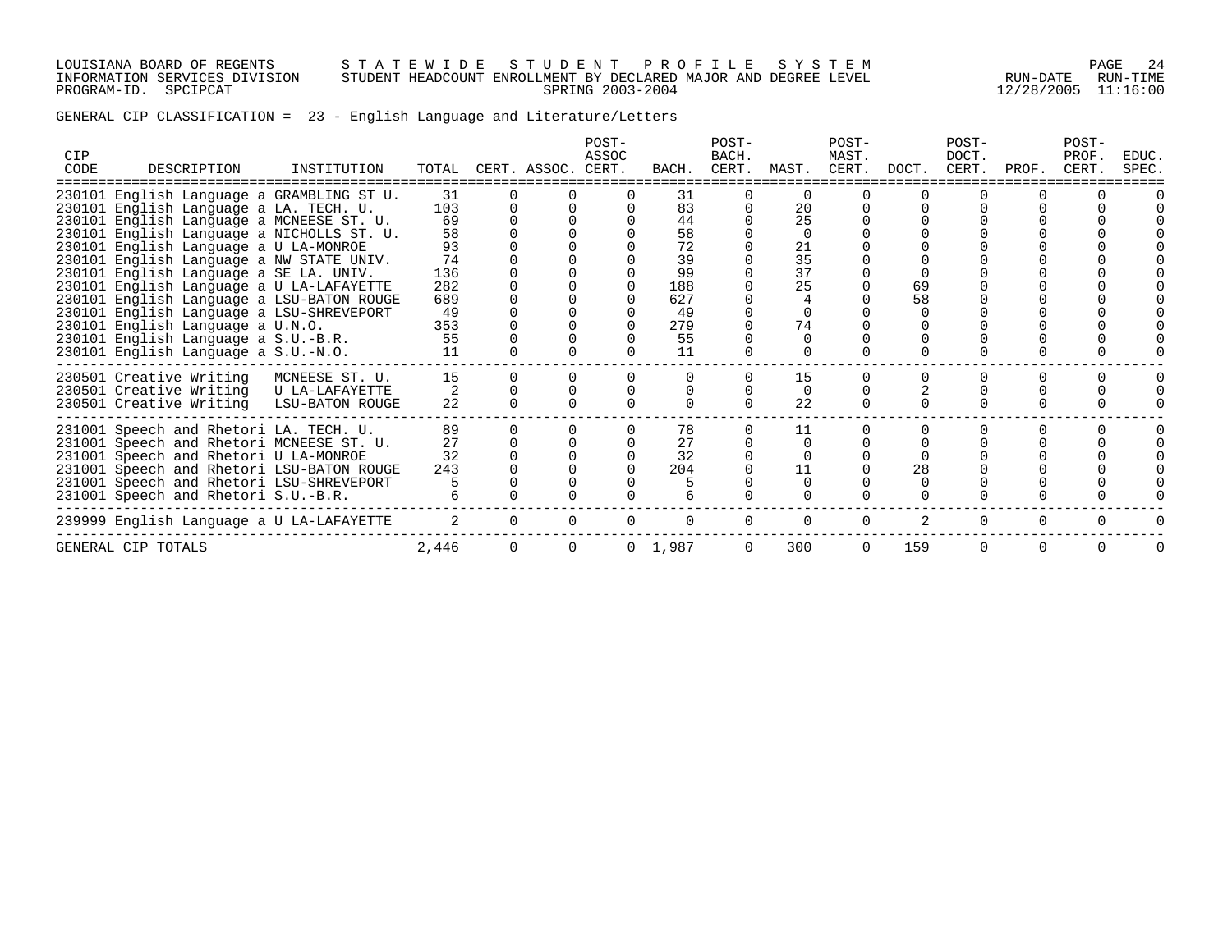LOUISIANA BOARD OF REGENTS — STATEWIDE STUDENT PROFILE SYSTEM
INFORMATION SERVICES DIVISION — STUDENT HEADCOUNT ENROLLMENT BY DECLARED MAJOR AND DEGREE LEVEL
PROGRAM-ID. SPCIPCAT — SPRING 2003-2004
RUN-DATE 12/28/2005 RUN-TIME 11:16:00

GENERAL CIP CLASSIFICATION = 23 - English Language and Literature/Letters

| CIP CODE | DESCRIPTION | INSTITUTION | TOTAL | CERT. | ASSOC. | POST-ASSOC CERT. | BACH. | POST-BACH. CERT. | MAST. | POST-MAST. CERT. | DOCT. | POST-DOCT. CERT. | PROF. | POST-PROF. CERT. | EDUC. SPEC. |
|---|---|---|---|---|---|---|---|---|---|---|---|---|---|---|---|
| 230101 | English Language a | GRAMBLING ST U. | 31 | 0 | 0 | 0 | 31 | 0 | 0 | 0 | 0 | 0 | 0 | 0 | 0 |
| 230101 | English Language a | LA. TECH. U. | 103 | 0 | 0 | 0 | 83 | 0 | 20 | 0 | 0 | 0 | 0 | 0 | 0 |
| 230101 | English Language a | MCNEESE ST. U. | 69 | 0 | 0 | 0 | 44 | 0 | 25 | 0 | 0 | 0 | 0 | 0 | 0 |
| 230101 | English Language a | NICHOLLS ST. U. | 58 | 0 | 0 | 0 | 58 | 0 | 0 | 0 | 0 | 0 | 0 | 0 | 0 |
| 230101 | English Language a | U LA-MONROE | 93 | 0 | 0 | 0 | 72 | 0 | 21 | 0 | 0 | 0 | 0 | 0 | 0 |
| 230101 | English Language a | NW STATE UNIV. | 74 | 0 | 0 | 0 | 39 | 0 | 35 | 0 | 0 | 0 | 0 | 0 | 0 |
| 230101 | English Language a | SE LA. UNIV. | 136 | 0 | 0 | 0 | 99 | 0 | 37 | 0 | 0 | 0 | 0 | 0 | 0 |
| 230101 | English Language a | U LA-LAFAYETTE | 282 | 0 | 0 | 0 | 188 | 0 | 25 | 0 | 69 | 0 | 0 | 0 | 0 |
| 230101 | English Language a | LSU-BATON ROUGE | 689 | 0 | 0 | 0 | 627 | 0 | 4 | 0 | 58 | 0 | 0 | 0 | 0 |
| 230101 | English Language a | LSU-SHREVEPORT | 49 | 0 | 0 | 0 | 49 | 0 | 0 | 0 | 0 | 0 | 0 | 0 | 0 |
| 230101 | English Language a | U.N.O. | 353 | 0 | 0 | 0 | 279 | 0 | 74 | 0 | 0 | 0 | 0 | 0 | 0 |
| 230101 | English Language a | S.U.-B.R. | 55 | 0 | 0 | 0 | 55 | 0 | 0 | 0 | 0 | 0 | 0 | 0 | 0 |
| 230101 | English Language a | S.U.-N.O. | 11 | 0 | 0 | 0 | 11 | 0 | 0 | 0 | 0 | 0 | 0 | 0 | 0 |
| 230501 | Creative Writing | MCNEESE ST. U. | 15 | 0 | 0 | 0 | 0 | 0 | 15 | 0 | 0 | 0 | 0 | 0 | 0 |
| 230501 | Creative Writing | U LA-LAFAYETTE | 2 | 0 | 0 | 0 | 0 | 0 | 0 | 0 | 2 | 0 | 0 | 0 | 0 |
| 230501 | Creative Writing | LSU-BATON ROUGE | 22 | 0 | 0 | 0 | 0 | 0 | 22 | 0 | 0 | 0 | 0 | 0 | 0 |
| 231001 | Speech and Rhetori | LA. TECH. U. | 89 | 0 | 0 | 0 | 78 | 0 | 11 | 0 | 0 | 0 | 0 | 0 | 0 |
| 231001 | Speech and Rhetori | MCNEESE ST. U. | 27 | 0 | 0 | 0 | 27 | 0 | 0 | 0 | 0 | 0 | 0 | 0 | 0 |
| 231001 | Speech and Rhetori | U LA-MONROE | 32 | 0 | 0 | 0 | 32 | 0 | 0 | 0 | 0 | 0 | 0 | 0 | 0 |
| 231001 | Speech and Rhetori | LSU-BATON ROUGE | 243 | 0 | 0 | 0 | 204 | 0 | 11 | 0 | 28 | 0 | 0 | 0 | 0 |
| 231001 | Speech and Rhetori | LSU-SHREVEPORT | 5 | 0 | 0 | 0 | 5 | 0 | 0 | 0 | 0 | 0 | 0 | 0 | 0 |
| 231001 | Speech and Rhetori | S.U.-B.R. | 6 | 0 | 0 | 0 | 6 | 0 | 0 | 0 | 0 | 0 | 0 | 0 | 0 |
| 239999 | English Language a | U LA-LAFAYETTE | 2 | 0 | 0 | 0 | 0 | 0 | 0 | 0 | 2 | 0 | 0 | 0 | 0 |
| GENERAL CIP TOTALS | | | 2,446 | 0 | 0 | 0 | 1,987 | 0 | 300 | 0 | 159 | 0 | 0 | 0 | 0 |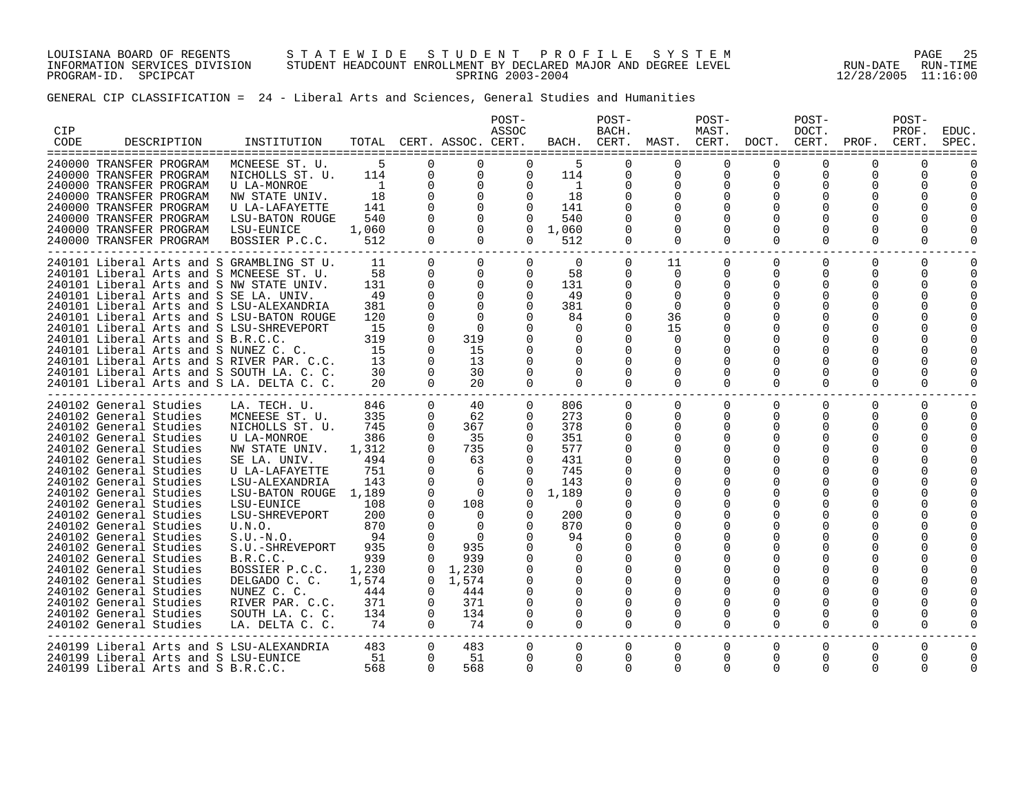LOUISIANA BOARD OF REGENTS — STATEWIDE STUDENT PROFILE SYSTEM
INFORMATION SERVICES DIVISION — STUDENT HEADCOUNT ENROLLMENT BY DECLARED MAJOR AND DEGREE LEVEL — RUN-DATE 12/28/2005 RUN-TIME 11:16:00
PROGRAM-ID. SPCIPCAT — SPRING 2003-2004

GENERAL CIP CLASSIFICATION = 24 - Liberal Arts and Sciences, General Studies and Humanities

| CIP CODE | DESCRIPTION | INSTITUTION | TOTAL | CERT. | ASSOC. | POST-ASSOC CERT. | BACH. | POST-BACH. CERT. | MAST. | POST-MAST. CERT. | DOCT. | POST-DOCT. CERT. | PROF. | POST-PROF. CERT. | EDUC. SPEC. |
|---|---|---|---|---|---|---|---|---|---|---|---|---|---|---|---|
| 240000 | TRANSFER PROGRAM | MCNEESE ST. U. | 5 | 0 | 0 | 0 | 5 | 0 | 0 | 0 | 0 | 0 | 0 | 0 | 0 |
| 240000 | TRANSFER PROGRAM | NICHOLLS ST. U. | 114 | 0 | 0 | 0 | 114 | 0 | 0 | 0 | 0 | 0 | 0 | 0 | 0 |
| 240000 | TRANSFER PROGRAM | U LA-MONROE | 1 | 0 | 0 | 0 | 1 | 0 | 0 | 0 | 0 | 0 | 0 | 0 | 0 |
| 240000 | TRANSFER PROGRAM | NW STATE UNIV. | 18 | 0 | 0 | 0 | 18 | 0 | 0 | 0 | 0 | 0 | 0 | 0 | 0 |
| 240000 | TRANSFER PROGRAM | U LA-LAFAYETTE | 141 | 0 | 0 | 0 | 141 | 0 | 0 | 0 | 0 | 0 | 0 | 0 | 0 |
| 240000 | TRANSFER PROGRAM | LSU-BATON ROUGE | 540 | 0 | 0 | 0 | 540 | 0 | 0 | 0 | 0 | 0 | 0 | 0 | 0 |
| 240000 | TRANSFER PROGRAM | LSU-EUNICE | 1,060 | 0 | 0 | 0 | 1,060 | 0 | 0 | 0 | 0 | 0 | 0 | 0 | 0 |
| 240000 | TRANSFER PROGRAM | BOSSIER P.C.C. | 512 | 0 | 0 | 0 | 512 | 0 | 0 | 0 | 0 | 0 | 0 | 0 | 0 |
| 240101 | Liberal Arts and S | GRAMBLING ST U. | 11 | 0 | 0 | 0 | 0 | 0 | 11 | 0 | 0 | 0 | 0 | 0 | 0 |
| 240101 | Liberal Arts and S | MCNEESE ST. U. | 58 | 0 | 0 | 0 | 58 | 0 | 0 | 0 | 0 | 0 | 0 | 0 | 0 |
| 240101 | Liberal Arts and S | NW STATE UNIV. | 131 | 0 | 0 | 0 | 131 | 0 | 0 | 0 | 0 | 0 | 0 | 0 | 0 |
| 240101 | Liberal Arts and S | SE LA. UNIV. | 49 | 0 | 0 | 0 | 49 | 0 | 0 | 0 | 0 | 0 | 0 | 0 | 0 |
| 240101 | Liberal Arts and S | LSU-ALEXANDRIA | 381 | 0 | 0 | 0 | 381 | 0 | 0 | 0 | 0 | 0 | 0 | 0 | 0 |
| 240101 | Liberal Arts and S | LSU-BATON ROUGE | 120 | 0 | 0 | 0 | 84 | 0 | 36 | 0 | 0 | 0 | 0 | 0 | 0 |
| 240101 | Liberal Arts and S | LSU-SHREVEPORT | 15 | 0 | 0 | 0 | 0 | 0 | 15 | 0 | 0 | 0 | 0 | 0 | 0 |
| 240101 | Liberal Arts and S | B.R.C.C. | 319 | 0 | 319 | 0 | 0 | 0 | 0 | 0 | 0 | 0 | 0 | 0 | 0 |
| 240101 | Liberal Arts and S | NUNEZ C. C. | 15 | 0 | 15 | 0 | 0 | 0 | 0 | 0 | 0 | 0 | 0 | 0 | 0 |
| 240101 | Liberal Arts and S | RIVER PAR. C.C. | 13 | 0 | 13 | 0 | 0 | 0 | 0 | 0 | 0 | 0 | 0 | 0 | 0 |
| 240101 | Liberal Arts and S | SOUTH LA. C. C. | 30 | 0 | 30 | 0 | 0 | 0 | 0 | 0 | 0 | 0 | 0 | 0 | 0 |
| 240101 | Liberal Arts and S | LA. DELTA C. C. | 20 | 0 | 20 | 0 | 0 | 0 | 0 | 0 | 0 | 0 | 0 | 0 | 0 |
| 240102 | General Studies | LA. TECH. U. | 846 | 0 | 40 | 0 | 806 | 0 | 0 | 0 | 0 | 0 | 0 | 0 | 0 |
| 240102 | General Studies | MCNEESE ST. U. | 335 | 0 | 62 | 0 | 273 | 0 | 0 | 0 | 0 | 0 | 0 | 0 | 0 |
| 240102 | General Studies | NICHOLLS ST. U. | 745 | 0 | 367 | 0 | 378 | 0 | 0 | 0 | 0 | 0 | 0 | 0 | 0 |
| 240102 | General Studies | U LA-MONROE | 386 | 0 | 35 | 0 | 351 | 0 | 0 | 0 | 0 | 0 | 0 | 0 | 0 |
| 240102 | General Studies | NW STATE UNIV. | 1,312 | 0 | 735 | 0 | 577 | 0 | 0 | 0 | 0 | 0 | 0 | 0 | 0 |
| 240102 | General Studies | SE LA. UNIV. | 494 | 0 | 63 | 0 | 431 | 0 | 0 | 0 | 0 | 0 | 0 | 0 | 0 |
| 240102 | General Studies | U LA-LAFAYETTE | 751 | 0 | 6 | 0 | 745 | 0 | 0 | 0 | 0 | 0 | 0 | 0 | 0 |
| 240102 | General Studies | LSU-ALEXANDRIA | 143 | 0 | 0 | 0 | 143 | 0 | 0 | 0 | 0 | 0 | 0 | 0 | 0 |
| 240102 | General Studies | LSU-BATON ROUGE | 1,189 | 0 | 0 | 0 | 1,189 | 0 | 0 | 0 | 0 | 0 | 0 | 0 | 0 |
| 240102 | General Studies | LSU-EUNICE | 108 | 0 | 108 | 0 | 0 | 0 | 0 | 0 | 0 | 0 | 0 | 0 | 0 |
| 240102 | General Studies | LSU-SHREVEPORT | 200 | 0 | 0 | 0 | 200 | 0 | 0 | 0 | 0 | 0 | 0 | 0 | 0 |
| 240102 | General Studies | U.N.O. | 870 | 0 | 0 | 0 | 870 | 0 | 0 | 0 | 0 | 0 | 0 | 0 | 0 |
| 240102 | General Studies | S.U.-N.O. | 94 | 0 | 0 | 0 | 94 | 0 | 0 | 0 | 0 | 0 | 0 | 0 | 0 |
| 240102 | General Studies | S.U.-SHREVEPORT | 935 | 0 | 935 | 0 | 0 | 0 | 0 | 0 | 0 | 0 | 0 | 0 | 0 |
| 240102 | General Studies | B.R.C.C. | 939 | 0 | 939 | 0 | 0 | 0 | 0 | 0 | 0 | 0 | 0 | 0 | 0 |
| 240102 | General Studies | BOSSIER P.C.C. | 1,230 | 0 | 1,230 | 0 | 0 | 0 | 0 | 0 | 0 | 0 | 0 | 0 | 0 |
| 240102 | General Studies | DELGADO C. C. | 1,574 | 0 | 1,574 | 0 | 0 | 0 | 0 | 0 | 0 | 0 | 0 | 0 | 0 |
| 240102 | General Studies | NUNEZ C. C. | 444 | 0 | 444 | 0 | 0 | 0 | 0 | 0 | 0 | 0 | 0 | 0 | 0 |
| 240102 | General Studies | RIVER PAR. C.C. | 371 | 0 | 371 | 0 | 0 | 0 | 0 | 0 | 0 | 0 | 0 | 0 | 0 |
| 240102 | General Studies | SOUTH LA. C. C. | 134 | 0 | 134 | 0 | 0 | 0 | 0 | 0 | 0 | 0 | 0 | 0 | 0 |
| 240102 | General Studies | LA. DELTA C. C. | 74 | 0 | 74 | 0 | 0 | 0 | 0 | 0 | 0 | 0 | 0 | 0 | 0 |
| 240199 | Liberal Arts and S | LSU-ALEXANDRIA | 483 | 0 | 483 | 0 | 0 | 0 | 0 | 0 | 0 | 0 | 0 | 0 | 0 |
| 240199 | Liberal Arts and S | LSU-EUNICE | 51 | 0 | 51 | 0 | 0 | 0 | 0 | 0 | 0 | 0 | 0 | 0 | 0 |
| 240199 | Liberal Arts and S | B.R.C.C. | 568 | 0 | 568 | 0 | 0 | 0 | 0 | 0 | 0 | 0 | 0 | 0 | 0 |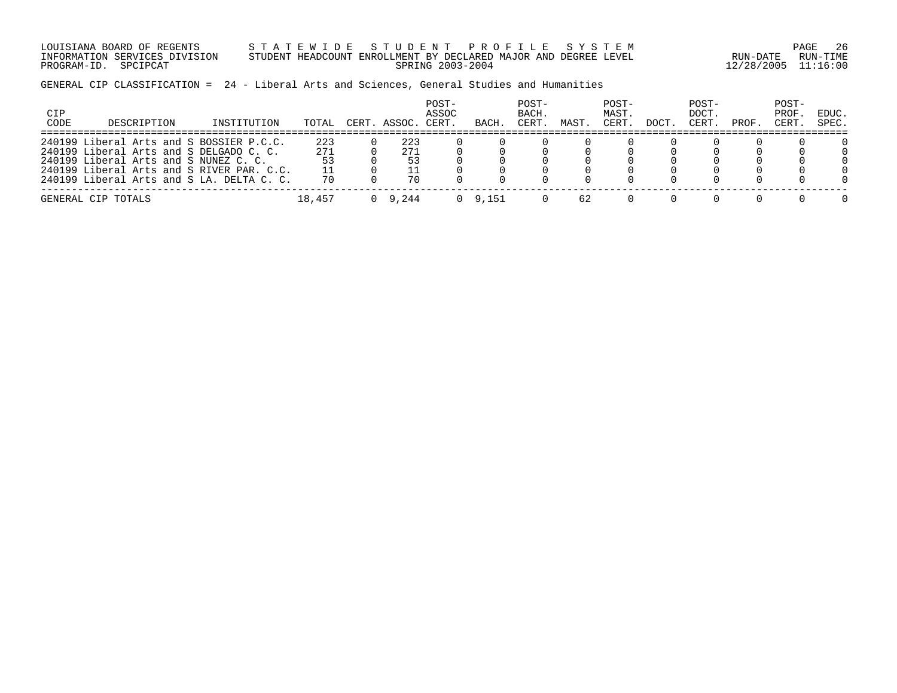LOUISIANA BOARD OF REGENTS — STATEWIDE STUDENT PROFILE SYSTEM
INFORMATION SERVICES DIVISION — STUDENT HEADCOUNT ENROLLMENT BY DECLARED MAJOR AND DEGREE LEVEL
PROGRAM-ID. SPCIPCAT — SPRING 2003-2004 — RUN-DATE 12/28/2005 RUN-TIME 11:16:00

GENERAL CIP CLASSIFICATION = 24 - Liberal Arts and Sciences, General Studies and Humanities

| CIP CODE | DESCRIPTION | INSTITUTION | TOTAL | CERT. | ASSOC. | POST-ASSOC CERT. | BACH. | POST-BACH. CERT. | MAST. | POST-MAST. CERT. | DOCT. | POST-DOCT. CERT. | PROF. | POST-PROF. CERT. | EDUC. SPEC. |
|---|---|---|---|---|---|---|---|---|---|---|---|---|---|---|---|
| 240199 | Liberal Arts and S | BOSSIER P.C.C. | 223 | 0 | 223 | 0 | 0 | 0 | 0 | 0 | 0 | 0 | 0 | 0 | 0 |
| 240199 | Liberal Arts and S | DELGADO C. C. | 271 | 0 | 271 | 0 | 0 | 0 | 0 | 0 | 0 | 0 | 0 | 0 | 0 |
| 240199 | Liberal Arts and S | NUNEZ C. C. | 53 | 0 | 53 | 0 | 0 | 0 | 0 | 0 | 0 | 0 | 0 | 0 | 0 |
| 240199 | Liberal Arts and S | RIVER PAR. C.C. | 11 | 0 | 11 | 0 | 0 | 0 | 0 | 0 | 0 | 0 | 0 | 0 | 0 |
| 240199 | Liberal Arts and S | LA. DELTA C. C. | 70 | 0 | 70 | 0 | 0 | 0 | 0 | 0 | 0 | 0 | 0 | 0 | 0 |
| GENERAL CIP TOTALS | | | 18,457 | 0 | 9,244 | 0 | 9,151 | 0 | 62 | 0 | 0 | 0 | 0 | 0 | 0 |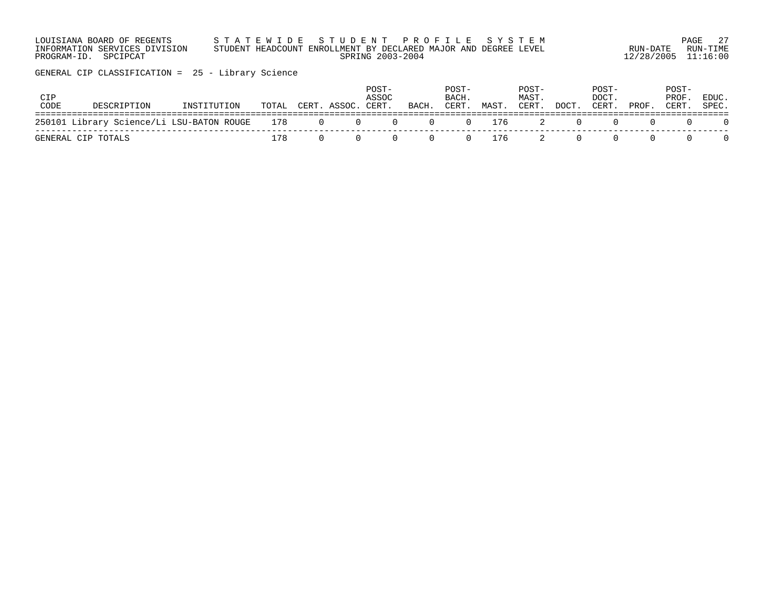LOUISIANA BOARD OF REGENTS — S T A T E W I D E   S T U D E N T   P R O F I L E   S Y S T E M

INFORMATION SERVICES DIVISION — STUDENT HEADCOUNT ENROLLMENT BY DECLARED MAJOR AND DEGREE LEVEL — RUN-DATE 12/28/2005 RUN-TIME 11:16:00

PROGRAM-ID. SPCIPCAT — SPRING 2003-2004

GENERAL CIP CLASSIFICATION = 25 - Library Science

| CIP CODE | DESCRIPTION | INSTITUTION | TOTAL | CERT. | ASSOC. | POST-ASSOC CERT. | BACH. | POST-BACH. CERT. | MAST. | POST-MAST. CERT. | DOCT. | POST-DOCT. CERT. | PROF. | POST-PROF. CERT. | EDUC. SPEC. |
|---|---|---|---|---|---|---|---|---|---|---|---|---|---|---|---|
| 250101 | Library Science/Li | LSU-BATON ROUGE | 178 | 0 | 0 | 0 | 0 | 0 | 176 | 2 | 0 | 0 | 0 | 0 | 0 |
| GENERAL CIP TOTALS | | | 178 | 0 | 0 | 0 | 0 | 0 | 176 | 2 | 0 | 0 | 0 | 0 | 0 |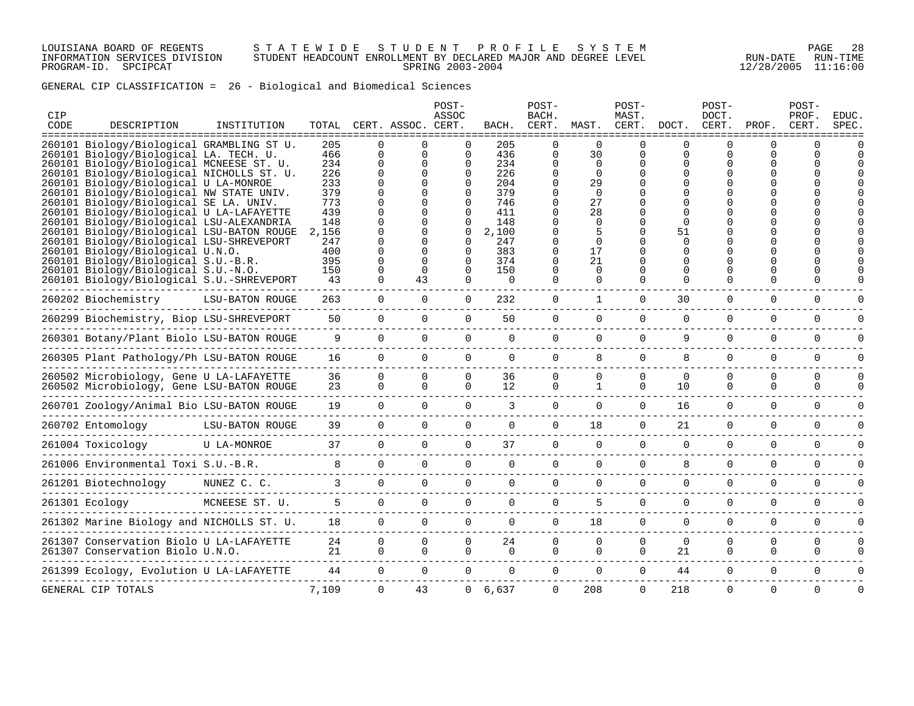LOUISIANA BOARD OF REGENTS — STATEWIDE STUDENT PROFILE SYSTEM
INFORMATION SERVICES DIVISION — STUDENT HEADCOUNT ENROLLMENT BY DECLARED MAJOR AND DEGREE LEVEL — RUN-DATE 12/28/2005 RUN-TIME 11:16:00
PROGRAM-ID. SPCIPCAT — SPRING 2003-2004

GENERAL CIP CLASSIFICATION = 26 - Biological and Biomedical Sciences

| CIP CODE | DESCRIPTION | INSTITUTION | TOTAL | CERT. | ASSOC. | POST-ASSOC CERT. | BACH. | POST-BACH. CERT. | MAST. | POST-MAST. CERT. | DOCT. | POST-DOCT. CERT. | PROF. | POST-PROF. CERT. | EDUC. SPEC. |
|---|---|---|---|---|---|---|---|---|---|---|---|---|---|---|---|
| 260101 | Biology/Biological | GRAMBLING ST U. | 205 | 0 | 0 | 0 | 205 | 0 | 0 | 0 | 0 | 0 | 0 | 0 | 0 |
| 260101 | Biology/Biological | LA. TECH. U. | 466 | 0 | 0 | 0 | 436 | 0 | 30 | 0 | 0 | 0 | 0 | 0 | 0 |
| 260101 | Biology/Biological | MCNEESE ST. U. | 234 | 0 | 0 | 0 | 234 | 0 | 0 | 0 | 0 | 0 | 0 | 0 | 0 |
| 260101 | Biology/Biological | NICHOLLS ST. U. | 226 | 0 | 0 | 0 | 226 | 0 | 0 | 0 | 0 | 0 | 0 | 0 | 0 |
| 260101 | Biology/Biological | U LA-MONROE | 233 | 0 | 0 | 0 | 204 | 0 | 29 | 0 | 0 | 0 | 0 | 0 | 0 |
| 260101 | Biology/Biological | NW STATE UNIV. | 379 | 0 | 0 | 0 | 379 | 0 | 0 | 0 | 0 | 0 | 0 | 0 | 0 |
| 260101 | Biology/Biological | SE LA. UNIV. | 773 | 0 | 0 | 0 | 746 | 0 | 27 | 0 | 0 | 0 | 0 | 0 | 0 |
| 260101 | Biology/Biological | U LA-LAFAYETTE | 439 | 0 | 0 | 0 | 411 | 0 | 28 | 0 | 0 | 0 | 0 | 0 | 0 |
| 260101 | Biology/Biological | LSU-ALEXANDRIA | 148 | 0 | 0 | 0 | 148 | 0 | 0 | 0 | 0 | 0 | 0 | 0 | 0 |
| 260101 | Biology/Biological | LSU-BATON ROUGE | 2,156 | 0 | 0 | 0 | 2,100 | 0 | 5 | 0 | 51 | 0 | 0 | 0 | 0 |
| 260101 | Biology/Biological | LSU-SHREVEPORT | 247 | 0 | 0 | 0 | 247 | 0 | 0 | 0 | 0 | 0 | 0 | 0 | 0 |
| 260101 | Biology/Biological | U.N.O. | 400 | 0 | 0 | 0 | 383 | 0 | 17 | 0 | 0 | 0 | 0 | 0 | 0 |
| 260101 | Biology/Biological | S.U.-B.R. | 395 | 0 | 0 | 0 | 374 | 0 | 21 | 0 | 0 | 0 | 0 | 0 | 0 |
| 260101 | Biology/Biological | S.U.-N.O. | 150 | 0 | 0 | 0 | 150 | 0 | 0 | 0 | 0 | 0 | 0 | 0 | 0 |
| 260101 | Biology/Biological | S.U.-SHREVEPORT | 43 | 0 | 43 | 0 | 0 | 0 | 0 | 0 | 0 | 0 | 0 | 0 | 0 |
| 260202 | Biochemistry | LSU-BATON ROUGE | 263 | 0 | 0 | 0 | 232 | 0 | 1 | 0 | 30 | 0 | 0 | 0 | 0 |
| 260299 | Biochemistry, Biop | LSU-SHREVEPORT | 50 | 0 | 0 | 0 | 50 | 0 | 0 | 0 | 0 | 0 | 0 | 0 | 0 |
| 260301 | Botany/Plant Biolo | LSU-BATON ROUGE | 9 | 0 | 0 | 0 | 0 | 0 | 0 | 0 | 9 | 0 | 0 | 0 | 0 |
| 260305 | Plant Pathology/Ph | LSU-BATON ROUGE | 16 | 0 | 0 | 0 | 0 | 0 | 8 | 0 | 8 | 0 | 0 | 0 | 0 |
| 260502 | Microbiology, Gene | U LA-LAFAYETTE | 36 | 0 | 0 | 0 | 36 | 0 | 0 | 0 | 0 | 0 | 0 | 0 | 0 |
| 260502 | Microbiology, Gene | LSU-BATON ROUGE | 23 | 0 | 0 | 0 | 12 | 0 | 1 | 0 | 10 | 0 | 0 | 0 | 0 |
| 260701 | Zoology/Animal Bio | LSU-BATON ROUGE | 19 | 0 | 0 | 0 | 3 | 0 | 0 | 0 | 16 | 0 | 0 | 0 | 0 |
| 260702 | Entomology | LSU-BATON ROUGE | 39 | 0 | 0 | 0 | 0 | 0 | 18 | 0 | 21 | 0 | 0 | 0 | 0 |
| 261004 | Toxicology | U LA-MONROE | 37 | 0 | 0 | 0 | 37 | 0 | 0 | 0 | 0 | 0 | 0 | 0 | 0 |
| 261006 | Environmental Toxi | S.U.-B.R. | 8 | 0 | 0 | 0 | 0 | 0 | 0 | 0 | 8 | 0 | 0 | 0 | 0 |
| 261201 | Biotechnology | NUNEZ C. C. | 3 | 0 | 0 | 0 | 0 | 0 | 0 | 0 | 0 | 0 | 0 | 0 | 0 |
| 261301 | Ecology | MCNEESE ST. U. | 5 | 0 | 0 | 0 | 0 | 0 | 5 | 0 | 0 | 0 | 0 | 0 | 0 |
| 261302 | Marine Biology and | NICHOLLS ST. U. | 18 | 0 | 0 | 0 | 0 | 0 | 18 | 0 | 0 | 0 | 0 | 0 | 0 |
| 261307 | Conservation Biolo | U LA-LAFAYETTE | 24 | 0 | 0 | 0 | 24 | 0 | 0 | 0 | 0 | 0 | 0 | 0 | 0 |
| 261307 | Conservation Biolo | U.N.O. | 21 | 0 | 0 | 0 | 0 | 0 | 0 | 0 | 21 | 0 | 0 | 0 | 0 |
| 261399 | Ecology, Evolution | U LA-LAFAYETTE | 44 | 0 | 0 | 0 | 0 | 0 | 0 | 0 | 44 | 0 | 0 | 0 | 0 |
| GENERAL CIP TOTALS | | | 7,109 | 0 | 43 | 0 | 6,637 | 0 | 208 | 0 | 218 | 0 | 0 | 0 | 0 |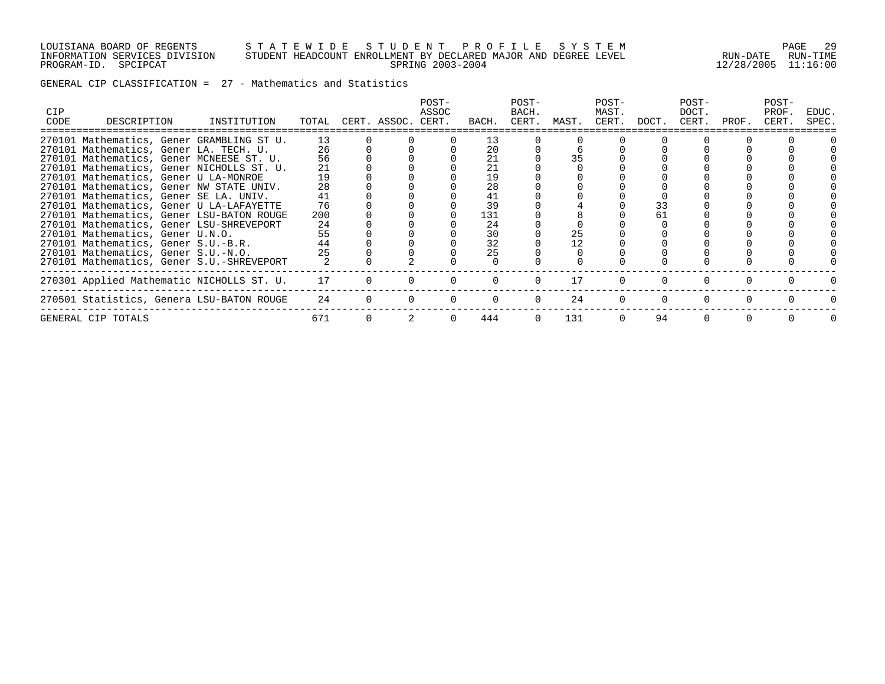LOUISIANA BOARD OF REGENTS — STATEWIDE STUDENT PROFILE SYSTEM
INFORMATION SERVICES DIVISION — STUDENT HEADCOUNT ENROLLMENT BY DECLARED MAJOR AND DEGREE LEVEL — RUN-DATE 12/28/2005 RUN-TIME 11:16:00
PROGRAM-ID. SPCIPCAT — SPRING 2003-2004

GENERAL CIP CLASSIFICATION = 27 - Mathematics and Statistics

| CIP CODE | DESCRIPTION | INSTITUTION | TOTAL | CERT. | ASSOC. | POST-ASSOC CERT. | BACH. | POST-BACH. CERT. | MAST. | POST-MAST. CERT. | DOCT. | POST-DOCT. CERT. | PROF. | POST-PROF. CERT. | EDUC. SPEC. |
|---|---|---|---|---|---|---|---|---|---|---|---|---|---|---|---|
| 270101 | Mathematics, Gener | GRAMBLING ST U. | 13 | 0 | 0 | 0 | 13 | 0 | 0 | 0 | 0 | 0 | 0 | 0 | 0 |
| 270101 | Mathematics, Gener | LA. TECH. U. | 26 | 0 | 0 | 0 | 20 | 0 | 6 | 0 | 0 | 0 | 0 | 0 | 0 |
| 270101 | Mathematics, Gener | MCNEESE ST. U. | 56 | 0 | 0 | 0 | 21 | 0 | 35 | 0 | 0 | 0 | 0 | 0 | 0 |
| 270101 | Mathematics, Gener | NICHOLLS ST. U. | 21 | 0 | 0 | 0 | 21 | 0 | 0 | 0 | 0 | 0 | 0 | 0 | 0 |
| 270101 | Mathematics, Gener | U LA-MONROE | 19 | 0 | 0 | 0 | 19 | 0 | 0 | 0 | 0 | 0 | 0 | 0 | 0 |
| 270101 | Mathematics, Gener | NW STATE UNIV. | 28 | 0 | 0 | 0 | 28 | 0 | 0 | 0 | 0 | 0 | 0 | 0 | 0 |
| 270101 | Mathematics, Gener | SE LA. UNIV. | 41 | 0 | 0 | 0 | 41 | 0 | 0 | 0 | 0 | 0 | 0 | 0 | 0 |
| 270101 | Mathematics, Gener | U LA-LAFAYETTE | 76 | 0 | 0 | 0 | 39 | 0 | 4 | 0 | 33 | 0 | 0 | 0 | 0 |
| 270101 | Mathematics, Gener | LSU-BATON ROUGE | 200 | 0 | 0 | 0 | 131 | 0 | 8 | 0 | 61 | 0 | 0 | 0 | 0 |
| 270101 | Mathematics, Gener | LSU-SHREVEPORT | 24 | 0 | 0 | 0 | 24 | 0 | 0 | 0 | 0 | 0 | 0 | 0 | 0 |
| 270101 | Mathematics, Gener | U.N.O. | 55 | 0 | 0 | 0 | 30 | 0 | 25 | 0 | 0 | 0 | 0 | 0 | 0 |
| 270101 | Mathematics, Gener | S.U.-B.R. | 44 | 0 | 0 | 0 | 32 | 0 | 12 | 0 | 0 | 0 | 0 | 0 | 0 |
| 270101 | Mathematics, Gener | S.U.-N.O. | 25 | 0 | 0 | 0 | 25 | 0 | 0 | 0 | 0 | 0 | 0 | 0 | 0 |
| 270101 | Mathematics, Gener | S.U.-SHREVEPORT | 2 | 0 | 2 | 0 | 0 | 0 | 0 | 0 | 0 | 0 | 0 | 0 | 0 |
| 270301 | Applied Mathematic | NICHOLLS ST. U. | 17 | 0 | 0 | 0 | 0 | 0 | 17 | 0 | 0 | 0 | 0 | 0 | 0 |
| 270501 | Statistics, Genera | LSU-BATON ROUGE | 24 | 0 | 0 | 0 | 0 | 0 | 24 | 0 | 0 | 0 | 0 | 0 | 0 |
| GENERAL CIP TOTALS | | | 671 | 0 | 2 | 0 | 444 | 0 | 131 | 0 | 94 | 0 | 0 | 0 | 0 |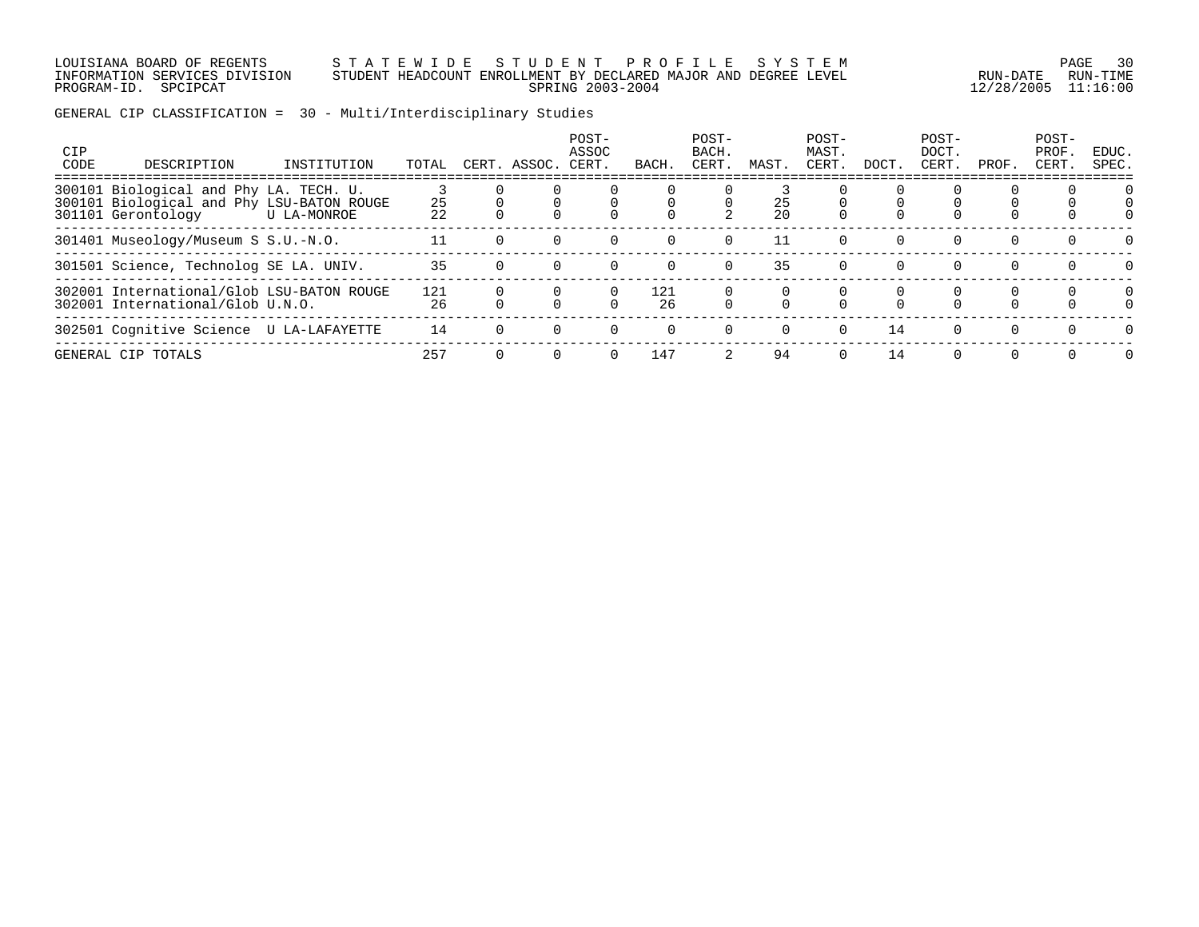GENERAL CIP CLASSIFICATION = 30 - Multi/Interdisciplinary Studies

| CIP CODE | DESCRIPTION | INSTITUTION | TOTAL | CERT. | ASSOC. | POST-ASSOC CERT. | BACH. | POST-BACH. CERT. | MAST. | POST-MAST. CERT. | DOCT. | POST-DOCT. CERT. | PROF. | POST-PROF. CERT. | EDUC. SPEC. |
|---|---|---|---|---|---|---|---|---|---|---|---|---|---|---|---|
| 300101 | Biological and Phy | LA. TECH. U. | 3 | 0 | 0 | 0 | 0 | 0 | 3 | 0 | 0 | 0 | 0 | 0 | 0 |
| 300101 | Biological and Phy | LSU-BATON ROUGE | 25 | 0 | 0 | 0 | 0 | 0 | 25 | 0 | 0 | 0 | 0 | 0 | 0 |
| 301101 | Gerontology | U LA-MONROE | 22 | 0 | 0 | 0 | 0 | 2 | 20 | 0 | 0 | 0 | 0 | 0 | 0 |
| 301401 | Museology/Museum S | S.U.-N.O. | 11 | 0 | 0 | 0 | 0 | 0 | 11 | 0 | 0 | 0 | 0 | 0 | 0 |
| 301501 | Science, Technolog | SE LA. UNIV. | 35 | 0 | 0 | 0 | 0 | 0 | 35 | 0 | 0 | 0 | 0 | 0 | 0 |
| 302001 | International/Glob | LSU-BATON ROUGE | 121 | 0 | 0 | 0 | 121 | 0 | 0 | 0 | 0 | 0 | 0 | 0 | 0 |
| 302001 | International/Glob | U.N.O. | 26 | 0 | 0 | 0 | 26 | 0 | 0 | 0 | 0 | 0 | 0 | 0 | 0 |
| 302501 | Cognitive Science | U LA-LAFAYETTE | 14 | 0 | 0 | 0 | 0 | 0 | 0 | 0 | 14 | 0 | 0 | 0 | 0 |
| GENERAL CIP TOTALS | | | 257 | 0 | 0 | 0 | 147 | 2 | 94 | 0 | 14 | 0 | 0 | 0 | 0 |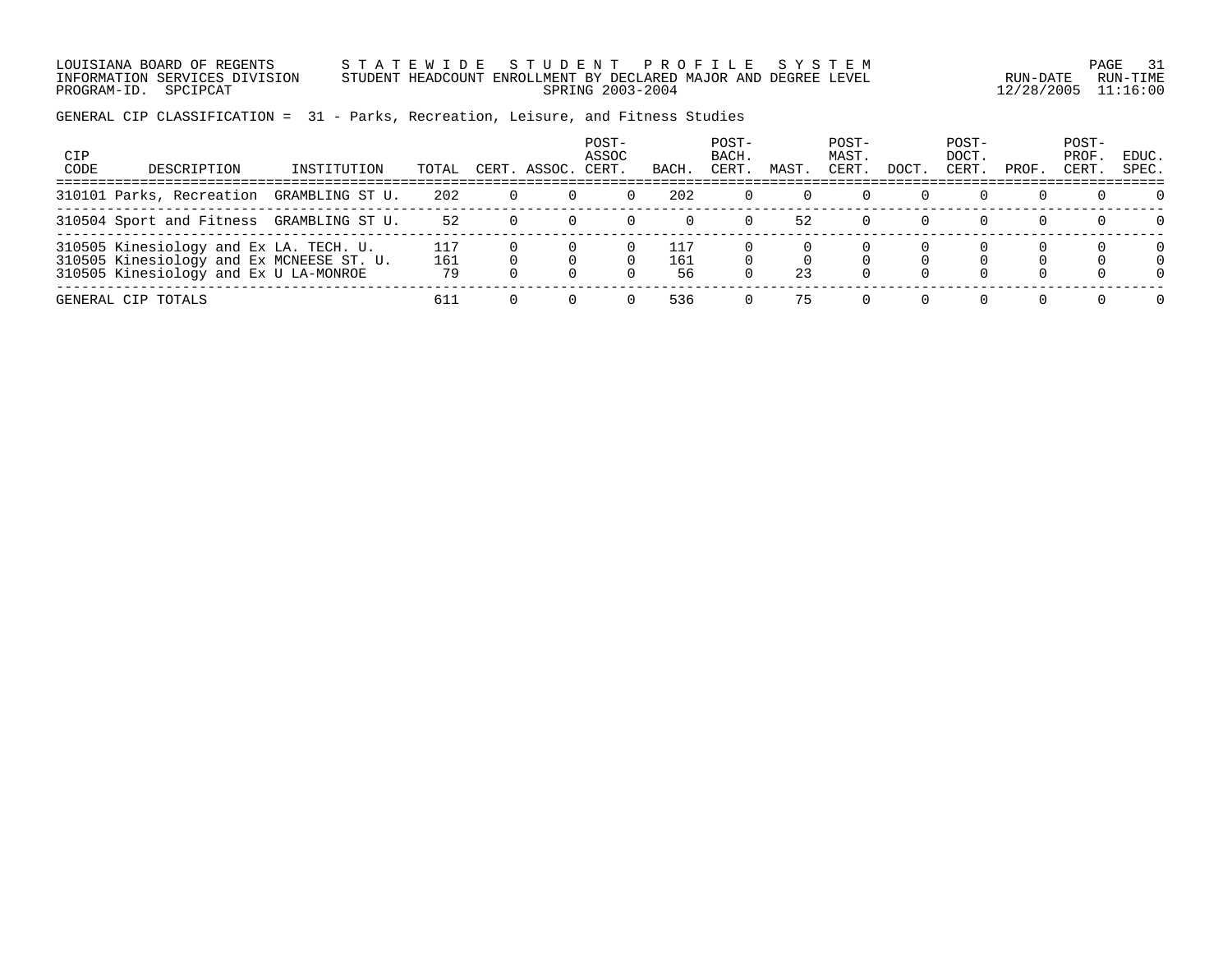LOUISIANA BOARD OF REGENTS — STATEWIDE STUDENT PROFILE SYSTEM
INFORMATION SERVICES DIVISION — STUDENT HEADCOUNT ENROLLMENT BY DECLARED MAJOR AND DEGREE LEVEL — RUN-DATE 12/28/2005 RUN-TIME 11:16:00
PROGRAM-ID. SPCIPCAT — SPRING 2003-2004

GENERAL CIP CLASSIFICATION = 31 - Parks, Recreation, Leisure, and Fitness Studies

| CIP CODE | DESCRIPTION | INSTITUTION | TOTAL | CERT. | ASSOC. | POST-ASSOC CERT. | BACH. | POST-BACH. CERT. | MAST. | POST-MAST. CERT. | DOCT. | POST-DOCT. CERT. | PROF. | POST-PROF. CERT. | EDUC. SPEC. |
|---|---|---|---|---|---|---|---|---|---|---|---|---|---|---|---|
| 310101 | Parks, Recreation | GRAMBLING ST U. | 202 | 0 | 0 | 0 | 202 | 0 | 0 | 0 | 0 | 0 | 0 | 0 | 0 |
| 310504 | Sport and Fitness | GRAMBLING ST U. | 52 | 0 | 0 | 0 | 0 | 0 | 52 | 0 | 0 | 0 | 0 | 0 | 0 |
| 310505 | Kinesiology and Ex | LA. TECH. U. | 117 | 0 | 0 | 0 | 117 | 0 | 0 | 0 | 0 | 0 | 0 | 0 | 0 |
| 310505 | Kinesiology and Ex | MCNEESE ST. U. | 161 | 0 | 0 | 0 | 161 | 0 | 0 | 0 | 0 | 0 | 0 | 0 | 0 |
| 310505 | Kinesiology and Ex | U LA-MONROE | 79 | 0 | 0 | 0 | 56 | 0 | 23 | 0 | 0 | 0 | 0 | 0 | 0 |
| GENERAL CIP TOTALS | | | 611 | 0 | 0 | 0 | 536 | 0 | 75 | 0 | 0 | 0 | 0 | 0 | 0 |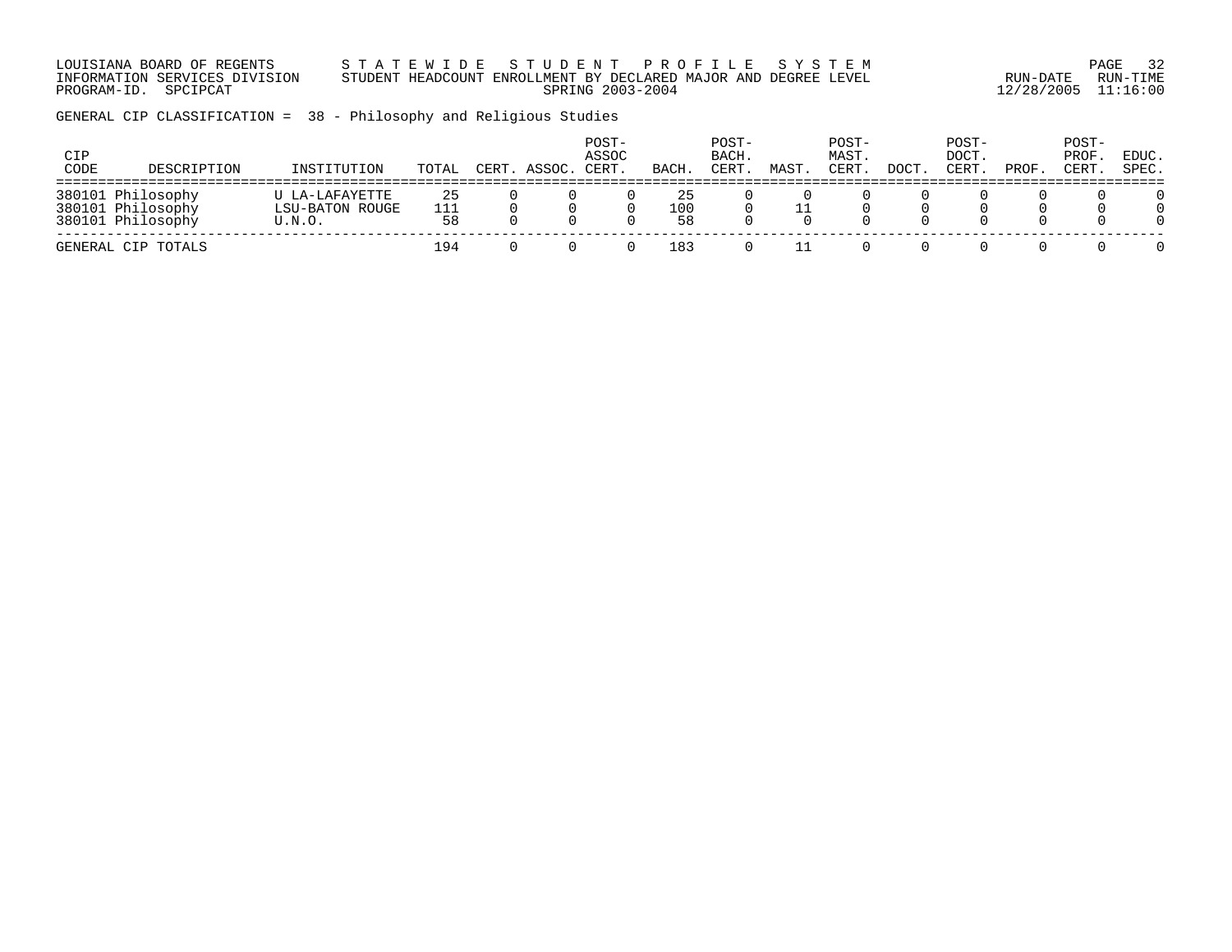LOUISIANA BOARD OF REGENTS — STATEWIDE STUDENT PROFILE SYSTEM
INFORMATION SERVICES DIVISION — STUDENT HEADCOUNT ENROLLMENT BY DECLARED MAJOR AND DEGREE LEVEL
PROGRAM-ID. SPCIPCAT — SPRING 2003-2004 — RUN-DATE 12/28/2005 RUN-TIME 11:16:00

GENERAL CIP CLASSIFICATION = 38 - Philosophy and Religious Studies

| CIP CODE | DESCRIPTION | INSTITUTION | TOTAL | CERT. | ASSOC. | POST-ASSOC CERT. | BACH. | POST-BACH. CERT. | MAST. | POST-MAST. CERT. | DOCT. | POST-DOCT. CERT. | PROF. | POST-PROF. CERT. | EDUC. SPEC. |
|---|---|---|---|---|---|---|---|---|---|---|---|---|---|---|---|
| 380101 | Philosophy | U LA-LAFAYETTE | 25 | 0 | 0 | 0 | 25 | 0 | 0 | 0 | 0 | 0 | 0 | 0 | 0 |
| 380101 | Philosophy | LSU-BATON ROUGE | 111 | 0 | 0 | 0 | 100 | 0 | 11 | 0 | 0 | 0 | 0 | 0 | 0 |
| 380101 | Philosophy | U.N.O. | 58 | 0 | 0 | 0 | 58 | 0 | 0 | 0 | 0 | 0 | 0 | 0 | 0 |
| GENERAL CIP TOTALS | | | 194 | 0 | 0 | 0 | 183 | 0 | 11 | 0 | 0 | 0 | 0 | 0 | 0 |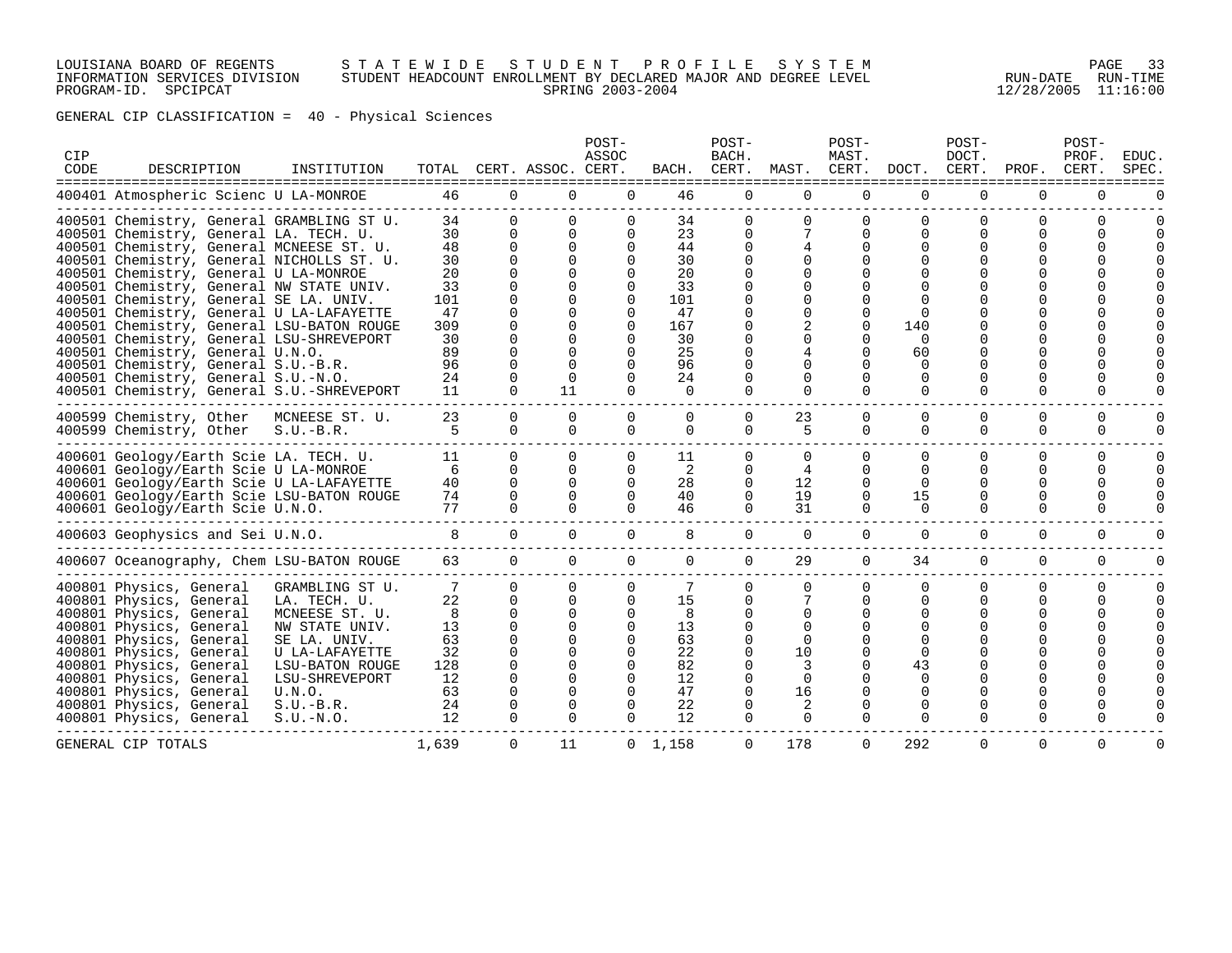LOUISIANA BOARD OF REGENTS — STATEWIDE STUDENT PROFILE SYSTEM
INFORMATION SERVICES DIVISION — STUDENT HEADCOUNT ENROLLMENT BY DECLARED MAJOR AND DEGREE LEVEL — RUN-DATE 12/28/2005 RUN-TIME 11:16:00
PROGRAM-ID. SPCIPCAT — SPRING 2003-2004

GENERAL CIP CLASSIFICATION = 40 - Physical Sciences

| CIP CODE | DESCRIPTION | INSTITUTION | TOTAL | CERT. | ASSOC. | POST-ASSOC CERT. | BACH. | POST-BACH. CERT. | MAST. | POST-MAST. CERT. | DOCT. | POST-DOCT. CERT. | PROF. | POST-PROF. CERT. | EDUC. SPEC. |
|---|---|---|---|---|---|---|---|---|---|---|---|---|---|---|---|
| 400401 | Atmospheric Scienc | U LA-MONROE | 46 | 0 | 0 | 0 | 46 | 0 | 0 | 0 | 0 | 0 | 0 | 0 | 0 |
| 400501 | Chemistry, General | GRAMBLING ST U. | 34 | 0 | 0 | 0 | 34 | 0 | 0 | 0 | 0 | 0 | 0 | 0 | 0 |
| 400501 | Chemistry, General | LA. TECH. U. | 30 | 0 | 0 | 0 | 23 | 0 | 7 | 0 | 0 | 0 | 0 | 0 | 0 |
| 400501 | Chemistry, General | MCNEESE ST. U. | 48 | 0 | 0 | 0 | 44 | 0 | 4 | 0 | 0 | 0 | 0 | 0 | 0 |
| 400501 | Chemistry, General | NICHOLLS ST. U. | 30 | 0 | 0 | 0 | 30 | 0 | 0 | 0 | 0 | 0 | 0 | 0 | 0 |
| 400501 | Chemistry, General | U LA-MONROE | 20 | 0 | 0 | 0 | 20 | 0 | 0 | 0 | 0 | 0 | 0 | 0 | 0 |
| 400501 | Chemistry, General | NW STATE UNIV. | 33 | 0 | 0 | 0 | 33 | 0 | 0 | 0 | 0 | 0 | 0 | 0 | 0 |
| 400501 | Chemistry, General | SE LA. UNIV. | 101 | 0 | 0 | 0 | 101 | 0 | 0 | 0 | 0 | 0 | 0 | 0 | 0 |
| 400501 | Chemistry, General | U LA-LAFAYETTE | 47 | 0 | 0 | 0 | 47 | 0 | 0 | 0 | 0 | 0 | 0 | 0 | 0 |
| 400501 | Chemistry, General | LSU-BATON ROUGE | 309 | 0 | 0 | 0 | 167 | 0 | 2 | 0 | 140 | 0 | 0 | 0 | 0 |
| 400501 | Chemistry, General | LSU-SHREVEPORT | 30 | 0 | 0 | 0 | 30 | 0 | 0 | 0 | 0 | 0 | 0 | 0 | 0 |
| 400501 | Chemistry, General | U.N.O. | 89 | 0 | 0 | 0 | 25 | 0 | 4 | 0 | 60 | 0 | 0 | 0 | 0 |
| 400501 | Chemistry, General | S.U.-B.R. | 96 | 0 | 0 | 0 | 96 | 0 | 0 | 0 | 0 | 0 | 0 | 0 | 0 |
| 400501 | Chemistry, General | S.U.-N.O. | 24 | 0 | 0 | 0 | 24 | 0 | 0 | 0 | 0 | 0 | 0 | 0 | 0 |
| 400501 | Chemistry, General | S.U.-SHREVEPORT | 11 | 0 | 11 | 0 | 0 | 0 | 0 | 0 | 0 | 0 | 0 | 0 | 0 |
| 400599 | Chemistry, Other | MCNEESE ST. U. | 23 | 0 | 0 | 0 | 0 | 0 | 23 | 0 | 0 | 0 | 0 | 0 | 0 |
| 400599 | Chemistry, Other | S.U.-B.R. | 5 | 0 | 0 | 0 | 0 | 0 | 5 | 0 | 0 | 0 | 0 | 0 | 0 |
| 400601 | Geology/Earth Scie | LA. TECH. U. | 11 | 0 | 0 | 0 | 11 | 0 | 0 | 0 | 0 | 0 | 0 | 0 | 0 |
| 400601 | Geology/Earth Scie | U LA-MONROE | 6 | 0 | 0 | 0 | 2 | 0 | 4 | 0 | 0 | 0 | 0 | 0 | 0 |
| 400601 | Geology/Earth Scie | U LA-LAFAYETTE | 40 | 0 | 0 | 0 | 28 | 0 | 12 | 0 | 0 | 0 | 0 | 0 | 0 |
| 400601 | Geology/Earth Scie | LSU-BATON ROUGE | 74 | 0 | 0 | 0 | 40 | 0 | 19 | 0 | 15 | 0 | 0 | 0 | 0 |
| 400601 | Geology/Earth Scie | U.N.O. | 77 | 0 | 0 | 0 | 46 | 0 | 31 | 0 | 0 | 0 | 0 | 0 | 0 |
| 400603 | Geophysics and Sei | U.N.O. | 8 | 0 | 0 | 0 | 8 | 0 | 0 | 0 | 0 | 0 | 0 | 0 | 0 |
| 400607 | Oceanography, Chem | LSU-BATON ROUGE | 63 | 0 | 0 | 0 | 0 | 0 | 29 | 0 | 34 | 0 | 0 | 0 | 0 |
| 400801 | Physics, General | GRAMBLING ST U. | 7 | 0 | 0 | 0 | 7 | 0 | 0 | 0 | 0 | 0 | 0 | 0 | 0 |
| 400801 | Physics, General | LA. TECH. U. | 22 | 0 | 0 | 0 | 15 | 0 | 7 | 0 | 0 | 0 | 0 | 0 | 0 |
| 400801 | Physics, General | MCNEESE ST. U. | 8 | 0 | 0 | 0 | 8 | 0 | 0 | 0 | 0 | 0 | 0 | 0 | 0 |
| 400801 | Physics, General | NW STATE UNIV. | 13 | 0 | 0 | 0 | 13 | 0 | 0 | 0 | 0 | 0 | 0 | 0 | 0 |
| 400801 | Physics, General | SE LA. UNIV. | 63 | 0 | 0 | 0 | 63 | 0 | 0 | 0 | 0 | 0 | 0 | 0 | 0 |
| 400801 | Physics, General | U LA-LAFAYETTE | 32 | 0 | 0 | 0 | 22 | 0 | 10 | 0 | 0 | 0 | 0 | 0 | 0 |
| 400801 | Physics, General | LSU-BATON ROUGE | 128 | 0 | 0 | 0 | 82 | 0 | 3 | 0 | 43 | 0 | 0 | 0 | 0 |
| 400801 | Physics, General | LSU-SHREVEPORT | 12 | 0 | 0 | 0 | 12 | 0 | 0 | 0 | 0 | 0 | 0 | 0 | 0 |
| 400801 | Physics, General | U.N.O. | 63 | 0 | 0 | 0 | 47 | 0 | 16 | 0 | 0 | 0 | 0 | 0 | 0 |
| 400801 | Physics, General | S.U.-B.R. | 24 | 0 | 0 | 0 | 22 | 0 | 2 | 0 | 0 | 0 | 0 | 0 | 0 |
| 400801 | Physics, General | S.U.-N.O. | 12 | 0 | 0 | 0 | 12 | 0 | 0 | 0 | 0 | 0 | 0 | 0 | 0 |
| GENERAL CIP TOTALS | | | 1,639 | 0 | 11 | 0 | 1,158 | 0 | 178 | 0 | 292 | 0 | 0 | 0 | 0 |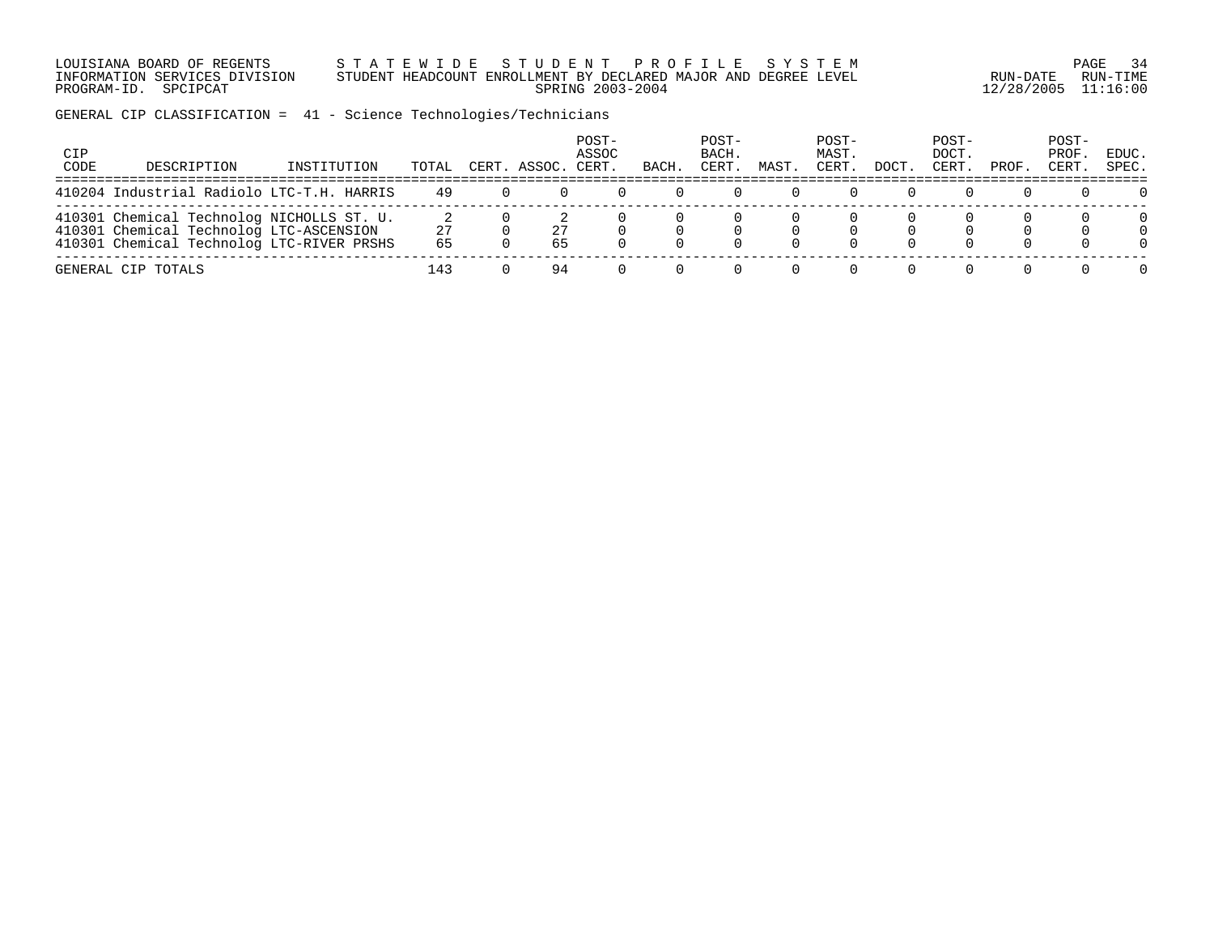LOUISIANA BOARD OF REGENTS — STATEWIDE STUDENT PROFILE SYSTEM
INFORMATION SERVICES DIVISION — STUDENT HEADCOUNT ENROLLMENT BY DECLARED MAJOR AND DEGREE LEVEL
PROGRAM-ID. SPCIPCAT — SPRING 2003-2004
RUN-DATE 12/28/2005 RUN-TIME 11:16:00

GENERAL CIP CLASSIFICATION = 41 - Science Technologies/Technicians

| CIP CODE | DESCRIPTION | INSTITUTION | TOTAL | CERT. | ASSOC. | POST-ASSOC CERT. | BACH. | POST-BACH. CERT. | MAST. | POST-MAST. CERT. | DOCT. | POST-DOCT. CERT. | PROF. | POST-PROF. CERT. | EDUC. SPEC. |
|---|---|---|---|---|---|---|---|---|---|---|---|---|---|---|---|
| 410204 | Industrial Radiolo | LTC-T.H. HARRIS | 49 | 0 | 0 | 0 | 0 | 0 | 0 | 0 | 0 | 0 | 0 | 0 | 0 |
| 410301 | Chemical Technolog | NICHOLLS ST. U. | 2 | 0 | 2 | 0 | 0 | 0 | 0 | 0 | 0 | 0 | 0 | 0 | 0 |
| 410301 | Chemical Technolog | LTC-ASCENSION | 27 | 0 | 27 | 0 | 0 | 0 | 0 | 0 | 0 | 0 | 0 | 0 | 0 |
| 410301 | Chemical Technolog | LTC-RIVER PRSHS | 65 | 0 | 65 | 0 | 0 | 0 | 0 | 0 | 0 | 0 | 0 | 0 | 0 |
| GENERAL CIP TOTALS | | | 143 | 0 | 94 | 0 | 0 | 0 | 0 | 0 | 0 | 0 | 0 | 0 | 0 |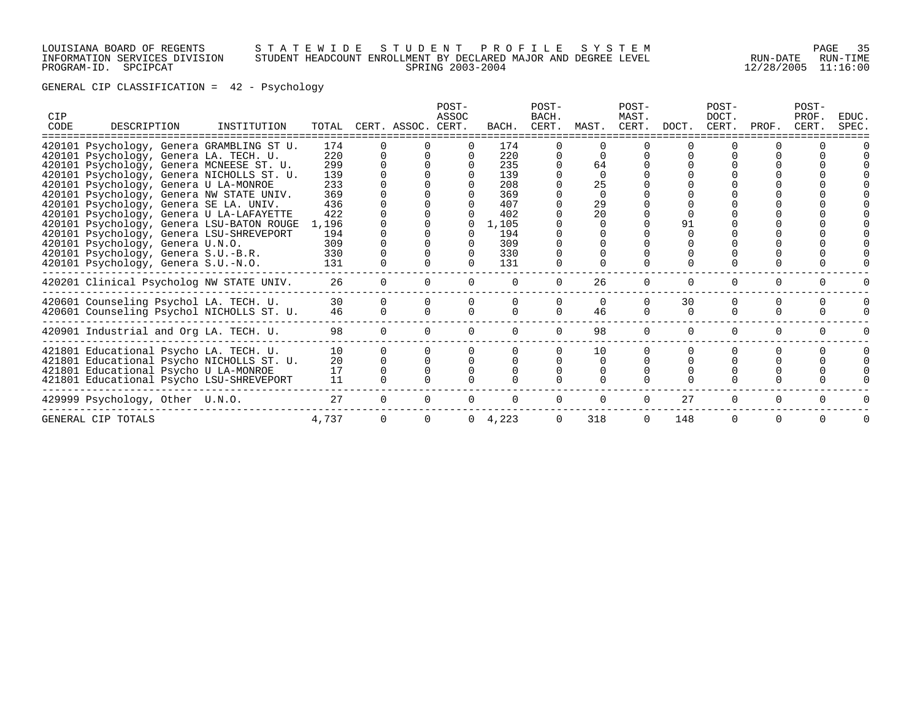LOUISIANA BOARD OF REGENTS — STATEWIDE STUDENT PROFILE SYSTEM
INFORMATION SERVICES DIVISION — STUDENT HEADCOUNT ENROLLMENT BY DECLARED MAJOR AND DEGREE LEVEL — RUN-DATE 12/28/2005 RUN-TIME 11:16:00
PROGRAM-ID. SPCIPCAT — SPRING 2003-2004

GENERAL CIP CLASSIFICATION = 42 - Psychology

| CIP CODE | DESCRIPTION | INSTITUTION | TOTAL | CERT. | ASSOC. | POST-ASSOC CERT. | BACH. | POST-BACH. CERT. | MAST. | POST-MAST. CERT. | DOCT. | POST-DOCT. CERT. | PROF. | POST-PROF. CERT. | EDUC. SPEC. |
|---|---|---|---|---|---|---|---|---|---|---|---|---|---|---|---|
| 420101 | Psychology, Genera | GRAMBLING ST U. | 174 | 0 | 0 | 0 | 174 | 0 | 0 | 0 | 0 | 0 | 0 | 0 | 0 |
| 420101 | Psychology, Genera | LA. TECH. U. | 220 | 0 | 0 | 0 | 220 | 0 | 0 | 0 | 0 | 0 | 0 | 0 | 0 |
| 420101 | Psychology, Genera | MCNEESE ST. U. | 299 | 0 | 0 | 0 | 235 | 0 | 64 | 0 | 0 | 0 | 0 | 0 | 0 |
| 420101 | Psychology, Genera | NICHOLLS ST. U. | 139 | 0 | 0 | 0 | 139 | 0 | 0 | 0 | 0 | 0 | 0 | 0 | 0 |
| 420101 | Psychology, Genera | U LA-MONROE | 233 | 0 | 0 | 0 | 208 | 0 | 25 | 0 | 0 | 0 | 0 | 0 | 0 |
| 420101 | Psychology, Genera | NW STATE UNIV. | 369 | 0 | 0 | 0 | 369 | 0 | 0 | 0 | 0 | 0 | 0 | 0 | 0 |
| 420101 | Psychology, Genera | SE LA. UNIV. | 436 | 0 | 0 | 0 | 407 | 0 | 29 | 0 | 0 | 0 | 0 | 0 | 0 |
| 420101 | Psychology, Genera | U LA-LAFAYETTE | 422 | 0 | 0 | 0 | 402 | 0 | 20 | 0 | 0 | 0 | 0 | 0 | 0 |
| 420101 | Psychology, Genera | LSU-BATON ROUGE | 1,196 | 0 | 0 | 0 | 1,105 | 0 | 0 | 0 | 91 | 0 | 0 | 0 | 0 |
| 420101 | Psychology, Genera | LSU-SHREVEPORT | 194 | 0 | 0 | 0 | 194 | 0 | 0 | 0 | 0 | 0 | 0 | 0 | 0 |
| 420101 | Psychology, Genera | U.N.O. | 309 | 0 | 0 | 0 | 309 | 0 | 0 | 0 | 0 | 0 | 0 | 0 | 0 |
| 420101 | Psychology, Genera | S.U.-B.R. | 330 | 0 | 0 | 0 | 330 | 0 | 0 | 0 | 0 | 0 | 0 | 0 | 0 |
| 420101 | Psychology, Genera | S.U.-N.O. | 131 | 0 | 0 | 0 | 131 | 0 | 0 | 0 | 0 | 0 | 0 | 0 | 0 |
| 420201 | Clinical Psycholog | NW STATE UNIV. | 26 | 0 | 0 | 0 | 0 | 0 | 26 | 0 | 0 | 0 | 0 | 0 | 0 |
| 420601 | Counseling Psychol | LA. TECH. U. | 30 | 0 | 0 | 0 | 0 | 0 | 0 | 0 | 30 | 0 | 0 | 0 | 0 |
| 420601 | Counseling Psychol | NICHOLLS ST. U. | 46 | 0 | 0 | 0 | 0 | 0 | 46 | 0 | 0 | 0 | 0 | 0 | 0 |
| 420901 | Industrial and Org | LA. TECH. U. | 98 | 0 | 0 | 0 | 0 | 0 | 98 | 0 | 0 | 0 | 0 | 0 | 0 |
| 421801 | Educational Psycho | LA. TECH. U. | 10 | 0 | 0 | 0 | 0 | 0 | 10 | 0 | 0 | 0 | 0 | 0 | 0 |
| 421801 | Educational Psycho | NICHOLLS ST. U. | 20 | 0 | 0 | 0 | 0 | 0 | 0 | 0 | 0 | 0 | 0 | 0 | 20 |
| 421801 | Educational Psycho | U LA-MONROE | 17 | 0 | 0 | 0 | 0 | 0 | 0 | 0 | 0 | 0 | 0 | 0 | 17 |
| 421801 | Educational Psycho | LSU-SHREVEPORT | 11 | 0 | 0 | 0 | 0 | 0 | 0 | 0 | 0 | 0 | 0 | 0 | 11 |
| 429999 | Psychology, Other | U.N.O. | 27 | 0 | 0 | 0 | 0 | 0 | 0 | 0 | 27 | 0 | 0 | 0 | 0 |
| GENERAL CIP TOTALS | | | 4,737 | 0 | 0 | 0 | 4,223 | 0 | 318 | 0 | 148 | 0 | 0 | 0 | 48 |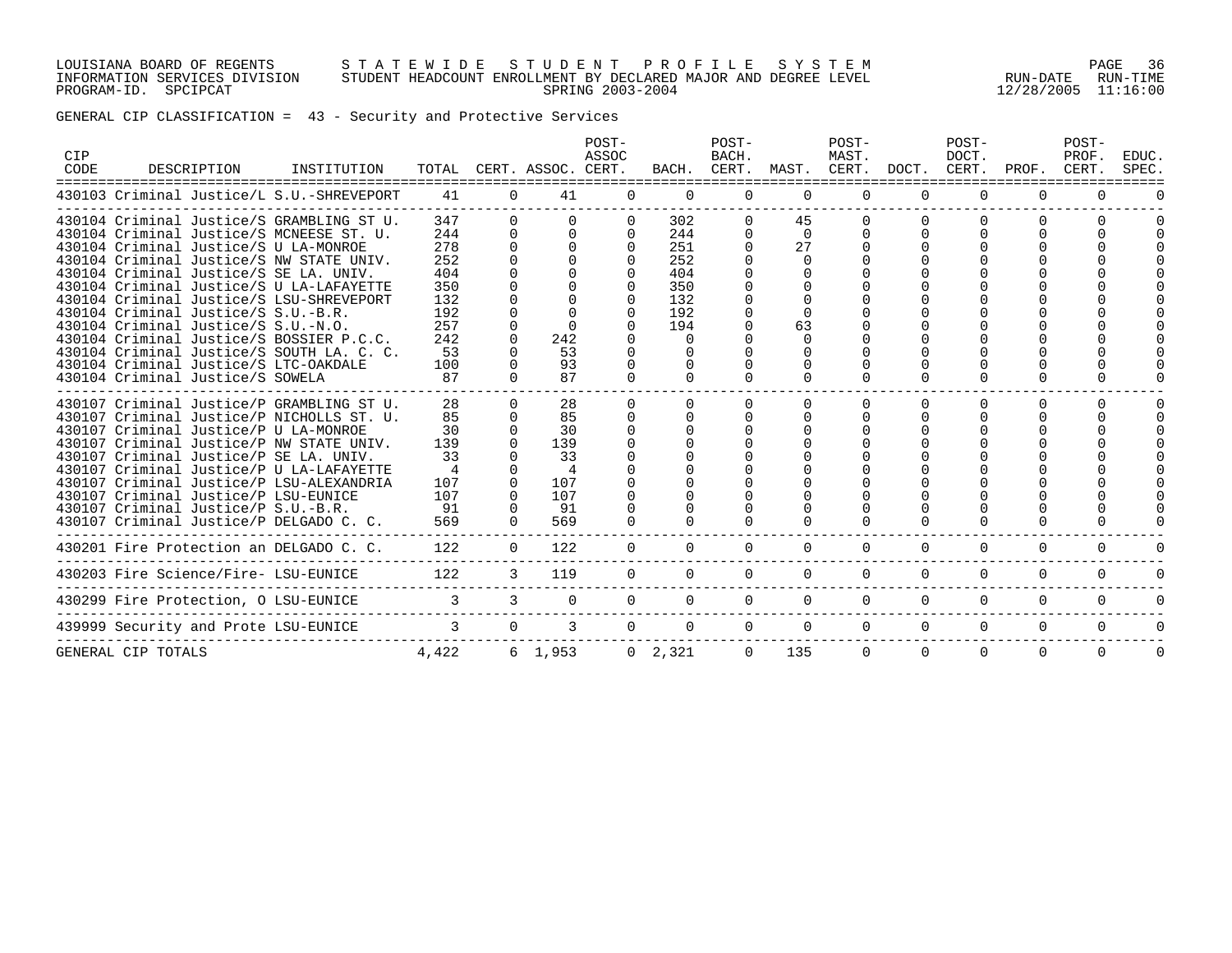LOUISIANA BOARD OF REGENTS — STATEWIDE STUDENT PROFILE SYSTEM
INFORMATION SERVICES DIVISION — STUDENT HEADCOUNT ENROLLMENT BY DECLARED MAJOR AND DEGREE LEVEL
PROGRAM-ID. SPCIPCAT — SPRING 2003-2004 — RUN-DATE 12/28/2005 RUN-TIME 11:16:00

GENERAL CIP CLASSIFICATION = 43 - Security and Protective Services

| CIP CODE | DESCRIPTION | INSTITUTION | TOTAL | CERT. | ASSOC. | POST-ASSOC CERT. | BACH. | POST-BACH. CERT. | MAST. | POST-MAST. CERT. | DOCT. | POST-DOCT. CERT. | PROF. | POST-PROF. CERT. | EDUC. SPEC. |
|---|---|---|---|---|---|---|---|---|---|---|---|---|---|---|---|
| 430103 | Criminal Justice/L | S.U.-SHREVEPORT | 41 | 0 | 41 | 0 | 0 | 0 | 0 | 0 | 0 | 0 | 0 | 0 | 0 |
| 430104 | Criminal Justice/S | GRAMBLING ST U. | 347 | 0 | 0 | 0 | 302 | 0 | 45 | 0 | 0 | 0 | 0 | 0 | 0 |
| 430104 | Criminal Justice/S | MCNEESE ST. U. | 244 | 0 | 0 | 0 | 244 | 0 | 0 | 0 | 0 | 0 | 0 | 0 | 0 |
| 430104 | Criminal Justice/S | U LA-MONROE | 278 | 0 | 0 | 0 | 251 | 0 | 27 | 0 | 0 | 0 | 0 | 0 | 0 |
| 430104 | Criminal Justice/S | NW STATE UNIV. | 252 | 0 | 0 | 0 | 252 | 0 | 0 | 0 | 0 | 0 | 0 | 0 | 0 |
| 430104 | Criminal Justice/S | SE LA. UNIV. | 404 | 0 | 0 | 0 | 404 | 0 | 0 | 0 | 0 | 0 | 0 | 0 | 0 |
| 430104 | Criminal Justice/S | U LA-LAFAYETTE | 350 | 0 | 0 | 0 | 350 | 0 | 0 | 0 | 0 | 0 | 0 | 0 | 0 |
| 430104 | Criminal Justice/S | LSU-SHREVEPORT | 132 | 0 | 0 | 0 | 132 | 0 | 0 | 0 | 0 | 0 | 0 | 0 | 0 |
| 430104 | Criminal Justice/S | S.U.-B.R. | 192 | 0 | 0 | 0 | 192 | 0 | 0 | 0 | 0 | 0 | 0 | 0 | 0 |
| 430104 | Criminal Justice/S | S.U.-N.O. | 257 | 0 | 0 | 0 | 194 | 0 | 63 | 0 | 0 | 0 | 0 | 0 | 0 |
| 430104 | Criminal Justice/S | BOSSIER P.C.C. | 242 | 0 | 242 | 0 | 0 | 0 | 0 | 0 | 0 | 0 | 0 | 0 | 0 |
| 430104 | Criminal Justice/S | SOUTH LA. C. C. | 53 | 0 | 53 | 0 | 0 | 0 | 0 | 0 | 0 | 0 | 0 | 0 | 0 |
| 430104 | Criminal Justice/S | LTC-OAKDALE | 100 | 0 | 93 | 0 | 0 | 0 | 0 | 0 | 0 | 0 | 0 | 0 | 0 |
| 430104 | Criminal Justice/S | SOWELA | 87 | 0 | 87 | 0 | 0 | 0 | 0 | 0 | 0 | 0 | 0 | 0 | 0 |
| 430107 | Criminal Justice/P | GRAMBLING ST U. | 28 | 0 | 28 | 0 | 0 | 0 | 0 | 0 | 0 | 0 | 0 | 0 | 0 |
| 430107 | Criminal Justice/P | NICHOLLS ST. U. | 85 | 0 | 85 | 0 | 0 | 0 | 0 | 0 | 0 | 0 | 0 | 0 | 0 |
| 430107 | Criminal Justice/P | U LA-MONROE | 30 | 0 | 30 | 0 | 0 | 0 | 0 | 0 | 0 | 0 | 0 | 0 | 0 |
| 430107 | Criminal Justice/P | NW STATE UNIV. | 139 | 0 | 139 | 0 | 0 | 0 | 0 | 0 | 0 | 0 | 0 | 0 | 0 |
| 430107 | Criminal Justice/P | SE LA. UNIV. | 33 | 0 | 33 | 0 | 0 | 0 | 0 | 0 | 0 | 0 | 0 | 0 | 0 |
| 430107 | Criminal Justice/P | U LA-LAFAYETTE | 4 | 0 | 4 | 0 | 0 | 0 | 0 | 0 | 0 | 0 | 0 | 0 | 0 |
| 430107 | Criminal Justice/P | LSU-ALEXANDRIA | 107 | 0 | 107 | 0 | 0 | 0 | 0 | 0 | 0 | 0 | 0 | 0 | 0 |
| 430107 | Criminal Justice/P | LSU-EUNICE | 107 | 0 | 107 | 0 | 0 | 0 | 0 | 0 | 0 | 0 | 0 | 0 | 0 |
| 430107 | Criminal Justice/P | S.U.-B.R. | 91 | 0 | 91 | 0 | 0 | 0 | 0 | 0 | 0 | 0 | 0 | 0 | 0 |
| 430107 | Criminal Justice/P | DELGADO C. C. | 569 | 0 | 569 | 0 | 0 | 0 | 0 | 0 | 0 | 0 | 0 | 0 | 0 |
| 430201 | Fire Protection an | DELGADO C. C. | 122 | 0 | 122 | 0 | 0 | 0 | 0 | 0 | 0 | 0 | 0 | 0 | 0 |
| 430203 | Fire Science/Fire- | LSU-EUNICE | 122 | 3 | 119 | 0 | 0 | 0 | 0 | 0 | 0 | 0 | 0 | 0 | 0 |
| 430299 | Fire Protection, O | LSU-EUNICE | 3 | 3 | 0 | 0 | 0 | 0 | 0 | 0 | 0 | 0 | 0 | 0 | 0 |
| 439999 | Security and Prote | LSU-EUNICE | 3 | 0 | 3 | 0 | 0 | 0 | 0 | 0 | 0 | 0 | 0 | 0 | 0 |
| GENERAL CIP TOTALS | | | 4,422 | 6 | 1,953 | 0 | 2,321 | 0 | 135 | 0 | 0 | 0 | 0 | 0 | 0 |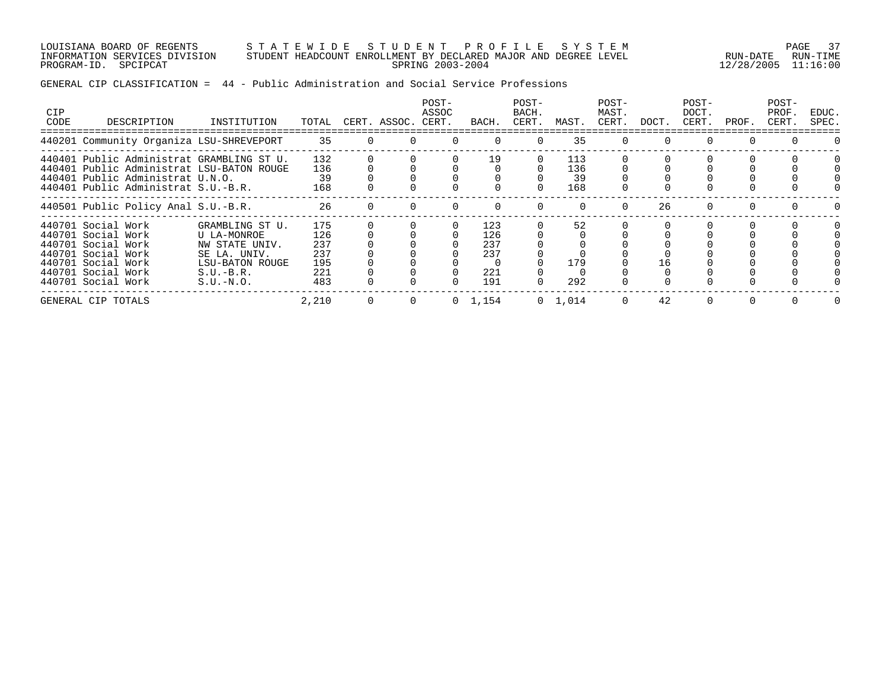LOUISIANA BOARD OF REGENTS — STATEWIDE STUDENT PROFILE SYSTEM
INFORMATION SERVICES DIVISION — STUDENT HEADCOUNT ENROLLMENT BY DECLARED MAJOR AND DEGREE LEVEL — RUN-DATE 12/28/2005 RUN-TIME 11:16:00
PROGRAM-ID. SPCIPCAT — SPRING 2003-2004

GENERAL CIP CLASSIFICATION = 44 - Public Administration and Social Service Professions

| CIP CODE | DESCRIPTION | INSTITUTION | TOTAL | CERT. | ASSOC. | POST-ASSOC CERT. | BACH. | POST-BACH. CERT. | MAST. | POST-MAST. CERT. | DOCT. | POST-DOCT. CERT. | PROF. | POST-PROF. CERT. | EDUC. SPEC. |
|---|---|---|---|---|---|---|---|---|---|---|---|---|---|---|---|
| 440201 | Community Organiza | LSU-SHREVEPORT | 35 | 0 | 0 | 0 | 0 | 0 | 35 | 0 | 0 | 0 | 0 | 0 | 0 |
| 440401 | Public Administrat | GRAMBLING ST U. | 132 | 0 | 0 | 0 | 19 | 0 | 113 | 0 | 0 | 0 | 0 | 0 | 0 |
| 440401 | Public Administrat | LSU-BATON ROUGE | 136 | 0 | 0 | 0 | 0 | 0 | 136 | 0 | 0 | 0 | 0 | 0 | 0 |
| 440401 | Public Administrat | U.N.O. | 39 | 0 | 0 | 0 | 0 | 0 | 39 | 0 | 0 | 0 | 0 | 0 | 0 |
| 440401 | Public Administrat | S.U.-B.R. | 168 | 0 | 0 | 0 | 0 | 0 | 168 | 0 | 0 | 0 | 0 | 0 | 0 |
| 440501 | Public Policy Anal | S.U.-B.R. | 26 | 0 | 0 | 0 | 0 | 0 | 0 | 0 | 26 | 0 | 0 | 0 | 0 |
| 440701 | Social Work | GRAMBLING ST U. | 175 | 0 | 0 | 0 | 123 | 0 | 52 | 0 | 0 | 0 | 0 | 0 | 0 |
| 440701 | Social Work | U LA-MONROE | 126 | 0 | 0 | 0 | 126 | 0 | 0 | 0 | 0 | 0 | 0 | 0 | 0 |
| 440701 | Social Work | NW STATE UNIV. | 237 | 0 | 0 | 0 | 237 | 0 | 0 | 0 | 0 | 0 | 0 | 0 | 0 |
| 440701 | Social Work | SE LA. UNIV. | 237 | 0 | 0 | 0 | 237 | 0 | 0 | 0 | 0 | 0 | 0 | 0 | 0 |
| 440701 | Social Work | LSU-BATON ROUGE | 195 | 0 | 0 | 0 | 0 | 0 | 179 | 0 | 16 | 0 | 0 | 0 | 0 |
| 440701 | Social Work | S.U.-B.R. | 221 | 0 | 0 | 0 | 221 | 0 | 0 | 0 | 0 | 0 | 0 | 0 | 0 |
| 440701 | Social Work | S.U.-N.O. | 483 | 0 | 0 | 0 | 191 | 0 | 292 | 0 | 0 | 0 | 0 | 0 | 0 |
| GENERAL CIP TOTALS | | | 2,210 | 0 | 0 | 0 | 1,154 | 0 | 1,014 | 0 | 42 | 0 | 0 | 0 | 0 |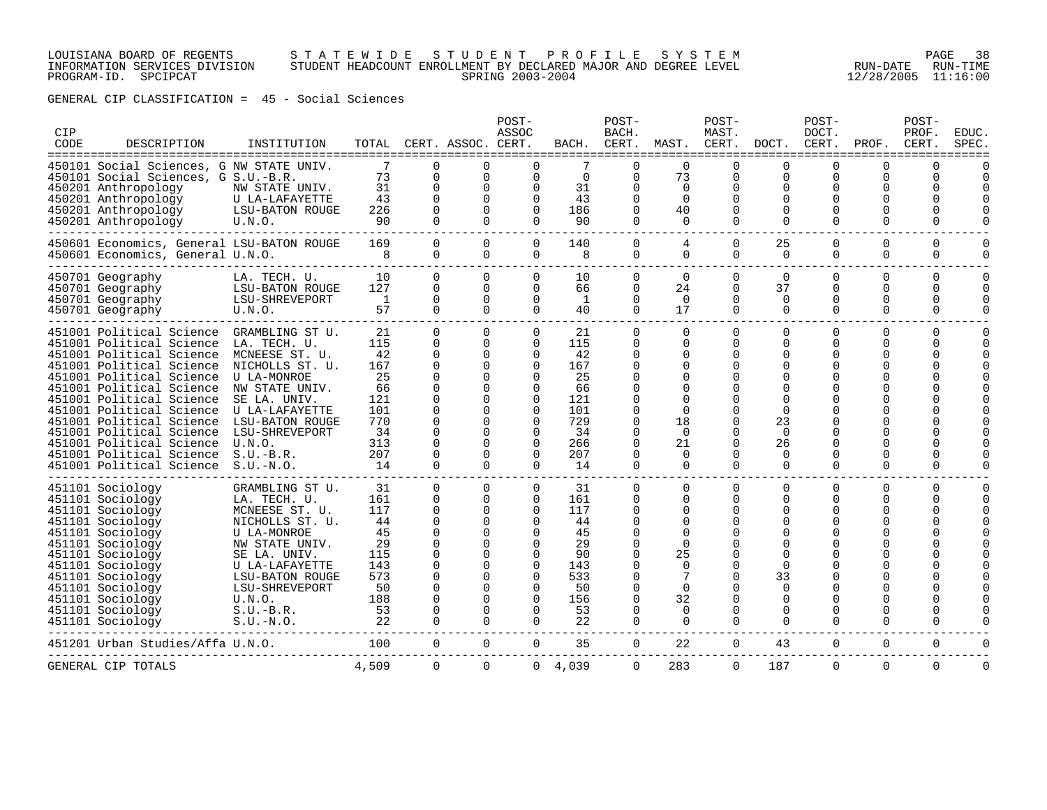LOUISIANA BOARD OF REGENTS — STATEWIDE STUDENT PROFILE SYSTEM
INFORMATION SERVICES DIVISION — STUDENT HEADCOUNT ENROLLMENT BY DECLARED MAJOR AND DEGREE LEVEL
PROGRAM-ID. SPCIPCAT — SPRING 2003-2004 — RUN-DATE 12/28/2005 RUN-TIME 11:16:00

GENERAL CIP CLASSIFICATION = 45 - Social Sciences

| CIP CODE | DESCRIPTION | INSTITUTION | TOTAL | CERT. | ASSOC. | POST-ASSOC CERT. | BACH. | POST-BACH. CERT. | MAST. | POST-MAST. CERT. | DOCT. | POST-DOCT. CERT. | PROF. | POST-PROF. CERT. | EDUC. SPEC. |
|---|---|---|---|---|---|---|---|---|---|---|---|---|---|---|---|
| 450101 | Social Sciences, G | NW STATE UNIV. | 7 | 0 | 0 | 0 | 7 | 0 | 0 | 0 | 0 | 0 | 0 | 0 | 0 |
| 450101 | Social Sciences, G | S.U.-B.R. | 73 | 0 | 0 | 0 | 0 | 0 | 73 | 0 | 0 | 0 | 0 | 0 | 0 |
| 450201 | Anthropology | NW STATE UNIV. | 31 | 0 | 0 | 0 | 31 | 0 | 0 | 0 | 0 | 0 | 0 | 0 | 0 |
| 450201 | Anthropology | U LA-LAFAYETTE | 43 | 0 | 0 | 0 | 43 | 0 | 0 | 0 | 0 | 0 | 0 | 0 | 0 |
| 450201 | Anthropology | LSU-BATON ROUGE | 226 | 0 | 0 | 0 | 186 | 0 | 40 | 0 | 0 | 0 | 0 | 0 | 0 |
| 450201 | Anthropology | U.N.O. | 90 | 0 | 0 | 0 | 90 | 0 | 0 | 0 | 0 | 0 | 0 | 0 | 0 |
| 450601 | Economics, General | LSU-BATON ROUGE | 169 | 0 | 0 | 0 | 140 | 0 | 4 | 0 | 25 | 0 | 0 | 0 | 0 |
| 450601 | Economics, General | U.N.O. | 8 | 0 | 0 | 0 | 8 | 0 | 0 | 0 | 0 | 0 | 0 | 0 | 0 |
| 450701 | Geography | LA. TECH. U. | 10 | 0 | 0 | 0 | 10 | 0 | 0 | 0 | 0 | 0 | 0 | 0 | 0 |
| 450701 | Geography | LSU-BATON ROUGE | 127 | 0 | 0 | 0 | 66 | 0 | 24 | 0 | 37 | 0 | 0 | 0 | 0 |
| 450701 | Geography | LSU-SHREVEPORT | 1 | 0 | 0 | 0 | 1 | 0 | 0 | 0 | 0 | 0 | 0 | 0 | 0 |
| 450701 | Geography | U.N.O. | 57 | 0 | 0 | 0 | 40 | 0 | 17 | 0 | 0 | 0 | 0 | 0 | 0 |
| 451001 | Political Science | GRAMBLING ST U. | 21 | 0 | 0 | 0 | 21 | 0 | 0 | 0 | 0 | 0 | 0 | 0 | 0 |
| 451001 | Political Science | LA. TECH. U. | 115 | 0 | 0 | 0 | 115 | 0 | 0 | 0 | 0 | 0 | 0 | 0 | 0 |
| 451001 | Political Science | MCNEESE ST. U. | 42 | 0 | 0 | 0 | 42 | 0 | 0 | 0 | 0 | 0 | 0 | 0 | 0 |
| 451001 | Political Science | NICHOLLS ST. U. | 167 | 0 | 0 | 0 | 167 | 0 | 0 | 0 | 0 | 0 | 0 | 0 | 0 |
| 451001 | Political Science | U LA-MONROE | 25 | 0 | 0 | 0 | 25 | 0 | 0 | 0 | 0 | 0 | 0 | 0 | 0 |
| 451001 | Political Science | NW STATE UNIV. | 66 | 0 | 0 | 0 | 66 | 0 | 0 | 0 | 0 | 0 | 0 | 0 | 0 |
| 451001 | Political Science | SE LA. UNIV. | 121 | 0 | 0 | 0 | 121 | 0 | 0 | 0 | 0 | 0 | 0 | 0 | 0 |
| 451001 | Political Science | U LA-LAFAYETTE | 101 | 0 | 0 | 0 | 101 | 0 | 0 | 0 | 0 | 0 | 0 | 0 | 0 |
| 451001 | Political Science | LSU-BATON ROUGE | 770 | 0 | 0 | 0 | 729 | 0 | 18 | 0 | 23 | 0 | 0 | 0 | 0 |
| 451001 | Political Science | LSU-SHREVEPORT | 34 | 0 | 0 | 0 | 34 | 0 | 0 | 0 | 0 | 0 | 0 | 0 | 0 |
| 451001 | Political Science | U.N.O. | 313 | 0 | 0 | 0 | 266 | 0 | 21 | 0 | 26 | 0 | 0 | 0 | 0 |
| 451001 | Political Science | S.U.-B.R. | 207 | 0 | 0 | 0 | 207 | 0 | 0 | 0 | 0 | 0 | 0 | 0 | 0 |
| 451001 | Political Science | S.U.-N.O. | 14 | 0 | 0 | 0 | 14 | 0 | 0 | 0 | 0 | 0 | 0 | 0 | 0 |
| 451101 | Sociology | GRAMBLING ST U. | 31 | 0 | 0 | 0 | 31 | 0 | 0 | 0 | 0 | 0 | 0 | 0 | 0 |
| 451101 | Sociology | LA. TECH. U. | 161 | 0 | 0 | 0 | 161 | 0 | 0 | 0 | 0 | 0 | 0 | 0 | 0 |
| 451101 | Sociology | MCNEESE ST. U. | 117 | 0 | 0 | 0 | 117 | 0 | 0 | 0 | 0 | 0 | 0 | 0 | 0 |
| 451101 | Sociology | NICHOLLS ST. U. | 44 | 0 | 0 | 0 | 44 | 0 | 0 | 0 | 0 | 0 | 0 | 0 | 0 |
| 451101 | Sociology | U LA-MONROE | 45 | 0 | 0 | 0 | 45 | 0 | 0 | 0 | 0 | 0 | 0 | 0 | 0 |
| 451101 | Sociology | NW STATE UNIV. | 29 | 0 | 0 | 0 | 29 | 0 | 0 | 0 | 0 | 0 | 0 | 0 | 0 |
| 451101 | Sociology | SE LA. UNIV. | 115 | 0 | 0 | 0 | 90 | 0 | 25 | 0 | 0 | 0 | 0 | 0 | 0 |
| 451101 | Sociology | U LA-LAFAYETTE | 143 | 0 | 0 | 0 | 143 | 0 | 0 | 0 | 0 | 0 | 0 | 0 | 0 |
| 451101 | Sociology | LSU-BATON ROUGE | 573 | 0 | 0 | 0 | 533 | 0 | 7 | 0 | 33 | 0 | 0 | 0 | 0 |
| 451101 | Sociology | LSU-SHREVEPORT | 50 | 0 | 0 | 0 | 50 | 0 | 0 | 0 | 0 | 0 | 0 | 0 | 0 |
| 451101 | Sociology | U.N.O. | 188 | 0 | 0 | 0 | 156 | 0 | 32 | 0 | 0 | 0 | 0 | 0 | 0 |
| 451101 | Sociology | S.U.-B.R. | 53 | 0 | 0 | 0 | 53 | 0 | 0 | 0 | 0 | 0 | 0 | 0 | 0 |
| 451101 | Sociology | S.U.-N.O. | 22 | 0 | 0 | 0 | 22 | 0 | 0 | 0 | 0 | 0 | 0 | 0 | 0 |
| 451201 | Urban Studies/Affa | U.N.O. | 100 | 0 | 0 | 0 | 35 | 0 | 22 | 0 | 43 | 0 | 0 | 0 | 0 |
| GENERAL CIP TOTALS | | | 4,509 | 0 | 0 | 0 | 4,039 | 0 | 283 | 0 | 187 | 0 | 0 | 0 | 0 |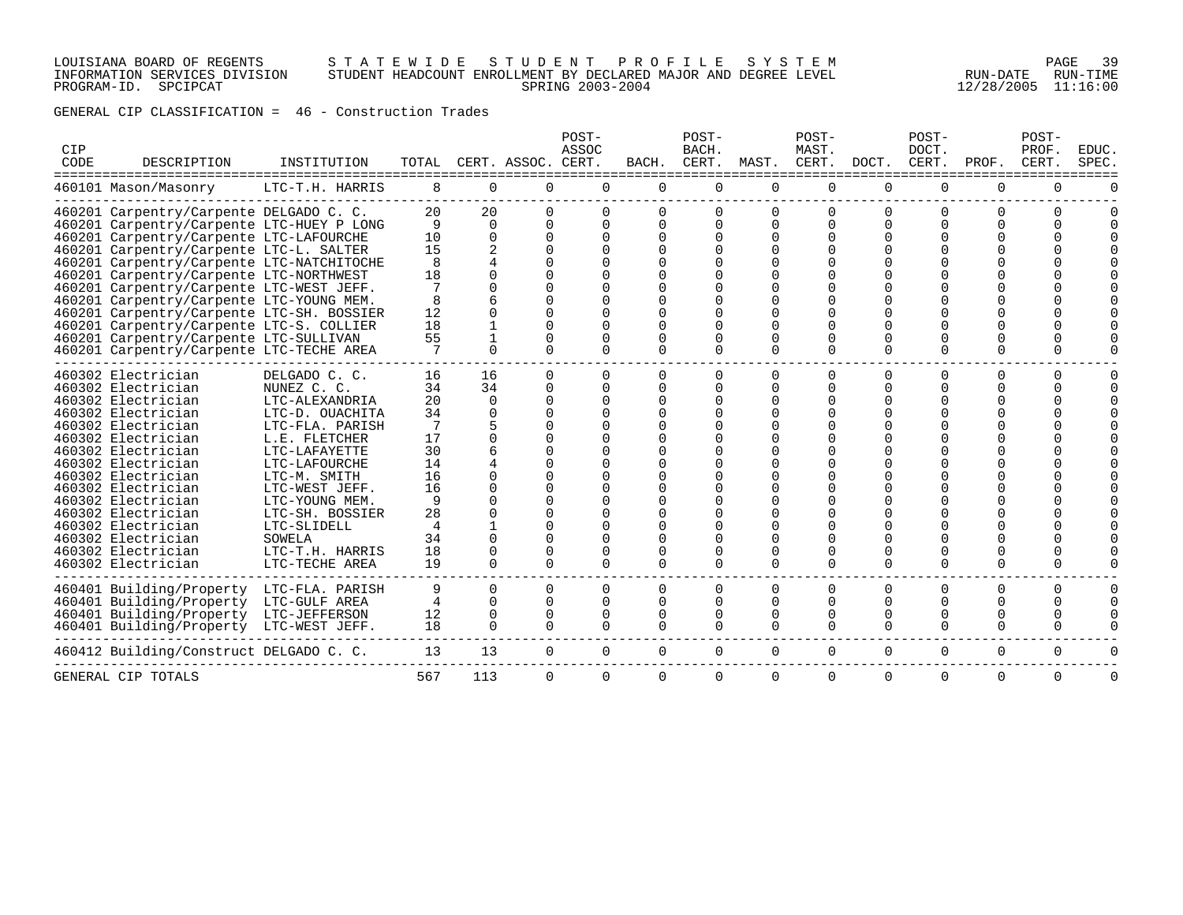LOUISIANA BOARD OF REGENTS — STATEWIDE STUDENT PROFILE SYSTEM
INFORMATION SERVICES DIVISION — STUDENT HEADCOUNT ENROLLMENT BY DECLARED MAJOR AND DEGREE LEVEL
PROGRAM-ID. SPCIPCAT — SPRING 2003-2004 — RUN-DATE 12/28/2005 RUN-TIME 11:16:00

GENERAL CIP CLASSIFICATION = 46 - Construction Trades

| CIP CODE | DESCRIPTION | INSTITUTION | TOTAL | CERT. | ASSOC. | POST-ASSOC CERT. | BACH. | POST-BACH. CERT. | MAST. | POST-MAST. CERT. | DOCT. | POST-DOCT. CERT. | PROF. | POST-PROF. CERT. | EDUC. SPEC. |
|---|---|---|---|---|---|---|---|---|---|---|---|---|---|---|---|
| 460101 | Mason/Masonry | LTC-T.H. HARRIS | 8 | 0 | 0 | 0 | 0 | 0 | 0 | 0 | 0 | 0 | 0 | 0 | 0 |
| 460201 | Carpentry/Carpente | DELGADO C. C. | 20 | 20 | 0 | 0 | 0 | 0 | 0 | 0 | 0 | 0 | 0 | 0 | 0 |
| 460201 | Carpentry/Carpente | LTC-HUEY P LONG | 9 | 0 | 0 | 0 | 0 | 0 | 0 | 0 | 0 | 0 | 0 | 0 | 0 |
| 460201 | Carpentry/Carpente | LTC-LAFOURCHE | 10 | 0 | 0 | 0 | 0 | 0 | 0 | 0 | 0 | 0 | 0 | 0 | 0 |
| 460201 | Carpentry/Carpente | LTC-L. SALTER | 15 | 2 | 0 | 0 | 0 | 0 | 0 | 0 | 0 | 0 | 0 | 0 | 0 |
| 460201 | Carpentry/Carpente | LTC-NATCHITOCHE | 8 | 4 | 0 | 0 | 0 | 0 | 0 | 0 | 0 | 0 | 0 | 0 | 0 |
| 460201 | Carpentry/Carpente | LTC-NORTHWEST | 18 | 0 | 0 | 0 | 0 | 0 | 0 | 0 | 0 | 0 | 0 | 0 | 0 |
| 460201 | Carpentry/Carpente | LTC-WEST JEFF. | 7 | 0 | 0 | 0 | 0 | 0 | 0 | 0 | 0 | 0 | 0 | 0 | 0 |
| 460201 | Carpentry/Carpente | LTC-YOUNG MEM. | 8 | 6 | 0 | 0 | 0 | 0 | 0 | 0 | 0 | 0 | 0 | 0 | 0 |
| 460201 | Carpentry/Carpente | LTC-SH. BOSSIER | 12 | 0 | 0 | 0 | 0 | 0 | 0 | 0 | 0 | 0 | 0 | 0 | 0 |
| 460201 | Carpentry/Carpente | LTC-S. COLLIER | 18 | 1 | 0 | 0 | 0 | 0 | 0 | 0 | 0 | 0 | 0 | 0 | 0 |
| 460201 | Carpentry/Carpente | LTC-SULLIVAN | 55 | 1 | 0 | 0 | 0 | 0 | 0 | 0 | 0 | 0 | 0 | 0 | 0 |
| 460201 | Carpentry/Carpente | LTC-TECHE AREA | 7 | 0 | 0 | 0 | 0 | 0 | 0 | 0 | 0 | 0 | 0 | 0 | 0 |
| 460302 | Electrician | DELGADO C. C. | 16 | 16 | 0 | 0 | 0 | 0 | 0 | 0 | 0 | 0 | 0 | 0 | 0 |
| 460302 | Electrician | NUNEZ C. C. | 34 | 34 | 0 | 0 | 0 | 0 | 0 | 0 | 0 | 0 | 0 | 0 | 0 |
| 460302 | Electrician | LTC-ALEXANDRIA | 20 | 0 | 0 | 0 | 0 | 0 | 0 | 0 | 0 | 0 | 0 | 0 | 0 |
| 460302 | Electrician | LTC-D. OUACHITA | 34 | 0 | 0 | 0 | 0 | 0 | 0 | 0 | 0 | 0 | 0 | 0 | 0 |
| 460302 | Electrician | LTC-FLA. PARISH | 7 | 5 | 0 | 0 | 0 | 0 | 0 | 0 | 0 | 0 | 0 | 0 | 0 |
| 460302 | Electrician | L.E. FLETCHER | 17 | 0 | 0 | 0 | 0 | 0 | 0 | 0 | 0 | 0 | 0 | 0 | 0 |
| 460302 | Electrician | LTC-LAFAYETTE | 30 | 6 | 0 | 0 | 0 | 0 | 0 | 0 | 0 | 0 | 0 | 0 | 0 |
| 460302 | Electrician | LTC-LAFOURCHE | 14 | 4 | 0 | 0 | 0 | 0 | 0 | 0 | 0 | 0 | 0 | 0 | 0 |
| 460302 | Electrician | LTC-M. SMITH | 16 | 0 | 0 | 0 | 0 | 0 | 0 | 0 | 0 | 0 | 0 | 0 | 0 |
| 460302 | Electrician | LTC-WEST JEFF. | 16 | 0 | 0 | 0 | 0 | 0 | 0 | 0 | 0 | 0 | 0 | 0 | 0 |
| 460302 | Electrician | LTC-YOUNG MEM. | 9 | 0 | 0 | 0 | 0 | 0 | 0 | 0 | 0 | 0 | 0 | 0 | 0 |
| 460302 | Electrician | LTC-SH. BOSSIER | 28 | 0 | 0 | 0 | 0 | 0 | 0 | 0 | 0 | 0 | 0 | 0 | 0 |
| 460302 | Electrician | LTC-SLIDELL | 4 | 1 | 0 | 0 | 0 | 0 | 0 | 0 | 0 | 0 | 0 | 0 | 0 |
| 460302 | Electrician | SOWELA | 34 | 0 | 0 | 0 | 0 | 0 | 0 | 0 | 0 | 0 | 0 | 0 | 0 |
| 460302 | Electrician | LTC-T.H. HARRIS | 18 | 0 | 0 | 0 | 0 | 0 | 0 | 0 | 0 | 0 | 0 | 0 | 0 |
| 460302 | Electrician | LTC-TECHE AREA | 19 | 0 | 0 | 0 | 0 | 0 | 0 | 0 | 0 | 0 | 0 | 0 | 0 |
| 460401 | Building/Property | LTC-FLA. PARISH | 9 | 0 | 0 | 0 | 0 | 0 | 0 | 0 | 0 | 0 | 0 | 0 | 0 |
| 460401 | Building/Property | LTC-GULF AREA | 4 | 0 | 0 | 0 | 0 | 0 | 0 | 0 | 0 | 0 | 0 | 0 | 0 |
| 460401 | Building/Property | LTC-JEFFERSON | 12 | 0 | 0 | 0 | 0 | 0 | 0 | 0 | 0 | 0 | 0 | 0 | 0 |
| 460401 | Building/Property | LTC-WEST JEFF. | 18 | 0 | 0 | 0 | 0 | 0 | 0 | 0 | 0 | 0 | 0 | 0 | 0 |
| 460412 | Building/Construct | DELGADO C. C. | 13 | 13 | 0 | 0 | 0 | 0 | 0 | 0 | 0 | 0 | 0 | 0 | 0 |
| GENERAL CIP TOTALS | | | 567 | 113 | 0 | 0 | 0 | 0 | 0 | 0 | 0 | 0 | 0 | 0 | 0 |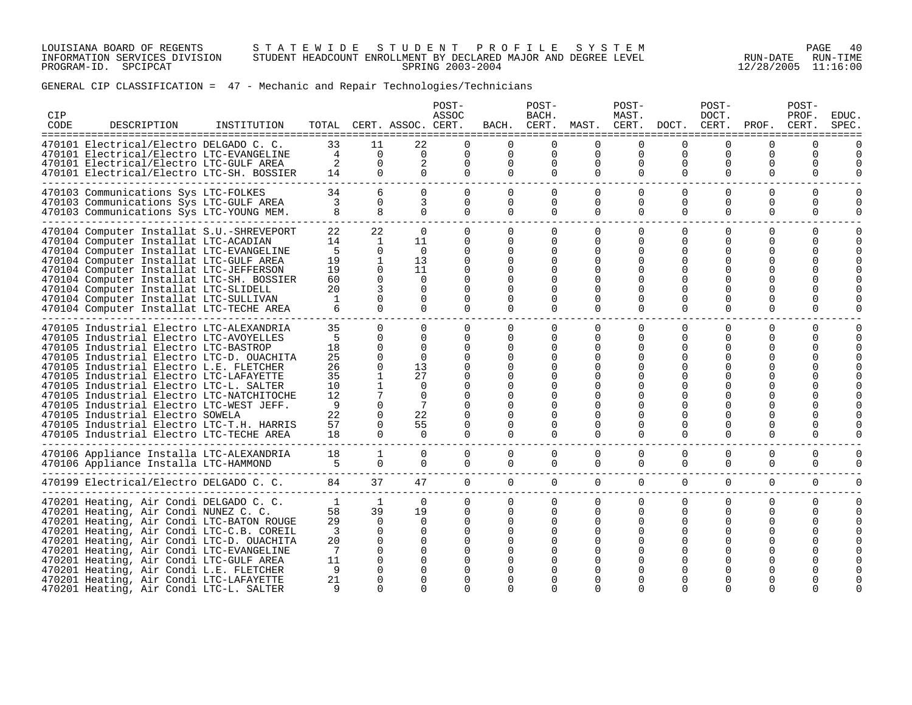LOUISIANA BOARD OF REGENTS — STATEWIDE STUDENT PROFILE SYSTEM
INFORMATION SERVICES DIVISION — STUDENT HEADCOUNT ENROLLMENT BY DECLARED MAJOR AND DEGREE LEVEL — RUN-DATE 12/28/2005 RUN-TIME 11:16:00
PROGRAM-ID. SPCIPCAT — SPRING 2003-2004

GENERAL CIP CLASSIFICATION = 47 - Mechanic and Repair Technologies/Technicians

| CIP CODE | DESCRIPTION | INSTITUTION | TOTAL | CERT. | ASSOC. | POST-ASSOC CERT. | BACH. | POST-BACH. CERT. | MAST. | POST-MAST. CERT. | DOCT. | POST-DOCT. CERT. | PROF. | POST-PROF. CERT. | EDUC. SPEC. |
|---|---|---|---|---|---|---|---|---|---|---|---|---|---|---|---|
| 470101 | Electrical/Electro | DELGADO C. C. | 33 | 11 | 22 | 0 | 0 | 0 | 0 | 0 | 0 | 0 | 0 | 0 | 0 |
| 470101 | Electrical/Electro | LTC-EVANGELINE | 4 | 0 | 0 | 0 | 0 | 0 | 0 | 0 | 0 | 0 | 0 | 0 | 0 |
| 470101 | Electrical/Electro | LTC-GULF AREA | 2 | 0 | 2 | 0 | 0 | 0 | 0 | 0 | 0 | 0 | 0 | 0 | 0 |
| 470101 | Electrical/Electro | LTC-SH. BOSSIER | 14 | 0 | 0 | 0 | 0 | 0 | 0 | 0 | 0 | 0 | 0 | 0 | 0 |
| 470103 | Communications Sys | LTC-FOLKES | 34 | 6 | 0 | 0 | 0 | 0 | 0 | 0 | 0 | 0 | 0 | 0 | 0 |
| 470103 | Communications Sys | LTC-GULF AREA | 3 | 0 | 3 | 0 | 0 | 0 | 0 | 0 | 0 | 0 | 0 | 0 | 0 |
| 470103 | Communications Sys | LTC-YOUNG MEM. | 8 | 8 | 0 | 0 | 0 | 0 | 0 | 0 | 0 | 0 | 0 | 0 | 0 |
| 470104 | Computer Installat | S.U.-SHREVEPORT | 22 | 22 | 0 | 0 | 0 | 0 | 0 | 0 | 0 | 0 | 0 | 0 | 0 |
| 470104 | Computer Installat | LTC-ACADIAN | 14 | 1 | 11 | 0 | 0 | 0 | 0 | 0 | 0 | 0 | 0 | 0 | 0 |
| 470104 | Computer Installat | LTC-EVANGELINE | 5 | 0 | 0 | 0 | 0 | 0 | 0 | 0 | 0 | 0 | 0 | 0 | 0 |
| 470104 | Computer Installat | LTC-GULF AREA | 19 | 1 | 13 | 0 | 0 | 0 | 0 | 0 | 0 | 0 | 0 | 0 | 0 |
| 470104 | Computer Installat | LTC-JEFFERSON | 19 | 0 | 11 | 0 | 0 | 0 | 0 | 0 | 0 | 0 | 0 | 0 | 0 |
| 470104 | Computer Installat | LTC-SH. BOSSIER | 60 | 0 | 0 | 0 | 0 | 0 | 0 | 0 | 0 | 0 | 0 | 0 | 0 |
| 470104 | Computer Installat | LTC-SLIDELL | 20 | 3 | 0 | 0 | 0 | 0 | 0 | 0 | 0 | 0 | 0 | 0 | 0 |
| 470104 | Computer Installat | LTC-SULLIVAN | 1 | 0 | 0 | 0 | 0 | 0 | 0 | 0 | 0 | 0 | 0 | 0 | 0 |
| 470104 | Computer Installat | LTC-TECHE AREA | 6 | 0 | 0 | 0 | 0 | 0 | 0 | 0 | 0 | 0 | 0 | 0 | 0 |
| 470105 | Industrial Electro | LTC-ALEXANDRIA | 35 | 0 | 0 | 0 | 0 | 0 | 0 | 0 | 0 | 0 | 0 | 0 | 0 |
| 470105 | Industrial Electro | LTC-AVOYELLES | 5 | 0 | 0 | 0 | 0 | 0 | 0 | 0 | 0 | 0 | 0 | 0 | 0 |
| 470105 | Industrial Electro | LTC-BASTROP | 18 | 0 | 0 | 0 | 0 | 0 | 0 | 0 | 0 | 0 | 0 | 0 | 0 |
| 470105 | Industrial Electro | LTC-D. OUACHITA | 25 | 0 | 0 | 0 | 0 | 0 | 0 | 0 | 0 | 0 | 0 | 0 | 0 |
| 470105 | Industrial Electro | L.E. FLETCHER | 26 | 0 | 13 | 0 | 0 | 0 | 0 | 0 | 0 | 0 | 0 | 0 | 0 |
| 470105 | Industrial Electro | LTC-LAFAYETTE | 35 | 1 | 27 | 0 | 0 | 0 | 0 | 0 | 0 | 0 | 0 | 0 | 0 |
| 470105 | Industrial Electro | LTC-L. SALTER | 10 | 1 | 0 | 0 | 0 | 0 | 0 | 0 | 0 | 0 | 0 | 0 | 0 |
| 470105 | Industrial Electro | LTC-NATCHITOCHE | 12 | 7 | 0 | 0 | 0 | 0 | 0 | 0 | 0 | 0 | 0 | 0 | 0 |
| 470105 | Industrial Electro | LTC-WEST JEFF. | 9 | 0 | 7 | 0 | 0 | 0 | 0 | 0 | 0 | 0 | 0 | 0 | 0 |
| 470105 | Industrial Electro | SOWELA | 22 | 0 | 22 | 0 | 0 | 0 | 0 | 0 | 0 | 0 | 0 | 0 | 0 |
| 470105 | Industrial Electro | LTC-T.H. HARRIS | 57 | 0 | 55 | 0 | 0 | 0 | 0 | 0 | 0 | 0 | 0 | 0 | 0 |
| 470105 | Industrial Electro | LTC-TECHE AREA | 18 | 0 | 0 | 0 | 0 | 0 | 0 | 0 | 0 | 0 | 0 | 0 | 0 |
| 470106 | Appliance Installa | LTC-ALEXANDRIA | 18 | 1 | 0 | 0 | 0 | 0 | 0 | 0 | 0 | 0 | 0 | 0 | 0 |
| 470106 | Appliance Installa | LTC-HAMMOND | 5 | 0 | 0 | 0 | 0 | 0 | 0 | 0 | 0 | 0 | 0 | 0 | 0 |
| 470199 | Electrical/Electro | DELGADO C. C. | 84 | 37 | 47 | 0 | 0 | 0 | 0 | 0 | 0 | 0 | 0 | 0 | 0 |
| 470201 | Heating, Air Condi | DELGADO C. C. | 1 | 1 | 0 | 0 | 0 | 0 | 0 | 0 | 0 | 0 | 0 | 0 | 0 |
| 470201 | Heating, Air Condi | NUNEZ C. C. | 58 | 39 | 19 | 0 | 0 | 0 | 0 | 0 | 0 | 0 | 0 | 0 | 0 |
| 470201 | Heating, Air Condi | LTC-BATON ROUGE | 29 | 0 | 0 | 0 | 0 | 0 | 0 | 0 | 0 | 0 | 0 | 0 | 0 |
| 470201 | Heating, Air Condi | LTC-C.B. COREIL | 3 | 0 | 0 | 0 | 0 | 0 | 0 | 0 | 0 | 0 | 0 | 0 | 0 |
| 470201 | Heating, Air Condi | LTC-D. OUACHITA | 20 | 0 | 0 | 0 | 0 | 0 | 0 | 0 | 0 | 0 | 0 | 0 | 0 |
| 470201 | Heating, Air Condi | LTC-EVANGELINE | 7 | 0 | 0 | 0 | 0 | 0 | 0 | 0 | 0 | 0 | 0 | 0 | 0 |
| 470201 | Heating, Air Condi | LTC-GULF AREA | 11 | 0 | 0 | 0 | 0 | 0 | 0 | 0 | 0 | 0 | 0 | 0 | 0 |
| 470201 | Heating, Air Condi | L.E. FLETCHER | 9 | 0 | 0 | 0 | 0 | 0 | 0 | 0 | 0 | 0 | 0 | 0 | 0 |
| 470201 | Heating, Air Condi | LTC-LAFAYETTE | 21 | 0 | 0 | 0 | 0 | 0 | 0 | 0 | 0 | 0 | 0 | 0 | 0 |
| 470201 | Heating, Air Condi | LTC-L. SALTER | 9 | 0 | 0 | 0 | 0 | 0 | 0 | 0 | 0 | 0 | 0 | 0 | 0 |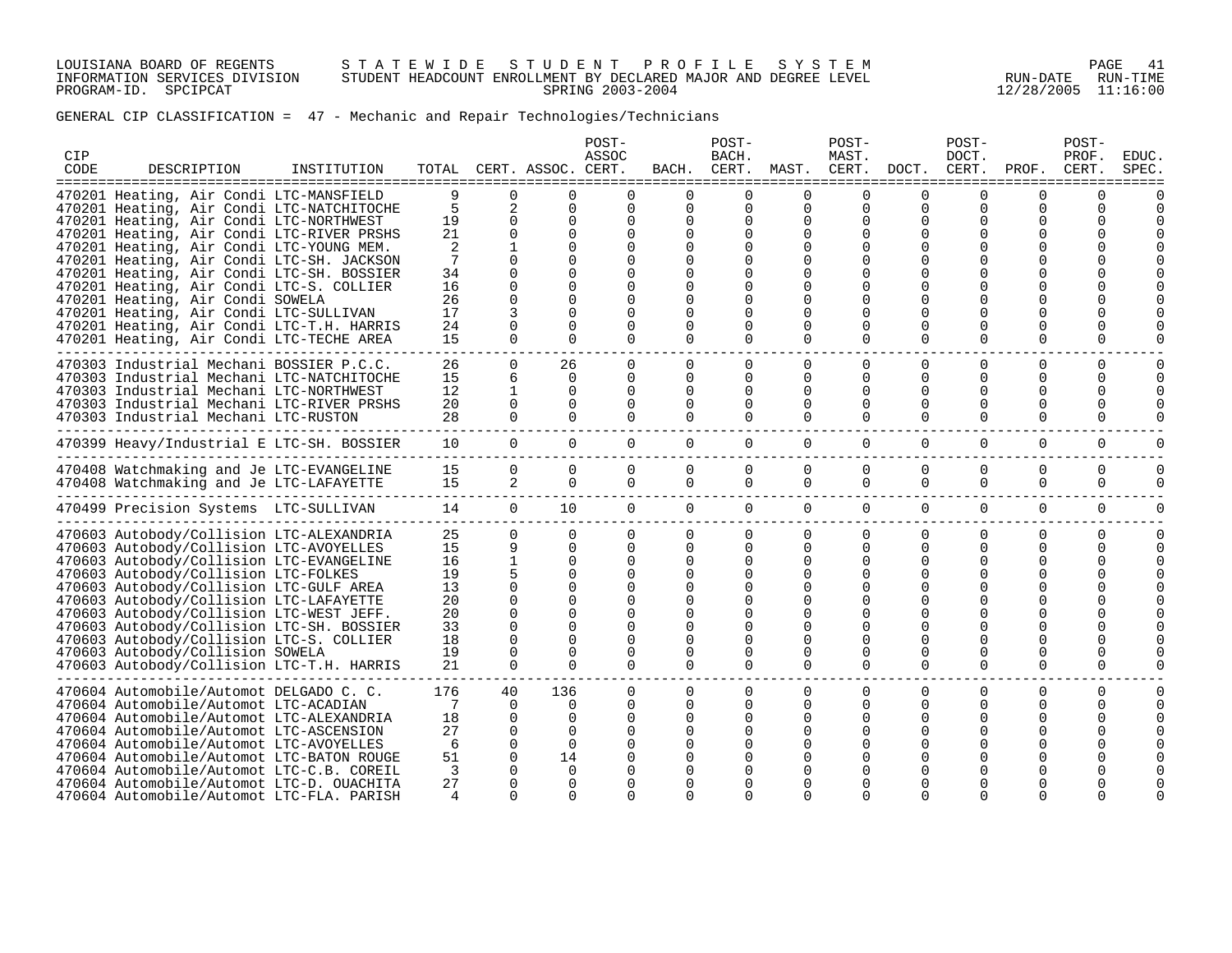LOUISIANA BOARD OF REGENTS — STATEWIDE STUDENT PROFILE SYSTEM
INFORMATION SERVICES DIVISION — STUDENT HEADCOUNT ENROLLMENT BY DECLARED MAJOR AND DEGREE LEVEL — RUN-DATE 12/28/2005 RUN-TIME 11:16:00
PROGRAM-ID. SPCIPCAT — SPRING 2003-2004

GENERAL CIP CLASSIFICATION = 47 - Mechanic and Repair Technologies/Technicians

| CIP CODE | DESCRIPTION | INSTITUTION | TOTAL | CERT. | ASSOC. | POST-ASSOC CERT. | BACH. | POST-BACH. CERT. | MAST. | POST-MAST. CERT. | DOCT. | POST-DOCT. CERT. | PROF. | POST-PROF. CERT. | EDUC. SPEC. |
|---|---|---|---|---|---|---|---|---|---|---|---|---|---|---|---|
| 470201 | Heating, Air Condi | LTC-MANSFIELD | 9 | 0 | 0 | 0 | 0 | 0 | 0 | 0 | 0 | 0 | 0 | 0 | 0 |
| 470201 | Heating, Air Condi | LTC-NATCHITOCHE | 5 | 2 | 0 | 0 | 0 | 0 | 0 | 0 | 0 | 0 | 0 | 0 | 0 |
| 470201 | Heating, Air Condi | LTC-NORTHWEST | 19 | 0 | 0 | 0 | 0 | 0 | 0 | 0 | 0 | 0 | 0 | 0 | 0 |
| 470201 | Heating, Air Condi | LTC-RIVER PRSHS | 21 | 0 | 0 | 0 | 0 | 0 | 0 | 0 | 0 | 0 | 0 | 0 | 0 |
| 470201 | Heating, Air Condi | LTC-YOUNG MEM. | 2 | 1 | 0 | 0 | 0 | 0 | 0 | 0 | 0 | 0 | 0 | 0 | 0 |
| 470201 | Heating, Air Condi | LTC-SH. JACKSON | 7 | 0 | 0 | 0 | 0 | 0 | 0 | 0 | 0 | 0 | 0 | 0 | 0 |
| 470201 | Heating, Air Condi | LTC-SH. BOSSIER | 34 | 0 | 0 | 0 | 0 | 0 | 0 | 0 | 0 | 0 | 0 | 0 | 0 |
| 470201 | Heating, Air Condi | LTC-S. COLLIER | 16 | 0 | 0 | 0 | 0 | 0 | 0 | 0 | 0 | 0 | 0 | 0 | 0 |
| 470201 | Heating, Air Condi | SOWELA | 26 | 0 | 0 | 0 | 0 | 0 | 0 | 0 | 0 | 0 | 0 | 0 | 0 |
| 470201 | Heating, Air Condi | LTC-SULLIVAN | 17 | 3 | 0 | 0 | 0 | 0 | 0 | 0 | 0 | 0 | 0 | 0 | 0 |
| 470201 | Heating, Air Condi | LTC-T.H. HARRIS | 24 | 0 | 0 | 0 | 0 | 0 | 0 | 0 | 0 | 0 | 0 | 0 | 0 |
| 470201 | Heating, Air Condi | LTC-TECHE AREA | 15 | 0 | 0 | 0 | 0 | 0 | 0 | 0 | 0 | 0 | 0 | 0 | 0 |
| 470303 | Industrial Mechani | BOSSIER P.C.C. | 26 | 0 | 26 | 0 | 0 | 0 | 0 | 0 | 0 | 0 | 0 | 0 | 0 |
| 470303 | Industrial Mechani | LTC-NATCHITOCHE | 15 | 6 | 0 | 0 | 0 | 0 | 0 | 0 | 0 | 0 | 0 | 0 | 0 |
| 470303 | Industrial Mechani | LTC-NORTHWEST | 12 | 1 | 0 | 0 | 0 | 0 | 0 | 0 | 0 | 0 | 0 | 0 | 0 |
| 470303 | Industrial Mechani | LTC-RIVER PRSHS | 20 | 0 | 0 | 0 | 0 | 0 | 0 | 0 | 0 | 0 | 0 | 0 | 0 |
| 470303 | Industrial Mechani | LTC-RUSTON | 28 | 0 | 0 | 0 | 0 | 0 | 0 | 0 | 0 | 0 | 0 | 0 | 0 |
| 470399 | Heavy/Industrial E | LTC-SH. BOSSIER | 10 | 0 | 0 | 0 | 0 | 0 | 0 | 0 | 0 | 0 | 0 | 0 | 0 |
| 470408 | Watchmaking and Je | LTC-EVANGELINE | 15 | 0 | 0 | 0 | 0 | 0 | 0 | 0 | 0 | 0 | 0 | 0 | 0 |
| 470408 | Watchmaking and Je | LTC-LAFAYETTE | 15 | 2 | 0 | 0 | 0 | 0 | 0 | 0 | 0 | 0 | 0 | 0 | 0 |
| 470499 | Precision Systems | LTC-SULLIVAN | 14 | 0 | 10 | 0 | 0 | 0 | 0 | 0 | 0 | 0 | 0 | 0 | 0 |
| 470603 | Autobody/Collision | LTC-ALEXANDRIA | 25 | 0 | 0 | 0 | 0 | 0 | 0 | 0 | 0 | 0 | 0 | 0 | 0 |
| 470603 | Autobody/Collision | LTC-AVOYELLES | 15 | 9 | 0 | 0 | 0 | 0 | 0 | 0 | 0 | 0 | 0 | 0 | 0 |
| 470603 | Autobody/Collision | LTC-EVANGELINE | 16 | 1 | 0 | 0 | 0 | 0 | 0 | 0 | 0 | 0 | 0 | 0 | 0 |
| 470603 | Autobody/Collision | LTC-FOLKES | 19 | 5 | 0 | 0 | 0 | 0 | 0 | 0 | 0 | 0 | 0 | 0 | 0 |
| 470603 | Autobody/Collision | LTC-GULF AREA | 13 | 0 | 0 | 0 | 0 | 0 | 0 | 0 | 0 | 0 | 0 | 0 | 0 |
| 470603 | Autobody/Collision | LTC-LAFAYETTE | 20 | 0 | 0 | 0 | 0 | 0 | 0 | 0 | 0 | 0 | 0 | 0 | 0 |
| 470603 | Autobody/Collision | LTC-WEST JEFF. | 20 | 0 | 0 | 0 | 0 | 0 | 0 | 0 | 0 | 0 | 0 | 0 | 0 |
| 470603 | Autobody/Collision | LTC-SH. BOSSIER | 33 | 0 | 0 | 0 | 0 | 0 | 0 | 0 | 0 | 0 | 0 | 0 | 0 |
| 470603 | Autobody/Collision | LTC-S. COLLIER | 18 | 0 | 0 | 0 | 0 | 0 | 0 | 0 | 0 | 0 | 0 | 0 | 0 |
| 470603 | Autobody/Collision | SOWELA | 19 | 0 | 0 | 0 | 0 | 0 | 0 | 0 | 0 | 0 | 0 | 0 | 0 |
| 470603 | Autobody/Collision | LTC-T.H. HARRIS | 21 | 0 | 0 | 0 | 0 | 0 | 0 | 0 | 0 | 0 | 0 | 0 | 0 |
| 470604 | Automobile/Automot | DELGADO C. C. | 176 | 40 | 136 | 0 | 0 | 0 | 0 | 0 | 0 | 0 | 0 | 0 | 0 |
| 470604 | Automobile/Automot | LTC-ACADIAN | 7 | 0 | 0 | 0 | 0 | 0 | 0 | 0 | 0 | 0 | 0 | 0 | 0 |
| 470604 | Automobile/Automot | LTC-ALEXANDRIA | 18 | 0 | 0 | 0 | 0 | 0 | 0 | 0 | 0 | 0 | 0 | 0 | 0 |
| 470604 | Automobile/Automot | LTC-ASCENSION | 27 | 0 | 0 | 0 | 0 | 0 | 0 | 0 | 0 | 0 | 0 | 0 | 0 |
| 470604 | Automobile/Automot | LTC-AVOYELLES | 6 | 0 | 0 | 0 | 0 | 0 | 0 | 0 | 0 | 0 | 0 | 0 | 0 |
| 470604 | Automobile/Automot | LTC-BATON ROUGE | 51 | 0 | 14 | 0 | 0 | 0 | 0 | 0 | 0 | 0 | 0 | 0 | 0 |
| 470604 | Automobile/Automot | LTC-C.B. COREIL | 3 | 0 | 0 | 0 | 0 | 0 | 0 | 0 | 0 | 0 | 0 | 0 | 0 |
| 470604 | Automobile/Automot | LTC-D. OUACHITA | 27 | 0 | 0 | 0 | 0 | 0 | 0 | 0 | 0 | 0 | 0 | 0 | 0 |
| 470604 | Automobile/Automot | LTC-FLA. PARISH | 4 | 0 | 0 | 0 | 0 | 0 | 0 | 0 | 0 | 0 | 0 | 0 | 0 |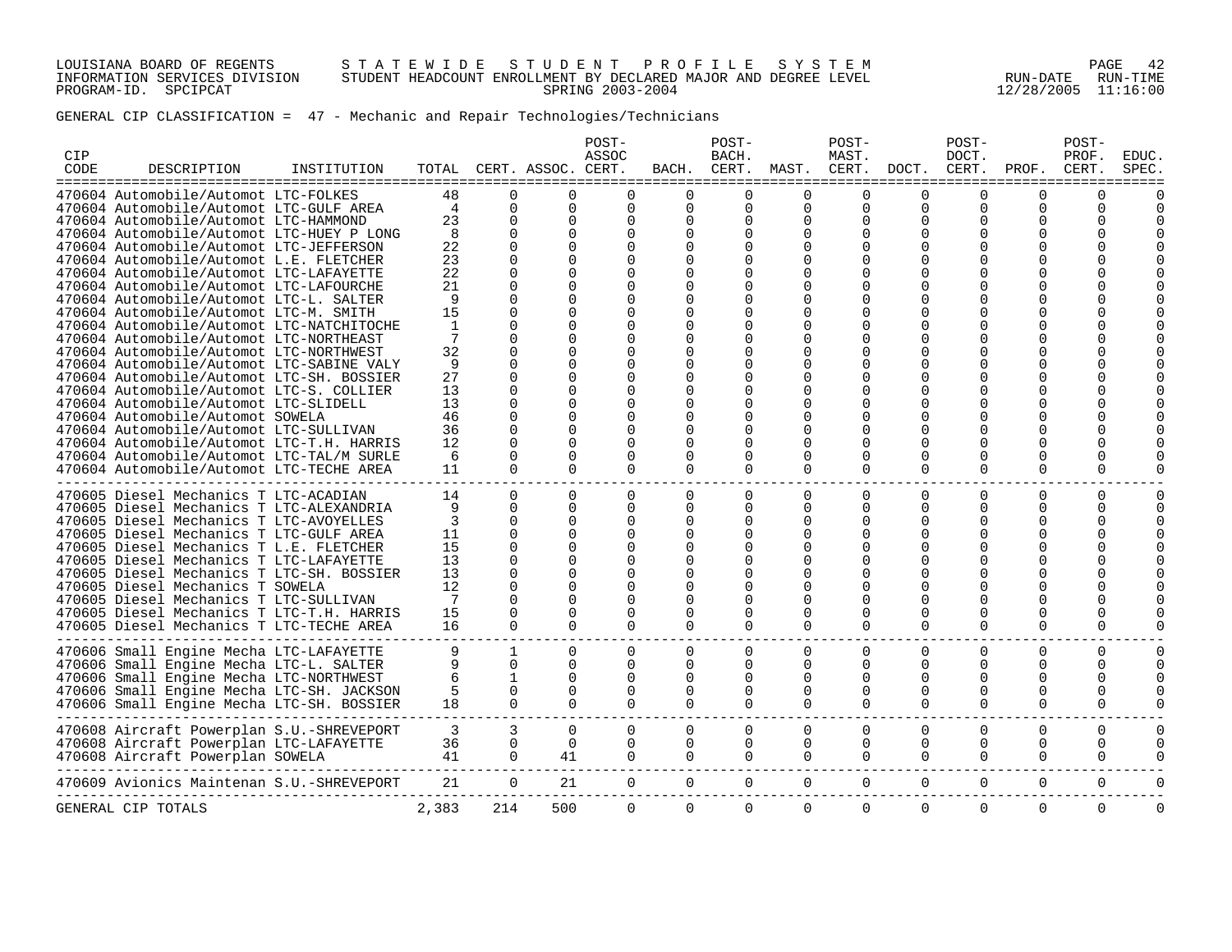GENERAL CIP CLASSIFICATION = 47 - Mechanic and Repair Technologies/Technicians

| CIP CODE | DESCRIPTION | INSTITUTION | TOTAL | CERT. | ASSOC. | POST-ASSOC CERT. | BACH. | POST-BACH. CERT. | MAST. | POST-MAST. CERT. | DOCT. | POST-DOCT. CERT. | PROF. | POST-PROF. CERT. | EDUC. SPEC. |
|---|---|---|---|---|---|---|---|---|---|---|---|---|---|---|---|
| 470604 | Automobile/Automot | LTC-FOLKES | 48 | 0 | 0 | 0 | 0 | 0 | 0 | 0 | 0 | 0 | 0 | 0 | 0 |
| 470604 | Automobile/Automot | LTC-GULF AREA | 4 | 0 | 0 | 0 | 0 | 0 | 0 | 0 | 0 | 0 | 0 | 0 | 0 |
| 470604 | Automobile/Automot | LTC-HAMMOND | 23 | 0 | 0 | 0 | 0 | 0 | 0 | 0 | 0 | 0 | 0 | 0 | 0 |
| 470604 | Automobile/Automot | LTC-HUEY P LONG | 8 | 0 | 0 | 0 | 0 | 0 | 0 | 0 | 0 | 0 | 0 | 0 | 0 |
| 470604 | Automobile/Automot | LTC-JEFFERSON | 22 | 0 | 0 | 0 | 0 | 0 | 0 | 0 | 0 | 0 | 0 | 0 | 0 |
| 470604 | Automobile/Automot | L.E. FLETCHER | 23 | 0 | 0 | 0 | 0 | 0 | 0 | 0 | 0 | 0 | 0 | 0 | 0 |
| 470604 | Automobile/Automot | LTC-LAFAYETTE | 22 | 0 | 0 | 0 | 0 | 0 | 0 | 0 | 0 | 0 | 0 | 0 | 0 |
| 470604 | Automobile/Automot | LTC-LAFOURCHE | 21 | 0 | 0 | 0 | 0 | 0 | 0 | 0 | 0 | 0 | 0 | 0 | 0 |
| 470604 | Automobile/Automot | LTC-L. SALTER | 9 | 0 | 0 | 0 | 0 | 0 | 0 | 0 | 0 | 0 | 0 | 0 | 0 |
| 470604 | Automobile/Automot | LTC-M. SMITH | 15 | 0 | 0 | 0 | 0 | 0 | 0 | 0 | 0 | 0 | 0 | 0 | 0 |
| 470604 | Automobile/Automot | LTC-NATCHITOCHE | 1 | 0 | 0 | 0 | 0 | 0 | 0 | 0 | 0 | 0 | 0 | 0 | 0 |
| 470604 | Automobile/Automot | LTC-NORTHEAST | 7 | 0 | 0 | 0 | 0 | 0 | 0 | 0 | 0 | 0 | 0 | 0 | 0 |
| 470604 | Automobile/Automot | LTC-NORTHWEST | 32 | 0 | 0 | 0 | 0 | 0 | 0 | 0 | 0 | 0 | 0 | 0 | 0 |
| 470604 | Automobile/Automot | LTC-SABINE VALY | 9 | 0 | 0 | 0 | 0 | 0 | 0 | 0 | 0 | 0 | 0 | 0 | 0 |
| 470604 | Automobile/Automot | LTC-SH. BOSSIER | 27 | 0 | 0 | 0 | 0 | 0 | 0 | 0 | 0 | 0 | 0 | 0 | 0 |
| 470604 | Automobile/Automot | LTC-S. COLLIER | 13 | 0 | 0 | 0 | 0 | 0 | 0 | 0 | 0 | 0 | 0 | 0 | 0 |
| 470604 | Automobile/Automot | LTC-SLIDELL | 13 | 0 | 0 | 0 | 0 | 0 | 0 | 0 | 0 | 0 | 0 | 0 | 0 |
| 470604 | Automobile/Automot | SOWELA | 46 | 0 | 0 | 0 | 0 | 0 | 0 | 0 | 0 | 0 | 0 | 0 | 0 |
| 470604 | Automobile/Automot | LTC-SULLIVAN | 36 | 0 | 0 | 0 | 0 | 0 | 0 | 0 | 0 | 0 | 0 | 0 | 0 |
| 470604 | Automobile/Automot | LTC-T.H. HARRIS | 12 | 0 | 0 | 0 | 0 | 0 | 0 | 0 | 0 | 0 | 0 | 0 | 0 |
| 470604 | Automobile/Automot | LTC-TAL/M SURLE | 6 | 0 | 0 | 0 | 0 | 0 | 0 | 0 | 0 | 0 | 0 | 0 | 0 |
| 470604 | Automobile/Automot | LTC-TECHE AREA | 11 | 0 | 0 | 0 | 0 | 0 | 0 | 0 | 0 | 0 | 0 | 0 | 0 |
| 470605 | Diesel Mechanics T | LTC-ACADIAN | 14 | 0 | 0 | 0 | 0 | 0 | 0 | 0 | 0 | 0 | 0 | 0 | 0 |
| 470605 | Diesel Mechanics T | LTC-ALEXANDRIA | 9 | 0 | 0 | 0 | 0 | 0 | 0 | 0 | 0 | 0 | 0 | 0 | 0 |
| 470605 | Diesel Mechanics T | LTC-AVOYELLES | 3 | 0 | 0 | 0 | 0 | 0 | 0 | 0 | 0 | 0 | 0 | 0 | 0 |
| 470605 | Diesel Mechanics T | LTC-GULF AREA | 11 | 0 | 0 | 0 | 0 | 0 | 0 | 0 | 0 | 0 | 0 | 0 | 0 |
| 470605 | Diesel Mechanics T | L.E. FLETCHER | 15 | 0 | 0 | 0 | 0 | 0 | 0 | 0 | 0 | 0 | 0 | 0 | 0 |
| 470605 | Diesel Mechanics T | LTC-LAFAYETTE | 13 | 0 | 0 | 0 | 0 | 0 | 0 | 0 | 0 | 0 | 0 | 0 | 0 |
| 470605 | Diesel Mechanics T | LTC-SH. BOSSIER | 13 | 0 | 0 | 0 | 0 | 0 | 0 | 0 | 0 | 0 | 0 | 0 | 0 |
| 470605 | Diesel Mechanics T | SOWELA | 12 | 0 | 0 | 0 | 0 | 0 | 0 | 0 | 0 | 0 | 0 | 0 | 0 |
| 470605 | Diesel Mechanics T | LTC-SULLIVAN | 7 | 0 | 0 | 0 | 0 | 0 | 0 | 0 | 0 | 0 | 0 | 0 | 0 |
| 470605 | Diesel Mechanics T | LTC-T.H. HARRIS | 15 | 0 | 0 | 0 | 0 | 0 | 0 | 0 | 0 | 0 | 0 | 0 | 0 |
| 470605 | Diesel Mechanics T | LTC-TECHE AREA | 16 | 0 | 0 | 0 | 0 | 0 | 0 | 0 | 0 | 0 | 0 | 0 | 0 |
| 470606 | Small Engine Mecha | LTC-LAFAYETTE | 9 | 1 | 0 | 0 | 0 | 0 | 0 | 0 | 0 | 0 | 0 | 0 | 0 |
| 470606 | Small Engine Mecha | LTC-L. SALTER | 9 | 0 | 0 | 0 | 0 | 0 | 0 | 0 | 0 | 0 | 0 | 0 | 0 |
| 470606 | Small Engine Mecha | LTC-NORTHWEST | 6 | 1 | 0 | 0 | 0 | 0 | 0 | 0 | 0 | 0 | 0 | 0 | 0 |
| 470606 | Small Engine Mecha | LTC-SH. JACKSON | 5 | 0 | 0 | 0 | 0 | 0 | 0 | 0 | 0 | 0 | 0 | 0 | 0 |
| 470606 | Small Engine Mecha | LTC-SH. BOSSIER | 18 | 0 | 0 | 0 | 0 | 0 | 0 | 0 | 0 | 0 | 0 | 0 | 0 |
| 470608 | Aircraft Powerplan | S.U.-SHREVEPORT | 3 | 3 | 0 | 0 | 0 | 0 | 0 | 0 | 0 | 0 | 0 | 0 | 0 |
| 470608 | Aircraft Powerplan | LTC-LAFAYETTE | 36 | 0 | 0 | 0 | 0 | 0 | 0 | 0 | 0 | 0 | 0 | 0 | 0 |
| 470608 | Aircraft Powerplan | SOWELA | 41 | 0 | 41 | 0 | 0 | 0 | 0 | 0 | 0 | 0 | 0 | 0 | 0 |
| 470609 | Avionics Maintenan | S.U.-SHREVEPORT | 21 | 0 | 21 | 0 | 0 | 0 | 0 | 0 | 0 | 0 | 0 | 0 | 0 |
| GENERAL CIP TOTALS | | | 2,383 | 214 | 500 | 0 | 0 | 0 | 0 | 0 | 0 | 0 | 0 | 0 | 0 |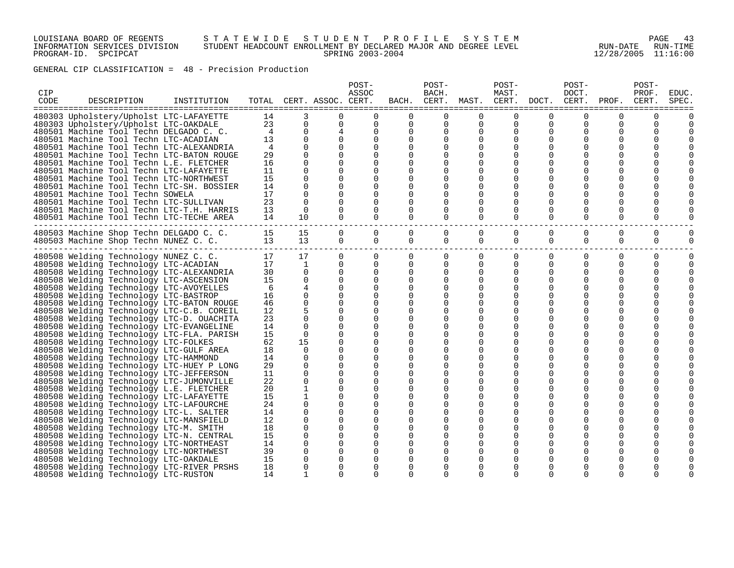LOUISIANA BOARD OF REGENTS — STATEWIDE STUDENT PROFILE SYSTEM
INFORMATION SERVICES DIVISION — STUDENT HEADCOUNT ENROLLMENT BY DECLARED MAJOR AND DEGREE LEVEL
PROGRAM-ID. SPCIPCAT — SPRING 2003-2004 — RUN-DATE 12/28/2005 RUN-TIME 11:16:00

GENERAL CIP CLASSIFICATION = 48 - Precision Production

| CIP CODE | DESCRIPTION | INSTITUTION | TOTAL | CERT. | ASSOC. | POST-ASSOC CERT. | BACH. | POST-BACH. CERT. | MAST. | POST-MAST. CERT. | DOCT. | POST-DOCT. CERT. | PROF. | POST-PROF. CERT. | EDUC. SPEC. |
|---|---|---|---|---|---|---|---|---|---|---|---|---|---|---|---|
| 480303 | Upholstery/Upholst | LTC-LAFAYETTE | 14 | 3 | 0 | 0 | 0 | 0 | 0 | 0 | 0 | 0 | 0 | 0 | 0 |
| 480303 | Upholstery/Upholst | LTC-OAKDALE | 23 | 0 | 0 | 0 | 0 | 0 | 0 | 0 | 0 | 0 | 0 | 0 | 0 |
| 480501 | Machine Tool Techn | DELGADO C. C. | 4 | 0 | 4 | 0 | 0 | 0 | 0 | 0 | 0 | 0 | 0 | 0 | 0 |
| 480501 | Machine Tool Techn | LTC-ACADIAN | 13 | 0 | 0 | 0 | 0 | 0 | 0 | 0 | 0 | 0 | 0 | 0 | 0 |
| 480501 | Machine Tool Techn | LTC-ALEXANDRIA | 4 | 0 | 0 | 0 | 0 | 0 | 0 | 0 | 0 | 0 | 0 | 0 | 0 |
| 480501 | Machine Tool Techn | LTC-BATON ROUGE | 29 | 0 | 0 | 0 | 0 | 0 | 0 | 0 | 0 | 0 | 0 | 0 | 0 |
| 480501 | Machine Tool Techn | L.E. FLETCHER | 16 | 0 | 0 | 0 | 0 | 0 | 0 | 0 | 0 | 0 | 0 | 0 | 0 |
| 480501 | Machine Tool Techn | LTC-LAFAYETTE | 11 | 0 | 0 | 0 | 0 | 0 | 0 | 0 | 0 | 0 | 0 | 0 | 0 |
| 480501 | Machine Tool Techn | LTC-NORTHWEST | 15 | 0 | 0 | 0 | 0 | 0 | 0 | 0 | 0 | 0 | 0 | 0 | 0 |
| 480501 | Machine Tool Techn | LTC-SH. BOSSIER | 14 | 0 | 0 | 0 | 0 | 0 | 0 | 0 | 0 | 0 | 0 | 0 | 0 |
| 480501 | Machine Tool Techn | SOWELA | 17 | 0 | 0 | 0 | 0 | 0 | 0 | 0 | 0 | 0 | 0 | 0 | 0 |
| 480501 | Machine Tool Techn | LTC-SULLIVAN | 23 | 0 | 0 | 0 | 0 | 0 | 0 | 0 | 0 | 0 | 0 | 0 | 0 |
| 480501 | Machine Tool Techn | LTC-T.H. HARRIS | 13 | 0 | 0 | 0 | 0 | 0 | 0 | 0 | 0 | 0 | 0 | 0 | 0 |
| 480501 | Machine Tool Techn | LTC-TECHE AREA | 14 | 10 | 0 | 0 | 0 | 0 | 0 | 0 | 0 | 0 | 0 | 0 | 0 |
| 480503 | Machine Shop Techn | DELGADO C. C. | 15 | 15 | 0 | 0 | 0 | 0 | 0 | 0 | 0 | 0 | 0 | 0 | 0 |
| 480503 | Machine Shop Techn | NUNEZ C. C. | 13 | 13 | 0 | 0 | 0 | 0 | 0 | 0 | 0 | 0 | 0 | 0 | 0 |
| 480508 | Welding Technology | NUNEZ C. C. | 17 | 17 | 0 | 0 | 0 | 0 | 0 | 0 | 0 | 0 | 0 | 0 | 0 |
| 480508 | Welding Technology | LTC-ACADIAN | 17 | 1 | 0 | 0 | 0 | 0 | 0 | 0 | 0 | 0 | 0 | 0 | 0 |
| 480508 | Welding Technology | LTC-ALEXANDRIA | 30 | 0 | 0 | 0 | 0 | 0 | 0 | 0 | 0 | 0 | 0 | 0 | 0 |
| 480508 | Welding Technology | LTC-ASCENSION | 15 | 0 | 0 | 0 | 0 | 0 | 0 | 0 | 0 | 0 | 0 | 0 | 0 |
| 480508 | Welding Technology | LTC-AVOYELLES | 6 | 4 | 0 | 0 | 0 | 0 | 0 | 0 | 0 | 0 | 0 | 0 | 0 |
| 480508 | Welding Technology | LTC-BASTROP | 16 | 0 | 0 | 0 | 0 | 0 | 0 | 0 | 0 | 0 | 0 | 0 | 0 |
| 480508 | Welding Technology | LTC-BATON ROUGE | 46 | 0 | 0 | 0 | 0 | 0 | 0 | 0 | 0 | 0 | 0 | 0 | 0 |
| 480508 | Welding Technology | LTC-C.B. COREIL | 12 | 5 | 0 | 0 | 0 | 0 | 0 | 0 | 0 | 0 | 0 | 0 | 0 |
| 480508 | Welding Technology | LTC-D. OUACHITA | 23 | 0 | 0 | 0 | 0 | 0 | 0 | 0 | 0 | 0 | 0 | 0 | 0 |
| 480508 | Welding Technology | LTC-EVANGELINE | 14 | 0 | 0 | 0 | 0 | 0 | 0 | 0 | 0 | 0 | 0 | 0 | 0 |
| 480508 | Welding Technology | LTC-FLA. PARISH | 15 | 0 | 0 | 0 | 0 | 0 | 0 | 0 | 0 | 0 | 0 | 0 | 0 |
| 480508 | Welding Technology | LTC-FOLKES | 62 | 15 | 0 | 0 | 0 | 0 | 0 | 0 | 0 | 0 | 0 | 0 | 0 |
| 480508 | Welding Technology | LTC-GULF AREA | 18 | 0 | 0 | 0 | 0 | 0 | 0 | 0 | 0 | 0 | 0 | 0 | 0 |
| 480508 | Welding Technology | LTC-HAMMOND | 14 | 0 | 0 | 0 | 0 | 0 | 0 | 0 | 0 | 0 | 0 | 0 | 0 |
| 480508 | Welding Technology | LTC-HUEY P LONG | 29 | 0 | 0 | 0 | 0 | 0 | 0 | 0 | 0 | 0 | 0 | 0 | 0 |
| 480508 | Welding Technology | LTC-JEFFERSON | 11 | 0 | 0 | 0 | 0 | 0 | 0 | 0 | 0 | 0 | 0 | 0 | 0 |
| 480508 | Welding Technology | LTC-JUMONVILLE | 22 | 0 | 0 | 0 | 0 | 0 | 0 | 0 | 0 | 0 | 0 | 0 | 0 |
| 480508 | Welding Technology | L.E. FLETCHER | 20 | 1 | 0 | 0 | 0 | 0 | 0 | 0 | 0 | 0 | 0 | 0 | 0 |
| 480508 | Welding Technology | LTC-LAFAYETTE | 15 | 1 | 0 | 0 | 0 | 0 | 0 | 0 | 0 | 0 | 0 | 0 | 0 |
| 480508 | Welding Technology | LTC-LAFOURCHE | 24 | 0 | 0 | 0 | 0 | 0 | 0 | 0 | 0 | 0 | 0 | 0 | 0 |
| 480508 | Welding Technology | LTC-L. SALTER | 14 | 0 | 0 | 0 | 0 | 0 | 0 | 0 | 0 | 0 | 0 | 0 | 0 |
| 480508 | Welding Technology | LTC-MANSFIELD | 12 | 0 | 0 | 0 | 0 | 0 | 0 | 0 | 0 | 0 | 0 | 0 | 0 |
| 480508 | Welding Technology | LTC-M. SMITH | 18 | 0 | 0 | 0 | 0 | 0 | 0 | 0 | 0 | 0 | 0 | 0 | 0 |
| 480508 | Welding Technology | LTC-N. CENTRAL | 15 | 0 | 0 | 0 | 0 | 0 | 0 | 0 | 0 | 0 | 0 | 0 | 0 |
| 480508 | Welding Technology | LTC-NORTHEAST | 14 | 0 | 0 | 0 | 0 | 0 | 0 | 0 | 0 | 0 | 0 | 0 | 0 |
| 480508 | Welding Technology | LTC-NORTHWEST | 39 | 0 | 0 | 0 | 0 | 0 | 0 | 0 | 0 | 0 | 0 | 0 | 0 |
| 480508 | Welding Technology | LTC-OAKDALE | 15 | 0 | 0 | 0 | 0 | 0 | 0 | 0 | 0 | 0 | 0 | 0 | 0 |
| 480508 | Welding Technology | LTC-RIVER PRSHS | 18 | 0 | 0 | 0 | 0 | 0 | 0 | 0 | 0 | 0 | 0 | 0 | 0 |
| 480508 | Welding Technology | LTC-RUSTON | 14 | 1 | 0 | 0 | 0 | 0 | 0 | 0 | 0 | 0 | 0 | 0 | 0 |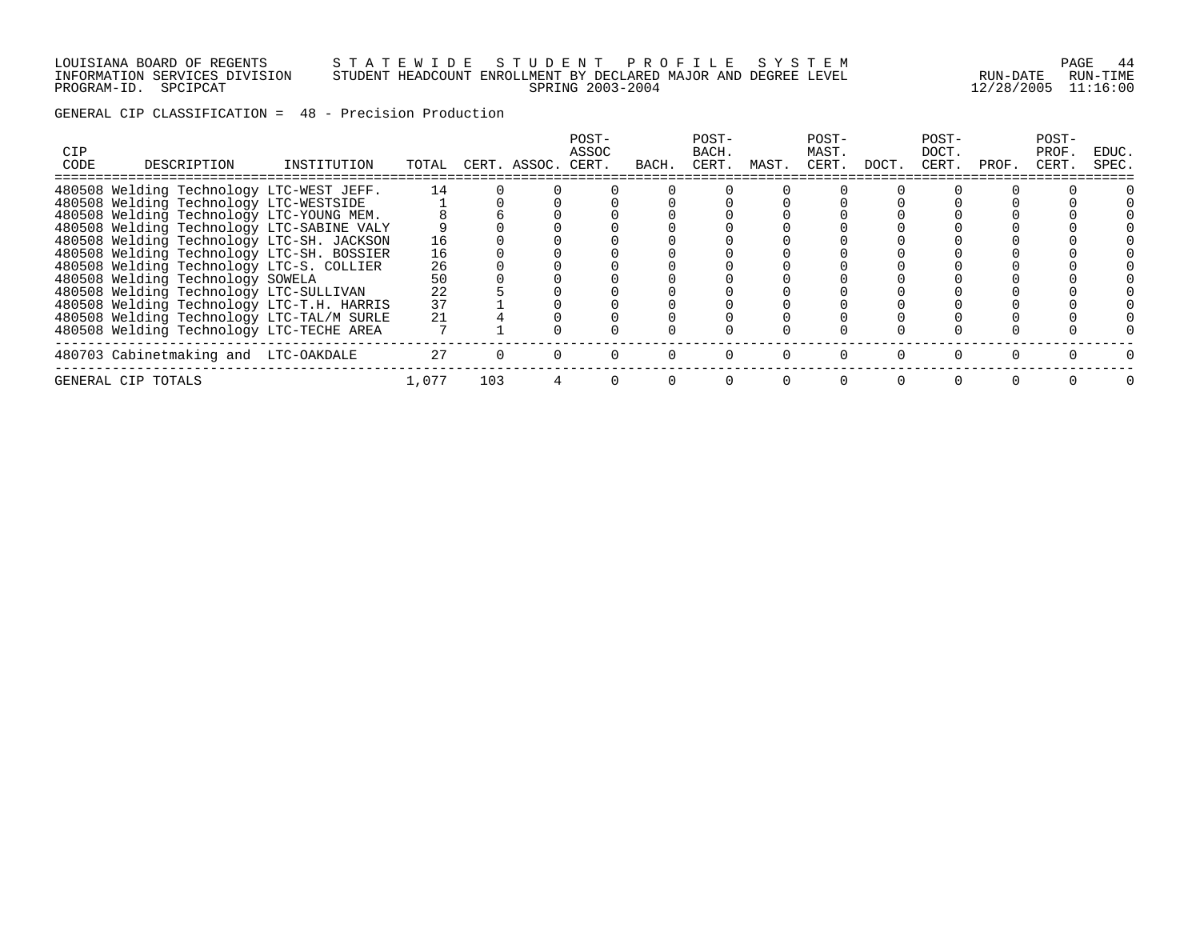GENERAL CIP CLASSIFICATION = 48 - Precision Production

| CIP CODE | DESCRIPTION | INSTITUTION | TOTAL | CERT. | ASSOC. | POST-ASSOC CERT. | BACH. | POST-BACH. CERT. | MAST. | POST-MAST. CERT. | DOCT. | POST-DOCT. CERT. | PROF. | POST-PROF. CERT. | EDUC. SPEC. |
|---|---|---|---|---|---|---|---|---|---|---|---|---|---|---|---|
| 480508 | Welding Technology | LTC-WEST JEFF. | 14 | 0 | 0 | 0 | 0 | 0 | 0 | 0 | 0 | 0 | 0 | 0 | 0 |
| 480508 | Welding Technology | LTC-WESTSIDE | 1 | 0 | 0 | 0 | 0 | 0 | 0 | 0 | 0 | 0 | 0 | 0 | 0 |
| 480508 | Welding Technology | LTC-YOUNG MEM. | 8 | 6 | 0 | 0 | 0 | 0 | 0 | 0 | 0 | 0 | 0 | 0 | 0 |
| 480508 | Welding Technology | LTC-SABINE VALY | 9 | 0 | 0 | 0 | 0 | 0 | 0 | 0 | 0 | 0 | 0 | 0 | 0 |
| 480508 | Welding Technology | LTC-SH. JACKSON | 16 | 0 | 0 | 0 | 0 | 0 | 0 | 0 | 0 | 0 | 0 | 0 | 0 |
| 480508 | Welding Technology | LTC-SH. BOSSIER | 16 | 0 | 0 | 0 | 0 | 0 | 0 | 0 | 0 | 0 | 0 | 0 | 0 |
| 480508 | Welding Technology | LTC-S. COLLIER | 26 | 0 | 0 | 0 | 0 | 0 | 0 | 0 | 0 | 0 | 0 | 0 | 0 |
| 480508 | Welding Technology | SOWELA | 50 | 0 | 0 | 0 | 0 | 0 | 0 | 0 | 0 | 0 | 0 | 0 | 0 |
| 480508 | Welding Technology | LTC-SULLIVAN | 22 | 5 | 0 | 0 | 0 | 0 | 0 | 0 | 0 | 0 | 0 | 0 | 0 |
| 480508 | Welding Technology | LTC-T.H. HARRIS | 37 | 1 | 0 | 0 | 0 | 0 | 0 | 0 | 0 | 0 | 0 | 0 | 0 |
| 480508 | Welding Technology | LTC-TAL/M SURLE | 21 | 4 | 0 | 0 | 0 | 0 | 0 | 0 | 0 | 0 | 0 | 0 | 0 |
| 480508 | Welding Technology | LTC-TECHE AREA | 7 | 1 | 0 | 0 | 0 | 0 | 0 | 0 | 0 | 0 | 0 | 0 | 0 |
| 480703 | Cabinetmaking and | LTC-OAKDALE | 27 | 0 | 0 | 0 | 0 | 0 | 0 | 0 | 0 | 0 | 0 | 0 | 0 |
| GENERAL CIP TOTALS | | | 1,077 | 103 | 4 | 0 | 0 | 0 | 0 | 0 | 0 | 0 | 0 | 0 | 0 |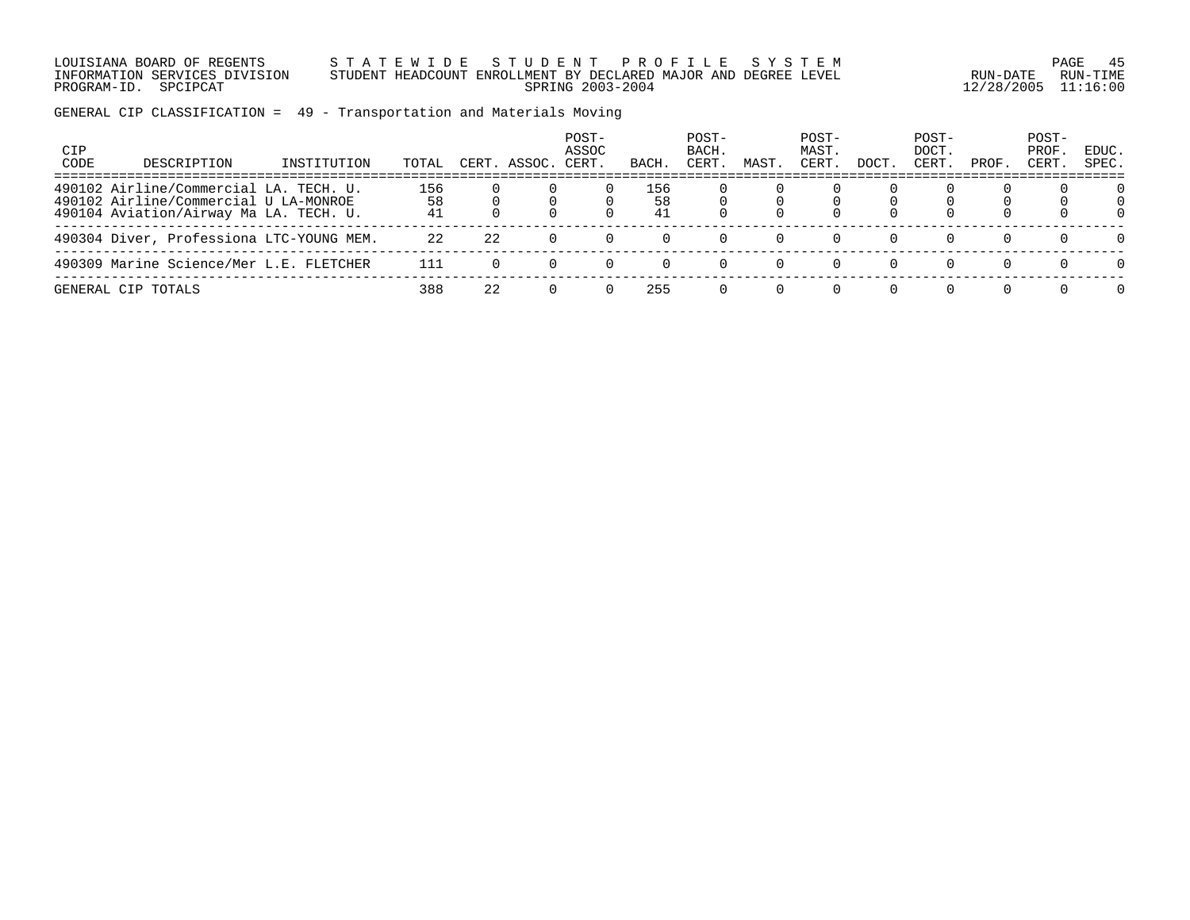LOUISIANA BOARD OF REGENTS S T A T E W I D E S T U D E N T P R O F I L E S Y S T E M
INFORMATION SERVICES DIVISION STUDENT HEADCOUNT ENROLLMENT BY DECLARED MAJOR AND DEGREE LEVEL RUN-DATE RUN-TIME
PROGRAM-ID. SPCIPCAT SPRING 2003-2004 12/28/2005 11:16:00

GENERAL CIP CLASSIFICATION = 49 - Transportation and Materials Moving

| CIP CODE | DESCRIPTION | INSTITUTION | TOTAL | CERT. | ASSOC. | POST-ASSOC CERT. | BACH. | POST-BACH. CERT. | MAST. | POST-MAST. CERT. | DOCT. | POST-DOCT. CERT. | PROF. | POST-PROF. CERT. | EDUC. SPEC. |
|---|---|---|---|---|---|---|---|---|---|---|---|---|---|---|---|
| 490102 | Airline/Commercial | LA. TECH. U. | 156 | 0 | 0 | 0 | 156 | 0 | 0 | 0 | 0 | 0 | 0 | 0 | 0 |
| 490102 | Airline/Commercial | U LA-MONROE | 58 | 0 | 0 | 0 | 58 | 0 | 0 | 0 | 0 | 0 | 0 | 0 | 0 |
| 490104 | Aviation/Airway Ma | LA. TECH. U. | 41 | 0 | 0 | 0 | 41 | 0 | 0 | 0 | 0 | 0 | 0 | 0 | 0 |
| 490304 | Diver, Professiona | LTC-YOUNG MEM. | 22 | 22 | 0 | 0 | 0 | 0 | 0 | 0 | 0 | 0 | 0 | 0 | 0 |
| 490309 | Marine Science/Mer | L.E. FLETCHER | 111 | 0 | 0 | 0 | 0 | 0 | 0 | 0 | 0 | 0 | 0 | 0 | 0 |
| GENERAL CIP TOTALS | | | 388 | 22 | 0 | 0 | 255 | 0 | 0 | 0 | 0 | 0 | 0 | 0 | 0 |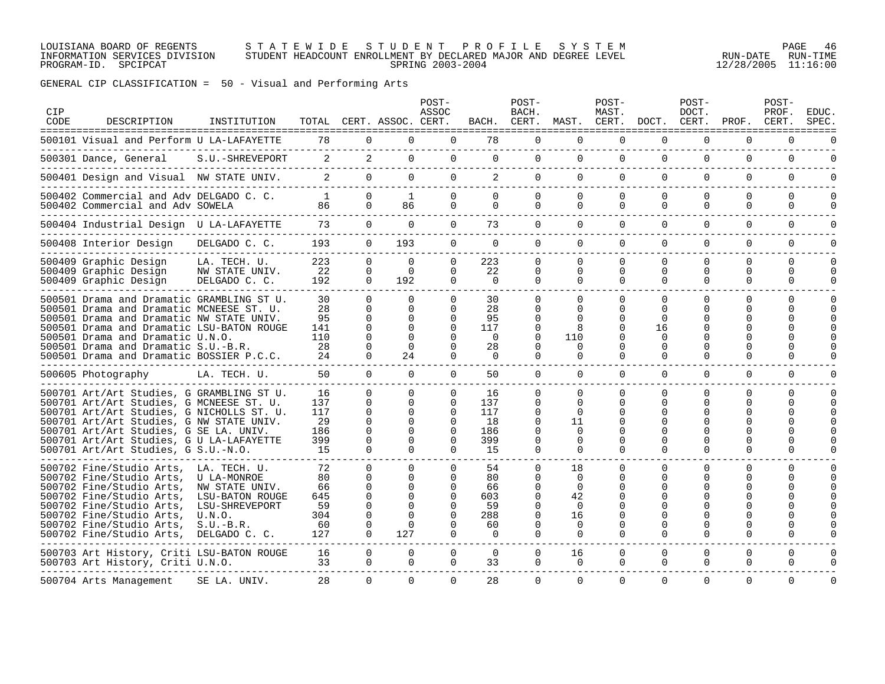LOUISIANA BOARD OF REGENTS — STATEWIDE STUDENT PROFILE SYSTEM
INFORMATION SERVICES DIVISION — STUDENT HEADCOUNT ENROLLMENT BY DECLARED MAJOR AND DEGREE LEVEL — RUN-DATE 12/28/2005 RUN-TIME 11:16:00
PROGRAM-ID. SPCIPCAT — SPRING 2003-2004

GENERAL CIP CLASSIFICATION = 50 - Visual and Performing Arts

| CIP CODE | DESCRIPTION | INSTITUTION | TOTAL | CERT. | ASSOC. | POST-ASSOC CERT. | BACH. | POST-BACH. CERT. | MAST. | POST-MAST. CERT. | DOCT. | POST-DOCT. CERT. | PROF. | POST-PROF. CERT. | EDUC. SPEC. |
|---|---|---|---|---|---|---|---|---|---|---|---|---|---|---|---|
| 500101 | Visual and Perform | U LA-LAFAYETTE | 78 | 0 | 0 | 0 | 78 | 0 | 0 | 0 | 0 | 0 | 0 | 0 | 0 |
| 500301 | Dance, General | S.U.-SHREVEPORT | 2 | 2 | 0 | 0 | 0 | 0 | 0 | 0 | 0 | 0 | 0 | 0 | 0 |
| 500401 | Design and Visual | NW STATE UNIV. | 2 | 0 | 0 | 0 | 2 | 0 | 0 | 0 | 0 | 0 | 0 | 0 | 0 |
| 500402 | Commercial and Adv | DELGADO C. C. | 1 | 0 | 1 | 0 | 0 | 0 | 0 | 0 | 0 | 0 | 0 | 0 | 0 |
| 500402 | Commercial and Adv | SOWELA | 86 | 0 | 86 | 0 | 0 | 0 | 0 | 0 | 0 | 0 | 0 | 0 | 0 |
| 500404 | Industrial Design | U LA-LAFAYETTE | 73 | 0 | 0 | 0 | 73 | 0 | 0 | 0 | 0 | 0 | 0 | 0 | 0 |
| 500408 | Interior Design | DELGADO C. C. | 193 | 0 | 193 | 0 | 0 | 0 | 0 | 0 | 0 | 0 | 0 | 0 | 0 |
| 500409 | Graphic Design | LA. TECH. U. | 223 | 0 | 0 | 0 | 223 | 0 | 0 | 0 | 0 | 0 | 0 | 0 | 0 |
| 500409 | Graphic Design | NW STATE UNIV. | 22 | 0 | 0 | 0 | 22 | 0 | 0 | 0 | 0 | 0 | 0 | 0 | 0 |
| 500409 | Graphic Design | DELGADO C. C. | 192 | 0 | 192 | 0 | 0 | 0 | 0 | 0 | 0 | 0 | 0 | 0 | 0 |
| 500501 | Drama and Dramatic | GRAMBLING ST U. | 30 | 0 | 0 | 0 | 30 | 0 | 0 | 0 | 0 | 0 | 0 | 0 | 0 |
| 500501 | Drama and Dramatic | MCNEESE ST. U. | 28 | 0 | 0 | 0 | 28 | 0 | 0 | 0 | 0 | 0 | 0 | 0 | 0 |
| 500501 | Drama and Dramatic | NW STATE UNIV. | 95 | 0 | 0 | 0 | 95 | 0 | 0 | 0 | 0 | 0 | 0 | 0 | 0 |
| 500501 | Drama and Dramatic | LSU-BATON ROUGE | 141 | 0 | 0 | 0 | 117 | 0 | 8 | 0 | 16 | 0 | 0 | 0 | 0 |
| 500501 | Drama and Dramatic | U.N.O. | 110 | 0 | 0 | 0 | 0 | 0 | 110 | 0 | 0 | 0 | 0 | 0 | 0 |
| 500501 | Drama and Dramatic | S.U.-B.R. | 28 | 0 | 0 | 0 | 28 | 0 | 0 | 0 | 0 | 0 | 0 | 0 | 0 |
| 500501 | Drama and Dramatic | BOSSIER P.C.C. | 24 | 0 | 24 | 0 | 0 | 0 | 0 | 0 | 0 | 0 | 0 | 0 | 0 |
| 500605 | Photography | LA. TECH. U. | 50 | 0 | 0 | 0 | 50 | 0 | 0 | 0 | 0 | 0 | 0 | 0 | 0 |
| 500701 | Art/Art Studies, G | GRAMBLING ST U. | 16 | 0 | 0 | 0 | 16 | 0 | 0 | 0 | 0 | 0 | 0 | 0 | 0 |
| 500701 | Art/Art Studies, G | MCNEESE ST. U. | 137 | 0 | 0 | 0 | 137 | 0 | 0 | 0 | 0 | 0 | 0 | 0 | 0 |
| 500701 | Art/Art Studies, G | NICHOLLS ST. U. | 117 | 0 | 0 | 0 | 117 | 0 | 0 | 0 | 0 | 0 | 0 | 0 | 0 |
| 500701 | Art/Art Studies, G | NW STATE UNIV. | 29 | 0 | 0 | 0 | 18 | 0 | 11 | 0 | 0 | 0 | 0 | 0 | 0 |
| 500701 | Art/Art Studies, G | SE LA. UNIV. | 186 | 0 | 0 | 0 | 186 | 0 | 0 | 0 | 0 | 0 | 0 | 0 | 0 |
| 500701 | Art/Art Studies, G | U LA-LAFAYETTE | 399 | 0 | 0 | 0 | 399 | 0 | 0 | 0 | 0 | 0 | 0 | 0 | 0 |
| 500701 | Art/Art Studies, G | S.U.-N.O. | 15 | 0 | 0 | 0 | 15 | 0 | 0 | 0 | 0 | 0 | 0 | 0 | 0 |
| 500702 | Fine/Studio Arts, | LA. TECH. U. | 72 | 0 | 0 | 0 | 54 | 0 | 18 | 0 | 0 | 0 | 0 | 0 | 0 |
| 500702 | Fine/Studio Arts, | U LA-MONROE | 80 | 0 | 0 | 0 | 80 | 0 | 0 | 0 | 0 | 0 | 0 | 0 | 0 |
| 500702 | Fine/Studio Arts, | NW STATE UNIV. | 66 | 0 | 0 | 0 | 66 | 0 | 0 | 0 | 0 | 0 | 0 | 0 | 0 |
| 500702 | Fine/Studio Arts, | LSU-BATON ROUGE | 645 | 0 | 0 | 0 | 603 | 0 | 42 | 0 | 0 | 0 | 0 | 0 | 0 |
| 500702 | Fine/Studio Arts, | LSU-SHREVEPORT | 59 | 0 | 0 | 0 | 59 | 0 | 0 | 0 | 0 | 0 | 0 | 0 | 0 |
| 500702 | Fine/Studio Arts, | U.N.O. | 304 | 0 | 0 | 0 | 288 | 0 | 16 | 0 | 0 | 0 | 0 | 0 | 0 |
| 500702 | Fine/Studio Arts, | S.U.-B.R. | 60 | 0 | 0 | 0 | 60 | 0 | 0 | 0 | 0 | 0 | 0 | 0 | 0 |
| 500702 | Fine/Studio Arts, | DELGADO C. C. | 127 | 0 | 127 | 0 | 0 | 0 | 0 | 0 | 0 | 0 | 0 | 0 | 0 |
| 500703 | Art History, Criti | LSU-BATON ROUGE | 16 | 0 | 0 | 0 | 0 | 0 | 16 | 0 | 0 | 0 | 0 | 0 | 0 |
| 500703 | Art History, Criti | U.N.O. | 33 | 0 | 0 | 0 | 33 | 0 | 0 | 0 | 0 | 0 | 0 | 0 | 0 |
| 500704 | Arts Management | SE LA. UNIV. | 28 | 0 | 0 | 0 | 28 | 0 | 0 | 0 | 0 | 0 | 0 | 0 | 0 |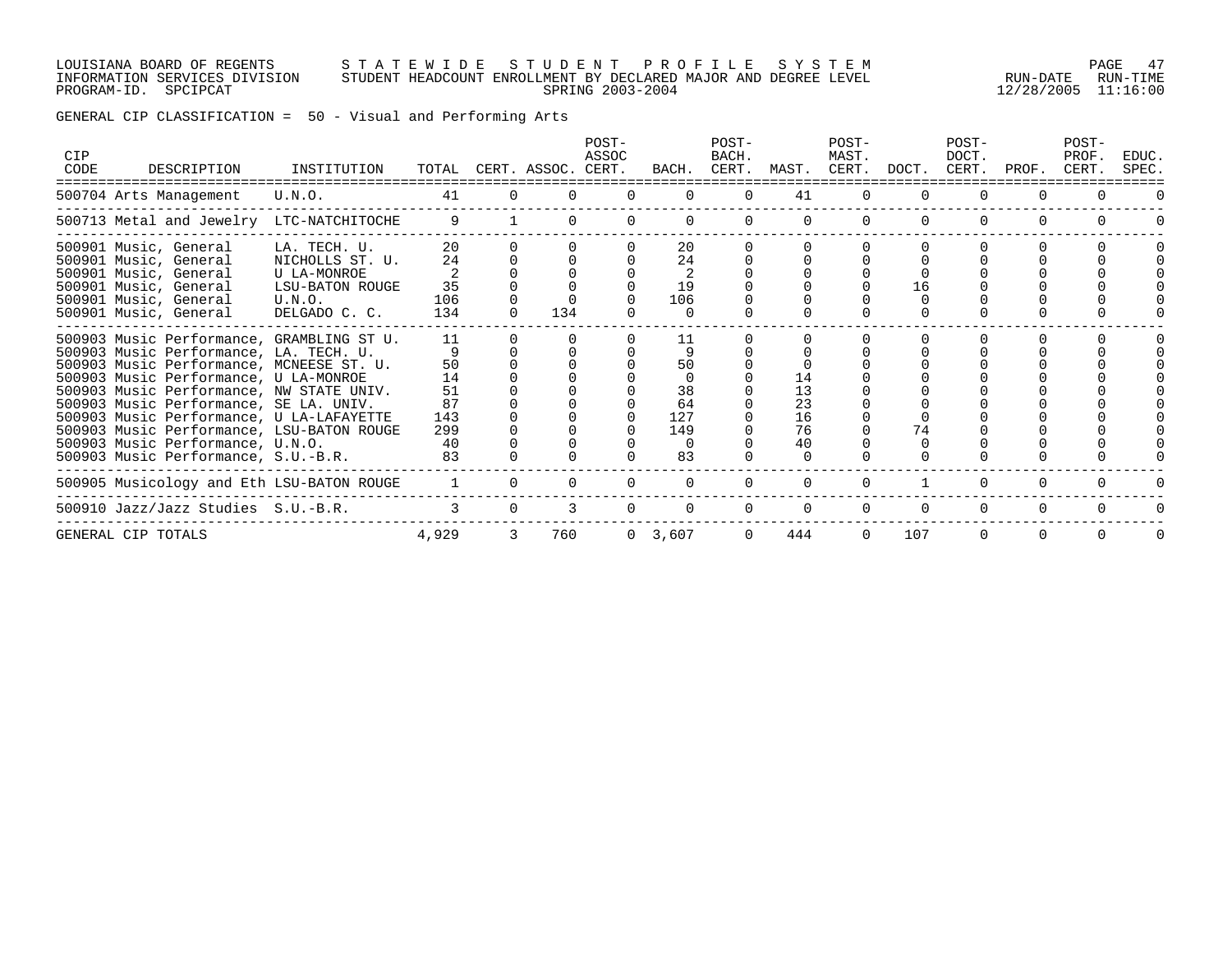LOUISIANA BOARD OF REGENTS — STATEWIDE STUDENT PROFILE SYSTEM
INFORMATION SERVICES DIVISION — STUDENT HEADCOUNT ENROLLMENT BY DECLARED MAJOR AND DEGREE LEVEL — RUN-DATE 12/28/2005 RUN-TIME 11:16:00
PROGRAM-ID. SPCIPCAT — SPRING 2003-2004

GENERAL CIP CLASSIFICATION = 50 - Visual and Performing Arts

| CIP CODE | DESCRIPTION | INSTITUTION | TOTAL | CERT. | ASSOC. | POST-ASSOC CERT. | BACH. | POST-BACH. CERT. | MAST. | POST-MAST. CERT. | DOCT. | POST-DOCT. CERT. | PROF. | POST-PROF. CERT. | EDUC. SPEC. |
|---|---|---|---|---|---|---|---|---|---|---|---|---|---|---|---|
| 500704 | Arts Management | U.N.O. | 41 | 0 | 0 | 0 | 0 | 0 | 41 | 0 | 0 | 0 | 0 | 0 | 0 |
| 500713 | Metal and Jewelry | LTC-NATCHITOCHE | 9 | 1 | 0 | 0 | 0 | 0 | 0 | 0 | 0 | 0 | 0 | 0 | 0 |
| 500901 | Music, General | LA. TECH. U. | 20 | 0 | 0 | 0 | 20 | 0 | 0 | 0 | 0 | 0 | 0 | 0 | 0 |
| 500901 | Music, General | NICHOLLS ST. U. | 24 | 0 | 0 | 0 | 24 | 0 | 0 | 0 | 0 | 0 | 0 | 0 | 0 |
| 500901 | Music, General | U LA-MONROE | 2 | 0 | 0 | 0 | 2 | 0 | 0 | 0 | 0 | 0 | 0 | 0 | 0 |
| 500901 | Music, General | LSU-BATON ROUGE | 35 | 0 | 0 | 0 | 19 | 0 | 0 | 0 | 16 | 0 | 0 | 0 | 0 |
| 500901 | Music, General | U.N.O. | 106 | 0 | 0 | 0 | 106 | 0 | 0 | 0 | 0 | 0 | 0 | 0 | 0 |
| 500901 | Music, General | DELGADO C. C. | 134 | 0 | 134 | 0 | 0 | 0 | 0 | 0 | 0 | 0 | 0 | 0 | 0 |
| 500903 | Music Performance, | GRAMBLING ST U. | 11 | 0 | 0 | 0 | 11 | 0 | 0 | 0 | 0 | 0 | 0 | 0 | 0 |
| 500903 | Music Performance, | LA. TECH. U. | 9 | 0 | 0 | 0 | 9 | 0 | 0 | 0 | 0 | 0 | 0 | 0 | 0 |
| 500903 | Music Performance, | MCNEESE ST. U. | 50 | 0 | 0 | 0 | 50 | 0 | 0 | 0 | 0 | 0 | 0 | 0 | 0 |
| 500903 | Music Performance, | U LA-MONROE | 14 | 0 | 0 | 0 | 0 | 0 | 14 | 0 | 0 | 0 | 0 | 0 | 0 |
| 500903 | Music Performance, | NW STATE UNIV. | 51 | 0 | 0 | 0 | 38 | 0 | 13 | 0 | 0 | 0 | 0 | 0 | 0 |
| 500903 | Music Performance, | SE LA. UNIV. | 87 | 0 | 0 | 0 | 64 | 0 | 23 | 0 | 0 | 0 | 0 | 0 | 0 |
| 500903 | Music Performance, | U LA-LAFAYETTE | 143 | 0 | 0 | 0 | 127 | 0 | 16 | 0 | 0 | 0 | 0 | 0 | 0 |
| 500903 | Music Performance, | LSU-BATON ROUGE | 299 | 0 | 0 | 0 | 149 | 0 | 76 | 0 | 74 | 0 | 0 | 0 | 0 |
| 500903 | Music Performance, | U.N.O. | 40 | 0 | 0 | 0 | 0 | 0 | 40 | 0 | 0 | 0 | 0 | 0 | 0 |
| 500903 | Music Performance, | S.U.-B.R. | 83 | 0 | 0 | 0 | 83 | 0 | 0 | 0 | 0 | 0 | 0 | 0 | 0 |
| 500905 | Musicology and Eth | LSU-BATON ROUGE | 1 | 0 | 0 | 0 | 0 | 0 | 0 | 0 | 1 | 0 | 0 | 0 | 0 |
| 500910 | Jazz/Jazz Studies | S.U.-B.R. | 3 | 0 | 3 | 0 | 0 | 0 | 0 | 0 | 0 | 0 | 0 | 0 | 0 |
| GENERAL CIP TOTALS | | | 4,929 | 3 | 760 | 0 | 3,607 | 0 | 444 | 0 | 107 | 0 | 0 | 0 | 0 |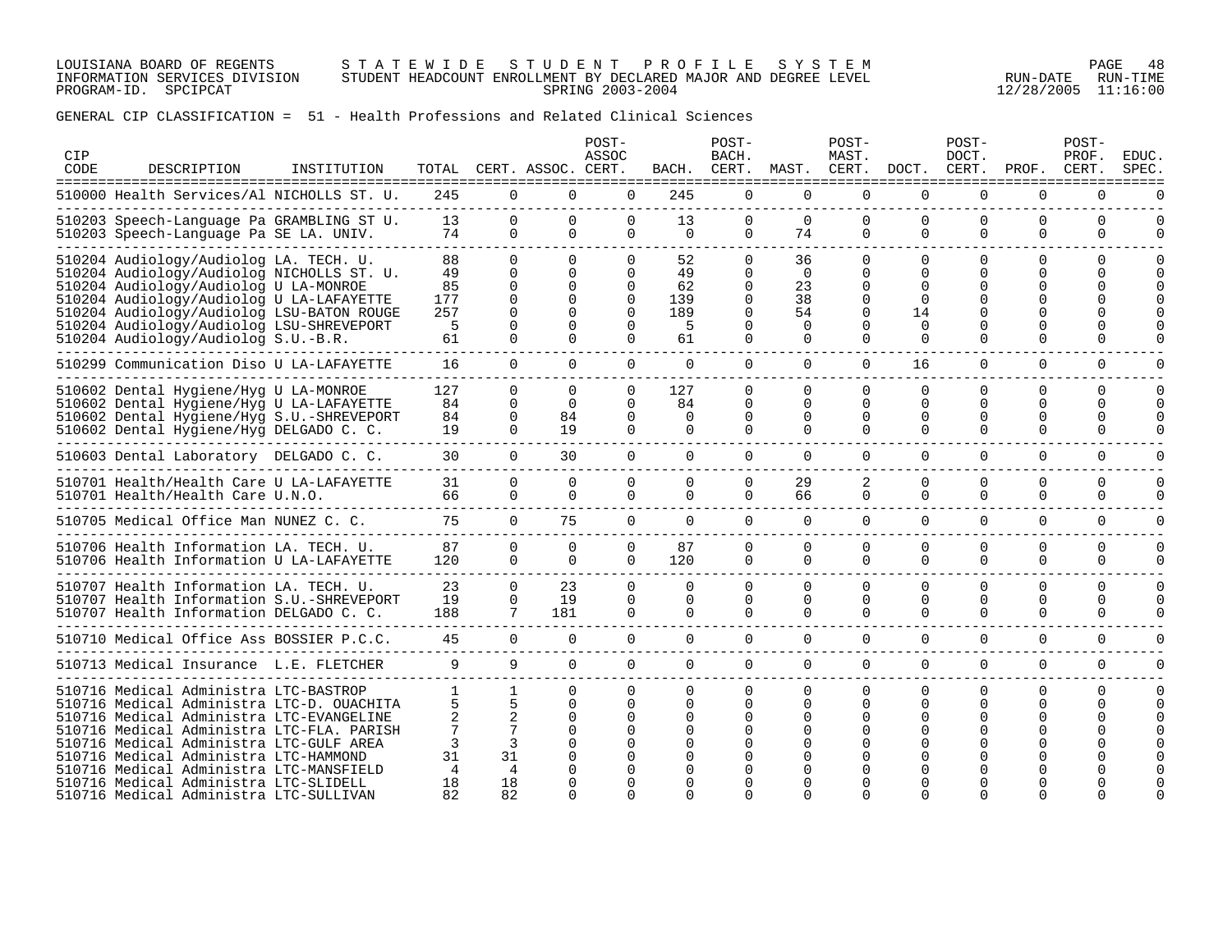LOUISIANA BOARD OF REGENTS — STATEWIDE STUDENT PROFILE SYSTEM
INFORMATION SERVICES DIVISION — STUDENT HEADCOUNT ENROLLMENT BY DECLARED MAJOR AND DEGREE LEVEL — RUN-DATE 12/28/2005 RUN-TIME 11:16:00
PROGRAM-ID. SPCIPCAT — SPRING 2003-2004

GENERAL CIP CLASSIFICATION = 51 - Health Professions and Related Clinical Sciences

| CIP CODE | DESCRIPTION | INSTITUTION | TOTAL | CERT. | ASSOC. | POST-ASSOC CERT. | BACH. | POST-BACH. CERT. | MAST. | POST-MAST. CERT. | DOCT. | POST-DOCT. CERT. | PROF. | POST-PROF. CERT. | EDUC. SPEC. |
|---|---|---|---|---|---|---|---|---|---|---|---|---|---|---|---|
| 510000 | Health Services/Al | NICHOLLS ST. U. | 245 | 0 | 0 | 0 | 245 | 0 | 0 | 0 | 0 | 0 | 0 | 0 | 0 |
| 510203 | Speech-Language Pa | GRAMBLING ST U. | 13 | 0 | 0 | 0 | 13 | 0 | 0 | 0 | 0 | 0 | 0 | 0 | 0 |
| 510203 | Speech-Language Pa | SE LA. UNIV. | 74 | 0 | 0 | 0 | 0 | 0 | 74 | 0 | 0 | 0 | 0 | 0 | 0 |
| 510204 | Audiology/Audiolog | LA. TECH. U. | 88 | 0 | 0 | 0 | 52 | 0 | 36 | 0 | 0 | 0 | 0 | 0 | 0 |
| 510204 | Audiology/Audiolog | NICHOLLS ST. U. | 49 | 0 | 0 | 0 | 49 | 0 | 0 | 0 | 0 | 0 | 0 | 0 | 0 |
| 510204 | Audiology/Audiolog | U LA-MONROE | 85 | 0 | 0 | 0 | 62 | 0 | 23 | 0 | 0 | 0 | 0 | 0 | 0 |
| 510204 | Audiology/Audiolog | U LA-LAFAYETTE | 177 | 0 | 0 | 0 | 139 | 0 | 38 | 0 | 0 | 0 | 0 | 0 | 0 |
| 510204 | Audiology/Audiolog | LSU-BATON ROUGE | 257 | 0 | 0 | 0 | 189 | 0 | 54 | 0 | 14 | 0 | 0 | 0 | 0 |
| 510204 | Audiology/Audiolog | LSU-SHREVEPORT | 5 | 0 | 0 | 0 | 5 | 0 | 0 | 0 | 0 | 0 | 0 | 0 | 0 |
| 510204 | Audiology/Audiolog | S.U.-B.R. | 61 | 0 | 0 | 0 | 61 | 0 | 0 | 0 | 0 | 0 | 0 | 0 | 0 |
| 510299 | Communication Diso | U LA-LAFAYETTE | 16 | 0 | 0 | 0 | 0 | 0 | 0 | 0 | 16 | 0 | 0 | 0 | 0 |
| 510602 | Dental Hygiene/Hyg | U LA-MONROE | 127 | 0 | 0 | 0 | 127 | 0 | 0 | 0 | 0 | 0 | 0 | 0 | 0 |
| 510602 | Dental Hygiene/Hyg | U LA-LAFAYETTE | 84 | 0 | 0 | 0 | 84 | 0 | 0 | 0 | 0 | 0 | 0 | 0 | 0 |
| 510602 | Dental Hygiene/Hyg | S.U.-SHREVEPORT | 84 | 0 | 84 | 0 | 0 | 0 | 0 | 0 | 0 | 0 | 0 | 0 | 0 |
| 510602 | Dental Hygiene/Hyg | DELGADO C. C. | 19 | 0 | 19 | 0 | 0 | 0 | 0 | 0 | 0 | 0 | 0 | 0 | 0 |
| 510603 | Dental Laboratory | DELGADO C. C. | 30 | 0 | 30 | 0 | 0 | 0 | 0 | 0 | 0 | 0 | 0 | 0 | 0 |
| 510701 | Health/Health Care | U LA-LAFAYETTE | 31 | 0 | 0 | 0 | 0 | 0 | 29 | 2 | 0 | 0 | 0 | 0 | 0 |
| 510701 | Health/Health Care | U.N.O. | 66 | 0 | 0 | 0 | 0 | 0 | 66 | 0 | 0 | 0 | 0 | 0 | 0 |
| 510705 | Medical Office Man | NUNEZ C. C. | 75 | 0 | 75 | 0 | 0 | 0 | 0 | 0 | 0 | 0 | 0 | 0 | 0 |
| 510706 | Health Information | LA. TECH. U. | 87 | 0 | 0 | 0 | 87 | 0 | 0 | 0 | 0 | 0 | 0 | 0 | 0 |
| 510706 | Health Information | U LA-LAFAYETTE | 120 | 0 | 0 | 0 | 120 | 0 | 0 | 0 | 0 | 0 | 0 | 0 | 0 |
| 510707 | Health Information | LA. TECH. U. | 23 | 0 | 23 | 0 | 0 | 0 | 0 | 0 | 0 | 0 | 0 | 0 | 0 |
| 510707 | Health Information | S.U.-SHREVEPORT | 19 | 0 | 19 | 0 | 0 | 0 | 0 | 0 | 0 | 0 | 0 | 0 | 0 |
| 510707 | Health Information | DELGADO C. C. | 188 | 7 | 181 | 0 | 0 | 0 | 0 | 0 | 0 | 0 | 0 | 0 | 0 |
| 510710 | Medical Office Ass | BOSSIER P.C.C. | 45 | 0 | 0 | 0 | 0 | 0 | 0 | 0 | 0 | 0 | 0 | 0 | 0 |
| 510713 | Medical Insurance | L.E. FLETCHER | 9 | 9 | 0 | 0 | 0 | 0 | 0 | 0 | 0 | 0 | 0 | 0 | 0 |
| 510716 | Medical Administra | LTC-BASTROP | 1 | 1 | 0 | 0 | 0 | 0 | 0 | 0 | 0 | 0 | 0 | 0 | 0 |
| 510716 | Medical Administra | LTC-D. OUACHITA | 5 | 5 | 0 | 0 | 0 | 0 | 0 | 0 | 0 | 0 | 0 | 0 | 0 |
| 510716 | Medical Administra | LTC-EVANGELINE | 2 | 2 | 0 | 0 | 0 | 0 | 0 | 0 | 0 | 0 | 0 | 0 | 0 |
| 510716 | Medical Administra | LTC-FLA. PARISH | 7 | 7 | 0 | 0 | 0 | 0 | 0 | 0 | 0 | 0 | 0 | 0 | 0 |
| 510716 | Medical Administra | LTC-GULF AREA | 3 | 3 | 0 | 0 | 0 | 0 | 0 | 0 | 0 | 0 | 0 | 0 | 0 |
| 510716 | Medical Administra | LTC-HAMMOND | 31 | 31 | 0 | 0 | 0 | 0 | 0 | 0 | 0 | 0 | 0 | 0 | 0 |
| 510716 | Medical Administra | LTC-MANSFIELD | 4 | 4 | 0 | 0 | 0 | 0 | 0 | 0 | 0 | 0 | 0 | 0 | 0 |
| 510716 | Medical Administra | LTC-SLIDELL | 18 | 18 | 0 | 0 | 0 | 0 | 0 | 0 | 0 | 0 | 0 | 0 | 0 |
| 510716 | Medical Administra | LTC-SULLIVAN | 82 | 82 | 0 | 0 | 0 | 0 | 0 | 0 | 0 | 0 | 0 | 0 | 0 |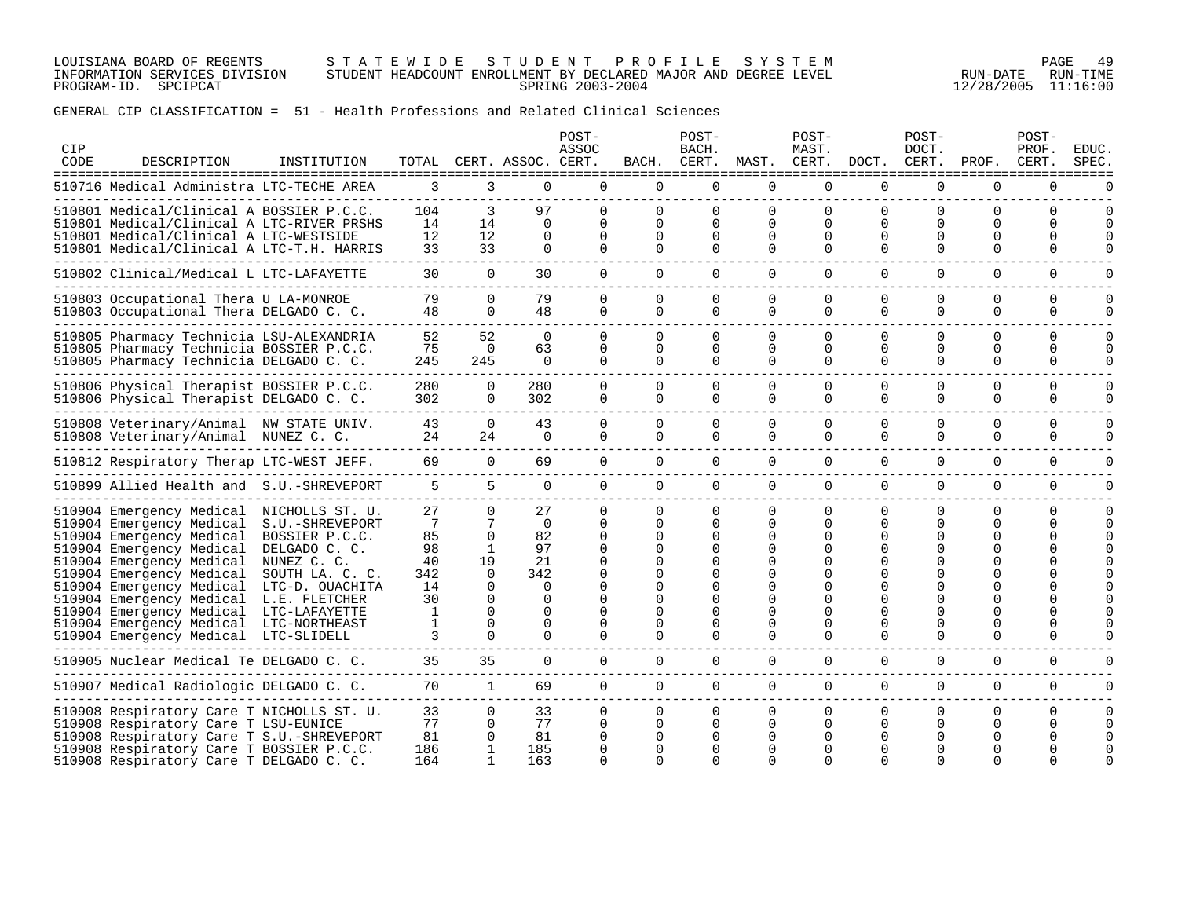LOUISIANA BOARD OF REGENTS — STATEWIDE STUDENT PROFILE SYSTEM
INFORMATION SERVICES DIVISION — STUDENT HEADCOUNT ENROLLMENT BY DECLARED MAJOR AND DEGREE LEVEL — RUN-DATE 12/28/2005 RUN-TIME 11:16:00
PROGRAM-ID. SPCIPCAT — SPRING 2003-2004

GENERAL CIP CLASSIFICATION = 51 - Health Professions and Related Clinical Sciences

| CIP CODE | DESCRIPTION | INSTITUTION | TOTAL | CERT. | ASSOC. | POST-ASSOC CERT. | BACH. | POST-BACH. CERT. | MAST. | POST-MAST. CERT. | DOCT. | POST-DOCT. CERT. | PROF. | POST-PROF. CERT. | EDUC. SPEC. |
|---|---|---|---|---|---|---|---|---|---|---|---|---|---|---|---|
| 510716 | Medical Administra | LTC-TECHE AREA | 3 | 3 | 0 | 0 | 0 | 0 | 0 | 0 | 0 | 0 | 0 | 0 | 0 |
| 510801 | Medical/Clinical A | BOSSIER P.C.C. | 104 | 3 | 97 | 0 | 0 | 0 | 0 | 0 | 0 | 0 | 0 | 0 | 0 |
| 510801 | Medical/Clinical A | LTC-RIVER PRSHS | 14 | 14 | 0 | 0 | 0 | 0 | 0 | 0 | 0 | 0 | 0 | 0 | 0 |
| 510801 | Medical/Clinical A | LTC-WESTSIDE | 12 | 12 | 0 | 0 | 0 | 0 | 0 | 0 | 0 | 0 | 0 | 0 | 0 |
| 510801 | Medical/Clinical A | LTC-T.H. HARRIS | 33 | 33 | 0 | 0 | 0 | 0 | 0 | 0 | 0 | 0 | 0 | 0 | 0 |
| 510802 | Clinical/Medical L | LTC-LAFAYETTE | 30 | 0 | 30 | 0 | 0 | 0 | 0 | 0 | 0 | 0 | 0 | 0 | 0 |
| 510803 | Occupational Thera | U LA-MONROE | 79 | 0 | 79 | 0 | 0 | 0 | 0 | 0 | 0 | 0 | 0 | 0 | 0 |
| 510803 | Occupational Thera | DELGADO C. C. | 48 | 0 | 48 | 0 | 0 | 0 | 0 | 0 | 0 | 0 | 0 | 0 | 0 |
| 510805 | Pharmacy Technicia | LSU-ALEXANDRIA | 52 | 52 | 0 | 0 | 0 | 0 | 0 | 0 | 0 | 0 | 0 | 0 | 0 |
| 510805 | Pharmacy Technicia | BOSSIER P.C.C. | 75 | 0 | 63 | 0 | 0 | 0 | 0 | 0 | 0 | 0 | 0 | 0 | 0 |
| 510805 | Pharmacy Technicia | DELGADO C. C. | 245 | 245 | 0 | 0 | 0 | 0 | 0 | 0 | 0 | 0 | 0 | 0 | 0 |
| 510806 | Physical Therapist | BOSSIER P.C.C. | 280 | 0 | 280 | 0 | 0 | 0 | 0 | 0 | 0 | 0 | 0 | 0 | 0 |
| 510806 | Physical Therapist | DELGADO C. C. | 302 | 0 | 302 | 0 | 0 | 0 | 0 | 0 | 0 | 0 | 0 | 0 | 0 |
| 510808 | Veterinary/Animal | NW STATE UNIV. | 43 | 0 | 43 | 0 | 0 | 0 | 0 | 0 | 0 | 0 | 0 | 0 | 0 |
| 510808 | Veterinary/Animal | NUNEZ C. C. | 24 | 24 | 0 | 0 | 0 | 0 | 0 | 0 | 0 | 0 | 0 | 0 | 0 |
| 510812 | Respiratory Therap | LTC-WEST JEFF. | 69 | 0 | 69 | 0 | 0 | 0 | 0 | 0 | 0 | 0 | 0 | 0 | 0 |
| 510899 | Allied Health and | S.U.-SHREVEPORT | 5 | 5 | 0 | 0 | 0 | 0 | 0 | 0 | 0 | 0 | 0 | 0 | 0 |
| 510904 | Emergency Medical | NICHOLLS ST. U. | 27 | 0 | 27 | 0 | 0 | 0 | 0 | 0 | 0 | 0 | 0 | 0 | 0 |
| 510904 | Emergency Medical | S.U.-SHREVEPORT | 7 | 7 | 0 | 0 | 0 | 0 | 0 | 0 | 0 | 0 | 0 | 0 | 0 |
| 510904 | Emergency Medical | BOSSIER P.C.C. | 85 | 0 | 82 | 0 | 0 | 0 | 0 | 0 | 0 | 0 | 0 | 0 | 0 |
| 510904 | Emergency Medical | DELGADO C. C. | 98 | 1 | 97 | 0 | 0 | 0 | 0 | 0 | 0 | 0 | 0 | 0 | 0 |
| 510904 | Emergency Medical | NUNEZ C. C. | 40 | 19 | 21 | 0 | 0 | 0 | 0 | 0 | 0 | 0 | 0 | 0 | 0 |
| 510904 | Emergency Medical | SOUTH LA. C. C. | 342 | 0 | 342 | 0 | 0 | 0 | 0 | 0 | 0 | 0 | 0 | 0 | 0 |
| 510904 | Emergency Medical | LTC-D. OUACHITA | 14 | 0 | 0 | 0 | 0 | 0 | 0 | 0 | 0 | 0 | 0 | 0 | 0 |
| 510904 | Emergency Medical | L.E. FLETCHER | 30 | 0 | 0 | 0 | 0 | 0 | 0 | 0 | 0 | 0 | 0 | 0 | 0 |
| 510904 | Emergency Medical | LTC-LAFAYETTE | 1 | 0 | 0 | 0 | 0 | 0 | 0 | 0 | 0 | 0 | 0 | 0 | 0 |
| 510904 | Emergency Medical | LTC-NORTHEAST | 1 | 0 | 0 | 0 | 0 | 0 | 0 | 0 | 0 | 0 | 0 | 0 | 0 |
| 510904 | Emergency Medical | LTC-SLIDELL | 3 | 0 | 0 | 0 | 0 | 0 | 0 | 0 | 0 | 0 | 0 | 0 | 0 |
| 510905 | Nuclear Medical Te | DELGADO C. C. | 35 | 35 | 0 | 0 | 0 | 0 | 0 | 0 | 0 | 0 | 0 | 0 | 0 |
| 510907 | Medical Radiologic | DELGADO C. C. | 70 | 1 | 69 | 0 | 0 | 0 | 0 | 0 | 0 | 0 | 0 | 0 | 0 |
| 510908 | Respiratory Care T | NICHOLLS ST. U. | 33 | 0 | 33 | 0 | 0 | 0 | 0 | 0 | 0 | 0 | 0 | 0 | 0 |
| 510908 | Respiratory Care T | LSU-EUNICE | 77 | 0 | 77 | 0 | 0 | 0 | 0 | 0 | 0 | 0 | 0 | 0 | 0 |
| 510908 | Respiratory Care T | S.U.-SHREVEPORT | 81 | 0 | 81 | 0 | 0 | 0 | 0 | 0 | 0 | 0 | 0 | 0 | 0 |
| 510908 | Respiratory Care T | BOSSIER P.C.C. | 186 | 1 | 185 | 0 | 0 | 0 | 0 | 0 | 0 | 0 | 0 | 0 | 0 |
| 510908 | Respiratory Care T | DELGADO C. C. | 164 | 1 | 163 | 0 | 0 | 0 | 0 | 0 | 0 | 0 | 0 | 0 | 0 |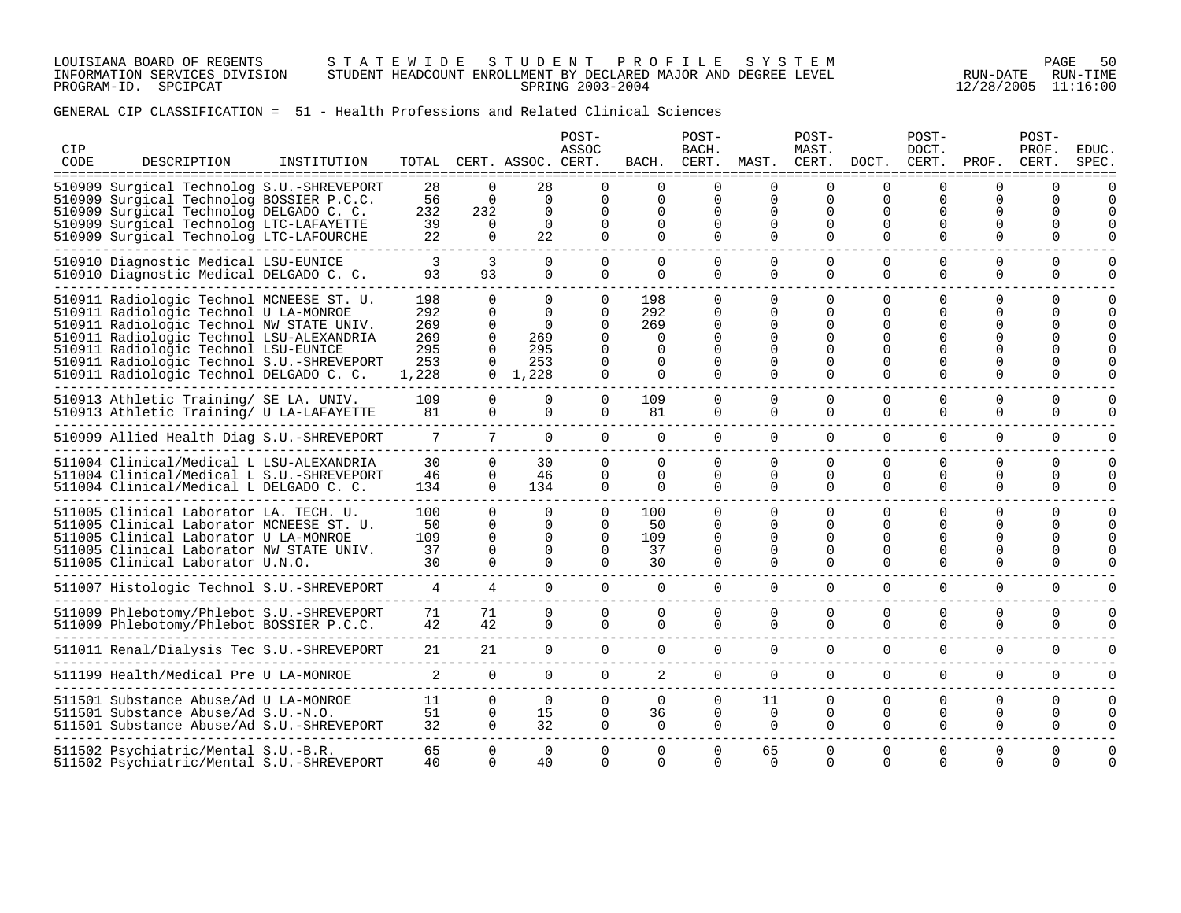LOUISIANA BOARD OF REGENTS — STATEWIDE STUDENT PROFILE SYSTEM
INFORMATION SERVICES DIVISION — STUDENT HEADCOUNT ENROLLMENT BY DECLARED MAJOR AND DEGREE LEVEL — RUN-DATE 12/28/2005 RUN-TIME 11:16:00
PROGRAM-ID. SPCIPCAT — SPRING 2003-2004

GENERAL CIP CLASSIFICATION = 51 - Health Professions and Related Clinical Sciences

| CIP CODE | DESCRIPTION | INSTITUTION | TOTAL | CERT. | ASSOC. | POST-ASSOC CERT. | BACH. | POST-BACH. CERT. | MAST. | POST-MAST. CERT. | DOCT. | POST-DOCT. CERT. | PROF. | POST-PROF. CERT. | EDUC. SPEC. |
|---|---|---|---|---|---|---|---|---|---|---|---|---|---|---|---|
| 510909 | Surgical Technolog | S.U.-SHREVEPORT | 28 | 0 | 28 | 0 | 0 | 0 | 0 | 0 | 0 | 0 | 0 | 0 | 0 |
| 510909 | Surgical Technolog | BOSSIER P.C.C. | 56 | 0 | 0 | 0 | 0 | 0 | 0 | 0 | 0 | 0 | 0 | 0 | 0 |
| 510909 | Surgical Technolog | DELGADO C. C. | 232 | 232 | 0 | 0 | 0 | 0 | 0 | 0 | 0 | 0 | 0 | 0 | 0 |
| 510909 | Surgical Technolog | LTC-LAFAYETTE | 39 | 0 | 0 | 0 | 0 | 0 | 0 | 0 | 0 | 0 | 0 | 0 | 0 |
| 510909 | Surgical Technolog | LTC-LAFOURCHE | 22 | 0 | 22 | 0 | 0 | 0 | 0 | 0 | 0 | 0 | 0 | 0 | 0 |
| 510910 | Diagnostic Medical | LSU-EUNICE | 3 | 3 | 0 | 0 | 0 | 0 | 0 | 0 | 0 | 0 | 0 | 0 | 0 |
| 510910 | Diagnostic Medical | DELGADO C. C. | 93 | 93 | 0 | 0 | 0 | 0 | 0 | 0 | 0 | 0 | 0 | 0 | 0 |
| 510911 | Radiologic Technol | MCNEESE ST. U. | 198 | 0 | 0 | 0 | 198 | 0 | 0 | 0 | 0 | 0 | 0 | 0 | 0 |
| 510911 | Radiologic Technol | U LA-MONROE | 292 | 0 | 0 | 0 | 292 | 0 | 0 | 0 | 0 | 0 | 0 | 0 | 0 |
| 510911 | Radiologic Technol | NW STATE UNIV. | 269 | 0 | 0 | 0 | 269 | 0 | 0 | 0 | 0 | 0 | 0 | 0 | 0 |
| 510911 | Radiologic Technol | LSU-ALEXANDRIA | 269 | 0 | 269 | 0 | 0 | 0 | 0 | 0 | 0 | 0 | 0 | 0 | 0 |
| 510911 | Radiologic Technol | LSU-EUNICE | 295 | 0 | 295 | 0 | 0 | 0 | 0 | 0 | 0 | 0 | 0 | 0 | 0 |
| 510911 | Radiologic Technol | S.U.-SHREVEPORT | 253 | 0 | 253 | 0 | 0 | 0 | 0 | 0 | 0 | 0 | 0 | 0 | 0 |
| 510911 | Radiologic Technol | DELGADO C. C. | 1,228 | 0 | 1,228 | 0 | 0 | 0 | 0 | 0 | 0 | 0 | 0 | 0 | 0 |
| 510913 | Athletic Training/ | SE LA. UNIV. | 109 | 0 | 0 | 0 | 109 | 0 | 0 | 0 | 0 | 0 | 0 | 0 | 0 |
| 510913 | Athletic Training/ | U LA-LAFAYETTE | 81 | 0 | 0 | 0 | 81 | 0 | 0 | 0 | 0 | 0 | 0 | 0 | 0 |
| 510999 | Allied Health Diag | S.U.-SHREVEPORT | 7 | 7 | 0 | 0 | 0 | 0 | 0 | 0 | 0 | 0 | 0 | 0 | 0 |
| 511004 | Clinical/Medical L | LSU-ALEXANDRIA | 30 | 0 | 30 | 0 | 0 | 0 | 0 | 0 | 0 | 0 | 0 | 0 | 0 |
| 511004 | Clinical/Medical L | S.U.-SHREVEPORT | 46 | 0 | 46 | 0 | 0 | 0 | 0 | 0 | 0 | 0 | 0 | 0 | 0 |
| 511004 | Clinical/Medical L | DELGADO C. C. | 134 | 0 | 134 | 0 | 0 | 0 | 0 | 0 | 0 | 0 | 0 | 0 | 0 |
| 511005 | Clinical Laborator | LA. TECH. U. | 100 | 0 | 0 | 0 | 100 | 0 | 0 | 0 | 0 | 0 | 0 | 0 | 0 |
| 511005 | Clinical Laborator | MCNEESE ST. U. | 50 | 0 | 0 | 0 | 50 | 0 | 0 | 0 | 0 | 0 | 0 | 0 | 0 |
| 511005 | Clinical Laborator | U LA-MONROE | 109 | 0 | 0 | 0 | 109 | 0 | 0 | 0 | 0 | 0 | 0 | 0 | 0 |
| 511005 | Clinical Laborator | NW STATE UNIV. | 37 | 0 | 0 | 0 | 37 | 0 | 0 | 0 | 0 | 0 | 0 | 0 | 0 |
| 511005 | Clinical Laborator | U.N.O. | 30 | 0 | 0 | 0 | 30 | 0 | 0 | 0 | 0 | 0 | 0 | 0 | 0 |
| 511007 | Histologic Technol | S.U.-SHREVEPORT | 4 | 4 | 0 | 0 | 0 | 0 | 0 | 0 | 0 | 0 | 0 | 0 | 0 |
| 511009 | Phlebotomy/Phlebot | S.U.-SHREVEPORT | 71 | 71 | 0 | 0 | 0 | 0 | 0 | 0 | 0 | 0 | 0 | 0 | 0 |
| 511009 | Phlebotomy/Phlebot | BOSSIER P.C.C. | 42 | 42 | 0 | 0 | 0 | 0 | 0 | 0 | 0 | 0 | 0 | 0 | 0 |
| 511011 | Renal/Dialysis Tec | S.U.-SHREVEPORT | 21 | 21 | 0 | 0 | 0 | 0 | 0 | 0 | 0 | 0 | 0 | 0 | 0 |
| 511199 | Health/Medical Pre | U LA-MONROE | 2 | 0 | 0 | 0 | 2 | 0 | 0 | 0 | 0 | 0 | 0 | 0 | 0 |
| 511501 | Substance Abuse/Ad | U LA-MONROE | 11 | 0 | 0 | 0 | 0 | 0 | 11 | 0 | 0 | 0 | 0 | 0 | 0 |
| 511501 | Substance Abuse/Ad | S.U.-N.O. | 51 | 0 | 15 | 0 | 36 | 0 | 0 | 0 | 0 | 0 | 0 | 0 | 0 |
| 511501 | Substance Abuse/Ad | S.U.-SHREVEPORT | 32 | 0 | 32 | 0 | 0 | 0 | 0 | 0 | 0 | 0 | 0 | 0 | 0 |
| 511502 | Psychiatric/Mental | S.U.-B.R. | 65 | 0 | 0 | 0 | 0 | 0 | 65 | 0 | 0 | 0 | 0 | 0 | 0 |
| 511502 | Psychiatric/Mental | S.U.-SHREVEPORT | 40 | 0 | 40 | 0 | 0 | 0 | 0 | 0 | 0 | 0 | 0 | 0 | 0 |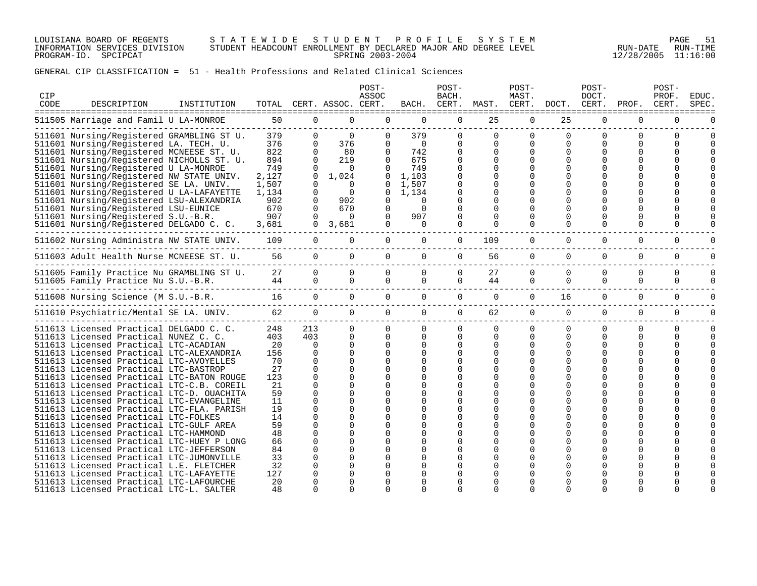LOUISIANA BOARD OF REGENTS — STATEWIDE STUDENT PROFILE SYSTEM
INFORMATION SERVICES DIVISION — STUDENT HEADCOUNT ENROLLMENT BY DECLARED MAJOR AND DEGREE LEVEL — RUN-DATE 12/28/2005 RUN-TIME 11:16:00
PROGRAM-ID. SPCIPCAT — SPRING 2003-2004

GENERAL CIP CLASSIFICATION = 51 - Health Professions and Related Clinical Sciences

| CIP CODE | DESCRIPTION | INSTITUTION | TOTAL | CERT. | ASSOC. | POST-ASSOC CERT. | BACH. | POST-BACH. CERT. | MAST. | POST-MAST. CERT. | DOCT. | POST-DOCT. CERT. | PROF. | POST-PROF. CERT. | EDUC. SPEC. |
|---|---|---|---|---|---|---|---|---|---|---|---|---|---|---|---|
| 511505 | Marriage and Famil | U LA-MONROE | 50 | 0 | 0 | 0 | 0 | 0 | 25 | 0 | 25 | 0 | 0 | 0 | 0 |
| 511601 | Nursing/Registered | GRAMBLING ST U. | 379 | 0 | 0 | 0 | 379 | 0 | 0 | 0 | 0 | 0 | 0 | 0 | 0 |
| 511601 | Nursing/Registered | LA. TECH. U. | 376 | 0 | 376 | 0 | 0 | 0 | 0 | 0 | 0 | 0 | 0 | 0 | 0 |
| 511601 | Nursing/Registered | MCNEESE ST. U. | 822 | 0 | 80 | 0 | 742 | 0 | 0 | 0 | 0 | 0 | 0 | 0 | 0 |
| 511601 | Nursing/Registered | NICHOLLS ST. U. | 894 | 0 | 219 | 0 | 675 | 0 | 0 | 0 | 0 | 0 | 0 | 0 | 0 |
| 511601 | Nursing/Registered | U LA-MONROE | 749 | 0 | 0 | 0 | 749 | 0 | 0 | 0 | 0 | 0 | 0 | 0 | 0 |
| 511601 | Nursing/Registered | NW STATE UNIV. | 2,127 | 0 | 1,024 | 0 | 1,103 | 0 | 0 | 0 | 0 | 0 | 0 | 0 | 0 |
| 511601 | Nursing/Registered | SE LA. UNIV. | 1,507 | 0 | 0 | 0 | 1,507 | 0 | 0 | 0 | 0 | 0 | 0 | 0 | 0 |
| 511601 | Nursing/Registered | U LA-LAFAYETTE | 1,134 | 0 | 0 | 0 | 1,134 | 0 | 0 | 0 | 0 | 0 | 0 | 0 | 0 |
| 511601 | Nursing/Registered | LSU-ALEXANDRIA | 902 | 0 | 902 | 0 | 0 | 0 | 0 | 0 | 0 | 0 | 0 | 0 | 0 |
| 511601 | Nursing/Registered | LSU-EUNICE | 670 | 0 | 670 | 0 | 0 | 0 | 0 | 0 | 0 | 0 | 0 | 0 | 0 |
| 511601 | Nursing/Registered | S.U.-B.R. | 907 | 0 | 0 | 0 | 907 | 0 | 0 | 0 | 0 | 0 | 0 | 0 | 0 |
| 511601 | Nursing/Registered | DELGADO C. C. | 3,681 | 0 | 3,681 | 0 | 0 | 0 | 0 | 0 | 0 | 0 | 0 | 0 | 0 |
| 511602 | Nursing Administra | NW STATE UNIV. | 109 | 0 | 0 | 0 | 0 | 0 | 109 | 0 | 0 | 0 | 0 | 0 | 0 |
| 511603 | Adult Health Nurse | MCNEESE ST. U. | 56 | 0 | 0 | 0 | 0 | 0 | 56 | 0 | 0 | 0 | 0 | 0 | 0 |
| 511605 | Family Practice Nu | GRAMBLING ST U. | 27 | 0 | 0 | 0 | 0 | 0 | 27 | 0 | 0 | 0 | 0 | 0 | 0 |
| 511605 | Family Practice Nu | S.U.-B.R. | 44 | 0 | 0 | 0 | 0 | 0 | 44 | 0 | 0 | 0 | 0 | 0 | 0 |
| 511608 | Nursing Science (M | S.U.-B.R. | 16 | 0 | 0 | 0 | 0 | 0 | 0 | 0 | 16 | 0 | 0 | 0 | 0 |
| 511610 | Psychiatric/Mental | SE LA. UNIV. | 62 | 0 | 0 | 0 | 0 | 0 | 62 | 0 | 0 | 0 | 0 | 0 | 0 |
| 511613 | Licensed Practical | DELGADO C. C. | 248 | 213 | 0 | 0 | 0 | 0 | 0 | 0 | 0 | 0 | 0 | 0 | 0 |
| 511613 | Licensed Practical | NUNEZ C. C. | 403 | 403 | 0 | 0 | 0 | 0 | 0 | 0 | 0 | 0 | 0 | 0 | 0 |
| 511613 | Licensed Practical | LTC-ACADIAN | 20 | 0 | 0 | 0 | 0 | 0 | 0 | 0 | 0 | 0 | 0 | 0 | 0 |
| 511613 | Licensed Practical | LTC-ALEXANDRIA | 156 | 0 | 0 | 0 | 0 | 0 | 0 | 0 | 0 | 0 | 0 | 0 | 0 |
| 511613 | Licensed Practical | LTC-AVOYELLES | 70 | 0 | 0 | 0 | 0 | 0 | 0 | 0 | 0 | 0 | 0 | 0 | 0 |
| 511613 | Licensed Practical | LTC-BASTROP | 27 | 0 | 0 | 0 | 0 | 0 | 0 | 0 | 0 | 0 | 0 | 0 | 0 |
| 511613 | Licensed Practical | LTC-BATON ROUGE | 123 | 0 | 0 | 0 | 0 | 0 | 0 | 0 | 0 | 0 | 0 | 0 | 0 |
| 511613 | Licensed Practical | LTC-C.B. COREIL | 21 | 0 | 0 | 0 | 0 | 0 | 0 | 0 | 0 | 0 | 0 | 0 | 0 |
| 511613 | Licensed Practical | LTC-D. OUACHITA | 59 | 0 | 0 | 0 | 0 | 0 | 0 | 0 | 0 | 0 | 0 | 0 | 0 |
| 511613 | Licensed Practical | LTC-EVANGELINE | 11 | 0 | 0 | 0 | 0 | 0 | 0 | 0 | 0 | 0 | 0 | 0 | 0 |
| 511613 | Licensed Practical | LTC-FLA. PARISH | 19 | 0 | 0 | 0 | 0 | 0 | 0 | 0 | 0 | 0 | 0 | 0 | 0 |
| 511613 | Licensed Practical | LTC-FOLKES | 14 | 0 | 0 | 0 | 0 | 0 | 0 | 0 | 0 | 0 | 0 | 0 | 0 |
| 511613 | Licensed Practical | LTC-GULF AREA | 59 | 0 | 0 | 0 | 0 | 0 | 0 | 0 | 0 | 0 | 0 | 0 | 0 |
| 511613 | Licensed Practical | LTC-HAMMOND | 48 | 0 | 0 | 0 | 0 | 0 | 0 | 0 | 0 | 0 | 0 | 0 | 0 |
| 511613 | Licensed Practical | LTC-HUEY P LONG | 66 | 0 | 0 | 0 | 0 | 0 | 0 | 0 | 0 | 0 | 0 | 0 | 0 |
| 511613 | Licensed Practical | LTC-JEFFERSON | 84 | 0 | 0 | 0 | 0 | 0 | 0 | 0 | 0 | 0 | 0 | 0 | 0 |
| 511613 | Licensed Practical | LTC-JUMONVILLE | 33 | 0 | 0 | 0 | 0 | 0 | 0 | 0 | 0 | 0 | 0 | 0 | 0 |
| 511613 | Licensed Practical | L.E. FLETCHER | 32 | 0 | 0 | 0 | 0 | 0 | 0 | 0 | 0 | 0 | 0 | 0 | 0 |
| 511613 | Licensed Practical | LTC-LAFAYETTE | 127 | 0 | 0 | 0 | 0 | 0 | 0 | 0 | 0 | 0 | 0 | 0 | 0 |
| 511613 | Licensed Practical | LTC-LAFOURCHE | 20 | 0 | 0 | 0 | 0 | 0 | 0 | 0 | 0 | 0 | 0 | 0 | 0 |
| 511613 | Licensed Practical | LTC-L. SALTER | 48 | 0 | 0 | 0 | 0 | 0 | 0 | 0 | 0 | 0 | 0 | 0 | 0 |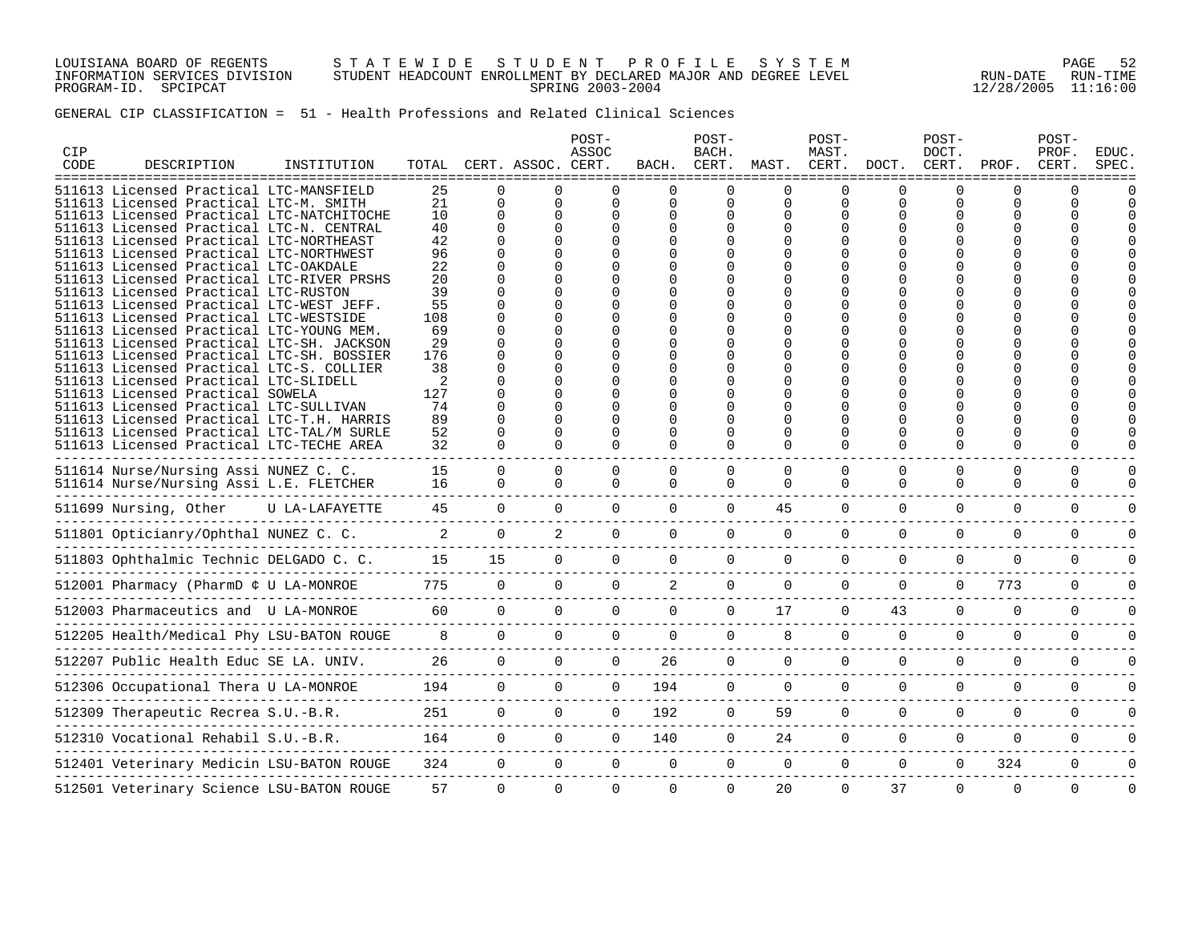LOUISIANA BOARD OF REGENTS — STATEWIDE STUDENT PROFILE SYSTEM
INFORMATION SERVICES DIVISION — STUDENT HEADCOUNT ENROLLMENT BY DECLARED MAJOR AND DEGREE LEVEL — RUN-DATE 12/28/2005 RUN-TIME 11:16:00
PROGRAM-ID. SPCIPCAT — SPRING 2003-2004

GENERAL CIP CLASSIFICATION = 51 - Health Professions and Related Clinical Sciences

| CIP CODE | DESCRIPTION | INSTITUTION | TOTAL | CERT. | ASSOC. | POST-ASSOC CERT. | BACH. | POST-BACH. CERT. | MAST. | POST-MAST. CERT. | DOCT. | POST-DOCT. CERT. | PROF. | POST-PROF. CERT. | EDUC. SPEC. |
|---|---|---|---|---|---|---|---|---|---|---|---|---|---|---|---|
| 511613 | Licensed Practical | LTC-MANSFIELD | 25 | 0 | 0 | 0 | 0 | 0 | 0 | 0 | 0 | 0 | 0 | 0 | 0 |
| 511613 | Licensed Practical | LTC-M. SMITH | 21 | 0 | 0 | 0 | 0 | 0 | 0 | 0 | 0 | 0 | 0 | 0 | 0 |
| 511613 | Licensed Practical | LTC-NATCHITOCHE | 10 | 0 | 0 | 0 | 0 | 0 | 0 | 0 | 0 | 0 | 0 | 0 | 0 |
| 511613 | Licensed Practical | LTC-N. CENTRAL | 40 | 0 | 0 | 0 | 0 | 0 | 0 | 0 | 0 | 0 | 0 | 0 | 0 |
| 511613 | Licensed Practical | LTC-NORTHEAST | 42 | 0 | 0 | 0 | 0 | 0 | 0 | 0 | 0 | 0 | 0 | 0 | 0 |
| 511613 | Licensed Practical | LTC-NORTHWEST | 96 | 0 | 0 | 0 | 0 | 0 | 0 | 0 | 0 | 0 | 0 | 0 | 0 |
| 511613 | Licensed Practical | LTC-OAKDALE | 22 | 0 | 0 | 0 | 0 | 0 | 0 | 0 | 0 | 0 | 0 | 0 | 0 |
| 511613 | Licensed Practical | LTC-RIVER PRSHS | 20 | 0 | 0 | 0 | 0 | 0 | 0 | 0 | 0 | 0 | 0 | 0 | 0 |
| 511613 | Licensed Practical | LTC-RUSTON | 39 | 0 | 0 | 0 | 0 | 0 | 0 | 0 | 0 | 0 | 0 | 0 | 0 |
| 511613 | Licensed Practical | LTC-WEST JEFF. | 55 | 0 | 0 | 0 | 0 | 0 | 0 | 0 | 0 | 0 | 0 | 0 | 0 |
| 511613 | Licensed Practical | LTC-WESTSIDE | 108 | 0 | 0 | 0 | 0 | 0 | 0 | 0 | 0 | 0 | 0 | 0 | 0 |
| 511613 | Licensed Practical | LTC-YOUNG MEM. | 69 | 0 | 0 | 0 | 0 | 0 | 0 | 0 | 0 | 0 | 0 | 0 | 0 |
| 511613 | Licensed Practical | LTC-SH. JACKSON | 29 | 0 | 0 | 0 | 0 | 0 | 0 | 0 | 0 | 0 | 0 | 0 | 0 |
| 511613 | Licensed Practical | LTC-SH. BOSSIER | 176 | 0 | 0 | 0 | 0 | 0 | 0 | 0 | 0 | 0 | 0 | 0 | 0 |
| 511613 | Licensed Practical | LTC-S. COLLIER | 38 | 0 | 0 | 0 | 0 | 0 | 0 | 0 | 0 | 0 | 0 | 0 | 0 |
| 511613 | Licensed Practical | LTC-SLIDELL | 2 | 0 | 0 | 0 | 0 | 0 | 0 | 0 | 0 | 0 | 0 | 0 | 0 |
| 511613 | Licensed Practical | SOWELA | 127 | 0 | 0 | 0 | 0 | 0 | 0 | 0 | 0 | 0 | 0 | 0 | 0 |
| 511613 | Licensed Practical | LTC-SULLIVAN | 74 | 0 | 0 | 0 | 0 | 0 | 0 | 0 | 0 | 0 | 0 | 0 | 0 |
| 511613 | Licensed Practical | LTC-T.H. HARRIS | 89 | 0 | 0 | 0 | 0 | 0 | 0 | 0 | 0 | 0 | 0 | 0 | 0 |
| 511613 | Licensed Practical | LTC-TAL/M SURLE | 52 | 0 | 0 | 0 | 0 | 0 | 0 | 0 | 0 | 0 | 0 | 0 | 0 |
| 511613 | Licensed Practical | LTC-TECHE AREA | 32 | 0 | 0 | 0 | 0 | 0 | 0 | 0 | 0 | 0 | 0 | 0 | 0 |
| 511614 | Nurse/Nursing Assi | NUNEZ C. C. | 15 | 0 | 0 | 0 | 0 | 0 | 0 | 0 | 0 | 0 | 0 | 0 | 0 |
| 511614 | Nurse/Nursing Assi | L.E. FLETCHER | 16 | 0 | 0 | 0 | 0 | 0 | 0 | 0 | 0 | 0 | 0 | 0 | 0 |
| 511699 | Nursing, Other | U LA-LAFAYETTE | 45 | 0 | 0 | 0 | 0 | 0 | 45 | 0 | 0 | 0 | 0 | 0 | 0 |
| 511801 | Opticianry/Ophthal | NUNEZ C. C. | 2 | 0 | 2 | 0 | 0 | 0 | 0 | 0 | 0 | 0 | 0 | 0 | 0 |
| 511803 | Ophthalmic Technic | DELGADO C. C. | 15 | 15 | 0 | 0 | 0 | 0 | 0 | 0 | 0 | 0 | 0 | 0 | 0 |
| 512001 | Pharmacy (PharmD ¢ | U LA-MONROE | 775 | 0 | 0 | 0 | 2 | 0 | 0 | 0 | 0 | 0 | 773 | 0 | 0 |
| 512003 | Pharmaceutics and | U LA-MONROE | 60 | 0 | 0 | 0 | 0 | 0 | 17 | 0 | 43 | 0 | 0 | 0 | 0 |
| 512205 | Health/Medical Phy | LSU-BATON ROUGE | 8 | 0 | 0 | 0 | 0 | 0 | 8 | 0 | 0 | 0 | 0 | 0 | 0 |
| 512207 | Public Health Educ | SE LA. UNIV. | 26 | 0 | 0 | 0 | 26 | 0 | 0 | 0 | 0 | 0 | 0 | 0 | 0 |
| 512306 | Occupational Thera | U LA-MONROE | 194 | 0 | 0 | 0 | 194 | 0 | 0 | 0 | 0 | 0 | 0 | 0 | 0 |
| 512309 | Therapeutic Recrea | S.U.-B.R. | 251 | 0 | 0 | 0 | 192 | 0 | 59 | 0 | 0 | 0 | 0 | 0 | 0 |
| 512310 | Vocational Rehabil | S.U.-B.R. | 164 | 0 | 0 | 0 | 140 | 0 | 24 | 0 | 0 | 0 | 0 | 0 | 0 |
| 512401 | Veterinary Medicin | LSU-BATON ROUGE | 324 | 0 | 0 | 0 | 0 | 0 | 0 | 0 | 0 | 0 | 324 | 0 | 0 |
| 512501 | Veterinary Science | LSU-BATON ROUGE | 57 | 0 | 0 | 0 | 0 | 0 | 20 | 0 | 37 | 0 | 0 | 0 | 0 |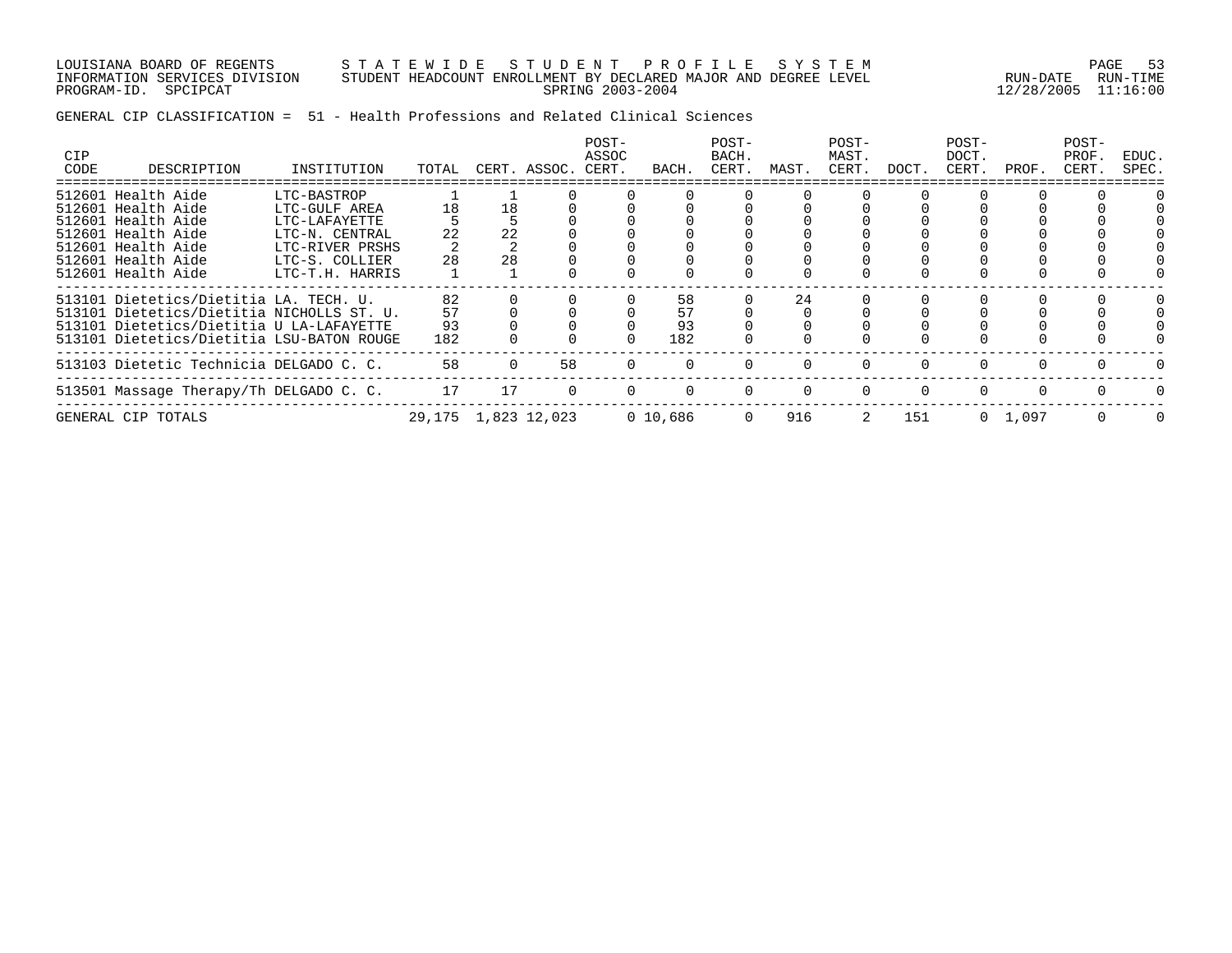LOUISIANA BOARD OF REGENTS — S T A T E W I D E   S T U D E N T   P R O F I L E   S Y S T E M
INFORMATION SERVICES DIVISION — STUDENT HEADCOUNT ENROLLMENT BY DECLARED MAJOR AND DEGREE LEVEL — RUN-DATE 12/28/2005 RUN-TIME 11:16:00
PROGRAM-ID. SPCIPCAT — SPRING 2003-2004

GENERAL CIP CLASSIFICATION = 51 - Health Professions and Related Clinical Sciences

| CIP CODE | DESCRIPTION | INSTITUTION | TOTAL | CERT. | ASSOC. | POST-ASSOC CERT. | BACH. | POST-BACH. CERT. | MAST. | POST-MAST. CERT. | DOCT. | POST-DOCT. CERT. | PROF. | POST-PROF. CERT. | EDUC. SPEC. |
|---|---|---|---|---|---|---|---|---|---|---|---|---|---|---|---|
| 512601 | Health Aide | LTC-BASTROP | 1 | 1 | 0 | 0 | 0 | 0 | 0 | 0 | 0 | 0 | 0 | 0 | 0 |
| 512601 | Health Aide | LTC-GULF AREA | 18 | 18 | 0 | 0 | 0 | 0 | 0 | 0 | 0 | 0 | 0 | 0 | 0 |
| 512601 | Health Aide | LTC-LAFAYETTE | 5 | 5 | 0 | 0 | 0 | 0 | 0 | 0 | 0 | 0 | 0 | 0 | 0 |
| 512601 | Health Aide | LTC-N. CENTRAL | 22 | 22 | 0 | 0 | 0 | 0 | 0 | 0 | 0 | 0 | 0 | 0 | 0 |
| 512601 | Health Aide | LTC-RIVER PRSHS | 2 | 2 | 0 | 0 | 0 | 0 | 0 | 0 | 0 | 0 | 0 | 0 | 0 |
| 512601 | Health Aide | LTC-S. COLLIER | 28 | 28 | 0 | 0 | 0 | 0 | 0 | 0 | 0 | 0 | 0 | 0 | 0 |
| 512601 | Health Aide | LTC-T.H. HARRIS | 1 | 1 | 0 | 0 | 0 | 0 | 0 | 0 | 0 | 0 | 0 | 0 | 0 |
| 513101 | Dietetics/Dietitia | LA. TECH. U. | 82 | 0 | 0 | 0 | 58 | 0 | 24 | 0 | 0 | 0 | 0 | 0 | 0 |
| 513101 | Dietetics/Dietitia | NICHOLLS ST. U. | 57 | 0 | 0 | 0 | 57 | 0 | 0 | 0 | 0 | 0 | 0 | 0 | 0 |
| 513101 | Dietetics/Dietitia | U LA-LAFAYETTE | 93 | 0 | 0 | 0 | 93 | 0 | 0 | 0 | 0 | 0 | 0 | 0 | 0 |
| 513101 | Dietetics/Dietitia | LSU-BATON ROUGE | 182 | 0 | 0 | 0 | 182 | 0 | 0 | 0 | 0 | 0 | 0 | 0 | 0 |
| 513103 | Dietetic Technicia | DELGADO C. C. | 58 | 0 | 58 | 0 | 0 | 0 | 0 | 0 | 0 | 0 | 0 | 0 | 0 |
| 513501 | Massage Therapy/Th | DELGADO C. C. | 17 | 17 | 0 | 0 | 0 | 0 | 0 | 0 | 0 | 0 | 0 | 0 | 0 |
| GENERAL CIP TOTALS | | | 29,175 | 1,823 | 12,023 | 0 | 10,686 | 0 | 916 | 2 | 151 | 0 | 1,097 | 0 | 0 |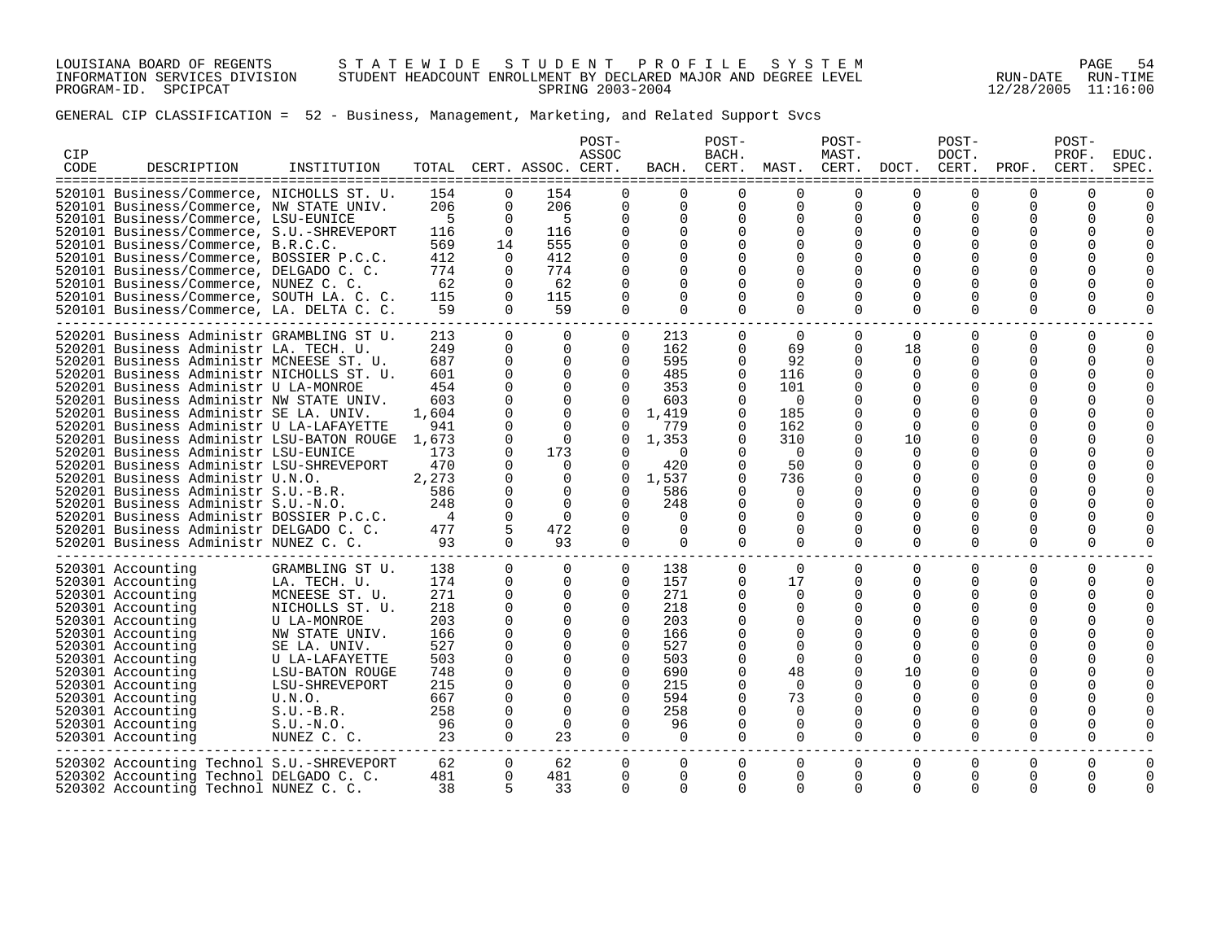LOUISIANA BOARD OF REGENTS — STATEWIDE STUDENT PROFILE SYSTEM
INFORMATION SERVICES DIVISION — STUDENT HEADCOUNT ENROLLMENT BY DECLARED MAJOR AND DEGREE LEVEL — RUN-DATE 12/28/2005 RUN-TIME 11:16:00
PROGRAM-ID. SPCIPCAT — SPRING 2003-2004

GENERAL CIP CLASSIFICATION = 52 - Business, Management, Marketing, and Related Support Svcs

| CIP CODE | DESCRIPTION | INSTITUTION | TOTAL | CERT. | ASSOC. | POST-ASSOC CERT. | BACH. | POST-BACH. CERT. | MAST. | POST-MAST. CERT. | DOCT. | POST-DOCT. CERT. | PROF. | POST-PROF. CERT. | EDUC. SPEC. |
|---|---|---|---|---|---|---|---|---|---|---|---|---|---|---|---|
| 520101 | Business/Commerce, | NICHOLLS ST. U. | 154 | 0 | 154 | 0 | 0 | 0 | 0 | 0 | 0 | 0 | 0 | 0 | 0 |
| 520101 | Business/Commerce, | NW STATE UNIV. | 206 | 0 | 206 | 0 | 0 | 0 | 0 | 0 | 0 | 0 | 0 | 0 | 0 |
| 520101 | Business/Commerce, | LSU-EUNICE | 5 | 0 | 5 | 0 | 0 | 0 | 0 | 0 | 0 | 0 | 0 | 0 | 0 |
| 520101 | Business/Commerce, | S.U.-SHREVEPORT | 116 | 0 | 116 | 0 | 0 | 0 | 0 | 0 | 0 | 0 | 0 | 0 | 0 |
| 520101 | Business/Commerce, | B.R.C.C. | 569 | 14 | 555 | 0 | 0 | 0 | 0 | 0 | 0 | 0 | 0 | 0 | 0 |
| 520101 | Business/Commerce, | BOSSIER P.C.C. | 412 | 0 | 412 | 0 | 0 | 0 | 0 | 0 | 0 | 0 | 0 | 0 | 0 |
| 520101 | Business/Commerce, | DELGADO C. C. | 774 | 0 | 774 | 0 | 0 | 0 | 0 | 0 | 0 | 0 | 0 | 0 | 0 |
| 520101 | Business/Commerce, | NUNEZ C. C. | 62 | 0 | 62 | 0 | 0 | 0 | 0 | 0 | 0 | 0 | 0 | 0 | 0 |
| 520101 | Business/Commerce, | SOUTH LA. C. C. | 115 | 0 | 115 | 0 | 0 | 0 | 0 | 0 | 0 | 0 | 0 | 0 | 0 |
| 520101 | Business/Commerce, | LA. DELTA C. C. | 59 | 0 | 59 | 0 | 0 | 0 | 0 | 0 | 0 | 0 | 0 | 0 | 0 |
| 520201 | Business Administr | GRAMBLING ST U. | 213 | 0 | 0 | 0 | 213 | 0 | 0 | 0 | 0 | 0 | 0 | 0 | 0 |
| 520201 | Business Administr | LA. TECH. U. | 249 | 0 | 0 | 0 | 162 | 0 | 69 | 0 | 18 | 0 | 0 | 0 | 0 |
| 520201 | Business Administr | MCNEESE ST. U. | 687 | 0 | 0 | 0 | 595 | 0 | 92 | 0 | 0 | 0 | 0 | 0 | 0 |
| 520201 | Business Administr | NICHOLLS ST. U. | 601 | 0 | 0 | 0 | 485 | 0 | 116 | 0 | 0 | 0 | 0 | 0 | 0 |
| 520201 | Business Administr | U LA-MONROE | 454 | 0 | 0 | 0 | 353 | 0 | 101 | 0 | 0 | 0 | 0 | 0 | 0 |
| 520201 | Business Administr | NW STATE UNIV. | 603 | 0 | 0 | 0 | 603 | 0 | 0 | 0 | 0 | 0 | 0 | 0 | 0 |
| 520201 | Business Administr | SE LA. UNIV. | 1,604 | 0 | 0 | 0 | 1,419 | 0 | 185 | 0 | 0 | 0 | 0 | 0 | 0 |
| 520201 | Business Administr | U LA-LAFAYETTE | 941 | 0 | 0 | 0 | 779 | 0 | 162 | 0 | 0 | 0 | 0 | 0 | 0 |
| 520201 | Business Administr | LSU-BATON ROUGE | 1,673 | 0 | 0 | 0 | 1,353 | 0 | 310 | 0 | 10 | 0 | 0 | 0 | 0 |
| 520201 | Business Administr | LSU-EUNICE | 173 | 0 | 173 | 0 | 0 | 0 | 0 | 0 | 0 | 0 | 0 | 0 | 0 |
| 520201 | Business Administr | LSU-SHREVEPORT | 470 | 0 | 0 | 0 | 420 | 0 | 50 | 0 | 0 | 0 | 0 | 0 | 0 |
| 520201 | Business Administr | U.N.O. | 2,273 | 0 | 0 | 0 | 1,537 | 0 | 736 | 0 | 0 | 0 | 0 | 0 | 0 |
| 520201 | Business Administr | S.U.-B.R. | 586 | 0 | 0 | 0 | 586 | 0 | 0 | 0 | 0 | 0 | 0 | 0 | 0 |
| 520201 | Business Administr | S.U.-N.O. | 248 | 0 | 0 | 0 | 248 | 0 | 0 | 0 | 0 | 0 | 0 | 0 | 0 |
| 520201 | Business Administr | BOSSIER P.C.C. | 4 | 0 | 0 | 0 | 0 | 0 | 0 | 0 | 0 | 0 | 0 | 0 | 0 |
| 520201 | Business Administr | DELGADO C. C. | 477 | 5 | 472 | 0 | 0 | 0 | 0 | 0 | 0 | 0 | 0 | 0 | 0 |
| 520201 | Business Administr | NUNEZ C. C. | 93 | 0 | 93 | 0 | 0 | 0 | 0 | 0 | 0 | 0 | 0 | 0 | 0 |
| 520301 | Accounting | GRAMBLING ST U. | 138 | 0 | 0 | 0 | 138 | 0 | 0 | 0 | 0 | 0 | 0 | 0 | 0 |
| 520301 | Accounting | LA. TECH. U. | 174 | 0 | 0 | 0 | 157 | 0 | 17 | 0 | 0 | 0 | 0 | 0 | 0 |
| 520301 | Accounting | MCNEESE ST. U. | 271 | 0 | 0 | 0 | 271 | 0 | 0 | 0 | 0 | 0 | 0 | 0 | 0 |
| 520301 | Accounting | NICHOLLS ST. U. | 218 | 0 | 0 | 0 | 218 | 0 | 0 | 0 | 0 | 0 | 0 | 0 | 0 |
| 520301 | Accounting | U LA-MONROE | 203 | 0 | 0 | 0 | 203 | 0 | 0 | 0 | 0 | 0 | 0 | 0 | 0 |
| 520301 | Accounting | NW STATE UNIV. | 166 | 0 | 0 | 0 | 166 | 0 | 0 | 0 | 0 | 0 | 0 | 0 | 0 |
| 520301 | Accounting | SE LA. UNIV. | 527 | 0 | 0 | 0 | 527 | 0 | 0 | 0 | 0 | 0 | 0 | 0 | 0 |
| 520301 | Accounting | U LA-LAFAYETTE | 503 | 0 | 0 | 0 | 503 | 0 | 0 | 0 | 0 | 0 | 0 | 0 | 0 |
| 520301 | Accounting | LSU-BATON ROUGE | 748 | 0 | 0 | 0 | 690 | 0 | 48 | 0 | 10 | 0 | 0 | 0 | 0 |
| 520301 | Accounting | LSU-SHREVEPORT | 215 | 0 | 0 | 0 | 215 | 0 | 0 | 0 | 0 | 0 | 0 | 0 | 0 |
| 520301 | Accounting | U.N.O. | 667 | 0 | 0 | 0 | 594 | 0 | 73 | 0 | 0 | 0 | 0 | 0 | 0 |
| 520301 | Accounting | S.U.-B.R. | 258 | 0 | 0 | 0 | 258 | 0 | 0 | 0 | 0 | 0 | 0 | 0 | 0 |
| 520301 | Accounting | S.U.-N.O. | 96 | 0 | 0 | 0 | 96 | 0 | 0 | 0 | 0 | 0 | 0 | 0 | 0 |
| 520301 | Accounting | NUNEZ C. C. | 23 | 0 | 23 | 0 | 0 | 0 | 0 | 0 | 0 | 0 | 0 | 0 | 0 |
| 520302 | Accounting Technol | S.U.-SHREVEPORT | 62 | 0 | 62 | 0 | 0 | 0 | 0 | 0 | 0 | 0 | 0 | 0 | 0 |
| 520302 | Accounting Technol | DELGADO C. C. | 481 | 0 | 481 | 0 | 0 | 0 | 0 | 0 | 0 | 0 | 0 | 0 | 0 |
| 520302 | Accounting Technol | NUNEZ C. C. | 38 | 5 | 33 | 0 | 0 | 0 | 0 | 0 | 0 | 0 | 0 | 0 | 0 |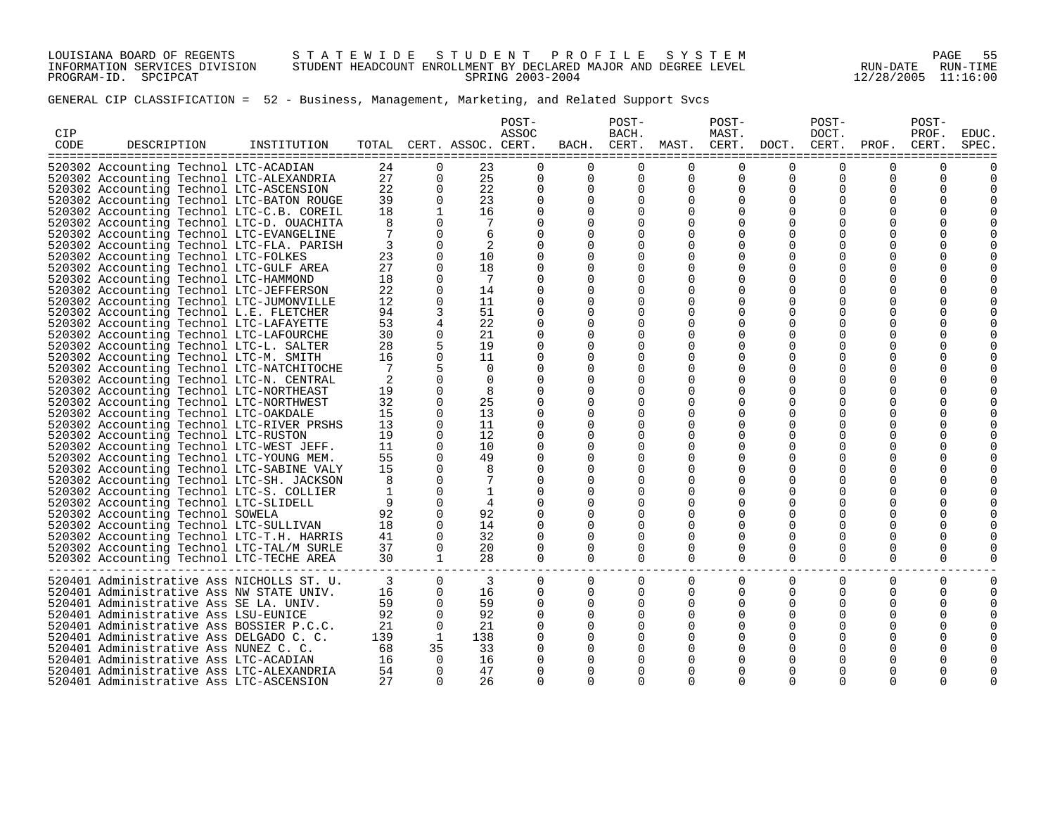GENERAL CIP CLASSIFICATION = 52 - Business, Management, Marketing, and Related Support Svcs

| CIP CODE | DESCRIPTION | INSTITUTION | TOTAL | CERT. | ASSOC. | POST-ASSOC CERT. | BACH. | POST-BACH. CERT. | MAST. | POST-MAST. CERT. | DOCT. | POST-DOCT. CERT. | PROF. | POST-PROF. CERT. | EDUC. SPEC. |
|---|---|---|---|---|---|---|---|---|---|---|---|---|---|---|---|
| 520302 | Accounting Technol | LTC-ACADIAN | 24 | 0 | 23 | 0 | 0 | 0 | 0 | 0 | 0 | 0 | 0 | 0 | 0 |
| 520302 | Accounting Technol | LTC-ALEXANDRIA | 27 | 0 | 25 | 0 | 0 | 0 | 0 | 0 | 0 | 0 | 0 | 0 | 0 |
| 520302 | Accounting Technol | LTC-ASCENSION | 22 | 0 | 22 | 0 | 0 | 0 | 0 | 0 | 0 | 0 | 0 | 0 | 0 |
| 520302 | Accounting Technol | LTC-BATON ROUGE | 39 | 0 | 23 | 0 | 0 | 0 | 0 | 0 | 0 | 0 | 0 | 0 | 0 |
| 520302 | Accounting Technol | LTC-C.B. COREIL | 18 | 1 | 16 | 0 | 0 | 0 | 0 | 0 | 0 | 0 | 0 | 0 | 0 |
| 520302 | Accounting Technol | LTC-D. OUACHITA | 8 | 0 | 7 | 0 | 0 | 0 | 0 | 0 | 0 | 0 | 0 | 0 | 0 |
| 520302 | Accounting Technol | LTC-EVANGELINE | 7 | 0 | 6 | 0 | 0 | 0 | 0 | 0 | 0 | 0 | 0 | 0 | 0 |
| 520302 | Accounting Technol | LTC-FLA. PARISH | 3 | 0 | 2 | 0 | 0 | 0 | 0 | 0 | 0 | 0 | 0 | 0 | 0 |
| 520302 | Accounting Technol | LTC-FOLKES | 23 | 0 | 10 | 0 | 0 | 0 | 0 | 0 | 0 | 0 | 0 | 0 | 0 |
| 520302 | Accounting Technol | LTC-GULF AREA | 27 | 0 | 18 | 0 | 0 | 0 | 0 | 0 | 0 | 0 | 0 | 0 | 0 |
| 520302 | Accounting Technol | LTC-HAMMOND | 18 | 0 | 7 | 0 | 0 | 0 | 0 | 0 | 0 | 0 | 0 | 0 | 0 |
| 520302 | Accounting Technol | LTC-JEFFERSON | 22 | 0 | 14 | 0 | 0 | 0 | 0 | 0 | 0 | 0 | 0 | 0 | 0 |
| 520302 | Accounting Technol | LTC-JUMONVILLE | 12 | 0 | 11 | 0 | 0 | 0 | 0 | 0 | 0 | 0 | 0 | 0 | 0 |
| 520302 | Accounting Technol | L.E. FLETCHER | 94 | 3 | 51 | 0 | 0 | 0 | 0 | 0 | 0 | 0 | 0 | 0 | 0 |
| 520302 | Accounting Technol | LTC-LAFAYETTE | 53 | 4 | 22 | 0 | 0 | 0 | 0 | 0 | 0 | 0 | 0 | 0 | 0 |
| 520302 | Accounting Technol | LTC-LAFOURCHE | 30 | 0 | 21 | 0 | 0 | 0 | 0 | 0 | 0 | 0 | 0 | 0 | 0 |
| 520302 | Accounting Technol | LTC-L. SALTER | 28 | 5 | 19 | 0 | 0 | 0 | 0 | 0 | 0 | 0 | 0 | 0 | 0 |
| 520302 | Accounting Technol | LTC-M. SMITH | 16 | 0 | 11 | 0 | 0 | 0 | 0 | 0 | 0 | 0 | 0 | 0 | 0 |
| 520302 | Accounting Technol | LTC-NATCHITOCHE | 7 | 5 | 0 | 0 | 0 | 0 | 0 | 0 | 0 | 0 | 0 | 0 | 0 |
| 520302 | Accounting Technol | LTC-N. CENTRAL | 2 | 0 | 0 | 0 | 0 | 0 | 0 | 0 | 0 | 0 | 0 | 0 | 0 |
| 520302 | Accounting Technol | LTC-NORTHEAST | 19 | 0 | 8 | 0 | 0 | 0 | 0 | 0 | 0 | 0 | 0 | 0 | 0 |
| 520302 | Accounting Technol | LTC-NORTHWEST | 32 | 0 | 25 | 0 | 0 | 0 | 0 | 0 | 0 | 0 | 0 | 0 | 0 |
| 520302 | Accounting Technol | LTC-OAKDALE | 15 | 0 | 13 | 0 | 0 | 0 | 0 | 0 | 0 | 0 | 0 | 0 | 0 |
| 520302 | Accounting Technol | LTC-RIVER PRSHS | 13 | 0 | 11 | 0 | 0 | 0 | 0 | 0 | 0 | 0 | 0 | 0 | 0 |
| 520302 | Accounting Technol | LTC-RUSTON | 19 | 0 | 12 | 0 | 0 | 0 | 0 | 0 | 0 | 0 | 0 | 0 | 0 |
| 520302 | Accounting Technol | LTC-WEST JEFF. | 11 | 0 | 10 | 0 | 0 | 0 | 0 | 0 | 0 | 0 | 0 | 0 | 0 |
| 520302 | Accounting Technol | LTC-YOUNG MEM. | 55 | 0 | 49 | 0 | 0 | 0 | 0 | 0 | 0 | 0 | 0 | 0 | 0 |
| 520302 | Accounting Technol | LTC-SABINE VALY | 15 | 0 | 8 | 0 | 0 | 0 | 0 | 0 | 0 | 0 | 0 | 0 | 0 |
| 520302 | Accounting Technol | LTC-SH. JACKSON | 8 | 0 | 7 | 0 | 0 | 0 | 0 | 0 | 0 | 0 | 0 | 0 | 0 |
| 520302 | Accounting Technol | LTC-S. COLLIER | 1 | 0 | 1 | 0 | 0 | 0 | 0 | 0 | 0 | 0 | 0 | 0 | 0 |
| 520302 | Accounting Technol | LTC-SLIDELL | 9 | 0 | 4 | 0 | 0 | 0 | 0 | 0 | 0 | 0 | 0 | 0 | 0 |
| 520302 | Accounting Technol | SOWELA | 92 | 0 | 92 | 0 | 0 | 0 | 0 | 0 | 0 | 0 | 0 | 0 | 0 |
| 520302 | Accounting Technol | LTC-SULLIVAN | 18 | 0 | 14 | 0 | 0 | 0 | 0 | 0 | 0 | 0 | 0 | 0 | 0 |
| 520302 | Accounting Technol | LTC-T.H. HARRIS | 41 | 0 | 32 | 0 | 0 | 0 | 0 | 0 | 0 | 0 | 0 | 0 | 0 |
| 520302 | Accounting Technol | LTC-TAL/M SURLE | 37 | 0 | 20 | 0 | 0 | 0 | 0 | 0 | 0 | 0 | 0 | 0 | 0 |
| 520302 | Accounting Technol | LTC-TECHE AREA | 30 | 1 | 28 | 0 | 0 | 0 | 0 | 0 | 0 | 0 | 0 | 0 | 0 |
| 520401 | Administrative Ass | NICHOLLS ST. U. | 3 | 0 | 3 | 0 | 0 | 0 | 0 | 0 | 0 | 0 | 0 | 0 | 0 |
| 520401 | Administrative Ass | NW STATE UNIV. | 16 | 0 | 16 | 0 | 0 | 0 | 0 | 0 | 0 | 0 | 0 | 0 | 0 |
| 520401 | Administrative Ass | SE LA. UNIV. | 59 | 0 | 59 | 0 | 0 | 0 | 0 | 0 | 0 | 0 | 0 | 0 | 0 |
| 520401 | Administrative Ass | LSU-EUNICE | 92 | 0 | 92 | 0 | 0 | 0 | 0 | 0 | 0 | 0 | 0 | 0 | 0 |
| 520401 | Administrative Ass | BOSSIER P.C.C. | 21 | 0 | 21 | 0 | 0 | 0 | 0 | 0 | 0 | 0 | 0 | 0 | 0 |
| 520401 | Administrative Ass | DELGADO C. C. | 139 | 1 | 138 | 0 | 0 | 0 | 0 | 0 | 0 | 0 | 0 | 0 | 0 |
| 520401 | Administrative Ass | NUNEZ C. C. | 68 | 35 | 33 | 0 | 0 | 0 | 0 | 0 | 0 | 0 | 0 | 0 | 0 |
| 520401 | Administrative Ass | LTC-ACADIAN | 16 | 0 | 16 | 0 | 0 | 0 | 0 | 0 | 0 | 0 | 0 | 0 | 0 |
| 520401 | Administrative Ass | LTC-ALEXANDRIA | 54 | 0 | 47 | 0 | 0 | 0 | 0 | 0 | 0 | 0 | 0 | 0 | 0 |
| 520401 | Administrative Ass | LTC-ASCENSION | 27 | 0 | 26 | 0 | 0 | 0 | 0 | 0 | 0 | 0 | 0 | 0 | 0 |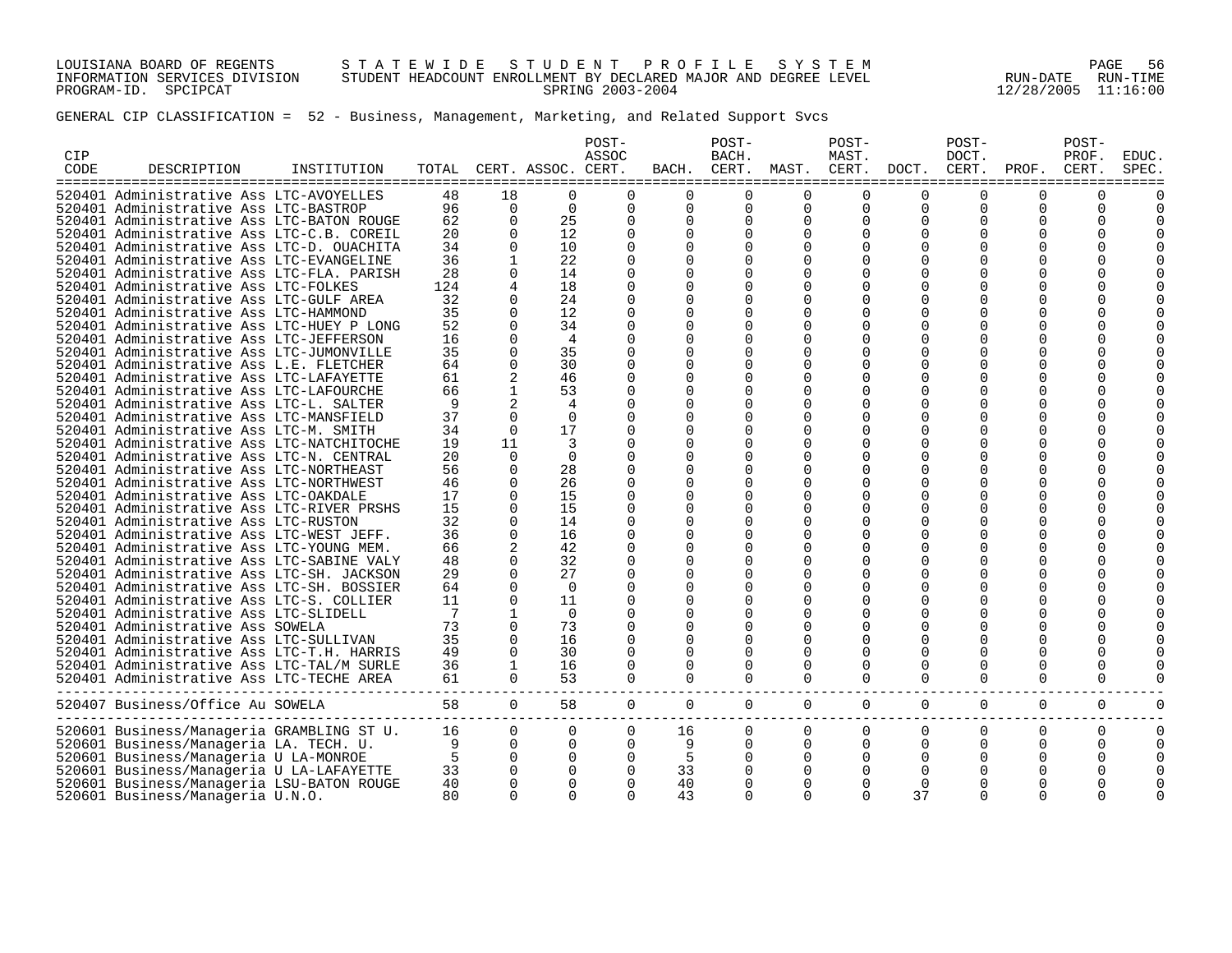LOUISIANA BOARD OF REGENTS S T A T E W I D E S T U D E N T P R O F I L E S Y S T E M
INFORMATION SERVICES DIVISION STUDENT HEADCOUNT ENROLLMENT BY DECLARED MAJOR AND DEGREE LEVEL
PROGRAM-ID. SPCIPCAT SPRING 2003-2004

GENERAL CIP CLASSIFICATION = 52 - Business, Management, Marketing, and Related Support Svcs

| CIP CODE | DESCRIPTION | INSTITUTION | TOTAL | CERT. | ASSOC. | POST-ASSOC CERT. | BACH. | POST-BACH. CERT. | MAST. | POST-MAST. CERT. | DOCT. | POST-DOCT. CERT. | PROF. | POST-PROF. CERT. | EDUC. SPEC. |
|---|---|---|---|---|---|---|---|---|---|---|---|---|---|---|---|
| 520401 | Administrative Ass | LTC-AVOYELLES | 48 | 18 | 0 | 0 | 0 | 0 | 0 | 0 | 0 | 0 | 0 | 0 | 0 |
| 520401 | Administrative Ass | LTC-BASTROP | 96 | 0 | 0 | 0 | 0 | 0 | 0 | 0 | 0 | 0 | 0 | 0 | 0 |
| 520401 | Administrative Ass | LTC-BATON ROUGE | 62 | 0 | 25 | 0 | 0 | 0 | 0 | 0 | 0 | 0 | 0 | 0 | 0 |
| 520401 | Administrative Ass | LTC-C.B. COREIL | 20 | 0 | 12 | 0 | 0 | 0 | 0 | 0 | 0 | 0 | 0 | 0 | 0 |
| 520401 | Administrative Ass | LTC-D. OUACHITA | 34 | 0 | 10 | 0 | 0 | 0 | 0 | 0 | 0 | 0 | 0 | 0 | 0 |
| 520401 | Administrative Ass | LTC-EVANGELINE | 36 | 1 | 22 | 0 | 0 | 0 | 0 | 0 | 0 | 0 | 0 | 0 | 0 |
| 520401 | Administrative Ass | LTC-FLA. PARISH | 28 | 0 | 14 | 0 | 0 | 0 | 0 | 0 | 0 | 0 | 0 | 0 | 0 |
| 520401 | Administrative Ass | LTC-FOLKES | 124 | 4 | 18 | 0 | 0 | 0 | 0 | 0 | 0 | 0 | 0 | 0 | 0 |
| 520401 | Administrative Ass | LTC-GULF AREA | 32 | 0 | 24 | 0 | 0 | 0 | 0 | 0 | 0 | 0 | 0 | 0 | 0 |
| 520401 | Administrative Ass | LTC-HAMMOND | 35 | 0 | 12 | 0 | 0 | 0 | 0 | 0 | 0 | 0 | 0 | 0 | 0 |
| 520401 | Administrative Ass | LTC-HUEY P LONG | 52 | 0 | 34 | 0 | 0 | 0 | 0 | 0 | 0 | 0 | 0 | 0 | 0 |
| 520401 | Administrative Ass | LTC-JEFFERSON | 16 | 0 | 4 | 0 | 0 | 0 | 0 | 0 | 0 | 0 | 0 | 0 | 0 |
| 520401 | Administrative Ass | LTC-JUMONVILLE | 35 | 0 | 35 | 0 | 0 | 0 | 0 | 0 | 0 | 0 | 0 | 0 | 0 |
| 520401 | Administrative Ass | L.E. FLETCHER | 64 | 0 | 30 | 0 | 0 | 0 | 0 | 0 | 0 | 0 | 0 | 0 | 0 |
| 520401 | Administrative Ass | LTC-LAFAYETTE | 61 | 2 | 46 | 0 | 0 | 0 | 0 | 0 | 0 | 0 | 0 | 0 | 0 |
| 520401 | Administrative Ass | LTC-LAFOURCHE | 66 | 1 | 53 | 0 | 0 | 0 | 0 | 0 | 0 | 0 | 0 | 0 | 0 |
| 520401 | Administrative Ass | LTC-L. SALTER | 9 | 2 | 4 | 0 | 0 | 0 | 0 | 0 | 0 | 0 | 0 | 0 | 0 |
| 520401 | Administrative Ass | LTC-MANSFIELD | 37 | 0 | 0 | 0 | 0 | 0 | 0 | 0 | 0 | 0 | 0 | 0 | 0 |
| 520401 | Administrative Ass | LTC-M. SMITH | 34 | 0 | 17 | 0 | 0 | 0 | 0 | 0 | 0 | 0 | 0 | 0 | 0 |
| 520401 | Administrative Ass | LTC-NATCHITOCHE | 19 | 11 | 3 | 0 | 0 | 0 | 0 | 0 | 0 | 0 | 0 | 0 | 0 |
| 520401 | Administrative Ass | LTC-N. CENTRAL | 20 | 0 | 0 | 0 | 0 | 0 | 0 | 0 | 0 | 0 | 0 | 0 | 0 |
| 520401 | Administrative Ass | LTC-NORTHEAST | 56 | 0 | 28 | 0 | 0 | 0 | 0 | 0 | 0 | 0 | 0 | 0 | 0 |
| 520401 | Administrative Ass | LTC-NORTHWEST | 46 | 0 | 26 | 0 | 0 | 0 | 0 | 0 | 0 | 0 | 0 | 0 | 0 |
| 520401 | Administrative Ass | LTC-OAKDALE | 17 | 0 | 15 | 0 | 0 | 0 | 0 | 0 | 0 | 0 | 0 | 0 | 0 |
| 520401 | Administrative Ass | LTC-RIVER PRSHS | 15 | 0 | 15 | 0 | 0 | 0 | 0 | 0 | 0 | 0 | 0 | 0 | 0 |
| 520401 | Administrative Ass | LTC-RUSTON | 32 | 0 | 14 | 0 | 0 | 0 | 0 | 0 | 0 | 0 | 0 | 0 | 0 |
| 520401 | Administrative Ass | LTC-WEST JEFF. | 36 | 0 | 16 | 0 | 0 | 0 | 0 | 0 | 0 | 0 | 0 | 0 | 0 |
| 520401 | Administrative Ass | LTC-YOUNG MEM. | 66 | 2 | 42 | 0 | 0 | 0 | 0 | 0 | 0 | 0 | 0 | 0 | 0 |
| 520401 | Administrative Ass | LTC-SABINE VALY | 48 | 0 | 32 | 0 | 0 | 0 | 0 | 0 | 0 | 0 | 0 | 0 | 0 |
| 520401 | Administrative Ass | LTC-SH. JACKSON | 29 | 0 | 27 | 0 | 0 | 0 | 0 | 0 | 0 | 0 | 0 | 0 | 0 |
| 520401 | Administrative Ass | LTC-SH. BOSSIER | 64 | 0 | 0 | 0 | 0 | 0 | 0 | 0 | 0 | 0 | 0 | 0 | 0 |
| 520401 | Administrative Ass | LTC-S. COLLIER | 11 | 0 | 11 | 0 | 0 | 0 | 0 | 0 | 0 | 0 | 0 | 0 | 0 |
| 520401 | Administrative Ass | LTC-SLIDELL | 7 | 1 | 0 | 0 | 0 | 0 | 0 | 0 | 0 | 0 | 0 | 0 | 0 |
| 520401 | Administrative Ass | SOWELA | 73 | 0 | 73 | 0 | 0 | 0 | 0 | 0 | 0 | 0 | 0 | 0 | 0 |
| 520401 | Administrative Ass | LTC-SULLIVAN | 35 | 0 | 16 | 0 | 0 | 0 | 0 | 0 | 0 | 0 | 0 | 0 | 0 |
| 520401 | Administrative Ass | LTC-T.H. HARRIS | 49 | 0 | 30 | 0 | 0 | 0 | 0 | 0 | 0 | 0 | 0 | 0 | 0 |
| 520401 | Administrative Ass | LTC-TAL/M SURLE | 36 | 1 | 16 | 0 | 0 | 0 | 0 | 0 | 0 | 0 | 0 | 0 | 0 |
| 520401 | Administrative Ass | LTC-TECHE AREA | 61 | 0 | 53 | 0 | 0 | 0 | 0 | 0 | 0 | 0 | 0 | 0 | 0 |
| 520407 | Business/Office Au | SOWELA | 58 | 0 | 58 | 0 | 0 | 0 | 0 | 0 | 0 | 0 | 0 | 0 | 0 |
| 520601 | Business/Manageria | GRAMBLING ST U. | 16 | 0 | 0 | 0 | 16 | 0 | 0 | 0 | 0 | 0 | 0 | 0 | 0 |
| 520601 | Business/Manageria | LA. TECH. U. | 9 | 0 | 0 | 0 | 9 | 0 | 0 | 0 | 0 | 0 | 0 | 0 | 0 |
| 520601 | Business/Manageria | U LA-MONROE | 5 | 0 | 0 | 0 | 5 | 0 | 0 | 0 | 0 | 0 | 0 | 0 | 0 |
| 520601 | Business/Manageria | U LA-LAFAYETTE | 33 | 0 | 0 | 0 | 33 | 0 | 0 | 0 | 0 | 0 | 0 | 0 | 0 |
| 520601 | Business/Manageria | LSU-BATON ROUGE | 40 | 0 | 0 | 0 | 40 | 0 | 0 | 0 | 0 | 0 | 0 | 0 | 0 |
| 520601 | Business/Manageria | U.N.O. | 80 | 0 | 0 | 0 | 43 | 0 | 0 | 0 | 37 | 0 | 0 | 0 | 0 |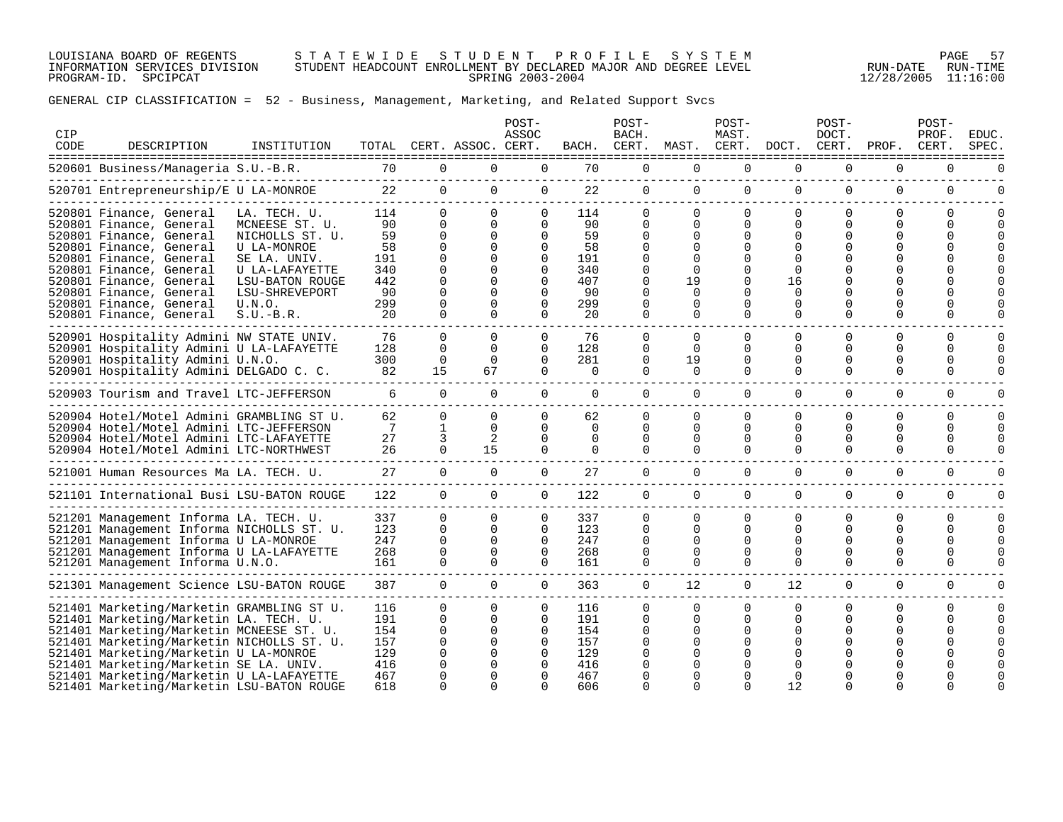LOUISIANA BOARD OF REGENTS
INFORMATION SERVICES DIVISION
PROGRAM-ID. SPCIPCAT

STATEWIDE STUDENT PROFILE SYSTEM
STUDENT HEADCOUNT ENROLLMENT BY DECLARED MAJOR AND DEGREE LEVEL
SPRING 2003-2004

RUN-DATE 12/28/2005 RUN-TIME 11:16:00

GENERAL CIP CLASSIFICATION = 52 - Business, Management, Marketing, and Related Support Svcs

| CIP CODE | DESCRIPTION | INSTITUTION | TOTAL | CERT. | ASSOC. | POST-ASSOC CERT. | BACH. | POST-BACH. CERT. | MAST. | POST-MAST. CERT. | DOCT. | POST-DOCT. CERT. | PROF. | POST-PROF. CERT. | EDUC. SPEC. |
|---|---|---|---|---|---|---|---|---|---|---|---|---|---|---|---|
| 520601 | Business/Manageria | S.U.-B.R. | 70 | 0 | 0 | 0 | 70 | 0 | 0 | 0 | 0 | 0 | 0 | 0 | 0 |
| 520701 | Entrepreneurship/E | U LA-MONROE | 22 | 0 | 0 | 0 | 22 | 0 | 0 | 0 | 0 | 0 | 0 | 0 | 0 |
| 520801 | Finance, General | LA. TECH. U. | 114 | 0 | 0 | 0 | 114 | 0 | 0 | 0 | 0 | 0 | 0 | 0 | 0 |
| 520801 | Finance, General | MCNEESE ST. U. | 90 | 0 | 0 | 0 | 90 | 0 | 0 | 0 | 0 | 0 | 0 | 0 | 0 |
| 520801 | Finance, General | NICHOLLS ST. U. | 59 | 0 | 0 | 0 | 59 | 0 | 0 | 0 | 0 | 0 | 0 | 0 | 0 |
| 520801 | Finance, General | U LA-MONROE | 58 | 0 | 0 | 0 | 58 | 0 | 0 | 0 | 0 | 0 | 0 | 0 | 0 |
| 520801 | Finance, General | SE LA. UNIV. | 191 | 0 | 0 | 0 | 191 | 0 | 0 | 0 | 0 | 0 | 0 | 0 | 0 |
| 520801 | Finance, General | U LA-LAFAYETTE | 340 | 0 | 0 | 0 | 340 | 0 | 0 | 0 | 0 | 0 | 0 | 0 | 0 |
| 520801 | Finance, General | LSU-BATON ROUGE | 442 | 0 | 0 | 0 | 407 | 0 | 19 | 0 | 16 | 0 | 0 | 0 | 0 |
| 520801 | Finance, General | LSU-SHREVEPORT | 90 | 0 | 0 | 0 | 90 | 0 | 0 | 0 | 0 | 0 | 0 | 0 | 0 |
| 520801 | Finance, General | U.N.O. | 299 | 0 | 0 | 0 | 299 | 0 | 0 | 0 | 0 | 0 | 0 | 0 | 0 |
| 520801 | Finance, General | S.U.-B.R. | 20 | 0 | 0 | 0 | 20 | 0 | 0 | 0 | 0 | 0 | 0 | 0 | 0 |
| 520901 | Hospitality Admini | NW STATE UNIV. | 76 | 0 | 0 | 0 | 76 | 0 | 0 | 0 | 0 | 0 | 0 | 0 | 0 |
| 520901 | Hospitality Admini | U LA-LAFAYETTE | 128 | 0 | 0 | 0 | 128 | 0 | 0 | 0 | 0 | 0 | 0 | 0 | 0 |
| 520901 | Hospitality Admini | U.N.O. | 300 | 0 | 0 | 0 | 281 | 0 | 19 | 0 | 0 | 0 | 0 | 0 | 0 |
| 520901 | Hospitality Admini | DELGADO C. C. | 82 | 15 | 67 | 0 | 0 | 0 | 0 | 0 | 0 | 0 | 0 | 0 | 0 |
| 520903 | Tourism and Travel | LTC-JEFFERSON | 6 | 0 | 0 | 0 | 0 | 0 | 0 | 0 | 0 | 0 | 0 | 0 | 0 |
| 520904 | Hotel/Motel Admini | GRAMBLING ST U. | 62 | 0 | 0 | 0 | 62 | 0 | 0 | 0 | 0 | 0 | 0 | 0 | 0 |
| 520904 | Hotel/Motel Admini | LTC-JEFFERSON | 7 | 1 | 0 | 0 | 0 | 0 | 0 | 0 | 0 | 0 | 0 | 0 | 0 |
| 520904 | Hotel/Motel Admini | LTC-LAFAYETTE | 27 | 3 | 2 | 0 | 0 | 0 | 0 | 0 | 0 | 0 | 0 | 0 | 0 |
| 520904 | Hotel/Motel Admini | LTC-NORTHWEST | 26 | 0 | 15 | 0 | 0 | 0 | 0 | 0 | 0 | 0 | 0 | 0 | 0 |
| 521001 | Human Resources Ma | LA. TECH. U. | 27 | 0 | 0 | 0 | 27 | 0 | 0 | 0 | 0 | 0 | 0 | 0 | 0 |
| 521101 | International Busi | LSU-BATON ROUGE | 122 | 0 | 0 | 0 | 122 | 0 | 0 | 0 | 0 | 0 | 0 | 0 | 0 |
| 521201 | Management Informa | LA. TECH. U. | 337 | 0 | 0 | 0 | 337 | 0 | 0 | 0 | 0 | 0 | 0 | 0 | 0 |
| 521201 | Management Informa | NICHOLLS ST. U. | 123 | 0 | 0 | 0 | 123 | 0 | 0 | 0 | 0 | 0 | 0 | 0 | 0 |
| 521201 | Management Informa | U LA-MONROE | 247 | 0 | 0 | 0 | 247 | 0 | 0 | 0 | 0 | 0 | 0 | 0 | 0 |
| 521201 | Management Informa | U LA-LAFAYETTE | 268 | 0 | 0 | 0 | 268 | 0 | 0 | 0 | 0 | 0 | 0 | 0 | 0 |
| 521201 | Management Informa | U.N.O. | 161 | 0 | 0 | 0 | 161 | 0 | 0 | 0 | 0 | 0 | 0 | 0 | 0 |
| 521301 | Management Science | LSU-BATON ROUGE | 387 | 0 | 0 | 0 | 363 | 0 | 12 | 0 | 12 | 0 | 0 | 0 | 0 |
| 521401 | Marketing/Marketin | GRAMBLING ST U. | 116 | 0 | 0 | 0 | 116 | 0 | 0 | 0 | 0 | 0 | 0 | 0 | 0 |
| 521401 | Marketing/Marketin | LA. TECH. U. | 191 | 0 | 0 | 0 | 191 | 0 | 0 | 0 | 0 | 0 | 0 | 0 | 0 |
| 521401 | Marketing/Marketin | MCNEESE ST. U. | 154 | 0 | 0 | 0 | 154 | 0 | 0 | 0 | 0 | 0 | 0 | 0 | 0 |
| 521401 | Marketing/Marketin | NICHOLLS ST. U. | 157 | 0 | 0 | 0 | 157 | 0 | 0 | 0 | 0 | 0 | 0 | 0 | 0 |
| 521401 | Marketing/Marketin | U LA-MONROE | 129 | 0 | 0 | 0 | 129 | 0 | 0 | 0 | 0 | 0 | 0 | 0 | 0 |
| 521401 | Marketing/Marketin | SE LA. UNIV. | 416 | 0 | 0 | 0 | 416 | 0 | 0 | 0 | 0 | 0 | 0 | 0 | 0 |
| 521401 | Marketing/Marketin | U LA-LAFAYETTE | 467 | 0 | 0 | 0 | 467 | 0 | 0 | 0 | 0 | 0 | 0 | 0 | 0 |
| 521401 | Marketing/Marketin | LSU-BATON ROUGE | 618 | 0 | 0 | 0 | 606 | 0 | 0 | 0 | 12 | 0 | 0 | 0 | 0 |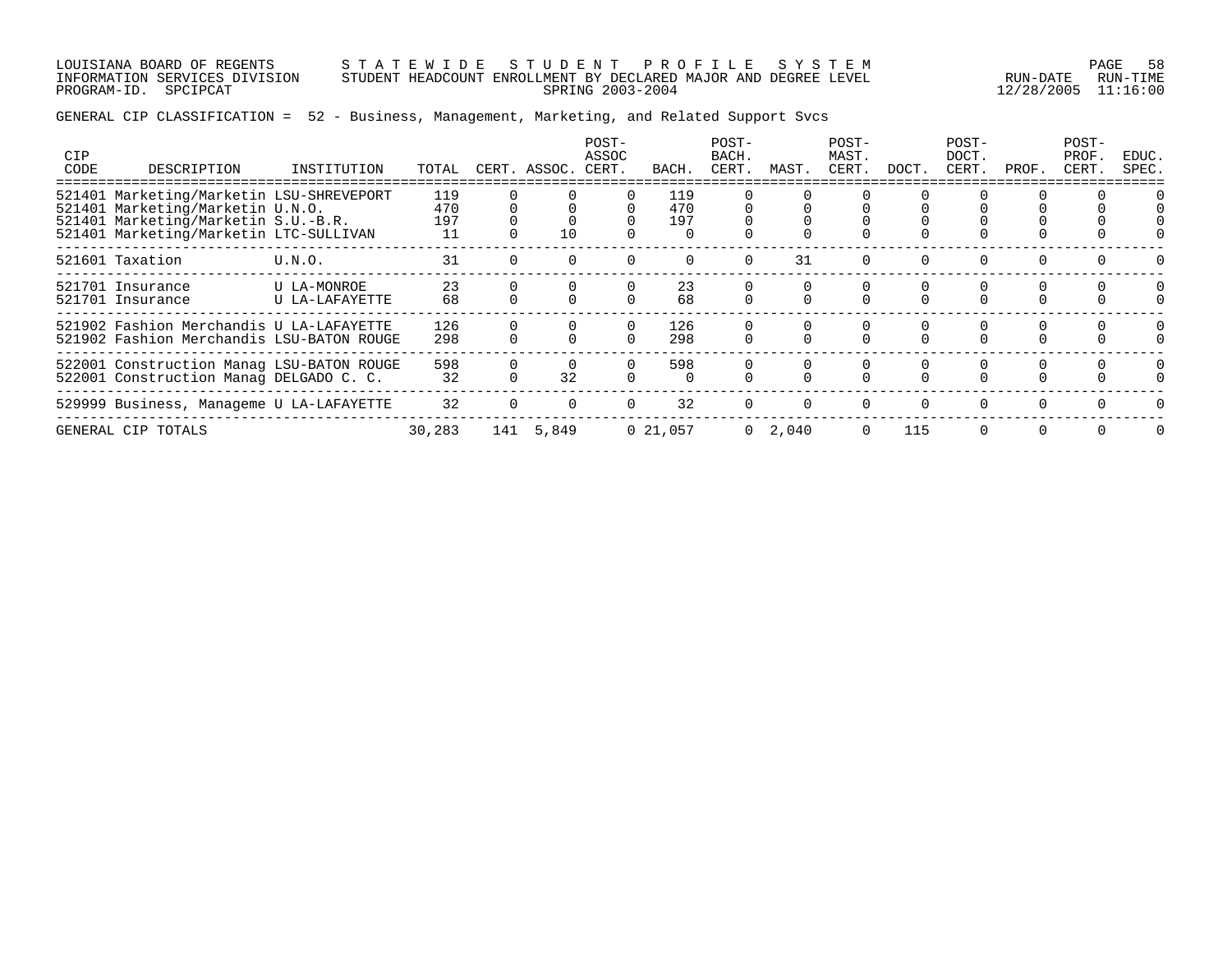LOUISIANA BOARD OF REGENTS — STATEWIDE STUDENT PROFILE SYSTEM
INFORMATION SERVICES DIVISION — STUDENT HEADCOUNT ENROLLMENT BY DECLARED MAJOR AND DEGREE LEVEL — RUN-DATE 12/28/2005 RUN-TIME 11:16:00
PROGRAM-ID. SPCIPCAT — SPRING 2003-2004

GENERAL CIP CLASSIFICATION = 52 - Business, Management, Marketing, and Related Support Svcs

| CIP CODE | DESCRIPTION | INSTITUTION | TOTAL | CERT. | ASSOC. | POST-ASSOC CERT. | BACH. | POST-BACH. CERT. | MAST. | POST-MAST. CERT. | DOCT. | POST-DOCT. CERT. | PROF. | POST-PROF. CERT. | EDUC. SPEC. |
|---|---|---|---|---|---|---|---|---|---|---|---|---|---|---|---|
| 521401 | Marketing/Marketin | LSU-SHREVEPORT | 119 | 0 | 0 | 0 | 119 | 0 | 0 | 0 | 0 | 0 | 0 | 0 | 0 |
| 521401 | Marketing/Marketin | U.N.O. | 470 | 0 | 0 | 0 | 470 | 0 | 0 | 0 | 0 | 0 | 0 | 0 | 0 |
| 521401 | Marketing/Marketin | S.U.-B.R. | 197 | 0 | 0 | 0 | 197 | 0 | 0 | 0 | 0 | 0 | 0 | 0 | 0 |
| 521401 | Marketing/Marketin | LTC-SULLIVAN | 11 | 0 | 10 | 0 | 0 | 0 | 0 | 0 | 0 | 0 | 0 | 0 | 0 |
| 521601 | Taxation | U.N.O. | 31 | 0 | 0 | 0 | 0 | 0 | 31 | 0 | 0 | 0 | 0 | 0 | 0 |
| 521701 | Insurance | U LA-MONROE | 23 | 0 | 0 | 0 | 23 | 0 | 0 | 0 | 0 | 0 | 0 | 0 | 0 |
| 521701 | Insurance | U LA-LAFAYETTE | 68 | 0 | 0 | 0 | 68 | 0 | 0 | 0 | 0 | 0 | 0 | 0 | 0 |
| 521902 | Fashion Merchandis | U LA-LAFAYETTE | 126 | 0 | 0 | 0 | 126 | 0 | 0 | 0 | 0 | 0 | 0 | 0 | 0 |
| 521902 | Fashion Merchandis | LSU-BATON ROUGE | 298 | 0 | 0 | 0 | 298 | 0 | 0 | 0 | 0 | 0 | 0 | 0 | 0 |
| 522001 | Construction Manag | LSU-BATON ROUGE | 598 | 0 | 0 | 0 | 598 | 0 | 0 | 0 | 0 | 0 | 0 | 0 | 0 |
| 522001 | Construction Manag | DELGADO C. C. | 32 | 0 | 32 | 0 | 0 | 0 | 0 | 0 | 0 | 0 | 0 | 0 | 0 |
| 529999 | Business, Manageme | U LA-LAFAYETTE | 32 | 0 | 0 | 0 | 32 | 0 | 0 | 0 | 0 | 0 | 0 | 0 | 0 |
| GENERAL CIP TOTALS | | | 30,283 | 141 | 5,849 | 0 | 21,057 | 0 | 2,040 | 0 | 115 | 0 | 0 | 0 | 0 |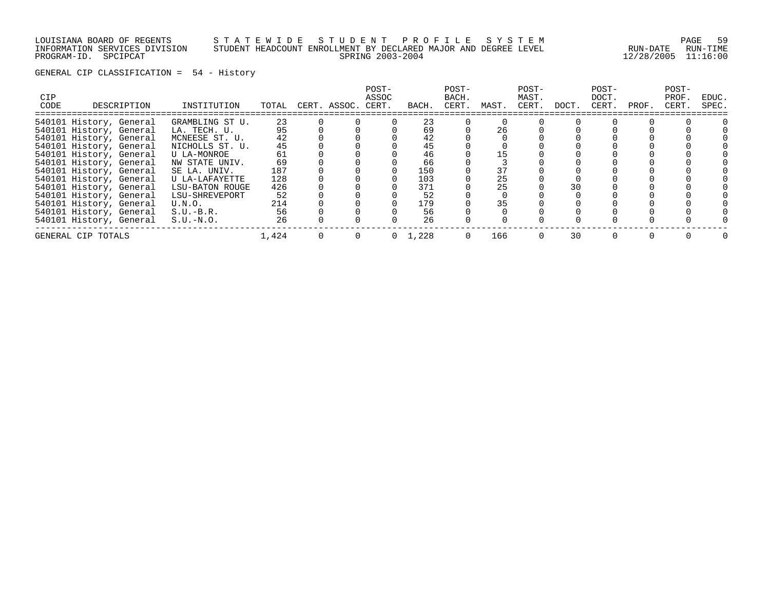LOUISIANA BOARD OF REGENTS — S T A T E W I D E   S T U D E N T   P R O F I L E   S Y S T E M
INFORMATION SERVICES DIVISION — STUDENT HEADCOUNT ENROLLMENT BY DECLARED MAJOR AND DEGREE LEVEL — RUN-DATE 12/28/2005 RUN-TIME 11:16:00
PROGRAM-ID. SPCIPCAT — SPRING 2003-2004

GENERAL CIP CLASSIFICATION = 54 - History

| CIP CODE | DESCRIPTION | INSTITUTION | TOTAL | CERT. | ASSOC. | POST-ASSOC CERT. | BACH. | POST-BACH. CERT. | MAST. | POST-MAST. CERT. | DOCT. | POST-DOCT. CERT. | PROF. | POST-PROF. CERT. | EDUC. SPEC. |
|---|---|---|---|---|---|---|---|---|---|---|---|---|---|---|---|
| 540101 | History, General | GRAMBLING ST U. | 23 | 0 | 0 | 0 | 23 | 0 | 0 | 0 | 0 | 0 | 0 | 0 | 0 |
| 540101 | History, General | LA. TECH. U. | 95 | 0 | 0 | 0 | 69 | 0 | 26 | 0 | 0 | 0 | 0 | 0 | 0 |
| 540101 | History, General | MCNEESE ST. U. | 42 | 0 | 0 | 0 | 42 | 0 | 0 | 0 | 0 | 0 | 0 | 0 | 0 |
| 540101 | History, General | NICHOLLS ST. U. | 45 | 0 | 0 | 0 | 45 | 0 | 0 | 0 | 0 | 0 | 0 | 0 | 0 |
| 540101 | History, General | U LA-MONROE | 61 | 0 | 0 | 0 | 46 | 0 | 15 | 0 | 0 | 0 | 0 | 0 | 0 |
| 540101 | History, General | NW STATE UNIV. | 69 | 0 | 0 | 0 | 66 | 0 | 3 | 0 | 0 | 0 | 0 | 0 | 0 |
| 540101 | History, General | SE LA. UNIV. | 187 | 0 | 0 | 0 | 150 | 0 | 37 | 0 | 0 | 0 | 0 | 0 | 0 |
| 540101 | History, General | U LA-LAFAYETTE | 128 | 0 | 0 | 0 | 103 | 0 | 25 | 0 | 0 | 0 | 0 | 0 | 0 |
| 540101 | History, General | LSU-BATON ROUGE | 426 | 0 | 0 | 0 | 371 | 0 | 25 | 0 | 30 | 0 | 0 | 0 | 0 |
| 540101 | History, General | LSU-SHREVEPORT | 52 | 0 | 0 | 0 | 52 | 0 | 0 | 0 | 0 | 0 | 0 | 0 | 0 |
| 540101 | History, General | U.N.O. | 214 | 0 | 0 | 0 | 179 | 0 | 35 | 0 | 0 | 0 | 0 | 0 | 0 |
| 540101 | History, General | S.U.-B.R. | 56 | 0 | 0 | 0 | 56 | 0 | 0 | 0 | 0 | 0 | 0 | 0 | 0 |
| 540101 | History, General | S.U.-N.O. | 26 | 0 | 0 | 0 | 26 | 0 | 0 | 0 | 0 | 0 | 0 | 0 | 0 |
| GENERAL CIP TOTALS | | | 1,424 | 0 | 0 | 0 | 1,228 | 0 | 166 | 0 | 30 | 0 | 0 | 0 | 0 |